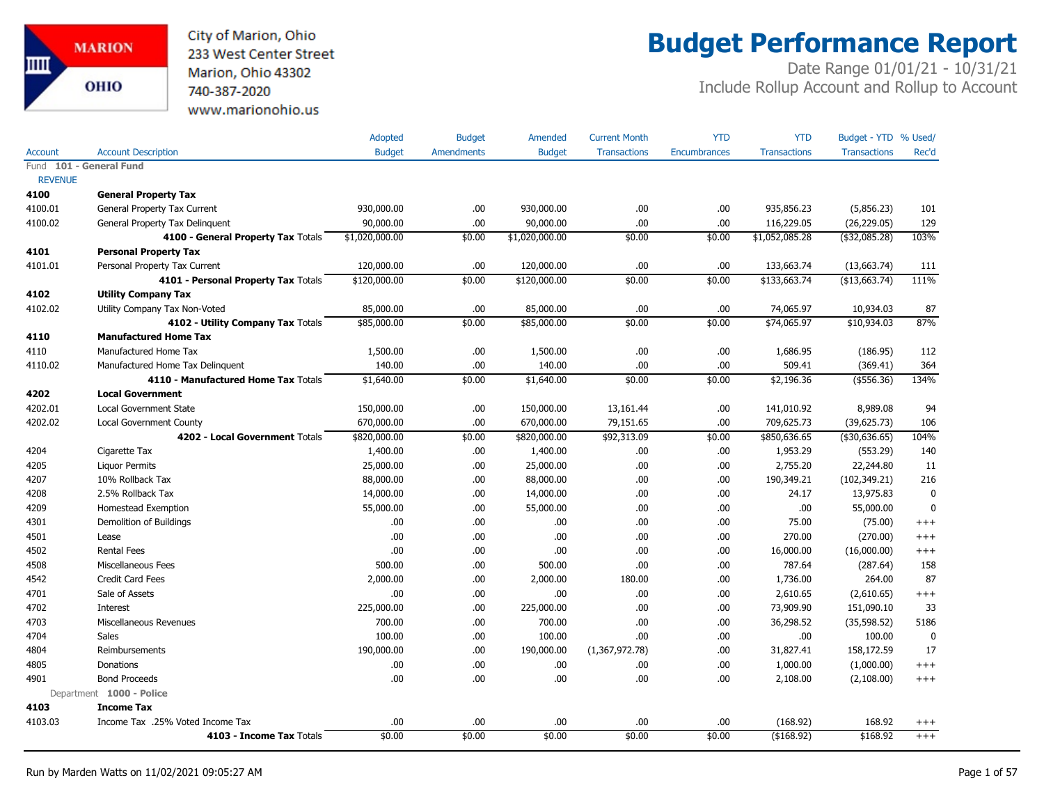City of Marion, Ohio
233 West Center Street
Marion, Ohio 43302
740-387-2020
www.marionohio.us

# Budget Performance Report

Date Range 01/01/21 - 10/31/21
Include Rollup Account and Rollup to Account

| Account | Account Description | Adopted Budget | Budget Amendments | Amended Budget | Current Month Transactions | YTD Encumbrances | YTD Transactions | Budget - YTD Transactions | % Used/ Rec'd |
|---|---|---|---|---|---|---|---|---|---|
| Fund **101 - General Fund** | | | | | | | | | |
| REVENUE | | | | | | | | | |
| **4100** | **General Property Tax** | | | | | | | | |
| 4100.01 | General Property Tax Current | 930,000.00 | .00 | 930,000.00 | .00 | .00 | 935,856.23 | (5,856.23) | 101 |
| 4100.02 | General Property Tax Delinquent | 90,000.00 | .00 | 90,000.00 | .00 | .00 | 116,229.05 | (26,229.05) | 129 |
| | **4100 - General Property Tax** Totals | $1,020,000.00 | $0.00 | $1,020,000.00 | $0.00 | $0.00 | $1,052,085.28 | ($32,085.28) | 103% |
| **4101** | **Personal Property Tax** | | | | | | | | |
| 4101.01 | Personal Property Tax Current | 120,000.00 | .00 | 120,000.00 | .00 | .00 | 133,663.74 | (13,663.74) | 111 |
| | **4101 - Personal Property Tax** Totals | $120,000.00 | $0.00 | $120,000.00 | $0.00 | $0.00 | $133,663.74 | ($13,663.74) | 111% |
| **4102** | **Utility Company Tax** | | | | | | | | |
| 4102.02 | Utility Company Tax Non-Voted | 85,000.00 | .00 | 85,000.00 | .00 | .00 | 74,065.97 | 10,934.03 | 87 |
| | **4102 - Utility Company Tax** Totals | $85,000.00 | $0.00 | $85,000.00 | $0.00 | $0.00 | $74,065.97 | $10,934.03 | 87% |
| **4110** | **Manufactured Home Tax** | | | | | | | | |
| 4110 | Manufactured Home Tax | 1,500.00 | .00 | 1,500.00 | .00 | .00 | 1,686.95 | (186.95) | 112 |
| 4110.02 | Manufactured Home Tax Delinquent | 140.00 | .00 | 140.00 | .00 | .00 | 509.41 | (369.41) | 364 |
| | **4110 - Manufactured Home Tax** Totals | $1,640.00 | $0.00 | $1,640.00 | $0.00 | $0.00 | $2,196.36 | ($556.36) | 134% |
| **4202** | **Local Government** | | | | | | | | |
| 4202.01 | Local Government State | 150,000.00 | .00 | 150,000.00 | 13,161.44 | .00 | 141,010.92 | 8,989.08 | 94 |
| 4202.02 | Local Government County | 670,000.00 | .00 | 670,000.00 | 79,151.65 | .00 | 709,625.73 | (39,625.73) | 106 |
| | **4202 - Local Government** Totals | $820,000.00 | $0.00 | $820,000.00 | $92,313.09 | $0.00 | $850,636.65 | ($30,636.65) | 104% |
| 4204 | Cigarette Tax | 1,400.00 | .00 | 1,400.00 | .00 | .00 | 1,953.29 | (553.29) | 140 |
| 4205 | Liquor Permits | 25,000.00 | .00 | 25,000.00 | .00 | .00 | 2,755.20 | 22,244.80 | 11 |
| 4207 | 10% Rollback Tax | 88,000.00 | .00 | 88,000.00 | .00 | .00 | 190,349.21 | (102,349.21) | 216 |
| 4208 | 2.5% Rollback Tax | 14,000.00 | .00 | 14,000.00 | .00 | .00 | 24.17 | 13,975.83 | 0 |
| 4209 | Homestead Exemption | 55,000.00 | .00 | 55,000.00 | .00 | .00 | .00 | 55,000.00 | 0 |
| 4301 | Demolition of Buildings | .00 | .00 | .00 | .00 | .00 | 75.00 | (75.00) | +++ |
| 4501 | Lease | .00 | .00 | .00 | .00 | .00 | 270.00 | (270.00) | +++ |
| 4502 | Rental Fees | .00 | .00 | .00 | .00 | .00 | 16,000.00 | (16,000.00) | +++ |
| 4508 | Miscellaneous Fees | 500.00 | .00 | 500.00 | .00 | .00 | 787.64 | (287.64) | 158 |
| 4542 | Credit Card Fees | 2,000.00 | .00 | 2,000.00 | 180.00 | .00 | 1,736.00 | 264.00 | 87 |
| 4701 | Sale of Assets | .00 | .00 | .00 | .00 | .00 | 2,610.65 | (2,610.65) | +++ |
| 4702 | Interest | 225,000.00 | .00 | 225,000.00 | .00 | .00 | 73,909.90 | 151,090.10 | 33 |
| 4703 | Miscellaneous Revenues | 700.00 | .00 | 700.00 | .00 | .00 | 36,298.52 | (35,598.52) | 5186 |
| 4704 | Sales | 100.00 | .00 | 100.00 | .00 | .00 | .00 | 100.00 | 0 |
| 4804 | Reimbursements | 190,000.00 | .00 | 190,000.00 | (1,367,972.78) | .00 | 31,827.41 | 158,172.59 | 17 |
| 4805 | Donations | .00 | .00 | .00 | .00 | .00 | 1,000.00 | (1,000.00) | +++ |
| 4901 | Bond Proceeds | .00 | .00 | .00 | .00 | .00 | 2,108.00 | (2,108.00) | +++ |
| Department **1000 - Police** | | | | | | | | | |
| **4103** | **Income Tax** | | | | | | | | |
| 4103.03 | Income Tax .25% Voted Income Tax | .00 | .00 | .00 | .00 | .00 | (168.92) | 168.92 | +++ |
| | **4103 - Income Tax** Totals | $0.00 | $0.00 | $0.00 | $0.00 | $0.00 | ($168.92) | $168.92 | +++ |

Run by Marden Watts on 11/02/2021 09:05:27 AM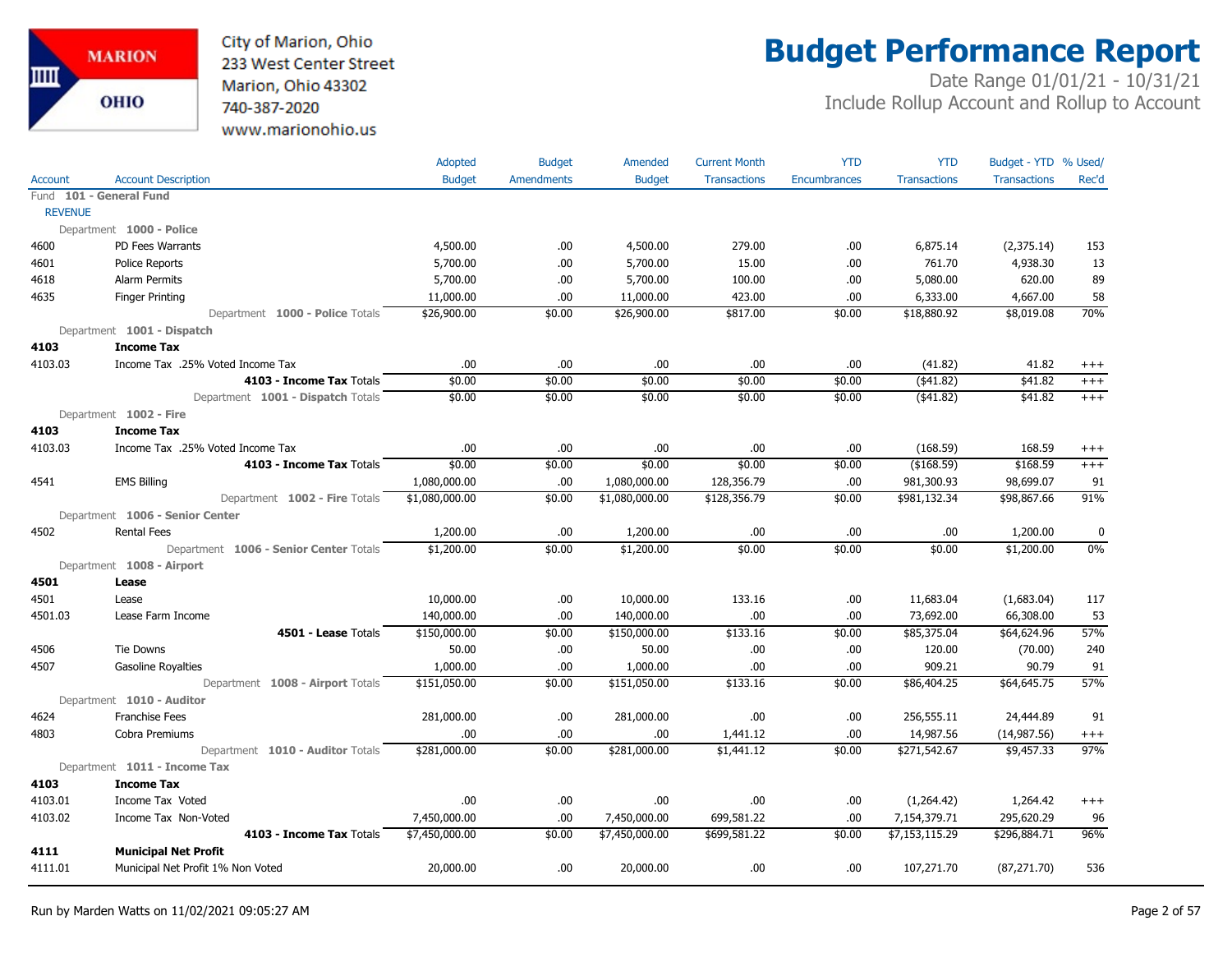City of Marion, Ohio
233 West Center Street
Marion, Ohio 43302
740-387-2020
www.marionohio.us

# Budget Performance Report

Date Range 01/01/21 - 10/31/21
Include Rollup Account and Rollup to Account

| Account | Account Description | Adopted Budget | Budget Amendments | Amended Budget | Current Month Transactions | YTD Encumbrances | YTD Transactions | Budget - YTD Transactions | % Used/ Rec'd |
|---|---|---|---|---|---|---|---|---|---|
| Fund **101 - General Fund** | | | | | | | | | |
| REVENUE | | | | | | | | | |
| Department **1000 - Police** | | | | | | | | | |
| 4600 | PD Fees Warrants | 4,500.00 | .00 | 4,500.00 | 279.00 | .00 | 6,875.14 | (2,375.14) | 153 |
| 4601 | Police Reports | 5,700.00 | .00 | 5,700.00 | 15.00 | .00 | 761.70 | 4,938.30 | 13 |
| 4618 | Alarm Permits | 5,700.00 | .00 | 5,700.00 | 100.00 | .00 | 5,080.00 | 620.00 | 89 |
| 4635 | Finger Printing | 11,000.00 | .00 | 11,000.00 | 423.00 | .00 | 6,333.00 | 4,667.00 | 58 |
| | Department **1000 - Police** Totals | $26,900.00 | $0.00 | $26,900.00 | $817.00 | $0.00 | $18,880.92 | $8,019.08 | 70% |
| Department **1001 - Dispatch** | | | | | | | | | |
| **4103** | **Income Tax** | | | | | | | | |
| 4103.03 | Income Tax .25% Voted Income Tax | .00 | .00 | .00 | .00 | .00 | (41.82) | 41.82 | +++ |
| | **4103 - Income Tax** Totals | $0.00 | $0.00 | $0.00 | $0.00 | $0.00 | ($41.82) | $41.82 | +++ |
| | Department **1001 - Dispatch** Totals | $0.00 | $0.00 | $0.00 | $0.00 | $0.00 | ($41.82) | $41.82 | +++ |
| Department **1002 - Fire** | | | | | | | | | |
| **4103** | **Income Tax** | | | | | | | | |
| 4103.03 | Income Tax .25% Voted Income Tax | .00 | .00 | .00 | .00 | .00 | (168.59) | 168.59 | +++ |
| | **4103 - Income Tax** Totals | $0.00 | $0.00 | $0.00 | $0.00 | $0.00 | ($168.59) | $168.59 | +++ |
| 4541 | EMS Billing | 1,080,000.00 | .00 | 1,080,000.00 | 128,356.79 | .00 | 981,300.93 | 98,699.07 | 91 |
| | Department **1002 - Fire** Totals | $1,080,000.00 | $0.00 | $1,080,000.00 | $128,356.79 | $0.00 | $981,132.34 | $98,867.66 | 91% |
| Department **1006 - Senior Center** | | | | | | | | | |
| 4502 | Rental Fees | 1,200.00 | .00 | 1,200.00 | .00 | .00 | .00 | 1,200.00 | 0 |
| | Department **1006 - Senior Center** Totals | $1,200.00 | $0.00 | $1,200.00 | $0.00 | $0.00 | $0.00 | $1,200.00 | 0% |
| Department **1008 - Airport** | | | | | | | | | |
| **4501** | **Lease** | | | | | | | | |
| 4501 | Lease | 10,000.00 | .00 | 10,000.00 | 133.16 | .00 | 11,683.04 | (1,683.04) | 117 |
| 4501.03 | Lease Farm Income | 140,000.00 | .00 | 140,000.00 | .00 | .00 | 73,692.00 | 66,308.00 | 53 |
| | **4501 - Lease** Totals | $150,000.00 | $0.00 | $150,000.00 | $133.16 | $0.00 | $85,375.04 | $64,624.96 | 57% |
| 4506 | Tie Downs | 50.00 | .00 | 50.00 | .00 | .00 | 120.00 | (70.00) | 240 |
| 4507 | Gasoline Royalties | 1,000.00 | .00 | 1,000.00 | .00 | .00 | 909.21 | 90.79 | 91 |
| | Department **1008 - Airport** Totals | $151,050.00 | $0.00 | $151,050.00 | $133.16 | $0.00 | $86,404.25 | $64,645.75 | 57% |
| Department **1010 - Auditor** | | | | | | | | | |
| 4624 | Franchise Fees | 281,000.00 | .00 | 281,000.00 | .00 | .00 | 256,555.11 | 24,444.89 | 91 |
| 4803 | Cobra Premiums | .00 | .00 | .00 | 1,441.12 | .00 | 14,987.56 | (14,987.56) | +++ |
| | Department **1010 - Auditor** Totals | $281,000.00 | $0.00 | $281,000.00 | $1,441.12 | $0.00 | $271,542.67 | $9,457.33 | 97% |
| Department **1011 - Income Tax** | | | | | | | | | |
| **4103** | **Income Tax** | | | | | | | | |
| 4103.01 | Income Tax Voted | .00 | .00 | .00 | .00 | .00 | (1,264.42) | 1,264.42 | +++ |
| 4103.02 | Income Tax Non-Voted | 7,450,000.00 | .00 | 7,450,000.00 | 699,581.22 | .00 | 7,154,379.71 | 295,620.29 | 96 |
| | **4103 - Income Tax** Totals | $7,450,000.00 | $0.00 | $7,450,000.00 | $699,581.22 | $0.00 | $7,153,115.29 | $296,884.71 | 96% |
| **4111** | **Municipal Net Profit** | | | | | | | | |
| 4111.01 | Municipal Net Profit 1% Non Voted | 20,000.00 | .00 | 20,000.00 | .00 | .00 | 107,271.70 | (87,271.70) | 536 |

Run by Marden Watts on 11/02/2021 09:05:27 AM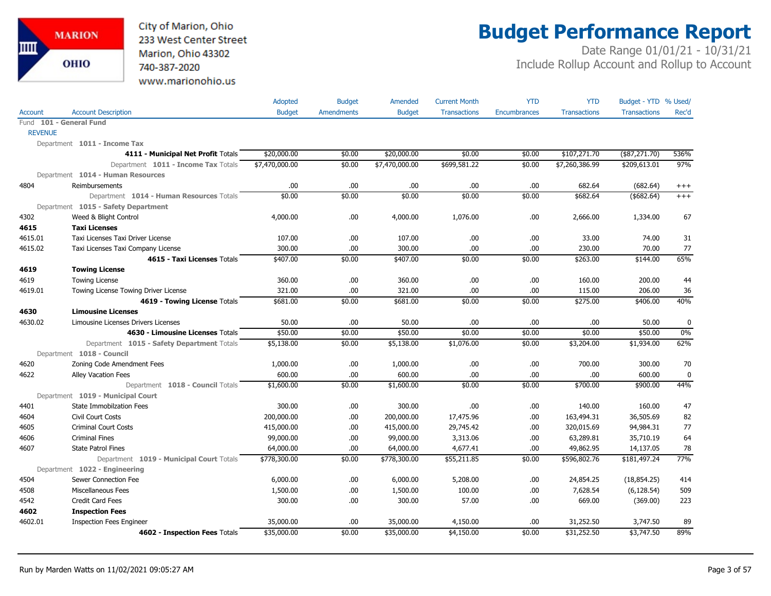City of Marion, Ohio
233 West Center Street
Marion, Ohio 43302
740-387-2020
www.marionohio.us

# Budget Performance Report

Date Range 01/01/21 - 10/31/21
Include Rollup Account and Rollup to Account

| Account | Account Description | Adopted Budget | Budget Amendments | Amended Budget | Current Month Transactions | YTD Encumbrances | YTD Transactions | Budget - YTD Transactions | % Used/ Rec'd |
|---|---|---|---|---|---|---|---|---|---|
| Fund 101 - General Fund | | | | | | | | | |
| REVENUE | | | | | | | | | |
| Department 1011 - Income Tax | | | | | | | | | |
| | **4111 - Municipal Net Profit** Totals | $20,000.00 | $0.00 | $20,000.00 | $0.00 | $0.00 | $107,271.70 | ($87,271.70) | 536% |
| | Department **1011 - Income Tax** Totals | $7,470,000.00 | $0.00 | $7,470,000.00 | $699,581.22 | $0.00 | $7,260,386.99 | $209,613.01 | 97% |
| Department 1014 - Human Resources | | | | | | | | | |
| 4804 | Reimbursements | .00 | .00 | .00 | .00 | .00 | 682.64 | (682.64) | +++ |
| | Department **1014 - Human Resources** Totals | $0.00 | $0.00 | $0.00 | $0.00 | $0.00 | $682.64 | ($682.64) | +++ |
| Department 1015 - Safety Department | | | | | | | | | |
| 4302 | Weed & Blight Control | 4,000.00 | .00 | 4,000.00 | 1,076.00 | .00 | 2,666.00 | 1,334.00 | 67 |
| **4615** | **Taxi Licenses** | | | | | | | | |
| 4615.01 | Taxi Licenses Taxi Driver License | 107.00 | .00 | 107.00 | .00 | .00 | 33.00 | 74.00 | 31 |
| 4615.02 | Taxi Licenses Taxi Company License | 300.00 | .00 | 300.00 | .00 | .00 | 230.00 | 70.00 | 77 |
| | **4615 - Taxi Licenses** Totals | $407.00 | $0.00 | $407.00 | $0.00 | $0.00 | $263.00 | $144.00 | 65% |
| **4619** | **Towing License** | | | | | | | | |
| 4619 | Towing License | 360.00 | .00 | 360.00 | .00 | .00 | 160.00 | 200.00 | 44 |
| 4619.01 | Towing License Towing Driver License | 321.00 | .00 | 321.00 | .00 | .00 | 115.00 | 206.00 | 36 |
| | **4619 - Towing License** Totals | $681.00 | $0.00 | $681.00 | $0.00 | $0.00 | $275.00 | $406.00 | 40% |
| **4630** | **Limousine Licenses** | | | | | | | | |
| 4630.02 | Limousine Licenses Drivers Licenses | 50.00 | .00 | 50.00 | .00 | .00 | .00 | 50.00 | 0 |
| | **4630 - Limousine Licenses** Totals | $50.00 | $0.00 | $50.00 | $0.00 | $0.00 | $0.00 | $50.00 | 0% |
| | Department **1015 - Safety Department** Totals | $5,138.00 | $0.00 | $5,138.00 | $1,076.00 | $0.00 | $3,204.00 | $1,934.00 | 62% |
| Department 1018 - Council | | | | | | | | | |
| 4620 | Zoning Code Amendment Fees | 1,000.00 | .00 | 1,000.00 | .00 | .00 | 700.00 | 300.00 | 70 |
| 4622 | Alley Vacation Fees | 600.00 | .00 | 600.00 | .00 | .00 | .00 | 600.00 | 0 |
| | Department **1018 - Council** Totals | $1,600.00 | $0.00 | $1,600.00 | $0.00 | $0.00 | $700.00 | $900.00 | 44% |
| Department 1019 - Municipal Court | | | | | | | | | |
| 4401 | State Immobilzation Fees | 300.00 | .00 | 300.00 | .00 | .00 | 140.00 | 160.00 | 47 |
| 4604 | Civil Court Costs | 200,000.00 | .00 | 200,000.00 | 17,475.96 | .00 | 163,494.31 | 36,505.69 | 82 |
| 4605 | Criminal Court Costs | 415,000.00 | .00 | 415,000.00 | 29,745.42 | .00 | 320,015.69 | 94,984.31 | 77 |
| 4606 | Criminal Fines | 99,000.00 | .00 | 99,000.00 | 3,313.06 | .00 | 63,289.81 | 35,710.19 | 64 |
| 4607 | State Patrol Fines | 64,000.00 | .00 | 64,000.00 | 4,677.41 | .00 | 49,862.95 | 14,137.05 | 78 |
| | Department **1019 - Municipal Court** Totals | $778,300.00 | $0.00 | $778,300.00 | $55,211.85 | $0.00 | $596,802.76 | $181,497.24 | 77% |
| Department 1022 - Engineering | | | | | | | | | |
| 4504 | Sewer Connection Fee | 6,000.00 | .00 | 6,000.00 | 5,208.00 | .00 | 24,854.25 | (18,854.25) | 414 |
| 4508 | Miscellaneous Fees | 1,500.00 | .00 | 1,500.00 | 100.00 | .00 | 7,628.54 | (6,128.54) | 509 |
| 4542 | Credit Card Fees | 300.00 | .00 | 300.00 | 57.00 | .00 | 669.00 | (369.00) | 223 |
| **4602** | **Inspection Fees** | | | | | | | | |
| 4602.01 | Inspection Fees Engineer | 35,000.00 | .00 | 35,000.00 | 4,150.00 | .00 | 31,252.50 | 3,747.50 | 89 |
| | **4602 - Inspection Fees** Totals | $35,000.00 | $0.00 | $35,000.00 | $4,150.00 | $0.00 | $31,252.50 | $3,747.50 | 89% |

Run by Marden Watts on 11/02/2021 09:05:27 AM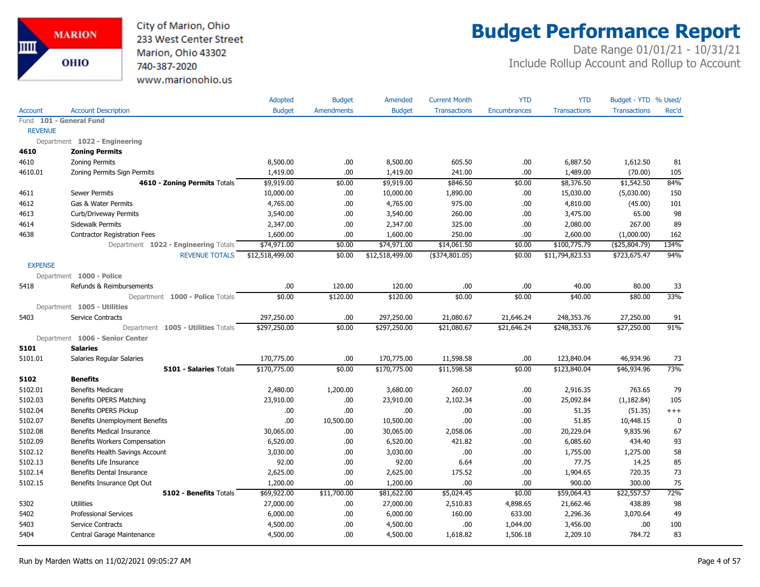City of Marion, Ohio
233 West Center Street
Marion, Ohio 43302
740-387-2020
www.marionohio.us

# Budget Performance Report

Date Range 01/01/21 - 10/31/21
Include Rollup Account and Rollup to Account

| Account | Account Description | Adopted Budget | Budget Amendments | Amended Budget | Current Month Transactions | YTD Encumbrances | YTD Transactions | Budget - YTD Transactions | % Used/ Rec'd |
|---|---|---|---|---|---|---|---|---|---|
| Fund **101 - General Fund** | | | | | | | | | |
| REVENUE | | | | | | | | | |
| Department **1022 - Engineering** | | | | | | | | | |
| **4610** | **Zoning Permits** | | | | | | | | |
| 4610 | Zoning Permits | 8,500.00 | .00 | 8,500.00 | 605.50 | .00 | 6,887.50 | 1,612.50 | 81 |
| 4610.01 | Zoning Permits Sign Permits | 1,419.00 | .00 | 1,419.00 | 241.00 | .00 | 1,489.00 | (70.00) | 105 |
| | **4610 - Zoning Permits** Totals | $9,919.00 | $0.00 | $9,919.00 | $846.50 | $0.00 | $8,376.50 | $1,542.50 | 84% |
| 4611 | Sewer Permits | 10,000.00 | .00 | 10,000.00 | 1,890.00 | .00 | 15,030.00 | (5,030.00) | 150 |
| 4612 | Gas & Water Permits | 4,765.00 | .00 | 4,765.00 | 975.00 | .00 | 4,810.00 | (45.00) | 101 |
| 4613 | Curb/Driveway Permits | 3,540.00 | .00 | 3,540.00 | 260.00 | .00 | 3,475.00 | 65.00 | 98 |
| 4614 | Sidewalk Permits | 2,347.00 | .00 | 2,347.00 | 325.00 | .00 | 2,080.00 | 267.00 | 89 |
| 4638 | Contractor Registration Fees | 1,600.00 | .00 | 1,600.00 | 250.00 | .00 | 2,600.00 | (1,000.00) | 162 |
| | Department **1022 - Engineering** Totals | $74,971.00 | $0.00 | $74,971.00 | $14,061.50 | $0.00 | $100,775.79 | ($25,804.79) | 134% |
| | REVENUE TOTALS | $12,518,499.00 | $0.00 | $12,518,499.00 | ($374,801.05) | $0.00 | $11,794,823.53 | $723,675.47 | 94% |
| EXPENSE | | | | | | | | | |
| Department **1000 - Police** | | | | | | | | | |
| 5418 | Refunds & Reimbursements | .00 | 120.00 | 120.00 | .00 | .00 | 40.00 | 80.00 | 33 |
| | Department **1000 - Police** Totals | $0.00 | $120.00 | $120.00 | $0.00 | $0.00 | $40.00 | $80.00 | 33% |
| Department **1005 - Utilities** | | | | | | | | | |
| 5403 | Service Contracts | 297,250.00 | .00 | 297,250.00 | 21,080.67 | 21,646.24 | 248,353.76 | 27,250.00 | 91 |
| | Department **1005 - Utilities** Totals | $297,250.00 | $0.00 | $297,250.00 | $21,080.67 | $21,646.24 | $248,353.76 | $27,250.00 | 91% |
| Department **1006 - Senior Center** | | | | | | | | | |
| **5101** | **Salaries** | | | | | | | | |
| 5101.01 | Salaries Regular Salaries | 170,775.00 | .00 | 170,775.00 | 11,598.58 | .00 | 123,840.04 | 46,934.96 | 73 |
| | **5101 - Salaries** Totals | $170,775.00 | $0.00 | $170,775.00 | $11,598.58 | $0.00 | $123,840.04 | $46,934.96 | 73% |
| **5102** | **Benefits** | | | | | | | | |
| 5102.01 | Benefits Medicare | 2,480.00 | 1,200.00 | 3,680.00 | 260.07 | .00 | 2,916.35 | 763.65 | 79 |
| 5102.03 | Benefits OPERS Matching | 23,910.00 | .00 | 23,910.00 | 2,102.34 | .00 | 25,092.84 | (1,182.84) | 105 |
| 5102.04 | Benefits OPERS Pickup | .00 | .00 | .00 | .00 | .00 | 51.35 | (51.35) | +++ |
| 5102.07 | Benefits Unemployment Benefits | .00 | 10,500.00 | 10,500.00 | .00 | .00 | 51.85 | 10,448.15 | 0 |
| 5102.08 | Benefits Medical Insurance | 30,065.00 | .00 | 30,065.00 | 2,058.06 | .00 | 20,229.04 | 9,835.96 | 67 |
| 5102.09 | Benefits Workers Compensation | 6,520.00 | .00 | 6,520.00 | 421.82 | .00 | 6,085.60 | 434.40 | 93 |
| 5102.12 | Benefits Health Savings Account | 3,030.00 | .00 | 3,030.00 | .00 | .00 | 1,755.00 | 1,275.00 | 58 |
| 5102.13 | Benefits Life Insurance | 92.00 | .00 | 92.00 | 6.64 | .00 | 77.75 | 14.25 | 85 |
| 5102.14 | Benefits Dental Insurance | 2,625.00 | .00 | 2,625.00 | 175.52 | .00 | 1,904.65 | 720.35 | 73 |
| 5102.15 | Benefits Insurance Opt Out | 1,200.00 | .00 | 1,200.00 | .00 | .00 | 900.00 | 300.00 | 75 |
| | **5102 - Benefits** Totals | $69,922.00 | $11,700.00 | $81,622.00 | $5,024.45 | $0.00 | $59,064.43 | $22,557.57 | 72% |
| 5302 | Utilities | 27,000.00 | .00 | 27,000.00 | 2,510.83 | 4,898.65 | 21,662.46 | 438.89 | 98 |
| 5402 | Professional Services | 6,000.00 | .00 | 6,000.00 | 160.00 | 633.00 | 2,296.36 | 3,070.64 | 49 |
| 5403 | Service Contracts | 4,500.00 | .00 | 4,500.00 | .00 | 1,044.00 | 3,456.00 | .00 | 100 |
| 5404 | Central Garage Maintenance | 4,500.00 | .00 | 4,500.00 | 1,618.82 | 1,506.18 | 2,209.10 | 784.72 | 83 |

Run by Marden Watts on 11/02/2021 09:05:27 AM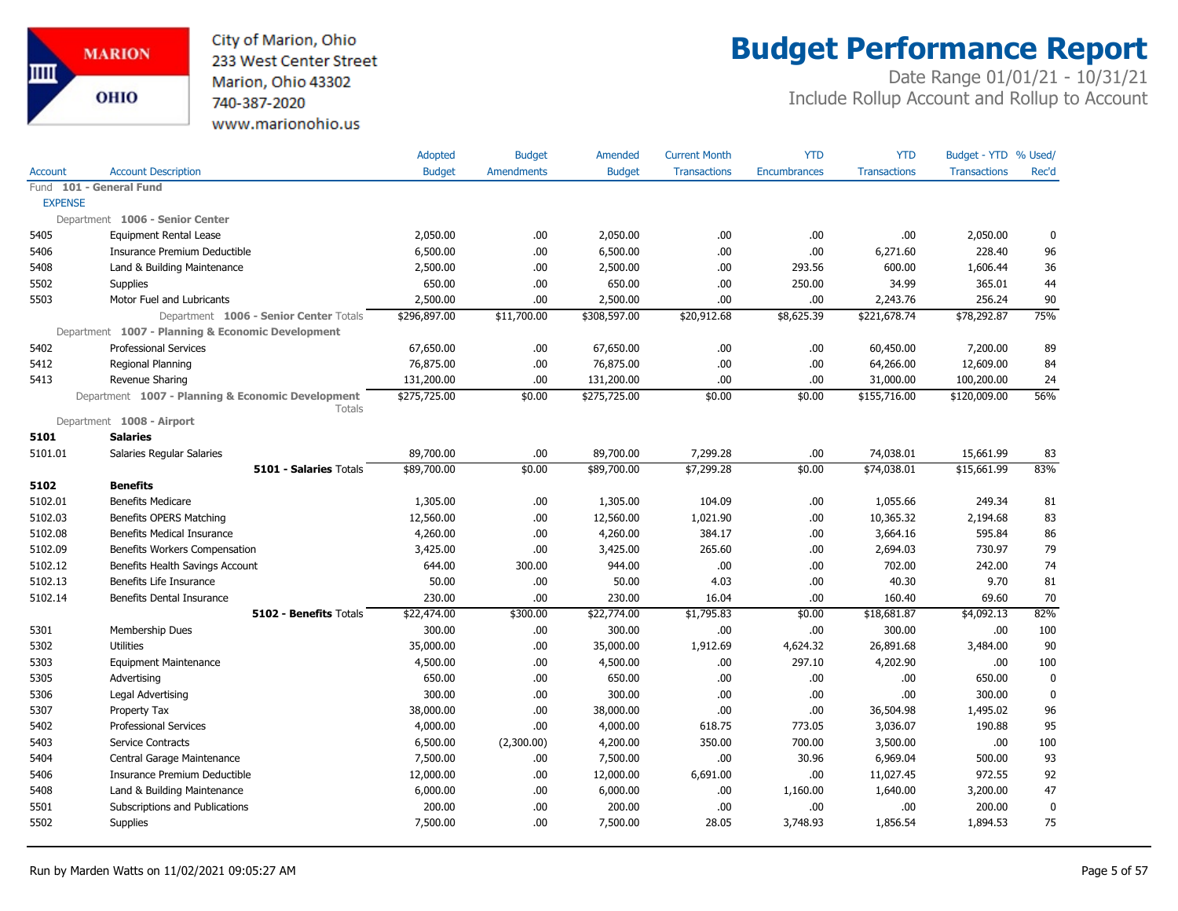City of Marion, Ohio
233 West Center Street
Marion, Ohio 43302
740-387-2020
www.marionohio.us

# Budget Performance Report

Date Range 01/01/21 - 10/31/21
Include Rollup Account and Rollup to Account

| Account | Account Description | Adopted Budget | Budget Amendments | Amended Budget | Current Month Transactions | YTD Encumbrances | YTD Transactions | Budget - YTD Transactions | % Used/ Rec'd |
|---|---|---|---|---|---|---|---|---|---|
| Fund **101 - General Fund** | | | | | | | | | |
| EXPENSE | | | | | | | | | |
| Department **1006 - Senior Center** | | | | | | | | | |
| 5405 | Equipment Rental Lease | 2,050.00 | .00 | 2,050.00 | .00 | .00 | .00 | 2,050.00 | 0 |
| 5406 | Insurance Premium Deductible | 6,500.00 | .00 | 6,500.00 | .00 | .00 | 6,271.60 | 228.40 | 96 |
| 5408 | Land & Building Maintenance | 2,500.00 | .00 | 2,500.00 | .00 | 293.56 | 600.00 | 1,606.44 | 36 |
| 5502 | Supplies | 650.00 | .00 | 650.00 | .00 | 250.00 | 34.99 | 365.01 | 44 |
| 5503 | Motor Fuel and Lubricants | 2,500.00 | .00 | 2,500.00 | .00 | .00 | 2,243.76 | 256.24 | 90 |
| | Department **1006 - Senior Center** Totals | $296,897.00 | $11,700.00 | $308,597.00 | $20,912.68 | $8,625.39 | $221,678.74 | $78,292.87 | 75% |
| Department **1007 - Planning & Economic Development** | | | | | | | | | |
| 5402 | Professional Services | 67,650.00 | .00 | 67,650.00 | .00 | .00 | 60,450.00 | 7,200.00 | 89 |
| 5412 | Regional Planning | 76,875.00 | .00 | 76,875.00 | .00 | .00 | 64,266.00 | 12,609.00 | 84 |
| 5413 | Revenue Sharing | 131,200.00 | .00 | 131,200.00 | .00 | .00 | 31,000.00 | 100,200.00 | 24 |
| | Department **1007 - Planning & Economic Development** Totals | $275,725.00 | $0.00 | $275,725.00 | $0.00 | $0.00 | $155,716.00 | $120,009.00 | 56% |
| Department **1008 - Airport** | | | | | | | | | |
| **5101** | **Salaries** | | | | | | | | |
| 5101.01 | Salaries Regular Salaries | 89,700.00 | .00 | 89,700.00 | 7,299.28 | .00 | 74,038.01 | 15,661.99 | 83 |
| | **5101 - Salaries** Totals | $89,700.00 | $0.00 | $89,700.00 | $7,299.28 | $0.00 | $74,038.01 | $15,661.99 | 83% |
| **5102** | **Benefits** | | | | | | | | |
| 5102.01 | Benefits Medicare | 1,305.00 | .00 | 1,305.00 | 104.09 | .00 | 1,055.66 | 249.34 | 81 |
| 5102.03 | Benefits OPERS Matching | 12,560.00 | .00 | 12,560.00 | 1,021.90 | .00 | 10,365.32 | 2,194.68 | 83 |
| 5102.08 | Benefits Medical Insurance | 4,260.00 | .00 | 4,260.00 | 384.17 | .00 | 3,664.16 | 595.84 | 86 |
| 5102.09 | Benefits Workers Compensation | 3,425.00 | .00 | 3,425.00 | 265.60 | .00 | 2,694.03 | 730.97 | 79 |
| 5102.12 | Benefits Health Savings Account | 644.00 | 300.00 | 944.00 | .00 | .00 | 702.00 | 242.00 | 74 |
| 5102.13 | Benefits Life Insurance | 50.00 | .00 | 50.00 | 4.03 | .00 | 40.30 | 9.70 | 81 |
| 5102.14 | Benefits Dental Insurance | 230.00 | .00 | 230.00 | 16.04 | .00 | 160.40 | 69.60 | 70 |
| | **5102 - Benefits** Totals | $22,474.00 | $300.00 | $22,774.00 | $1,795.83 | $0.00 | $18,681.87 | $4,092.13 | 82% |
| 5301 | Membership Dues | 300.00 | .00 | 300.00 | .00 | .00 | 300.00 | .00 | 100 |
| 5302 | Utilities | 35,000.00 | .00 | 35,000.00 | 1,912.69 | 4,624.32 | 26,891.68 | 3,484.00 | 90 |
| 5303 | Equipment Maintenance | 4,500.00 | .00 | 4,500.00 | .00 | 297.10 | 4,202.90 | .00 | 100 |
| 5305 | Advertising | 650.00 | .00 | 650.00 | .00 | .00 | .00 | 650.00 | 0 |
| 5306 | Legal Advertising | 300.00 | .00 | 300.00 | .00 | .00 | .00 | 300.00 | 0 |
| 5307 | Property Tax | 38,000.00 | .00 | 38,000.00 | .00 | .00 | 36,504.98 | 1,495.02 | 96 |
| 5402 | Professional Services | 4,000.00 | .00 | 4,000.00 | 618.75 | 773.05 | 3,036.07 | 190.88 | 95 |
| 5403 | Service Contracts | 6,500.00 | (2,300.00) | 4,200.00 | 350.00 | 700.00 | 3,500.00 | .00 | 100 |
| 5404 | Central Garage Maintenance | 7,500.00 | .00 | 7,500.00 | .00 | 30.96 | 6,969.04 | 500.00 | 93 |
| 5406 | Insurance Premium Deductible | 12,000.00 | .00 | 12,000.00 | 6,691.00 | .00 | 11,027.45 | 972.55 | 92 |
| 5408 | Land & Building Maintenance | 6,000.00 | .00 | 6,000.00 | .00 | 1,160.00 | 1,640.00 | 3,200.00 | 47 |
| 5501 | Subscriptions and Publications | 200.00 | .00 | 200.00 | .00 | .00 | .00 | 200.00 | 0 |
| 5502 | Supplies | 7,500.00 | .00 | 7,500.00 | 28.05 | 3,748.93 | 1,856.54 | 1,894.53 | 75 |

Run by Marden Watts on 11/02/2021 09:05:27 AM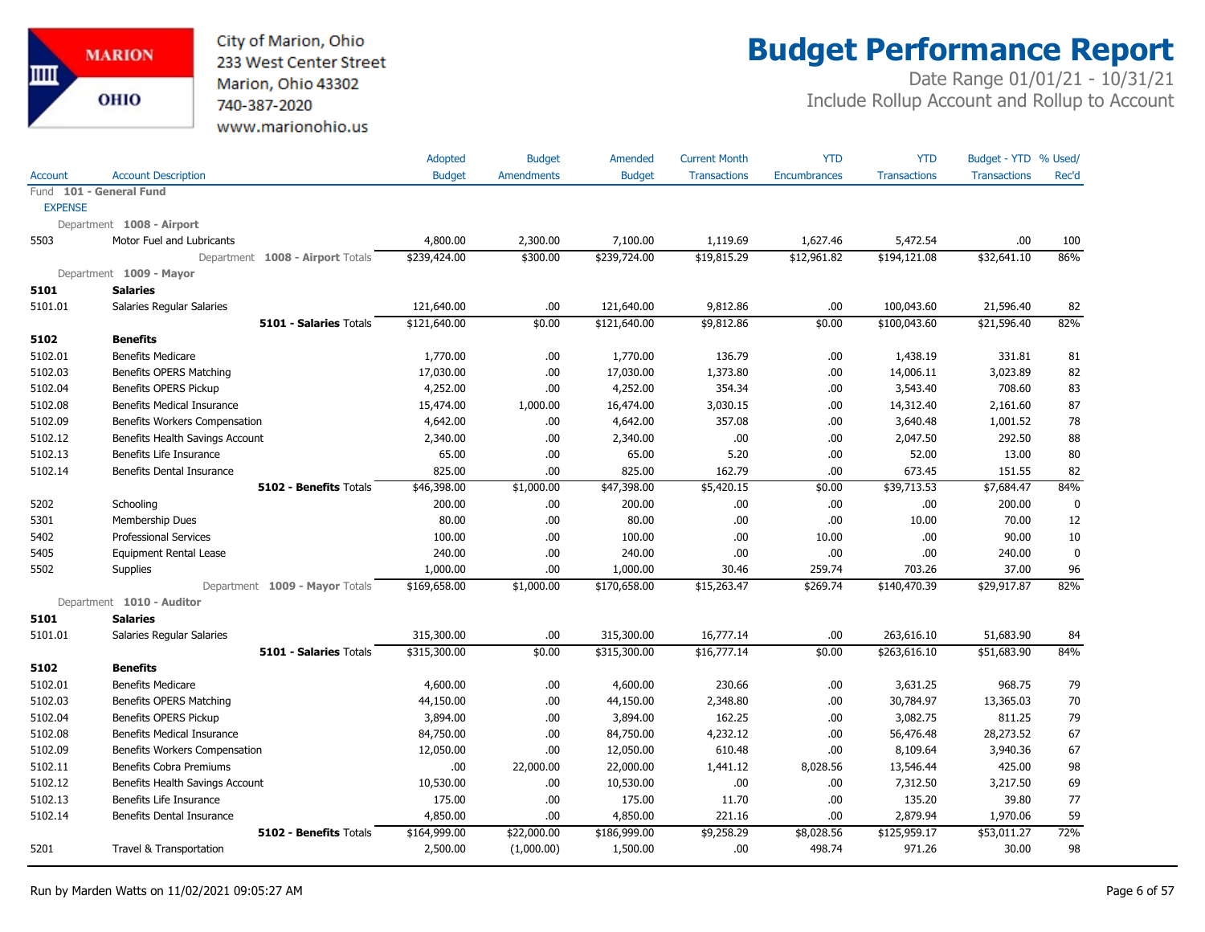City of Marion, Ohio
233 West Center Street
Marion, Ohio 43302
740-387-2020
www.marionohio.us

# Budget Performance Report

Date Range 01/01/21 - 10/31/21
Include Rollup Account and Rollup to Account

| Account | Account Description | Adopted Budget | Budget Amendments | Amended Budget | Current Month Transactions | YTD Encumbrances | YTD Transactions | Budget - YTD Transactions | % Used/ Rec'd |
|---|---|---|---|---|---|---|---|---|---|
| Fund **101 - General Fund** | | | | | | | | | |
| EXPENSE | | | | | | | | | |
| Department **1008 - Airport** | | | | | | | | | |
| 5503 | Motor Fuel and Lubricants | 4,800.00 | 2,300.00 | 7,100.00 | 1,119.69 | 1,627.46 | 5,472.54 | .00 | 100 |
| | Department **1008 - Airport** Totals | $239,424.00 | $300.00 | $239,724.00 | $19,815.29 | $12,961.82 | $194,121.08 | $32,641.10 | 86% |
| Department **1009 - Mayor** | | | | | | | | | |
| **5101** | **Salaries** | | | | | | | | |
| 5101.01 | Salaries Regular Salaries | 121,640.00 | .00 | 121,640.00 | 9,812.86 | .00 | 100,043.60 | 21,596.40 | 82 |
| | **5101 - Salaries** Totals | $121,640.00 | $0.00 | $121,640.00 | $9,812.86 | $0.00 | $100,043.60 | $21,596.40 | 82% |
| **5102** | **Benefits** | | | | | | | | |
| 5102.01 | Benefits Medicare | 1,770.00 | .00 | 1,770.00 | 136.79 | .00 | 1,438.19 | 331.81 | 81 |
| 5102.03 | Benefits OPERS Matching | 17,030.00 | .00 | 17,030.00 | 1,373.80 | .00 | 14,006.11 | 3,023.89 | 82 |
| 5102.04 | Benefits OPERS Pickup | 4,252.00 | .00 | 4,252.00 | 354.34 | .00 | 3,543.40 | 708.60 | 83 |
| 5102.08 | Benefits Medical Insurance | 15,474.00 | 1,000.00 | 16,474.00 | 3,030.15 | .00 | 14,312.40 | 2,161.60 | 87 |
| 5102.09 | Benefits Workers Compensation | 4,642.00 | .00 | 4,642.00 | 357.08 | .00 | 3,640.48 | 1,001.52 | 78 |
| 5102.12 | Benefits Health Savings Account | 2,340.00 | .00 | 2,340.00 | .00 | .00 | 2,047.50 | 292.50 | 88 |
| 5102.13 | Benefits Life Insurance | 65.00 | .00 | 65.00 | 5.20 | .00 | 52.00 | 13.00 | 80 |
| 5102.14 | Benefits Dental Insurance | 825.00 | .00 | 825.00 | 162.79 | .00 | 673.45 | 151.55 | 82 |
| | **5102 - Benefits** Totals | $46,398.00 | $1,000.00 | $47,398.00 | $5,420.15 | $0.00 | $39,713.53 | $7,684.47 | 84% |
| 5202 | Schooling | 200.00 | .00 | 200.00 | .00 | .00 | .00 | 200.00 | 0 |
| 5301 | Membership Dues | 80.00 | .00 | 80.00 | .00 | .00 | 10.00 | 70.00 | 12 |
| 5402 | Professional Services | 100.00 | .00 | 100.00 | .00 | 10.00 | .00 | 90.00 | 10 |
| 5405 | Equipment Rental Lease | 240.00 | .00 | 240.00 | .00 | .00 | .00 | 240.00 | 0 |
| 5502 | Supplies | 1,000.00 | .00 | 1,000.00 | 30.46 | 259.74 | 703.26 | 37.00 | 96 |
| | Department **1009 - Mayor** Totals | $169,658.00 | $1,000.00 | $170,658.00 | $15,263.47 | $269.74 | $140,470.39 | $29,917.87 | 82% |
| Department **1010 - Auditor** | | | | | | | | | |
| **5101** | **Salaries** | | | | | | | | |
| 5101.01 | Salaries Regular Salaries | 315,300.00 | .00 | 315,300.00 | 16,777.14 | .00 | 263,616.10 | 51,683.90 | 84 |
| | **5101 - Salaries** Totals | $315,300.00 | $0.00 | $315,300.00 | $16,777.14 | $0.00 | $263,616.10 | $51,683.90 | 84% |
| **5102** | **Benefits** | | | | | | | | |
| 5102.01 | Benefits Medicare | 4,600.00 | .00 | 4,600.00 | 230.66 | .00 | 3,631.25 | 968.75 | 79 |
| 5102.03 | Benefits OPERS Matching | 44,150.00 | .00 | 44,150.00 | 2,348.80 | .00 | 30,784.97 | 13,365.03 | 70 |
| 5102.04 | Benefits OPERS Pickup | 3,894.00 | .00 | 3,894.00 | 162.25 | .00 | 3,082.75 | 811.25 | 79 |
| 5102.08 | Benefits Medical Insurance | 84,750.00 | .00 | 84,750.00 | 4,232.12 | .00 | 56,476.48 | 28,273.52 | 67 |
| 5102.09 | Benefits Workers Compensation | 12,050.00 | .00 | 12,050.00 | 610.48 | .00 | 8,109.64 | 3,940.36 | 67 |
| 5102.11 | Benefits Cobra Premiums | .00 | 22,000.00 | 22,000.00 | 1,441.12 | 8,028.56 | 13,546.44 | 425.00 | 98 |
| 5102.12 | Benefits Health Savings Account | 10,530.00 | .00 | 10,530.00 | .00 | .00 | 7,312.50 | 3,217.50 | 69 |
| 5102.13 | Benefits Life Insurance | 175.00 | .00 | 175.00 | 11.70 | .00 | 135.20 | 39.80 | 77 |
| 5102.14 | Benefits Dental Insurance | 4,850.00 | .00 | 4,850.00 | 221.16 | .00 | 2,879.94 | 1,970.06 | 59 |
| | **5102 - Benefits** Totals | $164,999.00 | $22,000.00 | $186,999.00 | $9,258.29 | $8,028.56 | $125,959.17 | $53,011.27 | 72% |
| 5201 | Travel & Transportation | 2,500.00 | (1,000.00) | 1,500.00 | .00 | 498.74 | 971.26 | 30.00 | 98 |

Run by Marden Watts on 11/02/2021 09:05:27 AM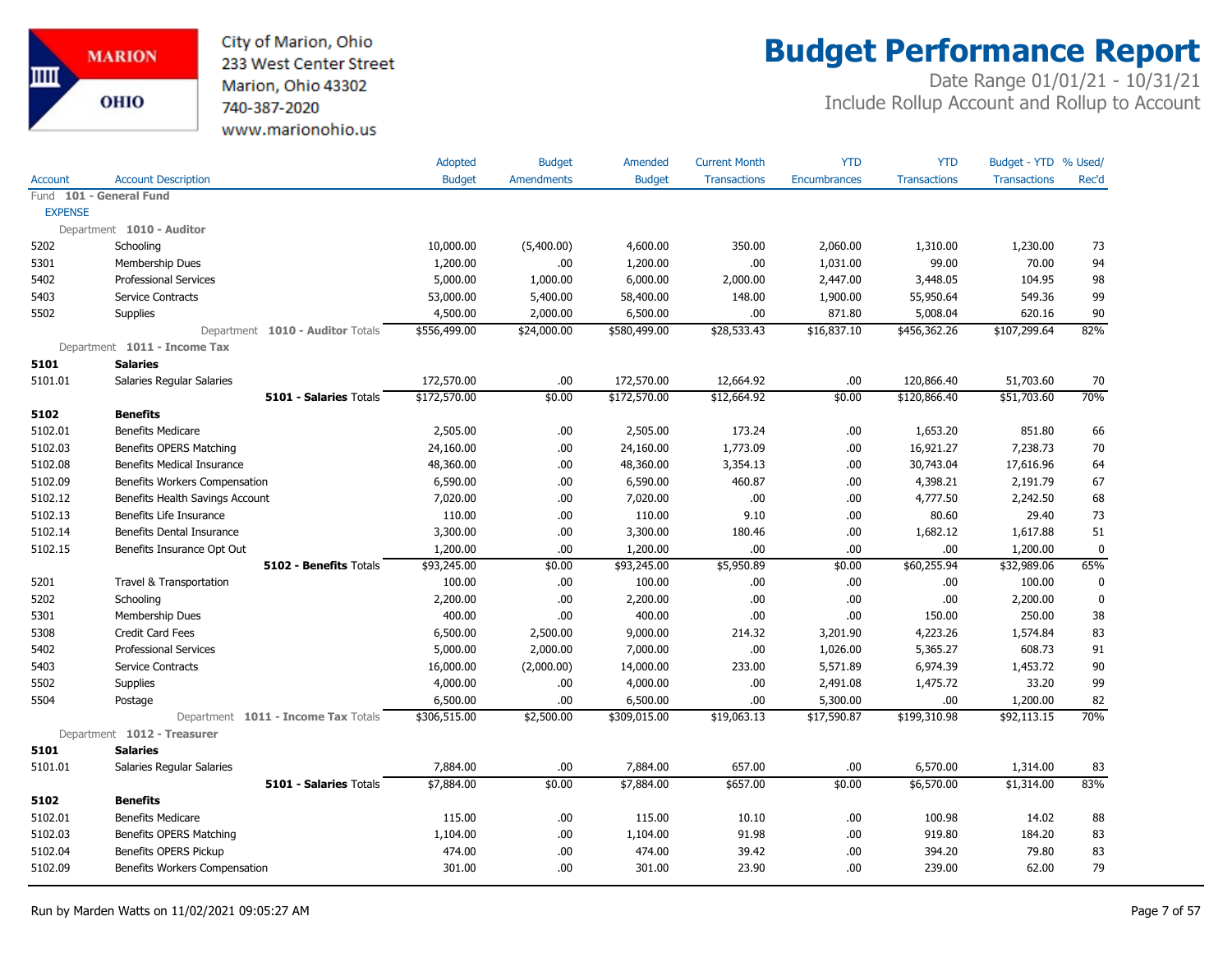City of Marion, Ohio
233 West Center Street
Marion, Ohio 43302
740-387-2020
www.marionohio.us

# Budget Performance Report

Date Range 01/01/21 - 10/31/21
Include Rollup Account and Rollup to Account

| Account | Account Description | Adopted Budget | Budget Amendments | Amended Budget | Current Month Transactions | YTD Encumbrances | YTD Transactions | Budget - YTD Transactions | % Used/ Rec'd |
|---|---|---|---|---|---|---|---|---|---|
| Fund **101 - General Fund** | | | | | | | | | |
| EXPENSE | | | | | | | | | |
| Department **1010 - Auditor** | | | | | | | | | |
| 5202 | Schooling | 10,000.00 | (5,400.00) | 4,600.00 | 350.00 | 2,060.00 | 1,310.00 | 1,230.00 | 73 |
| 5301 | Membership Dues | 1,200.00 | .00 | 1,200.00 | .00 | 1,031.00 | 99.00 | 70.00 | 94 |
| 5402 | Professional Services | 5,000.00 | 1,000.00 | 6,000.00 | 2,000.00 | 2,447.00 | 3,448.05 | 104.95 | 98 |
| 5403 | Service Contracts | 53,000.00 | 5,400.00 | 58,400.00 | 148.00 | 1,900.00 | 55,950.64 | 549.36 | 99 |
| 5502 | Supplies | 4,500.00 | 2,000.00 | 6,500.00 | .00 | 871.80 | 5,008.04 | 620.16 | 90 |
| | Department **1010 - Auditor** Totals | $556,499.00 | $24,000.00 | $580,499.00 | $28,533.43 | $16,837.10 | $456,362.26 | $107,299.64 | 82% |
| Department **1011 - Income Tax** | | | | | | | | | |
| **5101** | **Salaries** | | | | | | | | |
| 5101.01 | Salaries Regular Salaries | 172,570.00 | .00 | 172,570.00 | 12,664.92 | .00 | 120,866.40 | 51,703.60 | 70 |
| | **5101 - Salaries** Totals | $172,570.00 | $0.00 | $172,570.00 | $12,664.92 | $0.00 | $120,866.40 | $51,703.60 | 70% |
| **5102** | **Benefits** | | | | | | | | |
| 5102.01 | Benefits Medicare | 2,505.00 | .00 | 2,505.00 | 173.24 | .00 | 1,653.20 | 851.80 | 66 |
| 5102.03 | Benefits OPERS Matching | 24,160.00 | .00 | 24,160.00 | 1,773.09 | .00 | 16,921.27 | 7,238.73 | 70 |
| 5102.08 | Benefits Medical Insurance | 48,360.00 | .00 | 48,360.00 | 3,354.13 | .00 | 30,743.04 | 17,616.96 | 64 |
| 5102.09 | Benefits Workers Compensation | 6,590.00 | .00 | 6,590.00 | 460.87 | .00 | 4,398.21 | 2,191.79 | 67 |
| 5102.12 | Benefits Health Savings Account | 7,020.00 | .00 | 7,020.00 | .00 | .00 | 4,777.50 | 2,242.50 | 68 |
| 5102.13 | Benefits Life Insurance | 110.00 | .00 | 110.00 | 9.10 | .00 | 80.60 | 29.40 | 73 |
| 5102.14 | Benefits Dental Insurance | 3,300.00 | .00 | 3,300.00 | 180.46 | .00 | 1,682.12 | 1,617.88 | 51 |
| 5102.15 | Benefits Insurance Opt Out | 1,200.00 | .00 | 1,200.00 | .00 | .00 | .00 | 1,200.00 | 0 |
| | **5102 - Benefits** Totals | $93,245.00 | $0.00 | $93,245.00 | $5,950.89 | $0.00 | $60,255.94 | $32,989.06 | 65% |
| 5201 | Travel & Transportation | 100.00 | .00 | 100.00 | .00 | .00 | .00 | 100.00 | 0 |
| 5202 | Schooling | 2,200.00 | .00 | 2,200.00 | .00 | .00 | .00 | 2,200.00 | 0 |
| 5301 | Membership Dues | 400.00 | .00 | 400.00 | .00 | .00 | 150.00 | 250.00 | 38 |
| 5308 | Credit Card Fees | 6,500.00 | 2,500.00 | 9,000.00 | 214.32 | 3,201.90 | 4,223.26 | 1,574.84 | 83 |
| 5402 | Professional Services | 5,000.00 | 2,000.00 | 7,000.00 | .00 | 1,026.00 | 5,365.27 | 608.73 | 91 |
| 5403 | Service Contracts | 16,000.00 | (2,000.00) | 14,000.00 | 233.00 | 5,571.89 | 6,974.39 | 1,453.72 | 90 |
| 5502 | Supplies | 4,000.00 | .00 | 4,000.00 | .00 | 2,491.08 | 1,475.72 | 33.20 | 99 |
| 5504 | Postage | 6,500.00 | .00 | 6,500.00 | .00 | 5,300.00 | .00 | 1,200.00 | 82 |
| | Department **1011 - Income Tax** Totals | $306,515.00 | $2,500.00 | $309,015.00 | $19,063.13 | $17,590.87 | $199,310.98 | $92,113.15 | 70% |
| Department **1012 - Treasurer** | | | | | | | | | |
| **5101** | **Salaries** | | | | | | | | |
| 5101.01 | Salaries Regular Salaries | 7,884.00 | .00 | 7,884.00 | 657.00 | .00 | 6,570.00 | 1,314.00 | 83 |
| | **5101 - Salaries** Totals | $7,884.00 | $0.00 | $7,884.00 | $657.00 | $0.00 | $6,570.00 | $1,314.00 | 83% |
| **5102** | **Benefits** | | | | | | | | |
| 5102.01 | Benefits Medicare | 115.00 | .00 | 115.00 | 10.10 | .00 | 100.98 | 14.02 | 88 |
| 5102.03 | Benefits OPERS Matching | 1,104.00 | .00 | 1,104.00 | 91.98 | .00 | 919.80 | 184.20 | 83 |
| 5102.04 | Benefits OPERS Pickup | 474.00 | .00 | 474.00 | 39.42 | .00 | 394.20 | 79.80 | 83 |
| 5102.09 | Benefits Workers Compensation | 301.00 | .00 | 301.00 | 23.90 | .00 | 239.00 | 62.00 | 79 |

Run by Marden Watts on 11/02/2021 09:05:27 AM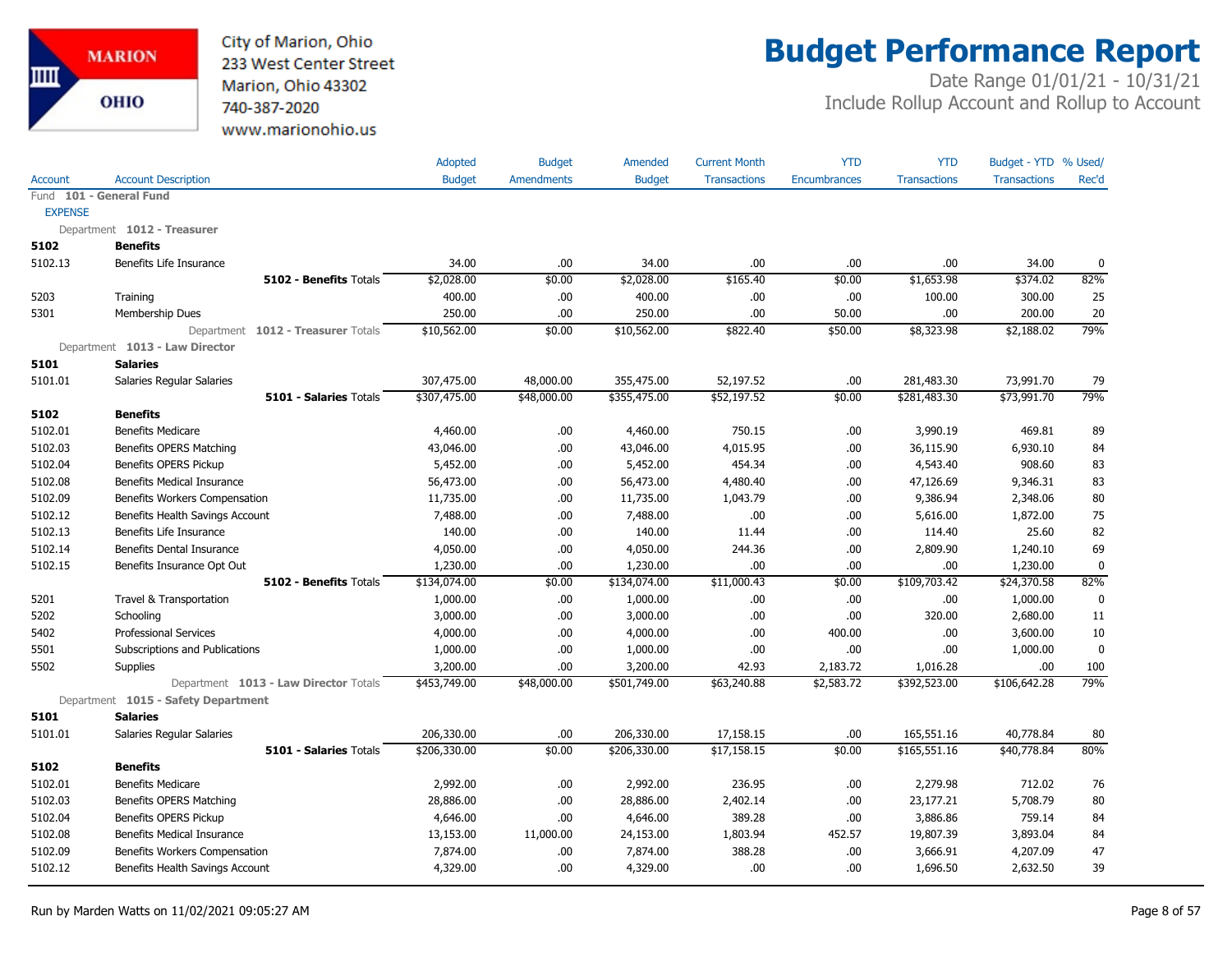City of Marion, Ohio
233 West Center Street
Marion, Ohio 43302
740-387-2020
www.marionohio.us

# Budget Performance Report

Date Range 01/01/21 - 10/31/21
Include Rollup Account and Rollup to Account

| Account | Account Description | Adopted Budget | Budget Amendments | Amended Budget | Current Month Transactions | YTD Encumbrances | YTD Transactions | Budget - YTD Transactions | % Used/ Rec'd |
|---|---|---|---|---|---|---|---|---|---|
| Fund **101 - General Fund** | | | | | | | | | |
| EXPENSE | | | | | | | | | |
| Department **1012 - Treasurer** | | | | | | | | | |
| **5102** | **Benefits** | | | | | | | | |
| 5102.13 | Benefits Life Insurance | 34.00 | .00 | 34.00 | .00 | .00 | .00 | 34.00 | 0 |
| | **5102 - Benefits** Totals | $2,028.00 | $0.00 | $2,028.00 | $165.40 | $0.00 | $1,653.98 | $374.02 | 82% |
| 5203 | Training | 400.00 | .00 | 400.00 | .00 | .00 | 100.00 | 300.00 | 25 |
| 5301 | Membership Dues | 250.00 | .00 | 250.00 | .00 | 50.00 | .00 | 200.00 | 20 |
| | Department **1012 - Treasurer** Totals | $10,562.00 | $0.00 | $10,562.00 | $822.40 | $50.00 | $8,323.98 | $2,188.02 | 79% |
| Department **1013 - Law Director** | | | | | | | | | |
| **5101** | **Salaries** | | | | | | | | |
| 5101.01 | Salaries Regular Salaries | 307,475.00 | 48,000.00 | 355,475.00 | 52,197.52 | .00 | 281,483.30 | 73,991.70 | 79 |
| | **5101 - Salaries** Totals | $307,475.00 | $48,000.00 | $355,475.00 | $52,197.52 | $0.00 | $281,483.30 | $73,991.70 | 79% |
| **5102** | **Benefits** | | | | | | | | |
| 5102.01 | Benefits Medicare | 4,460.00 | .00 | 4,460.00 | 750.15 | .00 | 3,990.19 | 469.81 | 89 |
| 5102.03 | Benefits OPERS Matching | 43,046.00 | .00 | 43,046.00 | 4,015.95 | .00 | 36,115.90 | 6,930.10 | 84 |
| 5102.04 | Benefits OPERS Pickup | 5,452.00 | .00 | 5,452.00 | 454.34 | .00 | 4,543.40 | 908.60 | 83 |
| 5102.08 | Benefits Medical Insurance | 56,473.00 | .00 | 56,473.00 | 4,480.40 | .00 | 47,126.69 | 9,346.31 | 83 |
| 5102.09 | Benefits Workers Compensation | 11,735.00 | .00 | 11,735.00 | 1,043.79 | .00 | 9,386.94 | 2,348.06 | 80 |
| 5102.12 | Benefits Health Savings Account | 7,488.00 | .00 | 7,488.00 | .00 | .00 | 5,616.00 | 1,872.00 | 75 |
| 5102.13 | Benefits Life Insurance | 140.00 | .00 | 140.00 | 11.44 | .00 | 114.40 | 25.60 | 82 |
| 5102.14 | Benefits Dental Insurance | 4,050.00 | .00 | 4,050.00 | 244.36 | .00 | 2,809.90 | 1,240.10 | 69 |
| 5102.15 | Benefits Insurance Opt Out | 1,230.00 | .00 | 1,230.00 | .00 | .00 | .00 | 1,230.00 | 0 |
| | **5102 - Benefits** Totals | $134,074.00 | $0.00 | $134,074.00 | $11,000.43 | $0.00 | $109,703.42 | $24,370.58 | 82% |
| 5201 | Travel & Transportation | 1,000.00 | .00 | 1,000.00 | .00 | .00 | .00 | 1,000.00 | 0 |
| 5202 | Schooling | 3,000.00 | .00 | 3,000.00 | .00 | .00 | 320.00 | 2,680.00 | 11 |
| 5402 | Professional Services | 4,000.00 | .00 | 4,000.00 | .00 | 400.00 | .00 | 3,600.00 | 10 |
| 5501 | Subscriptions and Publications | 1,000.00 | .00 | 1,000.00 | .00 | .00 | .00 | 1,000.00 | 0 |
| 5502 | Supplies | 3,200.00 | .00 | 3,200.00 | 42.93 | 2,183.72 | 1,016.28 | .00 | 100 |
| | Department **1013 - Law Director** Totals | $453,749.00 | $48,000.00 | $501,749.00 | $63,240.88 | $2,583.72 | $392,523.00 | $106,642.28 | 79% |
| Department **1015 - Safety Department** | | | | | | | | | |
| **5101** | **Salaries** | | | | | | | | |
| 5101.01 | Salaries Regular Salaries | 206,330.00 | .00 | 206,330.00 | 17,158.15 | .00 | 165,551.16 | 40,778.84 | 80 |
| | **5101 - Salaries** Totals | $206,330.00 | $0.00 | $206,330.00 | $17,158.15 | $0.00 | $165,551.16 | $40,778.84 | 80% |
| **5102** | **Benefits** | | | | | | | | |
| 5102.01 | Benefits Medicare | 2,992.00 | .00 | 2,992.00 | 236.95 | .00 | 2,279.98 | 712.02 | 76 |
| 5102.03 | Benefits OPERS Matching | 28,886.00 | .00 | 28,886.00 | 2,402.14 | .00 | 23,177.21 | 5,708.79 | 80 |
| 5102.04 | Benefits OPERS Pickup | 4,646.00 | .00 | 4,646.00 | 389.28 | .00 | 3,886.86 | 759.14 | 84 |
| 5102.08 | Benefits Medical Insurance | 13,153.00 | 11,000.00 | 24,153.00 | 1,803.94 | 452.57 | 19,807.39 | 3,893.04 | 84 |
| 5102.09 | Benefits Workers Compensation | 7,874.00 | .00 | 7,874.00 | 388.28 | .00 | 3,666.91 | 4,207.09 | 47 |
| 5102.12 | Benefits Health Savings Account | 4,329.00 | .00 | 4,329.00 | .00 | .00 | 1,696.50 | 2,632.50 | 39 |

Run by Marden Watts on 11/02/2021 09:05:27 AM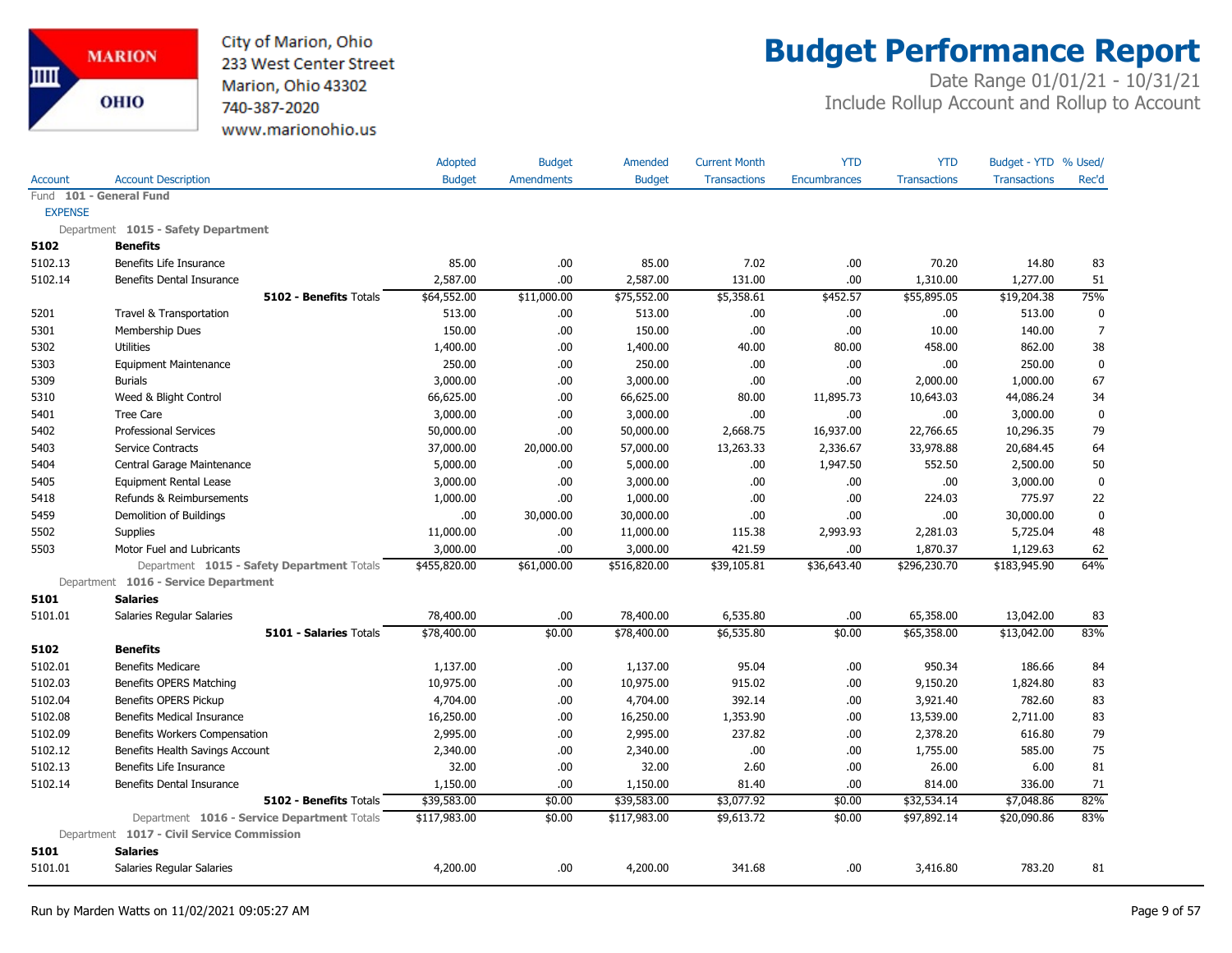# Budget Performance Report

City of Marion, Ohio
233 West Center Street
Marion, Ohio 43302
740-387-2020
www.marionohio.us

Date Range 01/01/21 - 10/31/21
Include Rollup Account and Rollup to Account

| Account | Account Description | Adopted Budget | Budget Amendments | Amended Budget | Current Month Transactions | YTD Encumbrances | YTD Transactions | Budget - YTD Transactions | % Used/ Rec'd |
|---|---|---|---|---|---|---|---|---|---|
| Fund 101 - General Fund | | | | | | | | | |
| EXPENSE | | | | | | | | | |
| Department 1015 - Safety Department | | | | | | | | | |
| **5102** | **Benefits** | | | | | | | | |
| 5102.13 | Benefits Life Insurance | 85.00 | .00 | 85.00 | 7.02 | .00 | 70.20 | 14.80 | 83 |
| 5102.14 | Benefits Dental Insurance | 2,587.00 | .00 | 2,587.00 | 131.00 | .00 | 1,310.00 | 1,277.00 | 51 |
| | **5102 - Benefits** Totals | $64,552.00 | $11,000.00 | $75,552.00 | $5,358.61 | $452.57 | $55,895.05 | $19,204.38 | 75% |
| 5201 | Travel & Transportation | 513.00 | .00 | 513.00 | .00 | .00 | .00 | 513.00 | 0 |
| 5301 | Membership Dues | 150.00 | .00 | 150.00 | .00 | .00 | 10.00 | 140.00 | 7 |
| 5302 | Utilities | 1,400.00 | .00 | 1,400.00 | 40.00 | 80.00 | 458.00 | 862.00 | 38 |
| 5303 | Equipment Maintenance | 250.00 | .00 | 250.00 | .00 | .00 | .00 | 250.00 | 0 |
| 5309 | Burials | 3,000.00 | .00 | 3,000.00 | .00 | .00 | 2,000.00 | 1,000.00 | 67 |
| 5310 | Weed & Blight Control | 66,625.00 | .00 | 66,625.00 | 80.00 | 11,895.73 | 10,643.03 | 44,086.24 | 34 |
| 5401 | Tree Care | 3,000.00 | .00 | 3,000.00 | .00 | .00 | .00 | 3,000.00 | 0 |
| 5402 | Professional Services | 50,000.00 | .00 | 50,000.00 | 2,668.75 | 16,937.00 | 22,766.65 | 10,296.35 | 79 |
| 5403 | Service Contracts | 37,000.00 | 20,000.00 | 57,000.00 | 13,263.33 | 2,336.67 | 33,978.88 | 20,684.45 | 64 |
| 5404 | Central Garage Maintenance | 5,000.00 | .00 | 5,000.00 | .00 | 1,947.50 | 552.50 | 2,500.00 | 50 |
| 5405 | Equipment Rental Lease | 3,000.00 | .00 | 3,000.00 | .00 | .00 | .00 | 3,000.00 | 0 |
| 5418 | Refunds & Reimbursements | 1,000.00 | .00 | 1,000.00 | .00 | .00 | 224.03 | 775.97 | 22 |
| 5459 | Demolition of Buildings | .00 | 30,000.00 | 30,000.00 | .00 | .00 | .00 | 30,000.00 | 0 |
| 5502 | Supplies | 11,000.00 | .00 | 11,000.00 | 115.38 | 2,993.93 | 2,281.03 | 5,725.04 | 48 |
| 5503 | Motor Fuel and Lubricants | 3,000.00 | .00 | 3,000.00 | 421.59 | .00 | 1,870.37 | 1,129.63 | 62 |
| | Department **1015 - Safety Department** Totals | $455,820.00 | $61,000.00 | $516,820.00 | $39,105.81 | $36,643.40 | $296,230.70 | $183,945.90 | 64% |
| Department 1016 - Service Department | | | | | | | | | |
| **5101** | **Salaries** | | | | | | | | |
| 5101.01 | Salaries Regular Salaries | 78,400.00 | .00 | 78,400.00 | 6,535.80 | .00 | 65,358.00 | 13,042.00 | 83 |
| | **5101 - Salaries** Totals | $78,400.00 | $0.00 | $78,400.00 | $6,535.80 | $0.00 | $65,358.00 | $13,042.00 | 83% |
| **5102** | **Benefits** | | | | | | | | |
| 5102.01 | Benefits Medicare | 1,137.00 | .00 | 1,137.00 | 95.04 | .00 | 950.34 | 186.66 | 84 |
| 5102.03 | Benefits OPERS Matching | 10,975.00 | .00 | 10,975.00 | 915.02 | .00 | 9,150.20 | 1,824.80 | 83 |
| 5102.04 | Benefits OPERS Pickup | 4,704.00 | .00 | 4,704.00 | 392.14 | .00 | 3,921.40 | 782.60 | 83 |
| 5102.08 | Benefits Medical Insurance | 16,250.00 | .00 | 16,250.00 | 1,353.90 | .00 | 13,539.00 | 2,711.00 | 83 |
| 5102.09 | Benefits Workers Compensation | 2,995.00 | .00 | 2,995.00 | 237.82 | .00 | 2,378.20 | 616.80 | 79 |
| 5102.12 | Benefits Health Savings Account | 2,340.00 | .00 | 2,340.00 | .00 | .00 | 1,755.00 | 585.00 | 75 |
| 5102.13 | Benefits Life Insurance | 32.00 | .00 | 32.00 | 2.60 | .00 | 26.00 | 6.00 | 81 |
| 5102.14 | Benefits Dental Insurance | 1,150.00 | .00 | 1,150.00 | 81.40 | .00 | 814.00 | 336.00 | 71 |
| | **5102 - Benefits** Totals | $39,583.00 | $0.00 | $39,583.00 | $3,077.92 | $0.00 | $32,534.14 | $7,048.86 | 82% |
| | Department **1016 - Service Department** Totals | $117,983.00 | $0.00 | $117,983.00 | $9,613.72 | $0.00 | $97,892.14 | $20,090.86 | 83% |
| Department 1017 - Civil Service Commission | | | | | | | | | |
| **5101** | **Salaries** | | | | | | | | |
| 5101.01 | Salaries Regular Salaries | 4,200.00 | .00 | 4,200.00 | 341.68 | .00 | 3,416.80 | 783.20 | 81 |

Run by Marden Watts on 11/02/2021 09:05:27 AM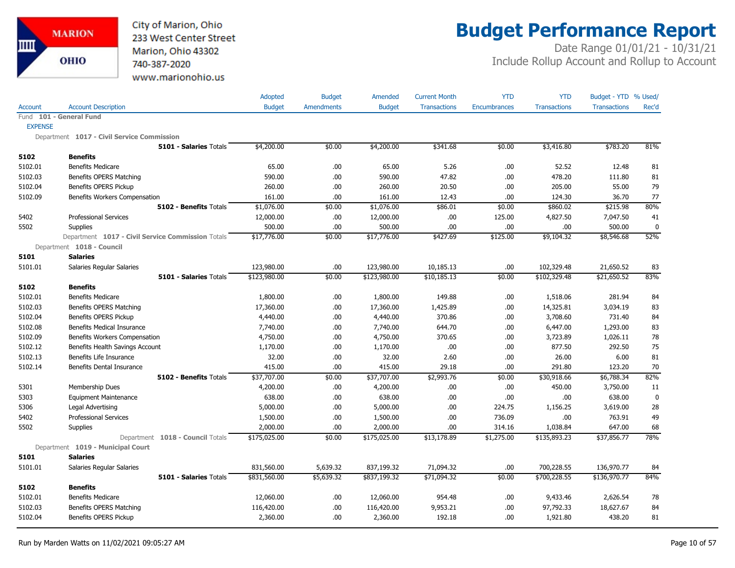City of Marion, Ohio
233 West Center Street
Marion, Ohio 43302
740-387-2020
www.marionohio.us

# Budget Performance Report

Date Range 01/01/21 - 10/31/21
Include Rollup Account and Rollup to Account

| Account | Account Description | Adopted Budget | Budget Amendments | Amended Budget | Current Month Transactions | YTD Encumbrances | YTD Transactions | Budget - YTD Transactions | % Used/ Rec'd |
|---|---|---|---|---|---|---|---|---|---|
| Fund **101 - General Fund** | | | | | | | | | |
| EXPENSE | | | | | | | | | |
| Department **1017 - Civil Service Commission** | | | | | | | | | |
| | **5101 - Salaries** Totals | $4,200.00 | $0.00 | $4,200.00 | $341.68 | $0.00 | $3,416.80 | $783.20 | 81% |
| **5102** | **Benefits** | | | | | | | | |
| 5102.01 | Benefits Medicare | 65.00 | .00 | 65.00 | 5.26 | .00 | 52.52 | 12.48 | 81 |
| 5102.03 | Benefits OPERS Matching | 590.00 | .00 | 590.00 | 47.82 | .00 | 478.20 | 111.80 | 81 |
| 5102.04 | Benefits OPERS Pickup | 260.00 | .00 | 260.00 | 20.50 | .00 | 205.00 | 55.00 | 79 |
| 5102.09 | Benefits Workers Compensation | 161.00 | .00 | 161.00 | 12.43 | .00 | 124.30 | 36.70 | 77 |
| | **5102 - Benefits** Totals | $1,076.00 | $0.00 | $1,076.00 | $86.01 | $0.00 | $860.02 | $215.98 | 80% |
| 5402 | Professional Services | 12,000.00 | .00 | 12,000.00 | .00 | 125.00 | 4,827.50 | 7,047.50 | 41 |
| 5502 | Supplies | 500.00 | .00 | 500.00 | .00 | .00 | .00 | 500.00 | 0 |
| | Department **1017 - Civil Service Commission** Totals | $17,776.00 | $0.00 | $17,776.00 | $427.69 | $125.00 | $9,104.32 | $8,546.68 | 52% |
| Department **1018 - Council** | | | | | | | | | |
| **5101** | **Salaries** | | | | | | | | |
| 5101.01 | Salaries Regular Salaries | 123,980.00 | .00 | 123,980.00 | 10,185.13 | .00 | 102,329.48 | 21,650.52 | 83 |
| | **5101 - Salaries** Totals | $123,980.00 | $0.00 | $123,980.00 | $10,185.13 | $0.00 | $102,329.48 | $21,650.52 | 83% |
| **5102** | **Benefits** | | | | | | | | |
| 5102.01 | Benefits Medicare | 1,800.00 | .00 | 1,800.00 | 149.88 | .00 | 1,518.06 | 281.94 | 84 |
| 5102.03 | Benefits OPERS Matching | 17,360.00 | .00 | 17,360.00 | 1,425.89 | .00 | 14,325.81 | 3,034.19 | 83 |
| 5102.04 | Benefits OPERS Pickup | 4,440.00 | .00 | 4,440.00 | 370.86 | .00 | 3,708.60 | 731.40 | 84 |
| 5102.08 | Benefits Medical Insurance | 7,740.00 | .00 | 7,740.00 | 644.70 | .00 | 6,447.00 | 1,293.00 | 83 |
| 5102.09 | Benefits Workers Compensation | 4,750.00 | .00 | 4,750.00 | 370.65 | .00 | 3,723.89 | 1,026.11 | 78 |
| 5102.12 | Benefits Health Savings Account | 1,170.00 | .00 | 1,170.00 | .00 | .00 | 877.50 | 292.50 | 75 |
| 5102.13 | Benefits Life Insurance | 32.00 | .00 | 32.00 | 2.60 | .00 | 26.00 | 6.00 | 81 |
| 5102.14 | Benefits Dental Insurance | 415.00 | .00 | 415.00 | 29.18 | .00 | 291.80 | 123.20 | 70 |
| | **5102 - Benefits** Totals | $37,707.00 | $0.00 | $37,707.00 | $2,993.76 | $0.00 | $30,918.66 | $6,788.34 | 82% |
| 5301 | Membership Dues | 4,200.00 | .00 | 4,200.00 | .00 | .00 | 450.00 | 3,750.00 | 11 |
| 5303 | Equipment Maintenance | 638.00 | .00 | 638.00 | .00 | .00 | .00 | 638.00 | 0 |
| 5306 | Legal Advertising | 5,000.00 | .00 | 5,000.00 | .00 | 224.75 | 1,156.25 | 3,619.00 | 28 |
| 5402 | Professional Services | 1,500.00 | .00 | 1,500.00 | .00 | 736.09 | .00 | 763.91 | 49 |
| 5502 | Supplies | 2,000.00 | .00 | 2,000.00 | .00 | 314.16 | 1,038.84 | 647.00 | 68 |
| | Department **1018 - Council** Totals | $175,025.00 | $0.00 | $175,025.00 | $13,178.89 | $1,275.00 | $135,893.23 | $37,856.77 | 78% |
| Department **1019 - Municipal Court** | | | | | | | | | |
| **5101** | **Salaries** | | | | | | | | |
| 5101.01 | Salaries Regular Salaries | 831,560.00 | 5,639.32 | 837,199.32 | 71,094.32 | .00 | 700,228.55 | 136,970.77 | 84 |
| | **5101 - Salaries** Totals | $831,560.00 | $5,639.32 | $837,199.32 | $71,094.32 | $0.00 | $700,228.55 | $136,970.77 | 84% |
| **5102** | **Benefits** | | | | | | | | |
| 5102.01 | Benefits Medicare | 12,060.00 | .00 | 12,060.00 | 954.48 | .00 | 9,433.46 | 2,626.54 | 78 |
| 5102.03 | Benefits OPERS Matching | 116,420.00 | .00 | 116,420.00 | 9,953.21 | .00 | 97,792.33 | 18,627.67 | 84 |
| 5102.04 | Benefits OPERS Pickup | 2,360.00 | .00 | 2,360.00 | 192.18 | .00 | 1,921.80 | 438.20 | 81 |

Run by Marden Watts on 11/02/2021 09:05:27 AM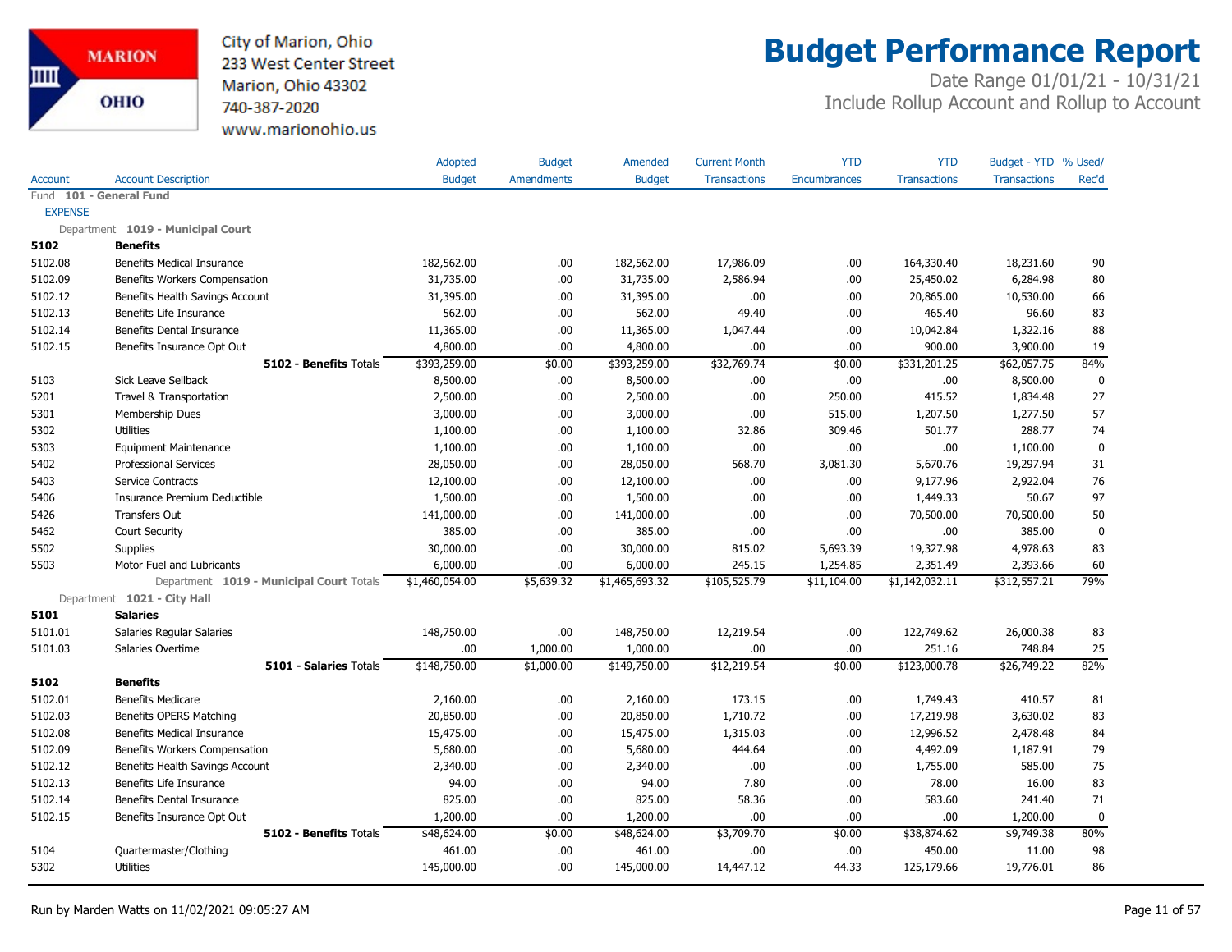City of Marion, Ohio
233 West Center Street
Marion, Ohio 43302
740-387-2020
www.marionohio.us

# Budget Performance Report

Date Range 01/01/21 - 10/31/21
Include Rollup Account and Rollup to Account

| Account | Account Description | Adopted Budget | Budget Amendments | Amended Budget | Current Month Transactions | YTD Encumbrances | YTD Transactions | Budget - YTD Transactions | % Used/ Rec'd |
|---|---|---|---|---|---|---|---|---|---|
| Fund **101 - General Fund** | | | | | | | | | |
| EXPENSE | | | | | | | | | |
| Department **1019 - Municipal Court** | | | | | | | | | |
| **5102** | **Benefits** | | | | | | | | |
| 5102.08 | Benefits Medical Insurance | 182,562.00 | .00 | 182,562.00 | 17,986.09 | .00 | 164,330.40 | 18,231.60 | 90 |
| 5102.09 | Benefits Workers Compensation | 31,735.00 | .00 | 31,735.00 | 2,586.94 | .00 | 25,450.02 | 6,284.98 | 80 |
| 5102.12 | Benefits Health Savings Account | 31,395.00 | .00 | 31,395.00 | .00 | .00 | 20,865.00 | 10,530.00 | 66 |
| 5102.13 | Benefits Life Insurance | 562.00 | .00 | 562.00 | 49.40 | .00 | 465.40 | 96.60 | 83 |
| 5102.14 | Benefits Dental Insurance | 11,365.00 | .00 | 11,365.00 | 1,047.44 | .00 | 10,042.84 | 1,322.16 | 88 |
| 5102.15 | Benefits Insurance Opt Out | 4,800.00 | .00 | 4,800.00 | .00 | .00 | 900.00 | 3,900.00 | 19 |
| | **5102 - Benefits** Totals | $393,259.00 | $0.00 | $393,259.00 | $32,769.74 | $0.00 | $331,201.25 | $62,057.75 | 84% |
| 5103 | Sick Leave Sellback | 8,500.00 | .00 | 8,500.00 | .00 | .00 | .00 | 8,500.00 | 0 |
| 5201 | Travel & Transportation | 2,500.00 | .00 | 2,500.00 | .00 | 250.00 | 415.52 | 1,834.48 | 27 |
| 5301 | Membership Dues | 3,000.00 | .00 | 3,000.00 | .00 | 515.00 | 1,207.50 | 1,277.50 | 57 |
| 5302 | Utilities | 1,100.00 | .00 | 1,100.00 | 32.86 | 309.46 | 501.77 | 288.77 | 74 |
| 5303 | Equipment Maintenance | 1,100.00 | .00 | 1,100.00 | .00 | .00 | .00 | 1,100.00 | 0 |
| 5402 | Professional Services | 28,050.00 | .00 | 28,050.00 | 568.70 | 3,081.30 | 5,670.76 | 19,297.94 | 31 |
| 5403 | Service Contracts | 12,100.00 | .00 | 12,100.00 | .00 | .00 | 9,177.96 | 2,922.04 | 76 |
| 5406 | Insurance Premium Deductible | 1,500.00 | .00 | 1,500.00 | .00 | .00 | 1,449.33 | 50.67 | 97 |
| 5426 | Transfers Out | 141,000.00 | .00 | 141,000.00 | .00 | .00 | 70,500.00 | 70,500.00 | 50 |
| 5462 | Court Security | 385.00 | .00 | 385.00 | .00 | .00 | .00 | 385.00 | 0 |
| 5502 | Supplies | 30,000.00 | .00 | 30,000.00 | 815.02 | 5,693.39 | 19,327.98 | 4,978.63 | 83 |
| 5503 | Motor Fuel and Lubricants | 6,000.00 | .00 | 6,000.00 | 245.15 | 1,254.85 | 2,351.49 | 2,393.66 | 60 |
| | Department **1019 - Municipal Court** Totals | $1,460,054.00 | $5,639.32 | $1,465,693.32 | $105,525.79 | $11,104.00 | $1,142,032.11 | $312,557.21 | 79% |
| Department **1021 - City Hall** | | | | | | | | | |
| **5101** | **Salaries** | | | | | | | | |
| 5101.01 | Salaries Regular Salaries | 148,750.00 | .00 | 148,750.00 | 12,219.54 | .00 | 122,749.62 | 26,000.38 | 83 |
| 5101.03 | Salaries Overtime | .00 | 1,000.00 | 1,000.00 | .00 | .00 | 251.16 | 748.84 | 25 |
| | **5101 - Salaries** Totals | $148,750.00 | $1,000.00 | $149,750.00 | $12,219.54 | $0.00 | $123,000.78 | $26,749.22 | 82% |
| **5102** | **Benefits** | | | | | | | | |
| 5102.01 | Benefits Medicare | 2,160.00 | .00 | 2,160.00 | 173.15 | .00 | 1,749.43 | 410.57 | 81 |
| 5102.03 | Benefits OPERS Matching | 20,850.00 | .00 | 20,850.00 | 1,710.72 | .00 | 17,219.98 | 3,630.02 | 83 |
| 5102.08 | Benefits Medical Insurance | 15,475.00 | .00 | 15,475.00 | 1,315.03 | .00 | 12,996.52 | 2,478.48 | 84 |
| 5102.09 | Benefits Workers Compensation | 5,680.00 | .00 | 5,680.00 | 444.64 | .00 | 4,492.09 | 1,187.91 | 79 |
| 5102.12 | Benefits Health Savings Account | 2,340.00 | .00 | 2,340.00 | .00 | .00 | 1,755.00 | 585.00 | 75 |
| 5102.13 | Benefits Life Insurance | 94.00 | .00 | 94.00 | 7.80 | .00 | 78.00 | 16.00 | 83 |
| 5102.14 | Benefits Dental Insurance | 825.00 | .00 | 825.00 | 58.36 | .00 | 583.60 | 241.40 | 71 |
| 5102.15 | Benefits Insurance Opt Out | 1,200.00 | .00 | 1,200.00 | .00 | .00 | .00 | 1,200.00 | 0 |
| | **5102 - Benefits** Totals | $48,624.00 | $0.00 | $48,624.00 | $3,709.70 | $0.00 | $38,874.62 | $9,749.38 | 80% |
| 5104 | Quartermaster/Clothing | 461.00 | .00 | 461.00 | .00 | .00 | 450.00 | 11.00 | 98 |
| 5302 | Utilities | 145,000.00 | .00 | 145,000.00 | 14,447.12 | 44.33 | 125,179.66 | 19,776.01 | 86 |

Run by Marden Watts on 11/02/2021 09:05:27 AM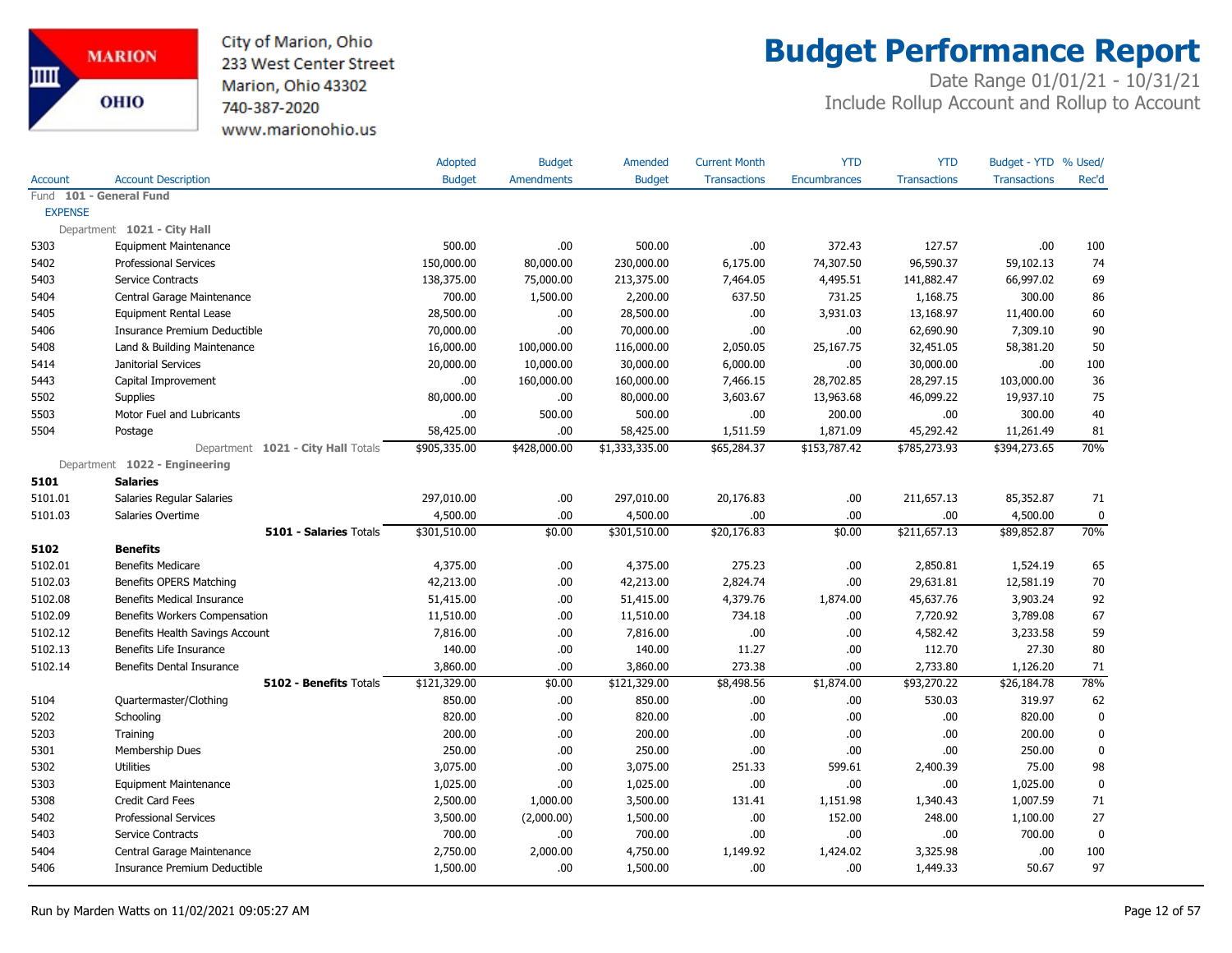City of Marion, Ohio
233 West Center Street
Marion, Ohio 43302
740-387-2020
www.marionohio.us

# Budget Performance Report

Date Range 01/01/21 - 10/31/21
Include Rollup Account and Rollup to Account

| Account | Account Description | Adopted Budget | Budget Amendments | Amended Budget | Current Month Transactions | YTD Encumbrances | YTD Transactions | Budget - YTD Transactions | % Used/ Rec'd |
|---|---|---|---|---|---|---|---|---|---|
| Fund **101 - General Fund** | | | | | | | | | |
| EXPENSE | | | | | | | | | |
| Department **1021 - City Hall** | | | | | | | | | |
| 5303 | Equipment Maintenance | 500.00 | .00 | 500.00 | .00 | 372.43 | 127.57 | .00 | 100 |
| 5402 | Professional Services | 150,000.00 | 80,000.00 | 230,000.00 | 6,175.00 | 74,307.50 | 96,590.37 | 59,102.13 | 74 |
| 5403 | Service Contracts | 138,375.00 | 75,000.00 | 213,375.00 | 7,464.05 | 4,495.51 | 141,882.47 | 66,997.02 | 69 |
| 5404 | Central Garage Maintenance | 700.00 | 1,500.00 | 2,200.00 | 637.50 | 731.25 | 1,168.75 | 300.00 | 86 |
| 5405 | Equipment Rental Lease | 28,500.00 | .00 | 28,500.00 | .00 | 3,931.03 | 13,168.97 | 11,400.00 | 60 |
| 5406 | Insurance Premium Deductible | 70,000.00 | .00 | 70,000.00 | .00 | .00 | 62,690.90 | 7,309.10 | 90 |
| 5408 | Land & Building Maintenance | 16,000.00 | 100,000.00 | 116,000.00 | 2,050.05 | 25,167.75 | 32,451.05 | 58,381.20 | 50 |
| 5414 | Janitorial Services | 20,000.00 | 10,000.00 | 30,000.00 | 6,000.00 | .00 | 30,000.00 | .00 | 100 |
| 5443 | Capital Improvement | .00 | 160,000.00 | 160,000.00 | 7,466.15 | 28,702.85 | 28,297.15 | 103,000.00 | 36 |
| 5502 | Supplies | 80,000.00 | .00 | 80,000.00 | 3,603.67 | 13,963.68 | 46,099.22 | 19,937.10 | 75 |
| 5503 | Motor Fuel and Lubricants | .00 | 500.00 | 500.00 | .00 | 200.00 | .00 | 300.00 | 40 |
| 5504 | Postage | 58,425.00 | .00 | 58,425.00 | 1,511.59 | 1,871.09 | 45,292.42 | 11,261.49 | 81 |
| | Department **1021 - City Hall** Totals | $905,335.00 | $428,000.00 | $1,333,335.00 | $65,284.37 | $153,787.42 | $785,273.93 | $394,273.65 | 70% |
| Department **1022 - Engineering** | | | | | | | | | |
| **5101** | **Salaries** | | | | | | | | |
| 5101.01 | Salaries Regular Salaries | 297,010.00 | .00 | 297,010.00 | 20,176.83 | .00 | 211,657.13 | 85,352.87 | 71 |
| 5101.03 | Salaries Overtime | 4,500.00 | .00 | 4,500.00 | .00 | .00 | .00 | 4,500.00 | 0 |
| | **5101 - Salaries** Totals | $301,510.00 | $0.00 | $301,510.00 | $20,176.83 | $0.00 | $211,657.13 | $89,852.87 | 70% |
| **5102** | **Benefits** | | | | | | | | |
| 5102.01 | Benefits Medicare | 4,375.00 | .00 | 4,375.00 | 275.23 | .00 | 2,850.81 | 1,524.19 | 65 |
| 5102.03 | Benefits OPERS Matching | 42,213.00 | .00 | 42,213.00 | 2,824.74 | .00 | 29,631.81 | 12,581.19 | 70 |
| 5102.08 | Benefits Medical Insurance | 51,415.00 | .00 | 51,415.00 | 4,379.76 | 1,874.00 | 45,637.76 | 3,903.24 | 92 |
| 5102.09 | Benefits Workers Compensation | 11,510.00 | .00 | 11,510.00 | 734.18 | .00 | 7,720.92 | 3,789.08 | 67 |
| 5102.12 | Benefits Health Savings Account | 7,816.00 | .00 | 7,816.00 | .00 | .00 | 4,582.42 | 3,233.58 | 59 |
| 5102.13 | Benefits Life Insurance | 140.00 | .00 | 140.00 | 11.27 | .00 | 112.70 | 27.30 | 80 |
| 5102.14 | Benefits Dental Insurance | 3,860.00 | .00 | 3,860.00 | 273.38 | .00 | 2,733.80 | 1,126.20 | 71 |
| | **5102 - Benefits** Totals | $121,329.00 | $0.00 | $121,329.00 | $8,498.56 | $1,874.00 | $93,270.22 | $26,184.78 | 78% |
| 5104 | Quartermaster/Clothing | 850.00 | .00 | 850.00 | .00 | .00 | 530.03 | 319.97 | 62 |
| 5202 | Schooling | 820.00 | .00 | 820.00 | .00 | .00 | .00 | 820.00 | 0 |
| 5203 | Training | 200.00 | .00 | 200.00 | .00 | .00 | .00 | 200.00 | 0 |
| 5301 | Membership Dues | 250.00 | .00 | 250.00 | .00 | .00 | .00 | 250.00 | 0 |
| 5302 | Utilities | 3,075.00 | .00 | 3,075.00 | 251.33 | 599.61 | 2,400.39 | 75.00 | 98 |
| 5303 | Equipment Maintenance | 1,025.00 | .00 | 1,025.00 | .00 | .00 | .00 | 1,025.00 | 0 |
| 5308 | Credit Card Fees | 2,500.00 | 1,000.00 | 3,500.00 | 131.41 | 1,151.98 | 1,340.43 | 1,007.59 | 71 |
| 5402 | Professional Services | 3,500.00 | (2,000.00) | 1,500.00 | .00 | 152.00 | 248.00 | 1,100.00 | 27 |
| 5403 | Service Contracts | 700.00 | .00 | 700.00 | .00 | .00 | .00 | 700.00 | 0 |
| 5404 | Central Garage Maintenance | 2,750.00 | 2,000.00 | 4,750.00 | 1,149.92 | 1,424.02 | 3,325.98 | .00 | 100 |
| 5406 | Insurance Premium Deductible | 1,500.00 | .00 | 1,500.00 | .00 | .00 | 1,449.33 | 50.67 | 97 |

Run by Marden Watts on 11/02/2021 09:05:27 AM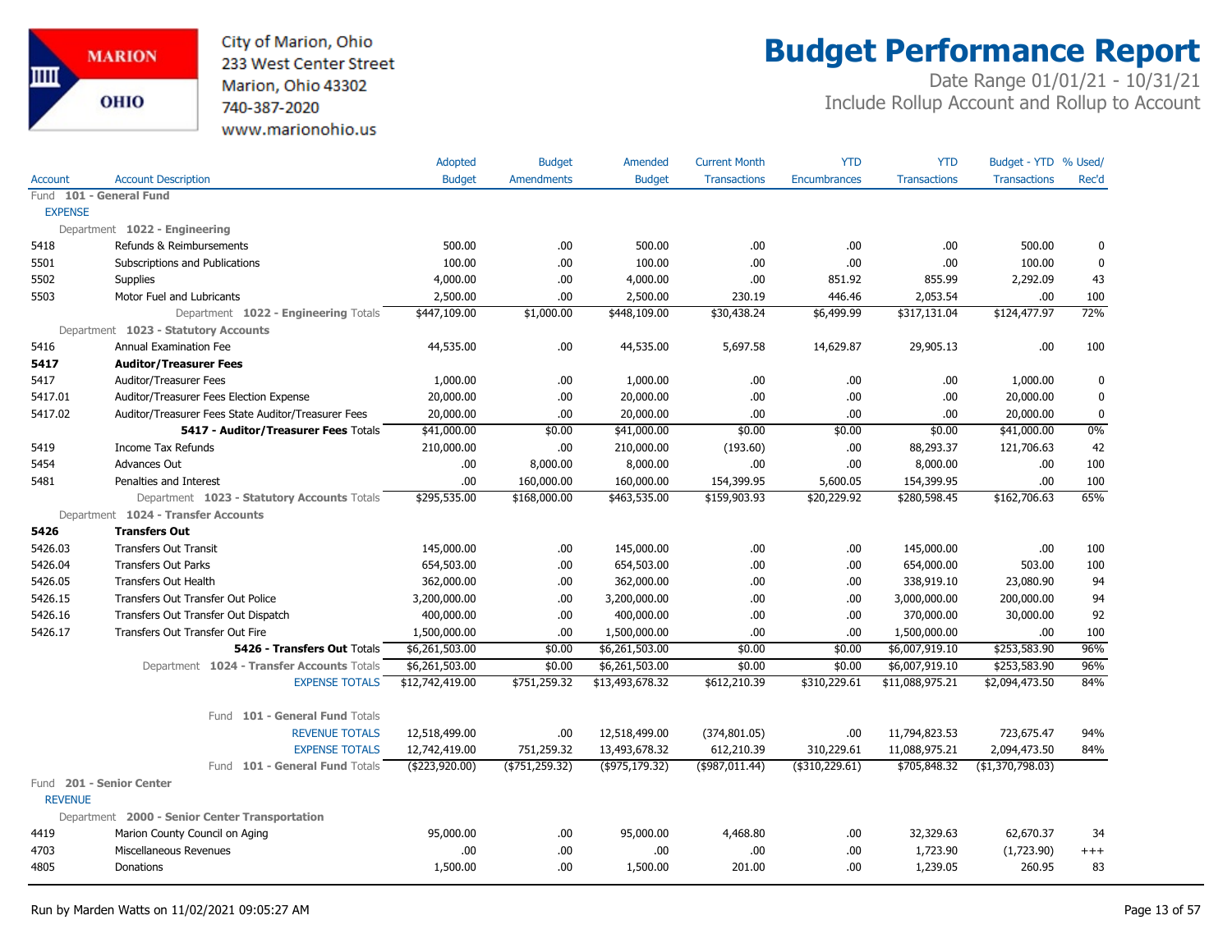City of Marion, Ohio
233 West Center Street
Marion, Ohio 43302
740-387-2020
www.marionohio.us

# Budget Performance Report

Date Range 01/01/21 - 10/31/21
Include Rollup Account and Rollup to Account

| Account | Account Description | Adopted Budget | Budget Amendments | Amended Budget | Current Month Transactions | YTD Encumbrances | YTD Transactions | Budget - YTD Transactions | % Used/ Rec'd |
|---|---|---|---|---|---|---|---|---|---|
| Fund **101 - General Fund** | | | | | | | | | |
| EXPENSE | | | | | | | | | |
| Department **1022 - Engineering** | | | | | | | | | |
| 5418 | Refunds & Reimbursements | 500.00 | .00 | 500.00 | .00 | .00 | .00 | 500.00 | 0 |
| 5501 | Subscriptions and Publications | 100.00 | .00 | 100.00 | .00 | .00 | .00 | 100.00 | 0 |
| 5502 | Supplies | 4,000.00 | .00 | 4,000.00 | .00 | 851.92 | 855.99 | 2,292.09 | 43 |
| 5503 | Motor Fuel and Lubricants | 2,500.00 | .00 | 2,500.00 | 230.19 | 446.46 | 2,053.54 | .00 | 100 |
| | Department **1022 - Engineering** Totals | $447,109.00 | $1,000.00 | $448,109.00 | $30,438.24 | $6,499.99 | $317,131.04 | $124,477.97 | 72% |
| Department **1023 - Statutory Accounts** | | | | | | | | | |
| 5416 | Annual Examination Fee | 44,535.00 | .00 | 44,535.00 | 5,697.58 | 14,629.87 | 29,905.13 | .00 | 100 |
| **5417** | **Auditor/Treasurer Fees** | | | | | | | | |
| 5417 | Auditor/Treasurer Fees | 1,000.00 | .00 | 1,000.00 | .00 | .00 | .00 | 1,000.00 | 0 |
| 5417.01 | Auditor/Treasurer Fees Election Expense | 20,000.00 | .00 | 20,000.00 | .00 | .00 | .00 | 20,000.00 | 0 |
| 5417.02 | Auditor/Treasurer Fees State Auditor/Treasurer Fees | 20,000.00 | .00 | 20,000.00 | .00 | .00 | .00 | 20,000.00 | 0 |
| | **5417 - Auditor/Treasurer Fees** Totals | $41,000.00 | $0.00 | $41,000.00 | $0.00 | $0.00 | $0.00 | $41,000.00 | 0% |
| 5419 | Income Tax Refunds | 210,000.00 | .00 | 210,000.00 | (193.60) | .00 | 88,293.37 | 121,706.63 | 42 |
| 5454 | Advances Out | .00 | 8,000.00 | 8,000.00 | .00 | .00 | 8,000.00 | .00 | 100 |
| 5481 | Penalties and Interest | .00 | 160,000.00 | 160,000.00 | 154,399.95 | 5,600.05 | 154,399.95 | .00 | 100 |
| | Department **1023 - Statutory Accounts** Totals | $295,535.00 | $168,000.00 | $463,535.00 | $159,903.93 | $20,229.92 | $280,598.45 | $162,706.63 | 65% |
| Department **1024 - Transfer Accounts** | | | | | | | | | |
| **5426** | **Transfers Out** | | | | | | | | |
| 5426.03 | Transfers Out Transit | 145,000.00 | .00 | 145,000.00 | .00 | .00 | 145,000.00 | .00 | 100 |
| 5426.04 | Transfers Out Parks | 654,503.00 | .00 | 654,503.00 | .00 | .00 | 654,000.00 | 503.00 | 100 |
| 5426.05 | Transfers Out Health | 362,000.00 | .00 | 362,000.00 | .00 | .00 | 338,919.10 | 23,080.90 | 94 |
| 5426.15 | Transfers Out Transfer Out Police | 3,200,000.00 | .00 | 3,200,000.00 | .00 | .00 | 3,000,000.00 | 200,000.00 | 94 |
| 5426.16 | Transfers Out Transfer Out Dispatch | 400,000.00 | .00 | 400,000.00 | .00 | .00 | 370,000.00 | 30,000.00 | 92 |
| 5426.17 | Transfers Out Transfer Out Fire | 1,500,000.00 | .00 | 1,500,000.00 | .00 | .00 | 1,500,000.00 | .00 | 100 |
| | **5426 - Transfers Out** Totals | $6,261,503.00 | $0.00 | $6,261,503.00 | $0.00 | $0.00 | $6,007,919.10 | $253,583.90 | 96% |
| | Department **1024 - Transfer Accounts** Totals | $6,261,503.00 | $0.00 | $6,261,503.00 | $0.00 | $0.00 | $6,007,919.10 | $253,583.90 | 96% |
| | EXPENSE TOTALS | $12,742,419.00 | $751,259.32 | $13,493,678.32 | $612,210.39 | $310,229.61 | $11,088,975.21 | $2,094,473.50 | 84% |
| | Fund **101 - General Fund** Totals | | | | | | | | |
| | REVENUE TOTALS | 12,518,499.00 | .00 | 12,518,499.00 | (374,801.05) | .00 | 11,794,823.53 | 723,675.47 | 94% |
| | EXPENSE TOTALS | 12,742,419.00 | 751,259.32 | 13,493,678.32 | 612,210.39 | 310,229.61 | 11,088,975.21 | 2,094,473.50 | 84% |
| | Fund **101 - General Fund** Totals | ($223,920.00) | ($751,259.32) | ($975,179.32) | ($987,011.44) | ($310,229.61) | $705,848.32 | ($1,370,798.03) | |
| Fund **201 - Senior Center** | | | | | | | | | |
| REVENUE | | | | | | | | | |
| Department **2000 - Senior Center Transportation** | | | | | | | | | |
| 4419 | Marion County Council on Aging | 95,000.00 | .00 | 95,000.00 | 4,468.80 | .00 | 32,329.63 | 62,670.37 | 34 |
| 4703 | Miscellaneous Revenues | .00 | .00 | .00 | .00 | .00 | 1,723.90 | (1,723.90) | +++ |
| 4805 | Donations | 1,500.00 | .00 | 1,500.00 | 201.00 | .00 | 1,239.05 | 260.95 | 83 |

Run by Marden Watts on 11/02/2021 09:05:27 AM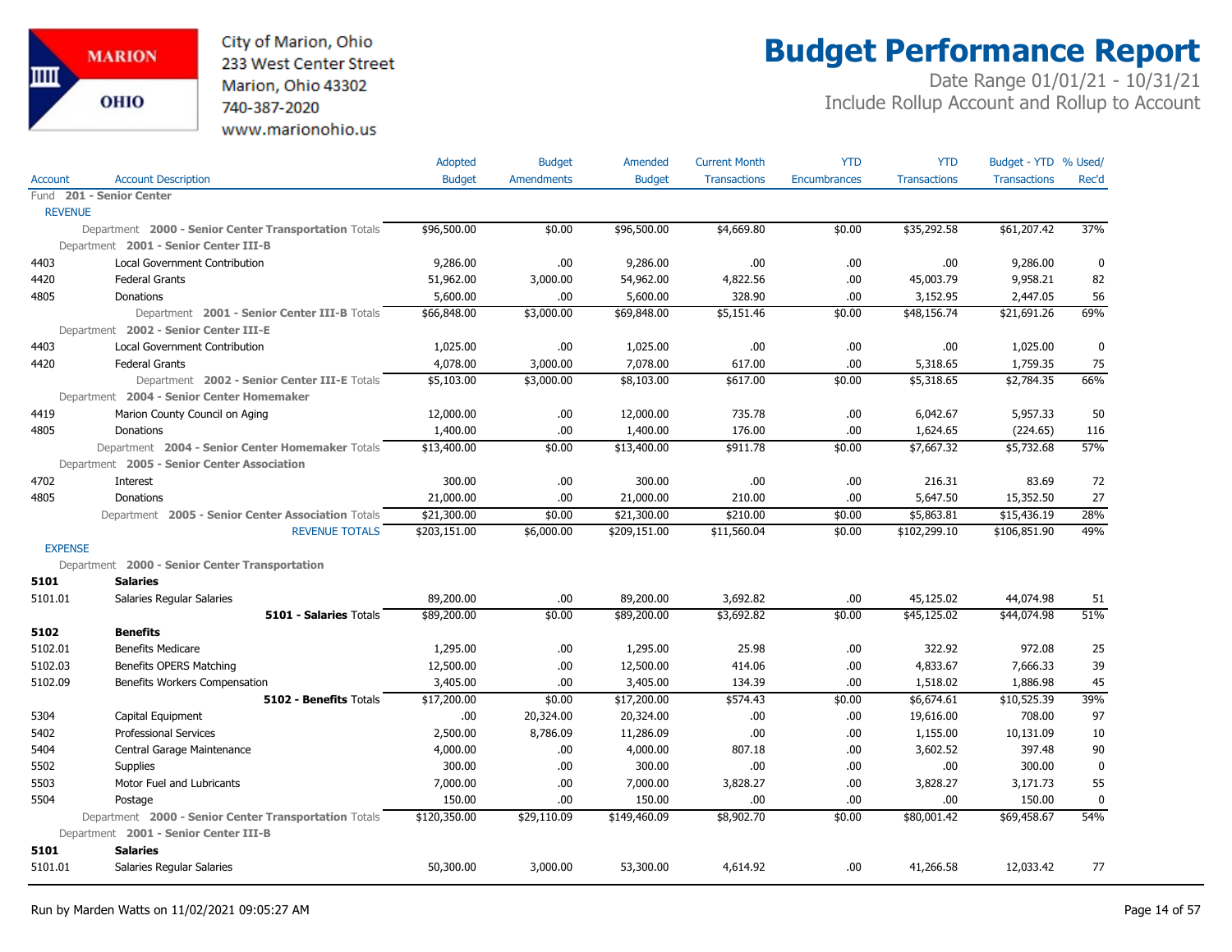# Budget Performance Report

City of Marion, Ohio
233 West Center Street
Marion, Ohio 43302
740-387-2020
www.marionohio.us

Date Range 01/01/21 - 10/31/21
Include Rollup Account and Rollup to Account

| Account | Account Description | Adopted Budget | Budget Amendments | Amended Budget | Current Month Transactions | YTD Encumbrances | YTD Transactions | Budget - YTD Transactions | % Used/ Rec'd |
|---|---|---|---|---|---|---|---|---|---|
| Fund **201 - Senior Center** | | | | | | | | | |
| REVENUE | | | | | | | | | |
| | Department **2000 - Senior Center Transportation** Totals | $96,500.00 | $0.00 | $96,500.00 | $4,669.80 | $0.00 | $35,292.58 | $61,207.42 | 37% |
| | Department **2001 - Senior Center III-B** | | | | | | | | |
| 4403 | Local Government Contribution | 9,286.00 | .00 | 9,286.00 | .00 | .00 | .00 | 9,286.00 | 0 |
| 4420 | Federal Grants | 51,962.00 | 3,000.00 | 54,962.00 | 4,822.56 | .00 | 45,003.79 | 9,958.21 | 82 |
| 4805 | Donations | 5,600.00 | .00 | 5,600.00 | 328.90 | .00 | 3,152.95 | 2,447.05 | 56 |
| | Department **2001 - Senior Center III-B** Totals | $66,848.00 | $3,000.00 | $69,848.00 | $5,151.46 | $0.00 | $48,156.74 | $21,691.26 | 69% |
| | Department **2002 - Senior Center III-E** | | | | | | | | |
| 4403 | Local Government Contribution | 1,025.00 | .00 | 1,025.00 | .00 | .00 | .00 | 1,025.00 | 0 |
| 4420 | Federal Grants | 4,078.00 | 3,000.00 | 7,078.00 | 617.00 | .00 | 5,318.65 | 1,759.35 | 75 |
| | Department **2002 - Senior Center III-E** Totals | $5,103.00 | $3,000.00 | $8,103.00 | $617.00 | $0.00 | $5,318.65 | $2,784.35 | 66% |
| | Department **2004 - Senior Center Homemaker** | | | | | | | | |
| 4419 | Marion County Council on Aging | 12,000.00 | .00 | 12,000.00 | 735.78 | .00 | 6,042.67 | 5,957.33 | 50 |
| 4805 | Donations | 1,400.00 | .00 | 1,400.00 | 176.00 | .00 | 1,624.65 | (224.65) | 116 |
| | Department **2004 - Senior Center Homemaker** Totals | $13,400.00 | $0.00 | $13,400.00 | $911.78 | $0.00 | $7,667.32 | $5,732.68 | 57% |
| | Department **2005 - Senior Center Association** | | | | | | | | |
| 4702 | Interest | 300.00 | .00 | 300.00 | .00 | .00 | 216.31 | 83.69 | 72 |
| 4805 | Donations | 21,000.00 | .00 | 21,000.00 | 210.00 | .00 | 5,647.50 | 15,352.50 | 27 |
| | Department **2005 - Senior Center Association** Totals | $21,300.00 | $0.00 | $21,300.00 | $210.00 | $0.00 | $5,863.81 | $15,436.19 | 28% |
| | REVENUE TOTALS | $203,151.00 | $6,000.00 | $209,151.00 | $11,560.04 | $0.00 | $102,299.10 | $106,851.90 | 49% |
| EXPENSE | | | | | | | | | |
| | Department **2000 - Senior Center Transportation** | | | | | | | | |
| **5101** | **Salaries** | | | | | | | | |
| 5101.01 | Salaries Regular Salaries | 89,200.00 | .00 | 89,200.00 | 3,692.82 | .00 | 45,125.02 | 44,074.98 | 51 |
| | **5101 - Salaries** Totals | $89,200.00 | $0.00 | $89,200.00 | $3,692.82 | $0.00 | $45,125.02 | $44,074.98 | 51% |
| **5102** | **Benefits** | | | | | | | | |
| 5102.01 | Benefits Medicare | 1,295.00 | .00 | 1,295.00 | 25.98 | .00 | 322.92 | 972.08 | 25 |
| 5102.03 | Benefits OPERS Matching | 12,500.00 | .00 | 12,500.00 | 414.06 | .00 | 4,833.67 | 7,666.33 | 39 |
| 5102.09 | Benefits Workers Compensation | 3,405.00 | .00 | 3,405.00 | 134.39 | .00 | 1,518.02 | 1,886.98 | 45 |
| | **5102 - Benefits** Totals | $17,200.00 | $0.00 | $17,200.00 | $574.43 | $0.00 | $6,674.61 | $10,525.39 | 39% |
| 5304 | Capital Equipment | .00 | 20,324.00 | 20,324.00 | .00 | .00 | 19,616.00 | 708.00 | 97 |
| 5402 | Professional Services | 2,500.00 | 8,786.09 | 11,286.09 | .00 | .00 | 1,155.00 | 10,131.09 | 10 |
| 5404 | Central Garage Maintenance | 4,000.00 | .00 | 4,000.00 | 807.18 | .00 | 3,602.52 | 397.48 | 90 |
| 5502 | Supplies | 300.00 | .00 | 300.00 | .00 | .00 | .00 | 300.00 | 0 |
| 5503 | Motor Fuel and Lubricants | 7,000.00 | .00 | 7,000.00 | 3,828.27 | .00 | 3,828.27 | 3,171.73 | 55 |
| 5504 | Postage | 150.00 | .00 | 150.00 | .00 | .00 | .00 | 150.00 | 0 |
| | Department **2000 - Senior Center Transportation** Totals | $120,350.00 | $29,110.09 | $149,460.09 | $8,902.70 | $0.00 | $80,001.42 | $69,458.67 | 54% |
| | Department **2001 - Senior Center III-B** | | | | | | | | |
| **5101** | **Salaries** | | | | | | | | |
| 5101.01 | Salaries Regular Salaries | 50,300.00 | 3,000.00 | 53,300.00 | 4,614.92 | .00 | 41,266.58 | 12,033.42 | 77 |

Run by Marden Watts on 11/02/2021 09:05:27 AM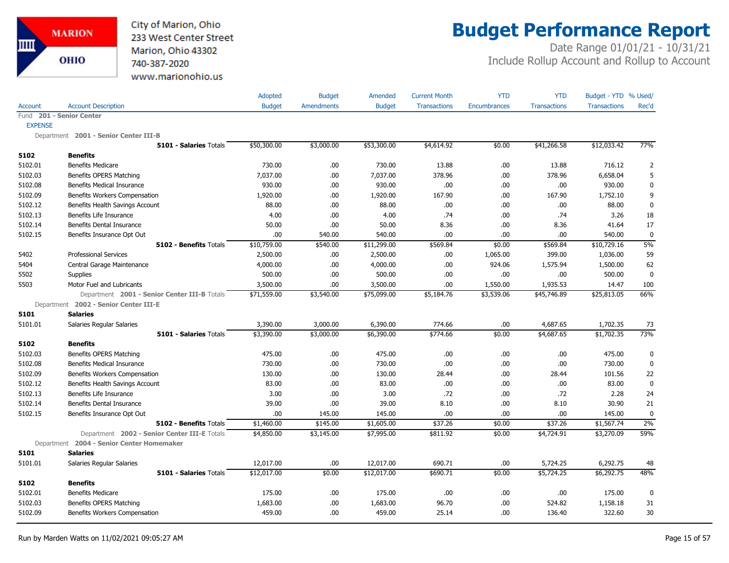City of Marion, Ohio
233 West Center Street
Marion, Ohio 43302
740-387-2020
www.marionohio.us

# Budget Performance Report

Date Range 01/01/21 - 10/31/21
Include Rollup Account and Rollup to Account

| Account | Account Description | Adopted Budget | Budget Amendments | Amended Budget | Current Month Transactions | YTD Encumbrances | YTD Transactions | Budget - YTD Transactions | % Used/ Rec'd |
|---|---|---|---|---|---|---|---|---|---|
| Fund **201 - Senior Center** | | | | | | | | | |
| EXPENSE | | | | | | | | | |
| Department **2001 - Senior Center III-B** | | | | | | | | | |
| | **5101 - Salaries** Totals | $50,300.00 | $3,000.00 | $53,300.00 | $4,614.92 | $0.00 | $41,266.58 | $12,033.42 | 77% |
| **5102** | **Benefits** | | | | | | | | |
| 5102.01 | Benefits Medicare | 730.00 | .00 | 730.00 | 13.88 | .00 | 13.88 | 716.12 | 2 |
| 5102.03 | Benefits OPERS Matching | 7,037.00 | .00 | 7,037.00 | 378.96 | .00 | 378.96 | 6,658.04 | 5 |
| 5102.08 | Benefits Medical Insurance | 930.00 | .00 | 930.00 | .00 | .00 | .00 | 930.00 | 0 |
| 5102.09 | Benefits Workers Compensation | 1,920.00 | .00 | 1,920.00 | 167.90 | .00 | 167.90 | 1,752.10 | 9 |
| 5102.12 | Benefits Health Savings Account | 88.00 | .00 | 88.00 | .00 | .00 | .00 | 88.00 | 0 |
| 5102.13 | Benefits Life Insurance | 4.00 | .00 | 4.00 | .74 | .00 | .74 | 3.26 | 18 |
| 5102.14 | Benefits Dental Insurance | 50.00 | .00 | 50.00 | 8.36 | .00 | 8.36 | 41.64 | 17 |
| 5102.15 | Benefits Insurance Opt Out | .00 | 540.00 | 540.00 | .00 | .00 | .00 | 540.00 | 0 |
| | **5102 - Benefits** Totals | $10,759.00 | $540.00 | $11,299.00 | $569.84 | $0.00 | $569.84 | $10,729.16 | 5% |
| 5402 | Professional Services | 2,500.00 | .00 | 2,500.00 | .00 | 1,065.00 | 399.00 | 1,036.00 | 59 |
| 5404 | Central Garage Maintenance | 4,000.00 | .00 | 4,000.00 | .00 | 924.06 | 1,575.94 | 1,500.00 | 62 |
| 5502 | Supplies | 500.00 | .00 | 500.00 | .00 | .00 | .00 | 500.00 | 0 |
| 5503 | Motor Fuel and Lubricants | 3,500.00 | .00 | 3,500.00 | .00 | 1,550.00 | 1,935.53 | 14.47 | 100 |
| | Department **2001 - Senior Center III-B** Totals | $71,559.00 | $3,540.00 | $75,099.00 | $5,184.76 | $3,539.06 | $45,746.89 | $25,813.05 | 66% |
| Department **2002 - Senior Center III-E** | | | | | | | | | |
| **5101** | **Salaries** | | | | | | | | |
| 5101.01 | Salaries Regular Salaries | 3,390.00 | 3,000.00 | 6,390.00 | 774.66 | .00 | 4,687.65 | 1,702.35 | 73 |
| | **5101 - Salaries** Totals | $3,390.00 | $3,000.00 | $6,390.00 | $774.66 | $0.00 | $4,687.65 | $1,702.35 | 73% |
| **5102** | **Benefits** | | | | | | | | |
| 5102.03 | Benefits OPERS Matching | 475.00 | .00 | 475.00 | .00 | .00 | .00 | 475.00 | 0 |
| 5102.08 | Benefits Medical Insurance | 730.00 | .00 | 730.00 | .00 | .00 | .00 | 730.00 | 0 |
| 5102.09 | Benefits Workers Compensation | 130.00 | .00 | 130.00 | 28.44 | .00 | 28.44 | 101.56 | 22 |
| 5102.12 | Benefits Health Savings Account | 83.00 | .00 | 83.00 | .00 | .00 | .00 | 83.00 | 0 |
| 5102.13 | Benefits Life Insurance | 3.00 | .00 | 3.00 | .72 | .00 | .72 | 2.28 | 24 |
| 5102.14 | Benefits Dental Insurance | 39.00 | .00 | 39.00 | 8.10 | .00 | 8.10 | 30.90 | 21 |
| 5102.15 | Benefits Insurance Opt Out | .00 | 145.00 | 145.00 | .00 | .00 | .00 | 145.00 | 0 |
| | **5102 - Benefits** Totals | $1,460.00 | $145.00 | $1,605.00 | $37.26 | $0.00 | $37.26 | $1,567.74 | 2% |
| | Department **2002 - Senior Center III-E** Totals | $4,850.00 | $3,145.00 | $7,995.00 | $811.92 | $0.00 | $4,724.91 | $3,270.09 | 59% |
| Department **2004 - Senior Center Homemaker** | | | | | | | | | |
| **5101** | **Salaries** | | | | | | | | |
| 5101.01 | Salaries Regular Salaries | 12,017.00 | .00 | 12,017.00 | 690.71 | .00 | 5,724.25 | 6,292.75 | 48 |
| | **5101 - Salaries** Totals | $12,017.00 | $0.00 | $12,017.00 | $690.71 | $0.00 | $5,724.25 | $6,292.75 | 48% |
| **5102** | **Benefits** | | | | | | | | |
| 5102.01 | Benefits Medicare | 175.00 | .00 | 175.00 | .00 | .00 | .00 | 175.00 | 0 |
| 5102.03 | Benefits OPERS Matching | 1,683.00 | .00 | 1,683.00 | 96.70 | .00 | 524.82 | 1,158.18 | 31 |
| 5102.09 | Benefits Workers Compensation | 459.00 | .00 | 459.00 | 25.14 | .00 | 136.40 | 322.60 | 30 |

Run by Marden Watts on 11/02/2021 09:05:27 AM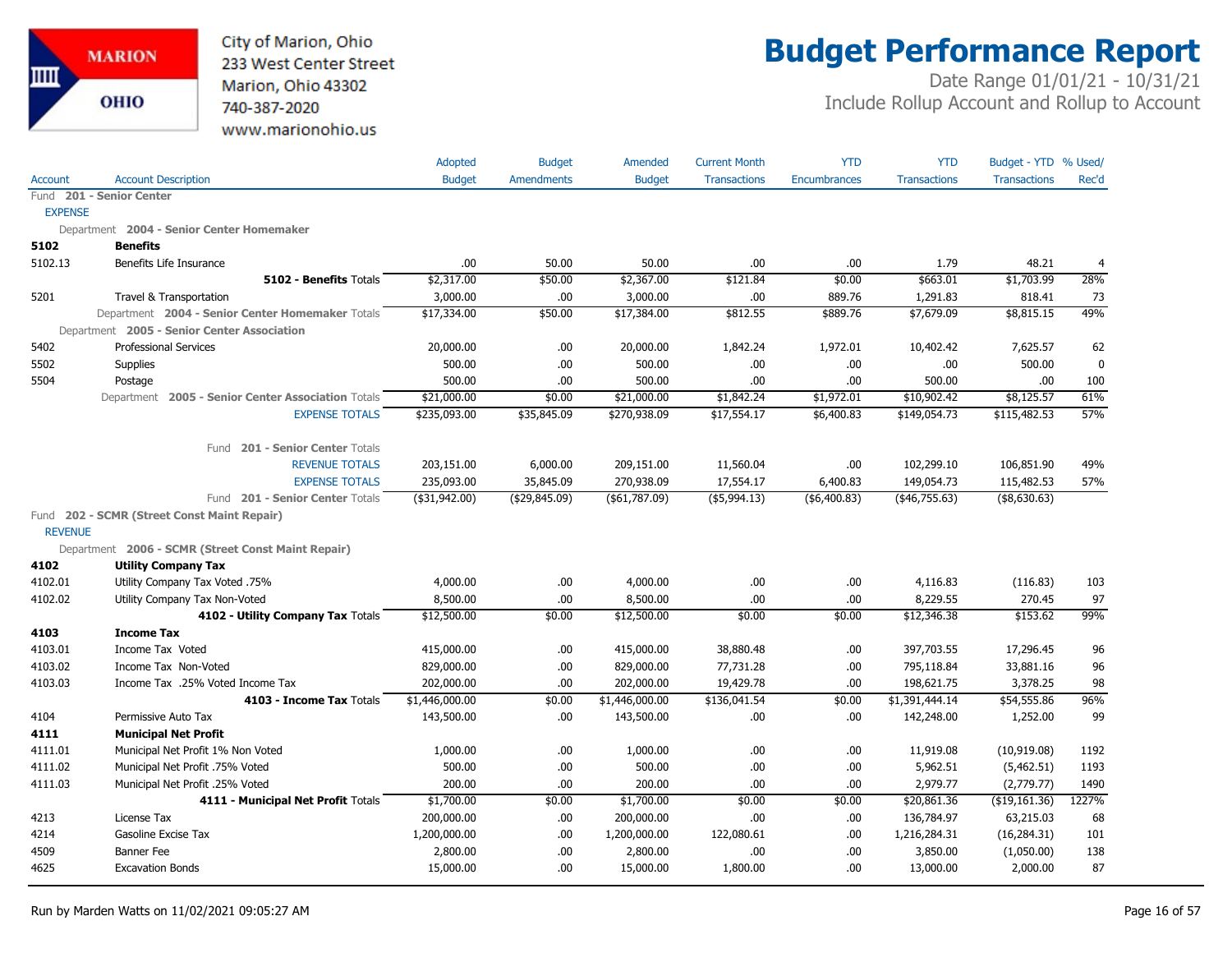# Budget Performance Report

City of Marion, Ohio
233 West Center Street
Marion, Ohio 43302
740-387-2020
www.marionohio.us

Date Range 01/01/21 - 10/31/21
Include Rollup Account and Rollup to Account

| Account | Account Description | Adopted Budget | Budget Amendments | Amended Budget | Current Month Transactions | YTD Encumbrances | YTD Transactions | Budget - YTD Transactions | % Used/ Rec'd |
|---|---|---|---|---|---|---|---|---|---|
| Fund **201 - Senior Center** | | | | | | | | | |
| EXPENSE | | | | | | | | | |
| Department **2004 - Senior Center Homemaker** | | | | | | | | | |
| **5102** | **Benefits** | | | | | | | | |
| 5102.13 | Benefits Life Insurance | .00 | 50.00 | 50.00 | .00 | .00 | 1.79 | 48.21 | 4 |
| | **5102 - Benefits** Totals | $2,317.00 | $50.00 | $2,367.00 | $121.84 | $0.00 | $663.01 | $1,703.99 | 28% |
| 5201 | Travel & Transportation | 3,000.00 | .00 | 3,000.00 | .00 | 889.76 | 1,291.83 | 818.41 | 73 |
| | Department **2004 - Senior Center Homemaker** Totals | $17,334.00 | $50.00 | $17,384.00 | $812.55 | $889.76 | $7,679.09 | $8,815.15 | 49% |
| Department **2005 - Senior Center Association** | | | | | | | | | |
| 5402 | Professional Services | 20,000.00 | .00 | 20,000.00 | 1,842.24 | 1,972.01 | 10,402.42 | 7,625.57 | 62 |
| 5502 | Supplies | 500.00 | .00 | 500.00 | .00 | .00 | .00 | 500.00 | 0 |
| 5504 | Postage | 500.00 | .00 | 500.00 | .00 | .00 | 500.00 | .00 | 100 |
| | Department **2005 - Senior Center Association** Totals | $21,000.00 | $0.00 | $21,000.00 | $1,842.24 | $1,972.01 | $10,902.42 | $8,125.57 | 61% |
| | EXPENSE TOTALS | $235,093.00 | $35,845.09 | $270,938.09 | $17,554.17 | $6,400.83 | $149,054.73 | $115,482.53 | 57% |
| | Fund **201 - Senior Center** Totals | | | | | | | | |
| | REVENUE TOTALS | 203,151.00 | 6,000.00 | 209,151.00 | 11,560.04 | .00 | 102,299.10 | 106,851.90 | 49% |
| | EXPENSE TOTALS | 235,093.00 | 35,845.09 | 270,938.09 | 17,554.17 | 6,400.83 | 149,054.73 | 115,482.53 | 57% |
| | Fund **201 - Senior Center** Totals | ($31,942.00) | ($29,845.09) | ($61,787.09) | ($5,994.13) | ($6,400.83) | ($46,755.63) | ($8,630.63) | |
| Fund **202 - SCMR (Street Const Maint Repair)** | | | | | | | | | |
| REVENUE | | | | | | | | | |
| Department **2006 - SCMR (Street Const Maint Repair)** | | | | | | | | | |
| **4102** | **Utility Company Tax** | | | | | | | | |
| 4102.01 | Utility Company Tax Voted .75% | 4,000.00 | .00 | 4,000.00 | .00 | .00 | 4,116.83 | (116.83) | 103 |
| 4102.02 | Utility Company Tax Non-Voted | 8,500.00 | .00 | 8,500.00 | .00 | .00 | 8,229.55 | 270.45 | 97 |
| | **4102 - Utility Company Tax** Totals | $12,500.00 | $0.00 | $12,500.00 | $0.00 | $0.00 | $12,346.38 | $153.62 | 99% |
| **4103** | **Income Tax** | | | | | | | | |
| 4103.01 | Income Tax Voted | 415,000.00 | .00 | 415,000.00 | 38,880.48 | .00 | 397,703.55 | 17,296.45 | 96 |
| 4103.02 | Income Tax Non-Voted | 829,000.00 | .00 | 829,000.00 | 77,731.28 | .00 | 795,118.84 | 33,881.16 | 96 |
| 4103.03 | Income Tax .25% Voted Income Tax | 202,000.00 | .00 | 202,000.00 | 19,429.78 | .00 | 198,621.75 | 3,378.25 | 98 |
| | **4103 - Income Tax** Totals | $1,446,000.00 | $0.00 | $1,446,000.00 | $136,041.54 | $0.00 | $1,391,444.14 | $54,555.86 | 96% |
| 4104 | Permissive Auto Tax | 143,500.00 | .00 | 143,500.00 | .00 | .00 | 142,248.00 | 1,252.00 | 99 |
| **4111** | **Municipal Net Profit** | | | | | | | | |
| 4111.01 | Municipal Net Profit 1% Non Voted | 1,000.00 | .00 | 1,000.00 | .00 | .00 | 11,919.08 | (10,919.08) | 1192 |
| 4111.02 | Municipal Net Profit .75% Voted | 500.00 | .00 | 500.00 | .00 | .00 | 5,962.51 | (5,462.51) | 1193 |
| 4111.03 | Municipal Net Profit .25% Voted | 200.00 | .00 | 200.00 | .00 | .00 | 2,979.77 | (2,779.77) | 1490 |
| | **4111 - Municipal Net Profit** Totals | $1,700.00 | $0.00 | $1,700.00 | $0.00 | $0.00 | $20,861.36 | ($19,161.36) | 1227% |
| 4213 | License Tax | 200,000.00 | .00 | 200,000.00 | .00 | .00 | 136,784.97 | 63,215.03 | 68 |
| 4214 | Gasoline Excise Tax | 1,200,000.00 | .00 | 1,200,000.00 | 122,080.61 | .00 | 1,216,284.31 | (16,284.31) | 101 |
| 4509 | Banner Fee | 2,800.00 | .00 | 2,800.00 | .00 | .00 | 3,850.00 | (1,050.00) | 138 |
| 4625 | Excavation Bonds | 15,000.00 | .00 | 15,000.00 | 1,800.00 | .00 | 13,000.00 | 2,000.00 | 87 |

Run by Marden Watts on 11/02/2021 09:05:27 AM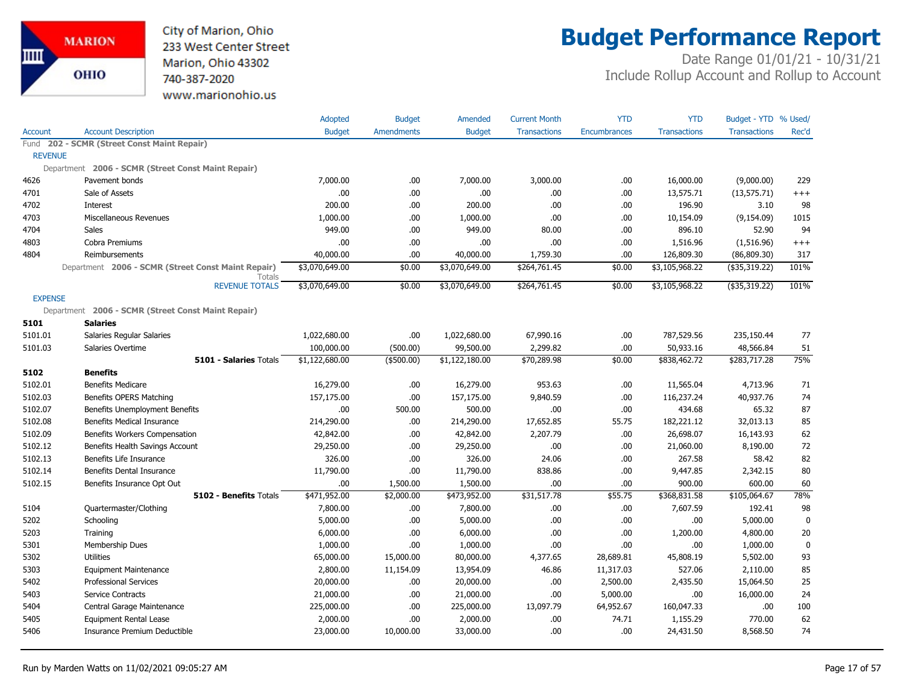# Budget Performance Report

City of Marion, Ohio
233 West Center Street
Marion, Ohio 43302
740-387-2020
www.marionohio.us

Date Range 01/01/21 - 10/31/21
Include Rollup Account and Rollup to Account

| Account | Account Description | Adopted Budget | Budget Amendments | Amended Budget | Current Month Transactions | YTD Encumbrances | YTD Transactions | Budget - YTD Transactions | % Used/ Rec'd |
|---|---|---|---|---|---|---|---|---|---|
| Fund 202 - SCMR (Street Const Maint Repair) | | | | | | | | | |
| REVENUE | | | | | | | | | |
| Department 2006 - SCMR (Street Const Maint Repair) | | | | | | | | | |
| 4626 | Pavement bonds | 7,000.00 | .00 | 7,000.00 | 3,000.00 | .00 | 16,000.00 | (9,000.00) | 229 |
| 4701 | Sale of Assets | .00 | .00 | .00 | .00 | .00 | 13,575.71 | (13,575.71) | +++ |
| 4702 | Interest | 200.00 | .00 | 200.00 | .00 | .00 | 196.90 | 3.10 | 98 |
| 4703 | Miscellaneous Revenues | 1,000.00 | .00 | 1,000.00 | .00 | .00 | 10,154.09 | (9,154.09) | 1015 |
| 4704 | Sales | 949.00 | .00 | 949.00 | 80.00 | .00 | 896.10 | 52.90 | 94 |
| 4803 | Cobra Premiums | .00 | .00 | .00 | .00 | .00 | 1,516.96 | (1,516.96) | +++ |
| 4804 | Reimbursements | 40,000.00 | .00 | 40,000.00 | 1,759.30 | .00 | 126,809.30 | (86,809.30) | 317 |
| | Department 2006 - SCMR (Street Const Maint Repair) Totals | $3,070,649.00 | $0.00 | $3,070,649.00 | $264,761.45 | $0.00 | $3,105,968.22 | ($35,319.22) | 101% |
| | REVENUE TOTALS | $3,070,649.00 | $0.00 | $3,070,649.00 | $264,761.45 | $0.00 | $3,105,968.22 | ($35,319.22) | 101% |
| EXPENSE | | | | | | | | | |
| Department 2006 - SCMR (Street Const Maint Repair) | | | | | | | | | |
| **5101** | **Salaries** | | | | | | | | |
| 5101.01 | Salaries Regular Salaries | 1,022,680.00 | .00 | 1,022,680.00 | 67,990.16 | .00 | 787,529.56 | 235,150.44 | 77 |
| 5101.03 | Salaries Overtime | 100,000.00 | (500.00) | 99,500.00 | 2,299.82 | .00 | 50,933.16 | 48,566.84 | 51 |
| | **5101 - Salaries** Totals | $1,122,680.00 | ($500.00) | $1,122,180.00 | $70,289.98 | $0.00 | $838,462.72 | $283,717.28 | 75% |
| **5102** | **Benefits** | | | | | | | | |
| 5102.01 | Benefits Medicare | 16,279.00 | .00 | 16,279.00 | 953.63 | .00 | 11,565.04 | 4,713.96 | 71 |
| 5102.03 | Benefits OPERS Matching | 157,175.00 | .00 | 157,175.00 | 9,840.59 | .00 | 116,237.24 | 40,937.76 | 74 |
| 5102.07 | Benefits Unemployment Benefits | .00 | 500.00 | 500.00 | .00 | .00 | 434.68 | 65.32 | 87 |
| 5102.08 | Benefits Medical Insurance | 214,290.00 | .00 | 214,290.00 | 17,652.85 | 55.75 | 182,221.12 | 32,013.13 | 85 |
| 5102.09 | Benefits Workers Compensation | 42,842.00 | .00 | 42,842.00 | 2,207.79 | .00 | 26,698.07 | 16,143.93 | 62 |
| 5102.12 | Benefits Health Savings Account | 29,250.00 | .00 | 29,250.00 | .00 | .00 | 21,060.00 | 8,190.00 | 72 |
| 5102.13 | Benefits Life Insurance | 326.00 | .00 | 326.00 | 24.06 | .00 | 267.58 | 58.42 | 82 |
| 5102.14 | Benefits Dental Insurance | 11,790.00 | .00 | 11,790.00 | 838.86 | .00 | 9,447.85 | 2,342.15 | 80 |
| 5102.15 | Benefits Insurance Opt Out | .00 | 1,500.00 | 1,500.00 | .00 | .00 | 900.00 | 600.00 | 60 |
| | **5102 - Benefits** Totals | $471,952.00 | $2,000.00 | $473,952.00 | $31,517.78 | $55.75 | $368,831.58 | $105,064.67 | 78% |
| 5104 | Quartermaster/Clothing | 7,800.00 | .00 | 7,800.00 | .00 | .00 | 7,607.59 | 192.41 | 98 |
| 5202 | Schooling | 5,000.00 | .00 | 5,000.00 | .00 | .00 | .00 | 5,000.00 | 0 |
| 5203 | Training | 6,000.00 | .00 | 6,000.00 | .00 | .00 | 1,200.00 | 4,800.00 | 20 |
| 5301 | Membership Dues | 1,000.00 | .00 | 1,000.00 | .00 | .00 | .00 | 1,000.00 | 0 |
| 5302 | Utilities | 65,000.00 | 15,000.00 | 80,000.00 | 4,377.65 | 28,689.81 | 45,808.19 | 5,502.00 | 93 |
| 5303 | Equipment Maintenance | 2,800.00 | 11,154.09 | 13,954.09 | 46.86 | 11,317.03 | 527.06 | 2,110.00 | 85 |
| 5402 | Professional Services | 20,000.00 | .00 | 20,000.00 | .00 | 2,500.00 | 2,435.50 | 15,064.50 | 25 |
| 5403 | Service Contracts | 21,000.00 | .00 | 21,000.00 | .00 | 5,000.00 | .00 | 16,000.00 | 24 |
| 5404 | Central Garage Maintenance | 225,000.00 | .00 | 225,000.00 | 13,097.79 | 64,952.67 | 160,047.33 | .00 | 100 |
| 5405 | Equipment Rental Lease | 2,000.00 | .00 | 2,000.00 | .00 | 74.71 | 1,155.29 | 770.00 | 62 |
| 5406 | Insurance Premium Deductible | 23,000.00 | 10,000.00 | 33,000.00 | .00 | .00 | 24,431.50 | 8,568.50 | 74 |

Run by Marden Watts on 11/02/2021 09:05:27 AM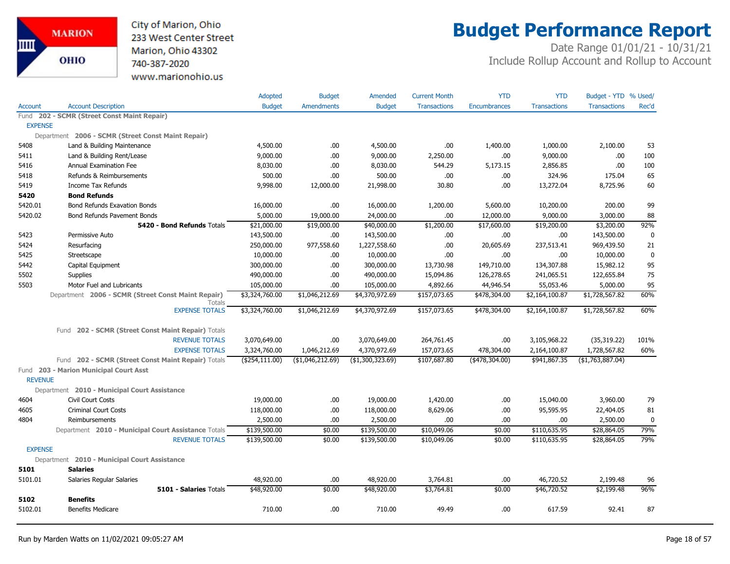City of Marion, Ohio
233 West Center Street
Marion, Ohio 43302
740-387-2020
www.marionohio.us

# Budget Performance Report

Date Range 01/01/21 - 10/31/21
Include Rollup Account and Rollup to Account

| Account | Account Description | Adopted Budget | Budget Amendments | Amended Budget | Current Month Transactions | YTD Encumbrances | YTD Transactions | Budget - YTD Transactions | % Used/ Rec'd |
|---|---|---|---|---|---|---|---|---|---|
| Fund 202 - SCMR (Street Const Maint Repair) | | | | | | | | | |
| EXPENSE | | | | | | | | | |
| Department 2006 - SCMR (Street Const Maint Repair) | | | | | | | | | |
| 5408 | Land & Building Maintenance | 4,500.00 | .00 | 4,500.00 | .00 | 1,400.00 | 1,000.00 | 2,100.00 | 53 |
| 5411 | Land & Building Rent/Lease | 9,000.00 | .00 | 9,000.00 | 2,250.00 | .00 | 9,000.00 | .00 | 100 |
| 5416 | Annual Examination Fee | 8,030.00 | .00 | 8,030.00 | 544.29 | 5,173.15 | 2,856.85 | .00 | 100 |
| 5418 | Refunds & Reimbursements | 500.00 | .00 | 500.00 | .00 | .00 | 324.96 | 175.04 | 65 |
| 5419 | Income Tax Refunds | 9,998.00 | 12,000.00 | 21,998.00 | 30.80 | .00 | 13,272.04 | 8,725.96 | 60 |
| **5420** | **Bond Refunds** | | | | | | | | |
| 5420.01 | Bond Refunds Exavation Bonds | 16,000.00 | .00 | 16,000.00 | 1,200.00 | 5,600.00 | 10,200.00 | 200.00 | 99 |
| 5420.02 | Bond Refunds Pavement Bonds | 5,000.00 | 19,000.00 | 24,000.00 | .00 | 12,000.00 | 9,000.00 | 3,000.00 | 88 |
| | **5420 - Bond Refunds** Totals | $21,000.00 | $19,000.00 | $40,000.00 | $1,200.00 | $17,600.00 | $19,200.00 | $3,200.00 | 92% |
| 5423 | Permissive Auto | 143,500.00 | .00 | 143,500.00 | .00 | .00 | .00 | 143,500.00 | 0 |
| 5424 | Resurfacing | 250,000.00 | 977,558.60 | 1,227,558.60 | .00 | 20,605.69 | 237,513.41 | 969,439.50 | 21 |
| 5425 | Streetscape | 10,000.00 | .00 | 10,000.00 | .00 | .00 | .00 | 10,000.00 | 0 |
| 5442 | Capital Equipment | 300,000.00 | .00 | 300,000.00 | 13,730.98 | 149,710.00 | 134,307.88 | 15,982.12 | 95 |
| 5502 | Supplies | 490,000.00 | .00 | 490,000.00 | 15,094.86 | 126,278.65 | 241,065.51 | 122,655.84 | 75 |
| 5503 | Motor Fuel and Lubricants | 105,000.00 | .00 | 105,000.00 | 4,892.66 | 44,946.54 | 55,053.46 | 5,000.00 | 95 |
| | Department 2006 - SCMR (Street Const Maint Repair) Totals | $3,324,760.00 | $1,046,212.69 | $4,370,972.69 | $157,073.65 | $478,304.00 | $2,164,100.87 | $1,728,567.82 | 60% |
| | EXPENSE TOTALS | $3,324,760.00 | $1,046,212.69 | $4,370,972.69 | $157,073.65 | $478,304.00 | $2,164,100.87 | $1,728,567.82 | 60% |
| | Fund 202 - SCMR (Street Const Maint Repair) Totals | | | | | | | | |
| | REVENUE TOTALS | 3,070,649.00 | .00 | 3,070,649.00 | 264,761.45 | .00 | 3,105,968.22 | (35,319.22) | 101% |
| | EXPENSE TOTALS | 3,324,760.00 | 1,046,212.69 | 4,370,972.69 | 157,073.65 | 478,304.00 | 2,164,100.87 | 1,728,567.82 | 60% |
| | Fund 202 - SCMR (Street Const Maint Repair) Totals | ($254,111.00) | ($1,046,212.69) | ($1,300,323.69) | $107,687.80 | ($478,304.00) | $941,867.35 | ($1,763,887.04) | |
| Fund 203 - Marion Municipal Court Asst | | | | | | | | | |
| REVENUE | | | | | | | | | |
| Department 2010 - Municipal Court Assistance | | | | | | | | | |
| 4604 | Civil Court Costs | 19,000.00 | .00 | 19,000.00 | 1,420.00 | .00 | 15,040.00 | 3,960.00 | 79 |
| 4605 | Criminal Court Costs | 118,000.00 | .00 | 118,000.00 | 8,629.06 | .00 | 95,595.95 | 22,404.05 | 81 |
| 4804 | Reimbursements | 2,500.00 | .00 | 2,500.00 | .00 | .00 | .00 | 2,500.00 | 0 |
| | Department 2010 - Municipal Court Assistance Totals | $139,500.00 | $0.00 | $139,500.00 | $10,049.06 | $0.00 | $110,635.95 | $28,864.05 | 79% |
| | REVENUE TOTALS | $139,500.00 | $0.00 | $139,500.00 | $10,049.06 | $0.00 | $110,635.95 | $28,864.05 | 79% |
| EXPENSE | | | | | | | | | |
| Department 2010 - Municipal Court Assistance | | | | | | | | | |
| **5101** | **Salaries** | | | | | | | | |
| 5101.01 | Salaries Regular Salaries | 48,920.00 | .00 | 48,920.00 | 3,764.81 | .00 | 46,720.52 | 2,199.48 | 96 |
| | **5101 - Salaries** Totals | $48,920.00 | $0.00 | $48,920.00 | $3,764.81 | $0.00 | $46,720.52 | $2,199.48 | 96% |
| **5102** | **Benefits** | | | | | | | | |
| 5102.01 | Benefits Medicare | 710.00 | .00 | 710.00 | 49.49 | .00 | 617.59 | 92.41 | 87 |

Run by Marden Watts on 11/02/2021 09:05:27 AM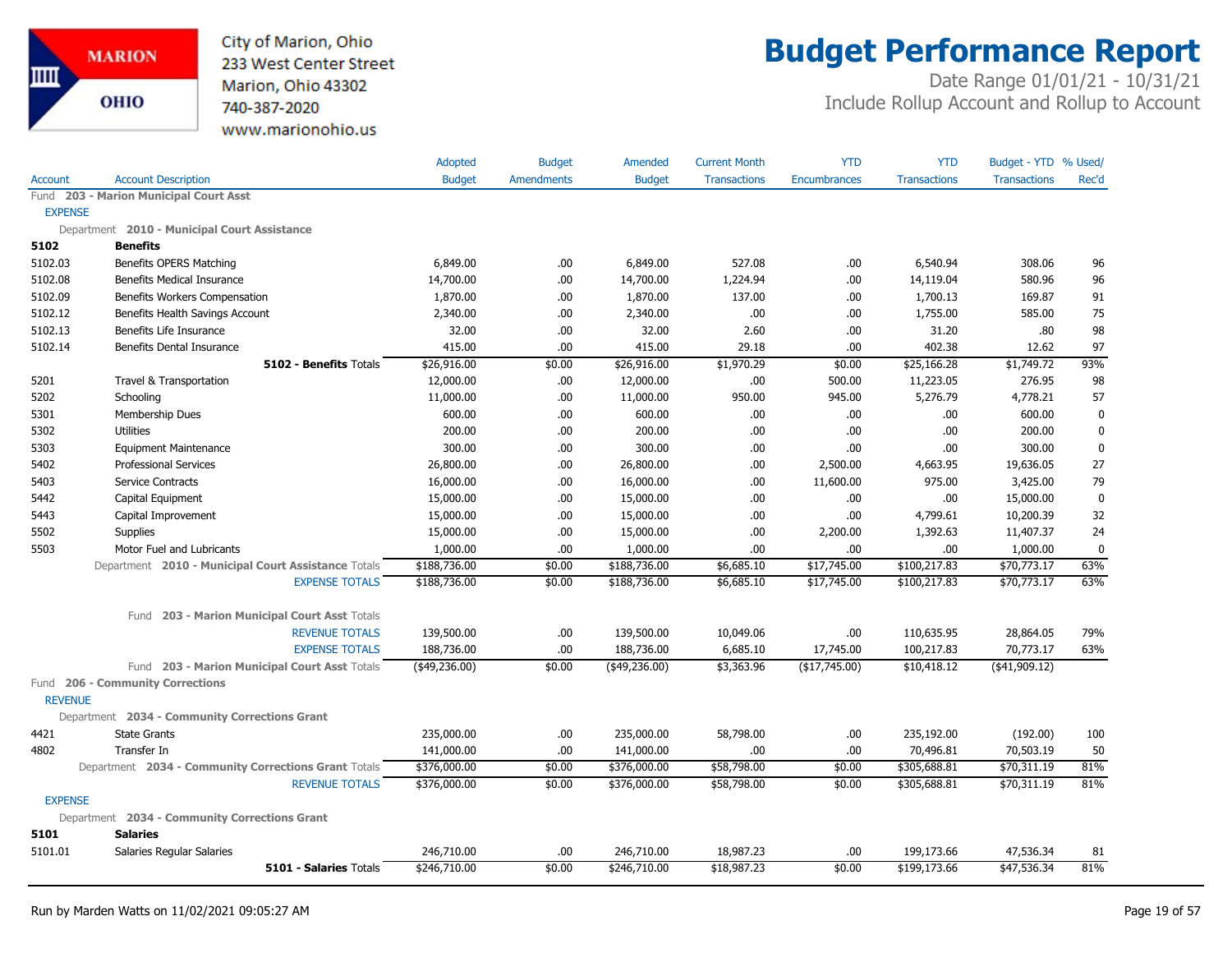City of Marion, Ohio
233 West Center Street
Marion, Ohio 43302
740-387-2020
www.marionohio.us

# Budget Performance Report

Date Range 01/01/21 - 10/31/21
Include Rollup Account and Rollup to Account

| Account | Account Description | Adopted Budget | Budget Amendments | Amended Budget | Current Month Transactions | YTD Encumbrances | YTD Transactions | Budget - YTD Transactions | % Used/ Rec'd |
|---|---|---|---|---|---|---|---|---|---|
| Fund **203 - Marion Municipal Court Asst** | | | | | | | | | |
| EXPENSE | | | | | | | | | |
| Department **2010 - Municipal Court Assistance** | | | | | | | | | |
| **5102** | **Benefits** | | | | | | | | |
| 5102.03 | Benefits OPERS Matching | 6,849.00 | .00 | 6,849.00 | 527.08 | .00 | 6,540.94 | 308.06 | 96 |
| 5102.08 | Benefits Medical Insurance | 14,700.00 | .00 | 14,700.00 | 1,224.94 | .00 | 14,119.04 | 580.96 | 96 |
| 5102.09 | Benefits Workers Compensation | 1,870.00 | .00 | 1,870.00 | 137.00 | .00 | 1,700.13 | 169.87 | 91 |
| 5102.12 | Benefits Health Savings Account | 2,340.00 | .00 | 2,340.00 | .00 | .00 | 1,755.00 | 585.00 | 75 |
| 5102.13 | Benefits Life Insurance | 32.00 | .00 | 32.00 | 2.60 | .00 | 31.20 | .80 | 98 |
| 5102.14 | Benefits Dental Insurance | 415.00 | .00 | 415.00 | 29.18 | .00 | 402.38 | 12.62 | 97 |
| | **5102 - Benefits** Totals | $26,916.00 | $0.00 | $26,916.00 | $1,970.29 | $0.00 | $25,166.28 | $1,749.72 | 93% |
| 5201 | Travel & Transportation | 12,000.00 | .00 | 12,000.00 | .00 | 500.00 | 11,223.05 | 276.95 | 98 |
| 5202 | Schooling | 11,000.00 | .00 | 11,000.00 | 950.00 | 945.00 | 5,276.79 | 4,778.21 | 57 |
| 5301 | Membership Dues | 600.00 | .00 | 600.00 | .00 | .00 | .00 | 600.00 | 0 |
| 5302 | Utilities | 200.00 | .00 | 200.00 | .00 | .00 | .00 | 200.00 | 0 |
| 5303 | Equipment Maintenance | 300.00 | .00 | 300.00 | .00 | .00 | .00 | 300.00 | 0 |
| 5402 | Professional Services | 26,800.00 | .00 | 26,800.00 | .00 | 2,500.00 | 4,663.95 | 19,636.05 | 27 |
| 5403 | Service Contracts | 16,000.00 | .00 | 16,000.00 | .00 | 11,600.00 | 975.00 | 3,425.00 | 79 |
| 5442 | Capital Equipment | 15,000.00 | .00 | 15,000.00 | .00 | .00 | .00 | 15,000.00 | 0 |
| 5443 | Capital Improvement | 15,000.00 | .00 | 15,000.00 | .00 | .00 | 4,799.61 | 10,200.39 | 32 |
| 5502 | Supplies | 15,000.00 | .00 | 15,000.00 | .00 | 2,200.00 | 1,392.63 | 11,407.37 | 24 |
| 5503 | Motor Fuel and Lubricants | 1,000.00 | .00 | 1,000.00 | .00 | .00 | .00 | 1,000.00 | 0 |
| | Department **2010 - Municipal Court Assistance** Totals | $188,736.00 | $0.00 | $188,736.00 | $6,685.10 | $17,745.00 | $100,217.83 | $70,773.17 | 63% |
| | EXPENSE TOTALS | $188,736.00 | $0.00 | $188,736.00 | $6,685.10 | $17,745.00 | $100,217.83 | $70,773.17 | 63% |
| | Fund **203 - Marion Municipal Court Asst** Totals | | | | | | | | |
| | REVENUE TOTALS | 139,500.00 | .00 | 139,500.00 | 10,049.06 | .00 | 110,635.95 | 28,864.05 | 79% |
| | EXPENSE TOTALS | 188,736.00 | .00 | 188,736.00 | 6,685.10 | 17,745.00 | 100,217.83 | 70,773.17 | 63% |
| | Fund **203 - Marion Municipal Court Asst** Totals | ($49,236.00) | $0.00 | ($49,236.00) | $3,363.96 | ($17,745.00) | $10,418.12 | ($41,909.12) | |
| Fund **206 - Community Corrections** | | | | | | | | | |
| REVENUE | | | | | | | | | |
| Department **2034 - Community Corrections Grant** | | | | | | | | | |
| 4421 | State Grants | 235,000.00 | .00 | 235,000.00 | 58,798.00 | .00 | 235,192.00 | (192.00) | 100 |
| 4802 | Transfer In | 141,000.00 | .00 | 141,000.00 | .00 | .00 | 70,496.81 | 70,503.19 | 50 |
| | Department **2034 - Community Corrections Grant** Totals | $376,000.00 | $0.00 | $376,000.00 | $58,798.00 | $0.00 | $305,688.81 | $70,311.19 | 81% |
| | REVENUE TOTALS | $376,000.00 | $0.00 | $376,000.00 | $58,798.00 | $0.00 | $305,688.81 | $70,311.19 | 81% |
| EXPENSE | | | | | | | | | |
| Department **2034 - Community Corrections Grant** | | | | | | | | | |
| **5101** | **Salaries** | | | | | | | | |
| 5101.01 | Salaries Regular Salaries | 246,710.00 | .00 | 246,710.00 | 18,987.23 | .00 | 199,173.66 | 47,536.34 | 81 |
| | **5101 - Salaries** Totals | $246,710.00 | $0.00 | $246,710.00 | $18,987.23 | $0.00 | $199,173.66 | $47,536.34 | 81% |

Run by Marden Watts on 11/02/2021 09:05:27 AM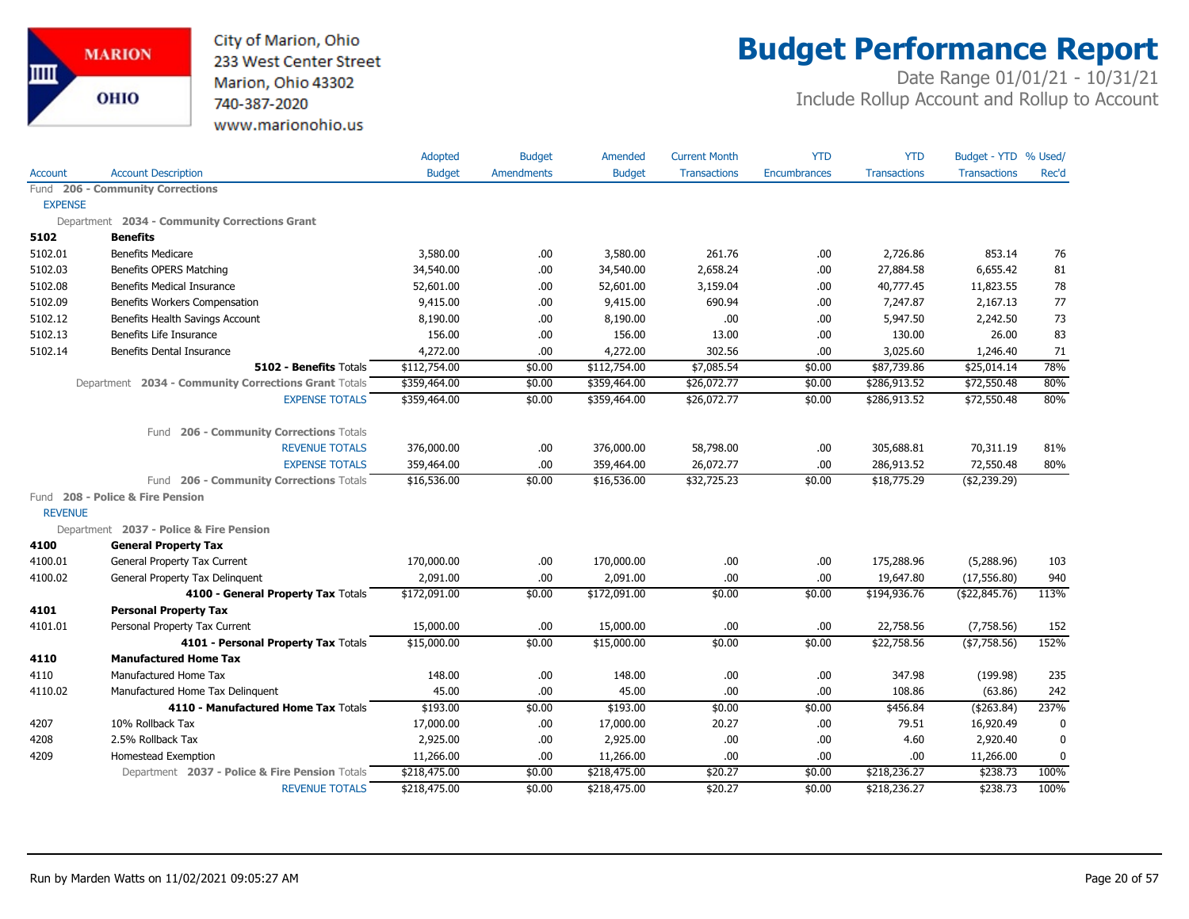City of Marion, Ohio
233 West Center Street
Marion, Ohio 43302
740-387-2020
www.marionohio.us

# Budget Performance Report

Date Range 01/01/21 - 10/31/21
Include Rollup Account and Rollup to Account

| Account | Account Description | Adopted Budget | Budget Amendments | Amended Budget | Current Month Transactions | YTD Encumbrances | YTD Transactions | Budget - YTD Transactions | % Used/ Rec'd |
|---|---|---|---|---|---|---|---|---|---|
| Fund 206 - Community Corrections | | | | | | | | | |
| EXPENSE | | | | | | | | | |
| Department 2034 - Community Corrections Grant | | | | | | | | | |
| **5102** | **Benefits** | | | | | | | | |
| 5102.01 | Benefits Medicare | 3,580.00 | .00 | 3,580.00 | 261.76 | .00 | 2,726.86 | 853.14 | 76 |
| 5102.03 | Benefits OPERS Matching | 34,540.00 | .00 | 34,540.00 | 2,658.24 | .00 | 27,884.58 | 6,655.42 | 81 |
| 5102.08 | Benefits Medical Insurance | 52,601.00 | .00 | 52,601.00 | 3,159.04 | .00 | 40,777.45 | 11,823.55 | 78 |
| 5102.09 | Benefits Workers Compensation | 9,415.00 | .00 | 9,415.00 | 690.94 | .00 | 7,247.87 | 2,167.13 | 77 |
| 5102.12 | Benefits Health Savings Account | 8,190.00 | .00 | 8,190.00 | .00 | .00 | 5,947.50 | 2,242.50 | 73 |
| 5102.13 | Benefits Life Insurance | 156.00 | .00 | 156.00 | 13.00 | .00 | 130.00 | 26.00 | 83 |
| 5102.14 | Benefits Dental Insurance | 4,272.00 | .00 | 4,272.00 | 302.56 | .00 | 3,025.60 | 1,246.40 | 71 |
| | **5102 - Benefits** Totals | $112,754.00 | $0.00 | $112,754.00 | $7,085.54 | $0.00 | $87,739.86 | $25,014.14 | 78% |
| | Department 2034 - Community Corrections Grant Totals | $359,464.00 | $0.00 | $359,464.00 | $26,072.77 | $0.00 | $286,913.52 | $72,550.48 | 80% |
| | EXPENSE TOTALS | $359,464.00 | $0.00 | $359,464.00 | $26,072.77 | $0.00 | $286,913.52 | $72,550.48 | 80% |
| | Fund 206 - Community Corrections Totals | | | | | | | | |
| | REVENUE TOTALS | 376,000.00 | .00 | 376,000.00 | 58,798.00 | .00 | 305,688.81 | 70,311.19 | 81% |
| | EXPENSE TOTALS | 359,464.00 | .00 | 359,464.00 | 26,072.77 | .00 | 286,913.52 | 72,550.48 | 80% |
| | Fund 206 - Community Corrections Totals | $16,536.00 | $0.00 | $16,536.00 | $32,725.23 | $0.00 | $18,775.29 | ($2,239.29) | |
| Fund 208 - Police & Fire Pension | | | | | | | | | |
| REVENUE | | | | | | | | | |
| Department 2037 - Police & Fire Pension | | | | | | | | | |
| **4100** | **General Property Tax** | | | | | | | | |
| 4100.01 | General Property Tax Current | 170,000.00 | .00 | 170,000.00 | .00 | .00 | 175,288.96 | (5,288.96) | 103 |
| 4100.02 | General Property Tax Delinquent | 2,091.00 | .00 | 2,091.00 | .00 | .00 | 19,647.80 | (17,556.80) | 940 |
| | **4100 - General Property Tax** Totals | $172,091.00 | $0.00 | $172,091.00 | $0.00 | $0.00 | $194,936.76 | ($22,845.76) | 113% |
| **4101** | **Personal Property Tax** | | | | | | | | |
| 4101.01 | Personal Property Tax Current | 15,000.00 | .00 | 15,000.00 | .00 | .00 | 22,758.56 | (7,758.56) | 152 |
| | **4101 - Personal Property Tax** Totals | $15,000.00 | $0.00 | $15,000.00 | $0.00 | $0.00 | $22,758.56 | ($7,758.56) | 152% |
| **4110** | **Manufactured Home Tax** | | | | | | | | |
| 4110 | Manufactured Home Tax | 148.00 | .00 | 148.00 | .00 | .00 | 347.98 | (199.98) | 235 |
| 4110.02 | Manufactured Home Tax Delinquent | 45.00 | .00 | 45.00 | .00 | .00 | 108.86 | (63.86) | 242 |
| | **4110 - Manufactured Home Tax** Totals | $193.00 | $0.00 | $193.00 | $0.00 | $0.00 | $456.84 | ($263.84) | 237% |
| 4207 | 10% Rollback Tax | 17,000.00 | .00 | 17,000.00 | 20.27 | .00 | 79.51 | 16,920.49 | 0 |
| 4208 | 2.5% Rollback Tax | 2,925.00 | .00 | 2,925.00 | .00 | .00 | 4.60 | 2,920.40 | 0 |
| 4209 | Homestead Exemption | 11,266.00 | .00 | 11,266.00 | .00 | .00 | .00 | 11,266.00 | 0 |
| | Department 2037 - Police & Fire Pension Totals | $218,475.00 | $0.00 | $218,475.00 | $20.27 | $0.00 | $218,236.27 | $238.73 | 100% |
| | REVENUE TOTALS | $218,475.00 | $0.00 | $218,475.00 | $20.27 | $0.00 | $218,236.27 | $238.73 | 100% |

Run by Marden Watts on 11/02/2021 09:05:27 AM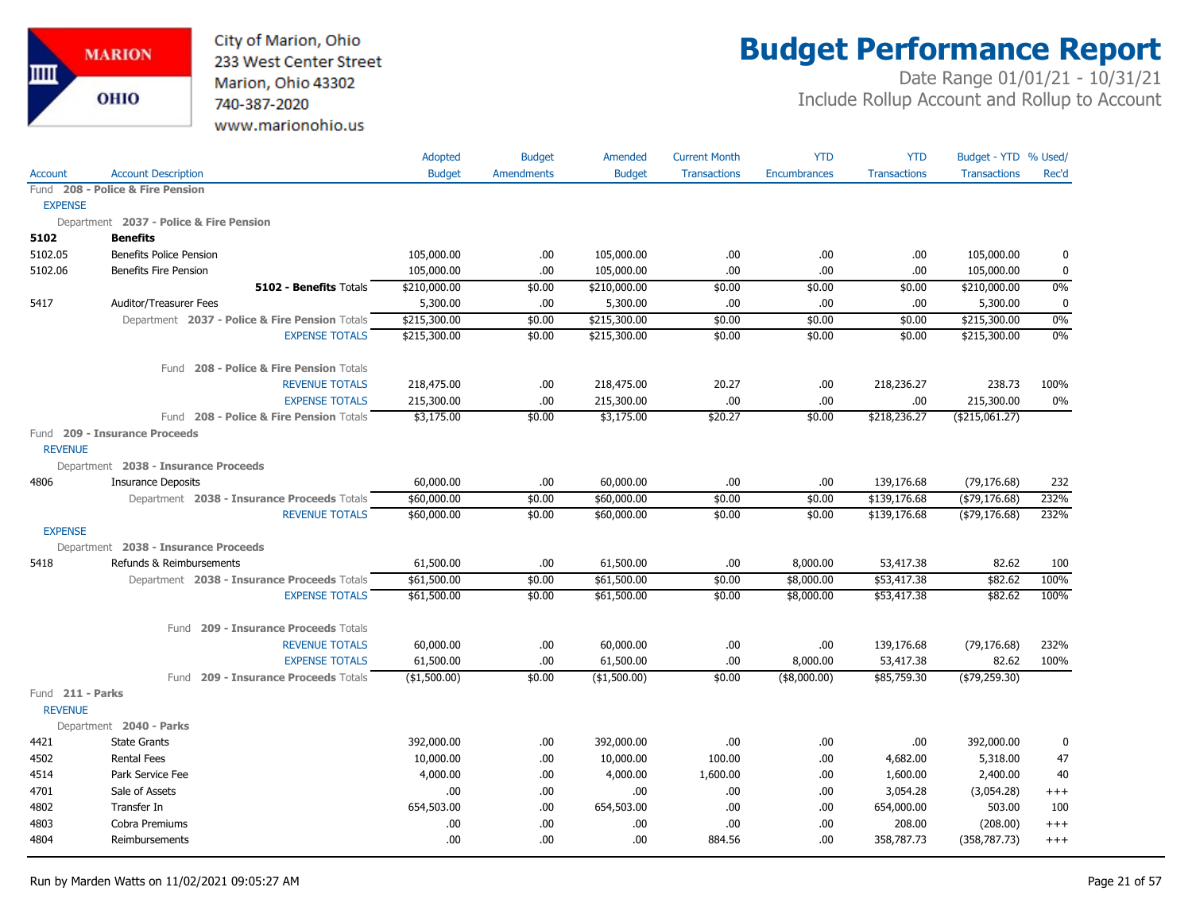City of Marion, Ohio
233 West Center Street
Marion, Ohio 43302
740-387-2020
www.marionohio.us

# Budget Performance Report

Date Range 01/01/21 - 10/31/21
Include Rollup Account and Rollup to Account

| Account | Account Description | Adopted Budget | Budget Amendments | Amended Budget | Current Month Transactions | YTD Encumbrances | YTD Transactions | Budget - YTD Transactions | % Used/ Rec'd |
|---|---|---|---|---|---|---|---|---|---|
| Fund **208 - Police & Fire Pension** | | | | | | | | | |
| EXPENSE | | | | | | | | | |
| Department **2037 - Police & Fire Pension** | | | | | | | | | |
| **5102** | **Benefits** | | | | | | | | |
| 5102.05 | Benefits Police Pension | 105,000.00 | .00 | 105,000.00 | .00 | .00 | .00 | 105,000.00 | 0 |
| 5102.06 | Benefits Fire Pension | 105,000.00 | .00 | 105,000.00 | .00 | .00 | .00 | 105,000.00 | 0 |
| | **5102 - Benefits** Totals | $210,000.00 | $0.00 | $210,000.00 | $0.00 | $0.00 | $0.00 | $210,000.00 | 0% |
| 5417 | Auditor/Treasurer Fees | 5,300.00 | .00 | 5,300.00 | .00 | .00 | .00 | 5,300.00 | 0 |
| | Department **2037 - Police & Fire Pension** Totals | $215,300.00 | $0.00 | $215,300.00 | $0.00 | $0.00 | $0.00 | $215,300.00 | 0% |
| | EXPENSE TOTALS | $215,300.00 | $0.00 | $215,300.00 | $0.00 | $0.00 | $0.00 | $215,300.00 | 0% |
| | Fund **208 - Police & Fire Pension** Totals | | | | | | | | |
| | REVENUE TOTALS | 218,475.00 | .00 | 218,475.00 | 20.27 | .00 | 218,236.27 | 238.73 | 100% |
| | EXPENSE TOTALS | 215,300.00 | .00 | 215,300.00 | .00 | .00 | .00 | 215,300.00 | 0% |
| | Fund **208 - Police & Fire Pension** Totals | $3,175.00 | $0.00 | $3,175.00 | $20.27 | $0.00 | $218,236.27 | ($215,061.27) | |
| Fund **209 - Insurance Proceeds** | | | | | | | | | |
| REVENUE | | | | | | | | | |
| Department **2038 - Insurance Proceeds** | | | | | | | | | |
| 4806 | Insurance Deposits | 60,000.00 | .00 | 60,000.00 | .00 | .00 | 139,176.68 | (79,176.68) | 232 |
| | Department **2038 - Insurance Proceeds** Totals | $60,000.00 | $0.00 | $60,000.00 | $0.00 | $0.00 | $139,176.68 | ($79,176.68) | 232% |
| | REVENUE TOTALS | $60,000.00 | $0.00 | $60,000.00 | $0.00 | $0.00 | $139,176.68 | ($79,176.68) | 232% |
| EXPENSE | | | | | | | | | |
| Department **2038 - Insurance Proceeds** | | | | | | | | | |
| 5418 | Refunds & Reimbursements | 61,500.00 | .00 | 61,500.00 | .00 | 8,000.00 | 53,417.38 | 82.62 | 100 |
| | Department **2038 - Insurance Proceeds** Totals | $61,500.00 | $0.00 | $61,500.00 | $0.00 | $8,000.00 | $53,417.38 | $82.62 | 100% |
| | EXPENSE TOTALS | $61,500.00 | $0.00 | $61,500.00 | $0.00 | $8,000.00 | $53,417.38 | $82.62 | 100% |
| | Fund **209 - Insurance Proceeds** Totals | | | | | | | | |
| | REVENUE TOTALS | 60,000.00 | .00 | 60,000.00 | .00 | .00 | 139,176.68 | (79,176.68) | 232% |
| | EXPENSE TOTALS | 61,500.00 | .00 | 61,500.00 | .00 | 8,000.00 | 53,417.38 | 82.62 | 100% |
| | Fund **209 - Insurance Proceeds** Totals | ($1,500.00) | $0.00 | ($1,500.00) | $0.00 | ($8,000.00) | $85,759.30 | ($79,259.30) | |
| Fund **211 - Parks** | | | | | | | | | |
| REVENUE | | | | | | | | | |
| Department **2040 - Parks** | | | | | | | | | |
| 4421 | State Grants | 392,000.00 | .00 | 392,000.00 | .00 | .00 | .00 | 392,000.00 | 0 |
| 4502 | Rental Fees | 10,000.00 | .00 | 10,000.00 | 100.00 | .00 | 4,682.00 | 5,318.00 | 47 |
| 4514 | Park Service Fee | 4,000.00 | .00 | 4,000.00 | 1,600.00 | .00 | 1,600.00 | 2,400.00 | 40 |
| 4701 | Sale of Assets | .00 | .00 | .00 | .00 | .00 | 3,054.28 | (3,054.28) | +++ |
| 4802 | Transfer In | 654,503.00 | .00 | 654,503.00 | .00 | .00 | 654,000.00 | 503.00 | 100 |
| 4803 | Cobra Premiums | .00 | .00 | .00 | .00 | .00 | 208.00 | (208.00) | +++ |
| 4804 | Reimbursements | .00 | .00 | .00 | 884.56 | .00 | 358,787.73 | (358,787.73) | +++ |

Run by Marden Watts on 11/02/2021 09:05:27 AM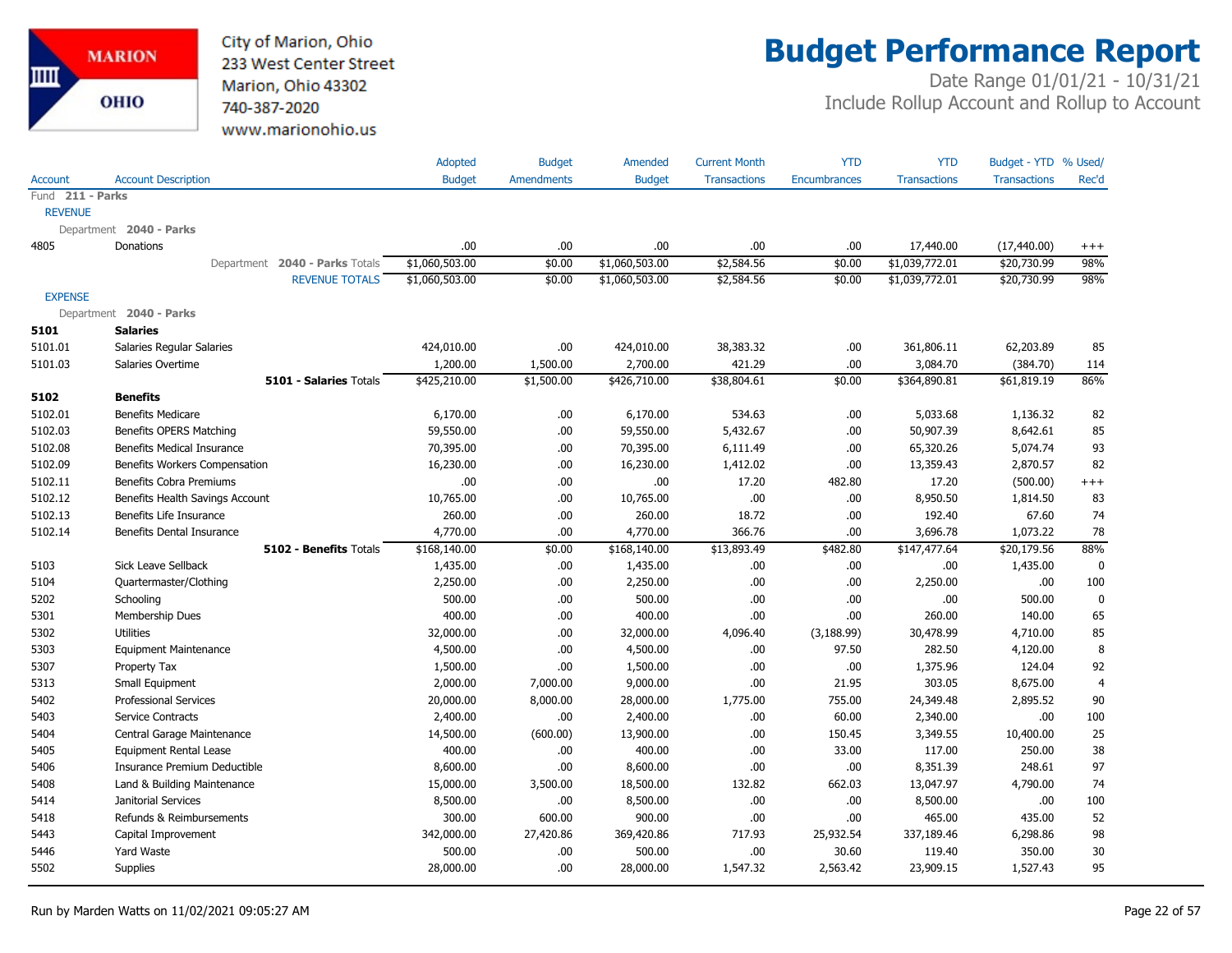City of Marion, Ohio
233 West Center Street
Marion, Ohio 43302
740-387-2020
www.marionohio.us

# Budget Performance Report

Date Range 01/01/21 - 10/31/21
Include Rollup Account and Rollup to Account

| Account | Account Description | Adopted Budget | Budget Amendments | Amended Budget | Current Month Transactions | YTD Encumbrances | YTD Transactions | Budget - YTD Transactions | % Used/ Rec'd |
|---|---|---|---|---|---|---|---|---|---|
| Fund **211 - Parks** | | | | | | | | | |
| REVENUE | | | | | | | | | |
| Department **2040 - Parks** | | | | | | | | | |
| 4805 | Donations | .00 | .00 | .00 | .00 | .00 | 17,440.00 | (17,440.00) | +++ |
| | Department **2040 - Parks** Totals | $1,060,503.00 | $0.00 | $1,060,503.00 | $2,584.56 | $0.00 | $1,039,772.01 | $20,730.99 | 98% |
| | REVENUE TOTALS | $1,060,503.00 | $0.00 | $1,060,503.00 | $2,584.56 | $0.00 | $1,039,772.01 | $20,730.99 | 98% |
| EXPENSE | | | | | | | | | |
| Department **2040 - Parks** | | | | | | | | | |
| **5101** | **Salaries** | | | | | | | | |
| 5101.01 | Salaries Regular Salaries | 424,010.00 | .00 | 424,010.00 | 38,383.32 | .00 | 361,806.11 | 62,203.89 | 85 |
| 5101.03 | Salaries Overtime | 1,200.00 | 1,500.00 | 2,700.00 | 421.29 | .00 | 3,084.70 | (384.70) | 114 |
| | **5101 - Salaries** Totals | $425,210.00 | $1,500.00 | $426,710.00 | $38,804.61 | $0.00 | $364,890.81 | $61,819.19 | 86% |
| **5102** | **Benefits** | | | | | | | | |
| 5102.01 | Benefits Medicare | 6,170.00 | .00 | 6,170.00 | 534.63 | .00 | 5,033.68 | 1,136.32 | 82 |
| 5102.03 | Benefits OPERS Matching | 59,550.00 | .00 | 59,550.00 | 5,432.67 | .00 | 50,907.39 | 8,642.61 | 85 |
| 5102.08 | Benefits Medical Insurance | 70,395.00 | .00 | 70,395.00 | 6,111.49 | .00 | 65,320.26 | 5,074.74 | 93 |
| 5102.09 | Benefits Workers Compensation | 16,230.00 | .00 | 16,230.00 | 1,412.02 | .00 | 13,359.43 | 2,870.57 | 82 |
| 5102.11 | Benefits Cobra Premiums | .00 | .00 | .00 | 17.20 | 482.80 | 17.20 | (500.00) | +++ |
| 5102.12 | Benefits Health Savings Account | 10,765.00 | .00 | 10,765.00 | .00 | .00 | 8,950.50 | 1,814.50 | 83 |
| 5102.13 | Benefits Life Insurance | 260.00 | .00 | 260.00 | 18.72 | .00 | 192.40 | 67.60 | 74 |
| 5102.14 | Benefits Dental Insurance | 4,770.00 | .00 | 4,770.00 | 366.76 | .00 | 3,696.78 | 1,073.22 | 78 |
| | **5102 - Benefits** Totals | $168,140.00 | $0.00 | $168,140.00 | $13,893.49 | $482.80 | $147,477.64 | $20,179.56 | 88% |
| 5103 | Sick Leave Sellback | 1,435.00 | .00 | 1,435.00 | .00 | .00 | .00 | 1,435.00 | 0 |
| 5104 | Quartermaster/Clothing | 2,250.00 | .00 | 2,250.00 | .00 | .00 | 2,250.00 | .00 | 100 |
| 5202 | Schooling | 500.00 | .00 | 500.00 | .00 | .00 | .00 | 500.00 | 0 |
| 5301 | Membership Dues | 400.00 | .00 | 400.00 | .00 | .00 | 260.00 | 140.00 | 65 |
| 5302 | Utilities | 32,000.00 | .00 | 32,000.00 | 4,096.40 | (3,188.99) | 30,478.99 | 4,710.00 | 85 |
| 5303 | Equipment Maintenance | 4,500.00 | .00 | 4,500.00 | .00 | 97.50 | 282.50 | 4,120.00 | 8 |
| 5307 | Property Tax | 1,500.00 | .00 | 1,500.00 | .00 | .00 | 1,375.96 | 124.04 | 92 |
| 5313 | Small Equipment | 2,000.00 | 7,000.00 | 9,000.00 | .00 | 21.95 | 303.05 | 8,675.00 | 4 |
| 5402 | Professional Services | 20,000.00 | 8,000.00 | 28,000.00 | 1,775.00 | 755.00 | 24,349.48 | 2,895.52 | 90 |
| 5403 | Service Contracts | 2,400.00 | .00 | 2,400.00 | .00 | 60.00 | 2,340.00 | .00 | 100 |
| 5404 | Central Garage Maintenance | 14,500.00 | (600.00) | 13,900.00 | .00 | 150.45 | 3,349.55 | 10,400.00 | 25 |
| 5405 | Equipment Rental Lease | 400.00 | .00 | 400.00 | .00 | 33.00 | 117.00 | 250.00 | 38 |
| 5406 | Insurance Premium Deductible | 8,600.00 | .00 | 8,600.00 | .00 | .00 | 8,351.39 | 248.61 | 97 |
| 5408 | Land & Building Maintenance | 15,000.00 | 3,500.00 | 18,500.00 | 132.82 | 662.03 | 13,047.97 | 4,790.00 | 74 |
| 5414 | Janitorial Services | 8,500.00 | .00 | 8,500.00 | .00 | .00 | 8,500.00 | .00 | 100 |
| 5418 | Refunds & Reimbursements | 300.00 | 600.00 | 900.00 | .00 | .00 | 465.00 | 435.00 | 52 |
| 5443 | Capital Improvement | 342,000.00 | 27,420.86 | 369,420.86 | 717.93 | 25,932.54 | 337,189.46 | 6,298.86 | 98 |
| 5446 | Yard Waste | 500.00 | .00 | 500.00 | .00 | 30.60 | 119.40 | 350.00 | 30 |
| 5502 | Supplies | 28,000.00 | .00 | 28,000.00 | 1,547.32 | 2,563.42 | 23,909.15 | 1,527.43 | 95 |

Run by Marden Watts on 11/02/2021 09:05:27 AM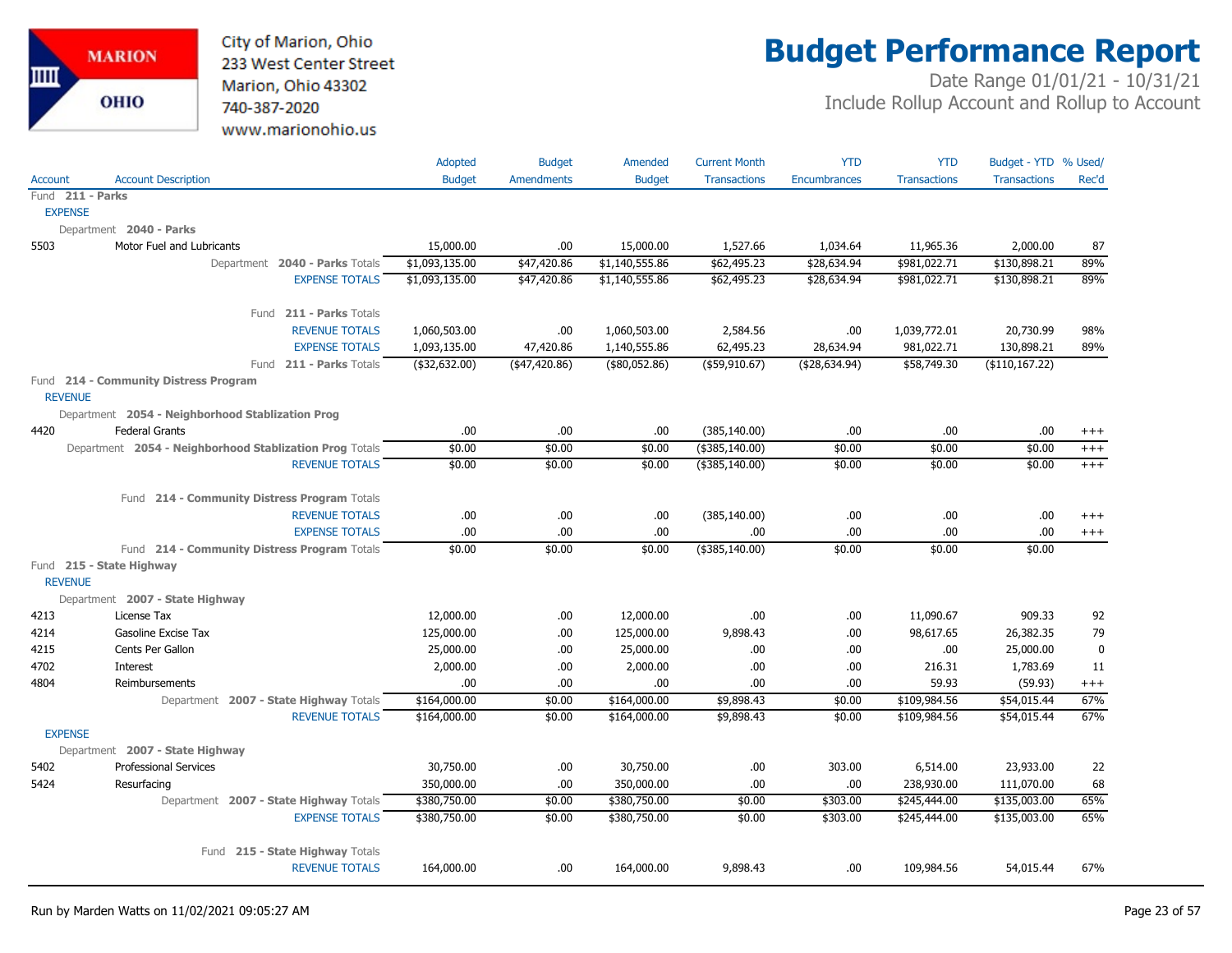City of Marion, Ohio
233 West Center Street
Marion, Ohio 43302
740-387-2020
www.marionohio.us

# Budget Performance Report

Date Range 01/01/21 - 10/31/21
Include Rollup Account and Rollup to Account

| Account | Account Description | Adopted Budget | Budget Amendments | Amended Budget | Current Month Transactions | YTD Encumbrances | YTD Transactions | Budget - YTD Transactions | % Used/ Rec'd |
|---|---|---|---|---|---|---|---|---|---|
| Fund **211 - Parks** | | | | | | | | | |
| EXPENSE | | | | | | | | | |
| Department **2040 - Parks** | | | | | | | | | |
| 5503 | Motor Fuel and Lubricants | 15,000.00 | .00 | 15,000.00 | 1,527.66 | 1,034.64 | 11,965.36 | 2,000.00 | 87 |
| | Department **2040 - Parks** Totals | $1,093,135.00 | $47,420.86 | $1,140,555.86 | $62,495.23 | $28,634.94 | $981,022.71 | $130,898.21 | 89% |
| | EXPENSE TOTALS | $1,093,135.00 | $47,420.86 | $1,140,555.86 | $62,495.23 | $28,634.94 | $981,022.71 | $130,898.21 | 89% |
| | Fund **211 - Parks** Totals | | | | | | | | |
| | REVENUE TOTALS | 1,060,503.00 | .00 | 1,060,503.00 | 2,584.56 | .00 | 1,039,772.01 | 20,730.99 | 98% |
| | EXPENSE TOTALS | 1,093,135.00 | 47,420.86 | 1,140,555.86 | 62,495.23 | 28,634.94 | 981,022.71 | 130,898.21 | 89% |
| | Fund **211 - Parks** Totals | ($32,632.00) | ($47,420.86) | ($80,052.86) | ($59,910.67) | ($28,634.94) | $58,749.30 | ($110,167.22) | |
| Fund **214 - Community Distress Program** | | | | | | | | | |
| REVENUE | | | | | | | | | |
| Department **2054 - Neighborhood Stablization Prog** | | | | | | | | | |
| 4420 | Federal Grants | .00 | .00 | .00 | (385,140.00) | .00 | .00 | .00 | +++ |
| | Department **2054 - Neighborhood Stablization Prog** Totals | $0.00 | $0.00 | $0.00 | ($385,140.00) | $0.00 | $0.00 | $0.00 | +++ |
| | REVENUE TOTALS | $0.00 | $0.00 | $0.00 | ($385,140.00) | $0.00 | $0.00 | $0.00 | +++ |
| | Fund **214 - Community Distress Program** Totals | | | | | | | | |
| | REVENUE TOTALS | .00 | .00 | .00 | (385,140.00) | .00 | .00 | .00 | +++ |
| | EXPENSE TOTALS | .00 | .00 | .00 | .00 | .00 | .00 | .00 | +++ |
| | Fund **214 - Community Distress Program** Totals | $0.00 | $0.00 | $0.00 | ($385,140.00) | $0.00 | $0.00 | $0.00 | |
| Fund **215 - State Highway** | | | | | | | | | |
| REVENUE | | | | | | | | | |
| Department **2007 - State Highway** | | | | | | | | | |
| 4213 | License Tax | 12,000.00 | .00 | 12,000.00 | .00 | .00 | 11,090.67 | 909.33 | 92 |
| 4214 | Gasoline Excise Tax | 125,000.00 | .00 | 125,000.00 | 9,898.43 | .00 | 98,617.65 | 26,382.35 | 79 |
| 4215 | Cents Per Gallon | 25,000.00 | .00 | 25,000.00 | .00 | .00 | .00 | 25,000.00 | 0 |
| 4702 | Interest | 2,000.00 | .00 | 2,000.00 | .00 | .00 | 216.31 | 1,783.69 | 11 |
| 4804 | Reimbursements | .00 | .00 | .00 | .00 | .00 | 59.93 | (59.93) | +++ |
| | Department **2007 - State Highway** Totals | $164,000.00 | $0.00 | $164,000.00 | $9,898.43 | $0.00 | $109,984.56 | $54,015.44 | 67% |
| | REVENUE TOTALS | $164,000.00 | $0.00 | $164,000.00 | $9,898.43 | $0.00 | $109,984.56 | $54,015.44 | 67% |
| EXPENSE | | | | | | | | | |
| Department **2007 - State Highway** | | | | | | | | | |
| 5402 | Professional Services | 30,750.00 | .00 | 30,750.00 | .00 | 303.00 | 6,514.00 | 23,933.00 | 22 |
| 5424 | Resurfacing | 350,000.00 | .00 | 350,000.00 | .00 | .00 | 238,930.00 | 111,070.00 | 68 |
| | Department **2007 - State Highway** Totals | $380,750.00 | $0.00 | $380,750.00 | $0.00 | $303.00 | $245,444.00 | $135,003.00 | 65% |
| | EXPENSE TOTALS | $380,750.00 | $0.00 | $380,750.00 | $0.00 | $303.00 | $245,444.00 | $135,003.00 | 65% |
| | Fund **215 - State Highway** Totals | | | | | | | | |
| | REVENUE TOTALS | 164,000.00 | .00 | 164,000.00 | 9,898.43 | .00 | 109,984.56 | 54,015.44 | 67% |

Run by Marden Watts on 11/02/2021 09:05:27 AM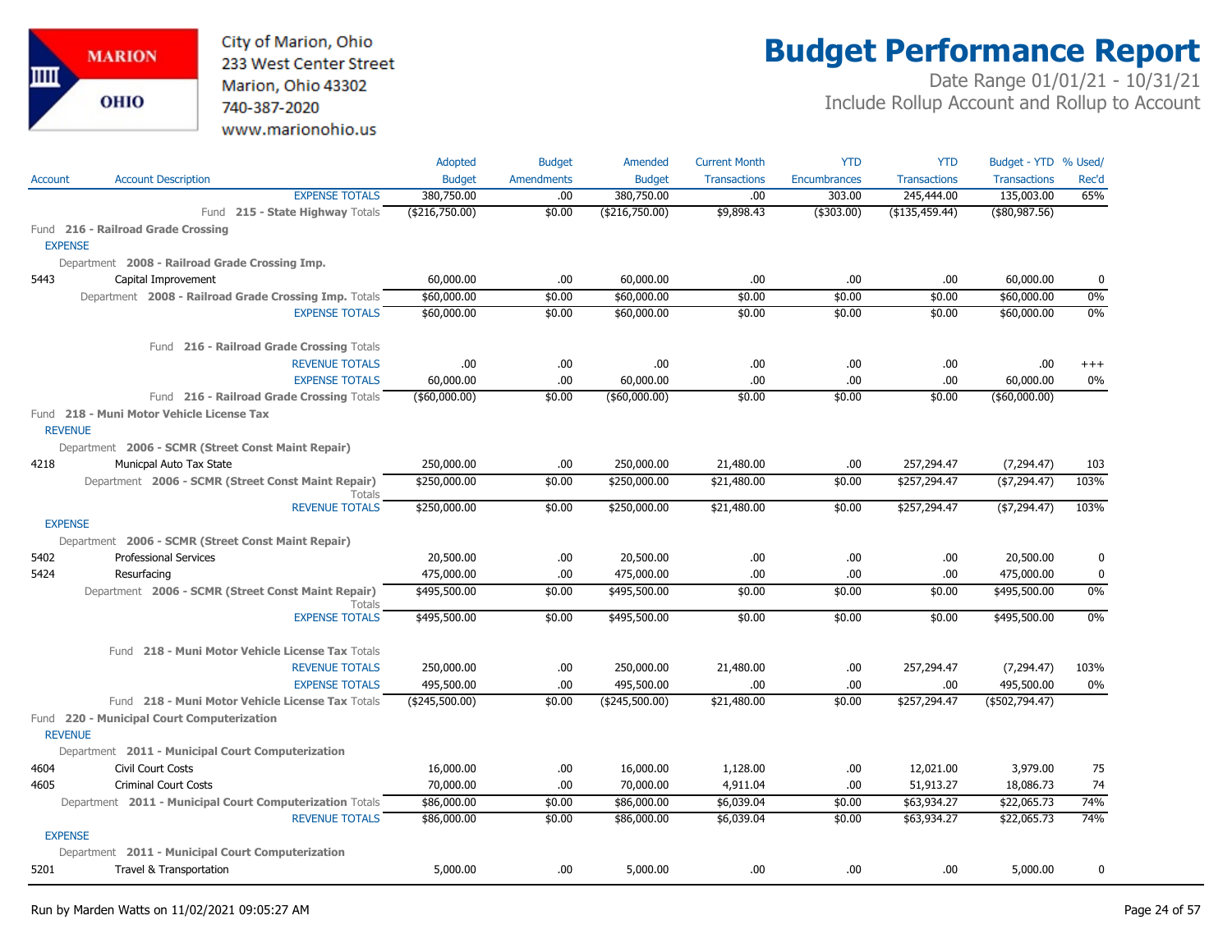City of Marion, Ohio
233 West Center Street
Marion, Ohio 43302
740-387-2020
www.marionohio.us

# Budget Performance Report

Date Range 01/01/21 - 10/31/21
Include Rollup Account and Rollup to Account

| Account | Account Description | Adopted Budget | Budget Amendments | Amended Budget | Current Month Transactions | YTD Encumbrances | YTD Transactions | Budget - YTD Transactions | % Used/ Rec'd |
|---|---|---|---|---|---|---|---|---|---|
| | EXPENSE TOTALS | 380,750.00 | .00 | 380,750.00 | .00 | 303.00 | 245,444.00 | 135,003.00 | 65% |
| | Fund **215 - State Highway** Totals | ($216,750.00) | $0.00 | ($216,750.00) | $9,898.43 | ($303.00) | ($135,459.44) | ($80,987.56) | |
| Fund **216 - Railroad Grade Crossing** | | | | | | | | | |
| EXPENSE | | | | | | | | | |
| Department **2008 - Railroad Grade Crossing Imp.** | | | | | | | | | |
| 5443 | Capital Improvement | 60,000.00 | .00 | 60,000.00 | .00 | .00 | .00 | 60,000.00 | 0 |
| | Department **2008 - Railroad Grade Crossing Imp.** Totals | $60,000.00 | $0.00 | $60,000.00 | $0.00 | $0.00 | $0.00 | $60,000.00 | 0% |
| | EXPENSE TOTALS | $60,000.00 | $0.00 | $60,000.00 | $0.00 | $0.00 | $0.00 | $60,000.00 | 0% |
| | Fund **216 - Railroad Grade Crossing** Totals | | | | | | | | |
| | REVENUE TOTALS | .00 | .00 | .00 | .00 | .00 | .00 | .00 | +++ |
| | EXPENSE TOTALS | 60,000.00 | .00 | 60,000.00 | .00 | .00 | .00 | 60,000.00 | 0% |
| | Fund **216 - Railroad Grade Crossing** Totals | ($60,000.00) | $0.00 | ($60,000.00) | $0.00 | $0.00 | $0.00 | ($60,000.00) | |
| Fund **218 - Muni Motor Vehicle License Tax** | | | | | | | | | |
| REVENUE | | | | | | | | | |
| Department **2006 - SCMR (Street Const Maint Repair)** | | | | | | | | | |
| 4218 | Municpal Auto Tax State | 250,000.00 | .00 | 250,000.00 | 21,480.00 | .00 | 257,294.47 | (7,294.47) | 103 |
| | Department **2006 - SCMR (Street Const Maint Repair)** Totals | $250,000.00 | $0.00 | $250,000.00 | $21,480.00 | $0.00 | $257,294.47 | ($7,294.47) | 103% |
| | REVENUE TOTALS | $250,000.00 | $0.00 | $250,000.00 | $21,480.00 | $0.00 | $257,294.47 | ($7,294.47) | 103% |
| EXPENSE | | | | | | | | | |
| Department **2006 - SCMR (Street Const Maint Repair)** | | | | | | | | | |
| 5402 | Professional Services | 20,500.00 | .00 | 20,500.00 | .00 | .00 | .00 | 20,500.00 | 0 |
| 5424 | Resurfacing | 475,000.00 | .00 | 475,000.00 | .00 | .00 | .00 | 475,000.00 | 0 |
| | Department **2006 - SCMR (Street Const Maint Repair)** Totals | $495,500.00 | $0.00 | $495,500.00 | $0.00 | $0.00 | $0.00 | $495,500.00 | 0% |
| | EXPENSE TOTALS | $495,500.00 | $0.00 | $495,500.00 | $0.00 | $0.00 | $0.00 | $495,500.00 | 0% |
| | Fund **218 - Muni Motor Vehicle License Tax** Totals | | | | | | | | |
| | REVENUE TOTALS | 250,000.00 | .00 | 250,000.00 | 21,480.00 | .00 | 257,294.47 | (7,294.47) | 103% |
| | EXPENSE TOTALS | 495,500.00 | .00 | 495,500.00 | .00 | .00 | .00 | 495,500.00 | 0% |
| | Fund **218 - Muni Motor Vehicle License Tax** Totals | ($245,500.00) | $0.00 | ($245,500.00) | $21,480.00 | $0.00 | $257,294.47 | ($502,794.47) | |
| Fund **220 - Municipal Court Computerization** | | | | | | | | | |
| REVENUE | | | | | | | | | |
| Department **2011 - Municipal Court Computerization** | | | | | | | | | |
| 4604 | Civil Court Costs | 16,000.00 | .00 | 16,000.00 | 1,128.00 | .00 | 12,021.00 | 3,979.00 | 75 |
| 4605 | Criminal Court Costs | 70,000.00 | .00 | 70,000.00 | 4,911.04 | .00 | 51,913.27 | 18,086.73 | 74 |
| | Department **2011 - Municipal Court Computerization** Totals | $86,000.00 | $0.00 | $86,000.00 | $6,039.04 | $0.00 | $63,934.27 | $22,065.73 | 74% |
| | REVENUE TOTALS | $86,000.00 | $0.00 | $86,000.00 | $6,039.04 | $0.00 | $63,934.27 | $22,065.73 | 74% |
| EXPENSE | | | | | | | | | |
| Department **2011 - Municipal Court Computerization** | | | | | | | | | |
| 5201 | Travel & Transportation | 5,000.00 | .00 | 5,000.00 | .00 | .00 | .00 | 5,000.00 | 0 |

Run by Marden Watts on 11/02/2021 09:05:27 AM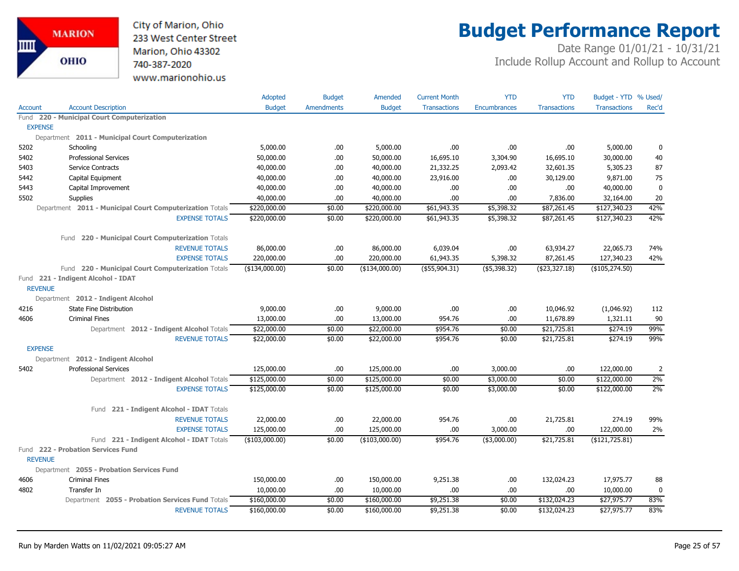City of Marion, Ohio
233 West Center Street
Marion, Ohio 43302
740-387-2020
www.marionohio.us

# Budget Performance Report

Date Range 01/01/21 - 10/31/21
Include Rollup Account and Rollup to Account

| Account | Account Description | Adopted Budget | Budget Amendments | Amended Budget | Current Month Transactions | YTD Encumbrances | YTD Transactions | Budget - YTD Transactions | % Used/ Rec'd |
|---|---|---|---|---|---|---|---|---|---|
| **Fund 220 - Municipal Court Computerization** | | | | | | | | | |
| EXPENSE | | | | | | | | | |
| Department **2011 - Municipal Court Computerization** | | | | | | | | | |
| 5202 | Schooling | 5,000.00 | .00 | 5,000.00 | .00 | .00 | .00 | 5,000.00 | 0 |
| 5402 | Professional Services | 50,000.00 | .00 | 50,000.00 | 16,695.10 | 3,304.90 | 16,695.10 | 30,000.00 | 40 |
| 5403 | Service Contracts | 40,000.00 | .00 | 40,000.00 | 21,332.25 | 2,093.42 | 32,601.35 | 5,305.23 | 87 |
| 5442 | Capital Equipment | 40,000.00 | .00 | 40,000.00 | 23,916.00 | .00 | 30,129.00 | 9,871.00 | 75 |
| 5443 | Capital Improvement | 40,000.00 | .00 | 40,000.00 | .00 | .00 | .00 | 40,000.00 | 0 |
| 5502 | Supplies | 40,000.00 | .00 | 40,000.00 | .00 | .00 | 7,836.00 | 32,164.00 | 20 |
| | Department **2011 - Municipal Court Computerization** Totals | $220,000.00 | $0.00 | $220,000.00 | $61,943.35 | $5,398.32 | $87,261.45 | $127,340.23 | 42% |
| | EXPENSE TOTALS | $220,000.00 | $0.00 | $220,000.00 | $61,943.35 | $5,398.32 | $87,261.45 | $127,340.23 | 42% |
| | Fund **220 - Municipal Court Computerization** Totals | | | | | | | | |
| | REVENUE TOTALS | 86,000.00 | .00 | 86,000.00 | 6,039.04 | .00 | 63,934.27 | 22,065.73 | 74% |
| | EXPENSE TOTALS | 220,000.00 | .00 | 220,000.00 | 61,943.35 | 5,398.32 | 87,261.45 | 127,340.23 | 42% |
| | Fund **220 - Municipal Court Computerization** Totals | ($134,000.00) | $0.00 | ($134,000.00) | ($55,904.31) | ($5,398.32) | ($23,327.18) | ($105,274.50) | |
| **Fund 221 - Indigent Alcohol - IDAT** | | | | | | | | | |
| REVENUE | | | | | | | | | |
| Department **2012 - Indigent Alcohol** | | | | | | | | | |
| 4216 | State Fine Distribution | 9,000.00 | .00 | 9,000.00 | .00 | .00 | 10,046.92 | (1,046.92) | 112 |
| 4606 | Criminal Fines | 13,000.00 | .00 | 13,000.00 | 954.76 | .00 | 11,678.89 | 1,321.11 | 90 |
| | Department **2012 - Indigent Alcohol** Totals | $22,000.00 | $0.00 | $22,000.00 | $954.76 | $0.00 | $21,725.81 | $274.19 | 99% |
| | REVENUE TOTALS | $22,000.00 | $0.00 | $22,000.00 | $954.76 | $0.00 | $21,725.81 | $274.19 | 99% |
| EXPENSE | | | | | | | | | |
| Department **2012 - Indigent Alcohol** | | | | | | | | | |
| 5402 | Professional Services | 125,000.00 | .00 | 125,000.00 | .00 | 3,000.00 | .00 | 122,000.00 | 2 |
| | Department **2012 - Indigent Alcohol** Totals | $125,000.00 | $0.00 | $125,000.00 | $0.00 | $3,000.00 | $0.00 | $122,000.00 | 2% |
| | EXPENSE TOTALS | $125,000.00 | $0.00 | $125,000.00 | $0.00 | $3,000.00 | $0.00 | $122,000.00 | 2% |
| | Fund **221 - Indigent Alcohol - IDAT** Totals | | | | | | | | |
| | REVENUE TOTALS | 22,000.00 | .00 | 22,000.00 | 954.76 | .00 | 21,725.81 | 274.19 | 99% |
| | EXPENSE TOTALS | 125,000.00 | .00 | 125,000.00 | .00 | 3,000.00 | .00 | 122,000.00 | 2% |
| | Fund **221 - Indigent Alcohol - IDAT** Totals | ($103,000.00) | $0.00 | ($103,000.00) | $954.76 | ($3,000.00) | $21,725.81 | ($121,725.81) | |
| **Fund 222 - Probation Services Fund** | | | | | | | | | |
| REVENUE | | | | | | | | | |
| Department **2055 - Probation Services Fund** | | | | | | | | | |
| 4606 | Criminal Fines | 150,000.00 | .00 | 150,000.00 | 9,251.38 | .00 | 132,024.23 | 17,975.77 | 88 |
| 4802 | Transfer In | 10,000.00 | .00 | 10,000.00 | .00 | .00 | .00 | 10,000.00 | 0 |
| | Department **2055 - Probation Services Fund** Totals | $160,000.00 | $0.00 | $160,000.00 | $9,251.38 | $0.00 | $132,024.23 | $27,975.77 | 83% |
| | REVENUE TOTALS | $160,000.00 | $0.00 | $160,000.00 | $9,251.38 | $0.00 | $132,024.23 | $27,975.77 | 83% |

Run by Marden Watts on 11/02/2021 09:05:27 AM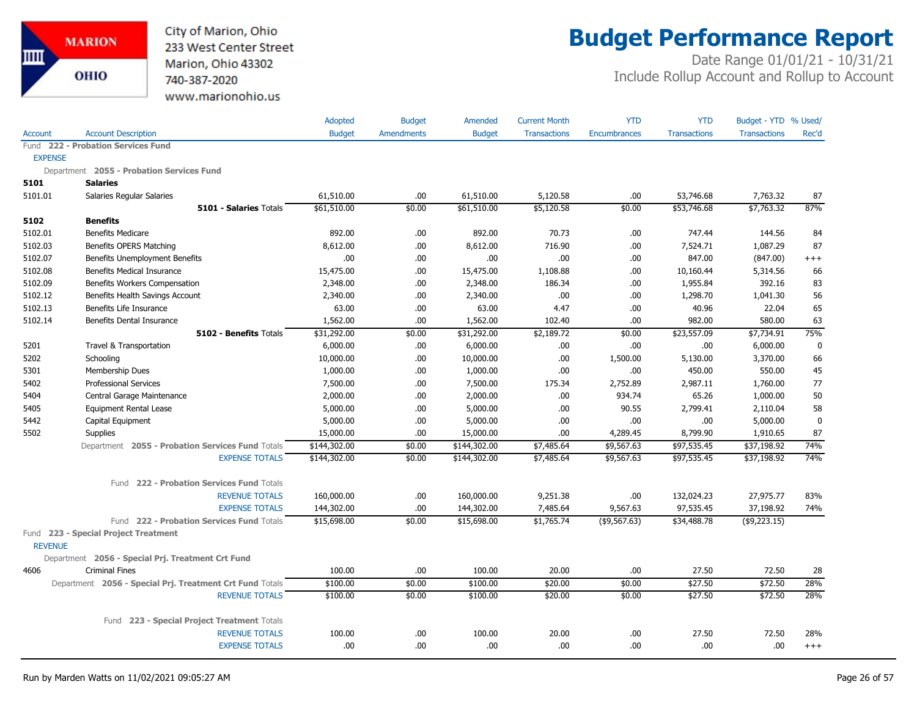City of Marion, Ohio
233 West Center Street
Marion, Ohio 43302
740-387-2020
www.marionohio.us

# Budget Performance Report

Date Range 01/01/21 - 10/31/21
Include Rollup Account and Rollup to Account

| Account | Account Description | Adopted Budget | Budget Amendments | Amended Budget | Current Month Transactions | YTD Encumbrances | YTD Transactions | Budget - YTD Transactions | % Used/ Rec'd |
|---|---|---|---|---|---|---|---|---|---|
| Fund **222 - Probation Services Fund** | | | | | | | | | |
| EXPENSE | | | | | | | | | |
| Department **2055 - Probation Services Fund** | | | | | | | | | |
| **5101** | **Salaries** | | | | | | | | |
| 5101.01 | Salaries Regular Salaries | 61,510.00 | .00 | 61,510.00 | 5,120.58 | .00 | 53,746.68 | 7,763.32 | 87 |
| | **5101 - Salaries** Totals | $61,510.00 | $0.00 | $61,510.00 | $5,120.58 | $0.00 | $53,746.68 | $7,763.32 | 87% |
| **5102** | **Benefits** | | | | | | | | |
| 5102.01 | Benefits Medicare | 892.00 | .00 | 892.00 | 70.73 | .00 | 747.44 | 144.56 | 84 |
| 5102.03 | Benefits OPERS Matching | 8,612.00 | .00 | 8,612.00 | 716.90 | .00 | 7,524.71 | 1,087.29 | 87 |
| 5102.07 | Benefits Unemployment Benefits | .00 | .00 | .00 | .00 | .00 | 847.00 | (847.00) | +++ |
| 5102.08 | Benefits Medical Insurance | 15,475.00 | .00 | 15,475.00 | 1,108.88 | .00 | 10,160.44 | 5,314.56 | 66 |
| 5102.09 | Benefits Workers Compensation | 2,348.00 | .00 | 2,348.00 | 186.34 | .00 | 1,955.84 | 392.16 | 83 |
| 5102.12 | Benefits Health Savings Account | 2,340.00 | .00 | 2,340.00 | .00 | .00 | 1,298.70 | 1,041.30 | 56 |
| 5102.13 | Benefits Life Insurance | 63.00 | .00 | 63.00 | 4.47 | .00 | 40.96 | 22.04 | 65 |
| 5102.14 | Benefits Dental Insurance | 1,562.00 | .00 | 1,562.00 | 102.40 | .00 | 982.00 | 580.00 | 63 |
| | **5102 - Benefits** Totals | $31,292.00 | $0.00 | $31,292.00 | $2,189.72 | $0.00 | $23,557.09 | $7,734.91 | 75% |
| 5201 | Travel & Transportation | 6,000.00 | .00 | 6,000.00 | .00 | .00 | .00 | 6,000.00 | 0 |
| 5202 | Schooling | 10,000.00 | .00 | 10,000.00 | .00 | 1,500.00 | 5,130.00 | 3,370.00 | 66 |
| 5301 | Membership Dues | 1,000.00 | .00 | 1,000.00 | .00 | .00 | 450.00 | 550.00 | 45 |
| 5402 | Professional Services | 7,500.00 | .00 | 7,500.00 | 175.34 | 2,752.89 | 2,987.11 | 1,760.00 | 77 |
| 5404 | Central Garage Maintenance | 2,000.00 | .00 | 2,000.00 | .00 | 934.74 | 65.26 | 1,000.00 | 50 |
| 5405 | Equipment Rental Lease | 5,000.00 | .00 | 5,000.00 | .00 | 90.55 | 2,799.41 | 2,110.04 | 58 |
| 5442 | Capital Equipment | 5,000.00 | .00 | 5,000.00 | .00 | .00 | .00 | 5,000.00 | 0 |
| 5502 | Supplies | 15,000.00 | .00 | 15,000.00 | .00 | 4,289.45 | 8,799.90 | 1,910.65 | 87 |
| | Department **2055 - Probation Services Fund** Totals | $144,302.00 | $0.00 | $144,302.00 | $7,485.64 | $9,567.63 | $97,535.45 | $37,198.92 | 74% |
| | EXPENSE TOTALS | $144,302.00 | $0.00 | $144,302.00 | $7,485.64 | $9,567.63 | $97,535.45 | $37,198.92 | 74% |
| | Fund **222 - Probation Services Fund** Totals | | | | | | | | |
| | REVENUE TOTALS | 160,000.00 | .00 | 160,000.00 | 9,251.38 | .00 | 132,024.23 | 27,975.77 | 83% |
| | EXPENSE TOTALS | 144,302.00 | .00 | 144,302.00 | 7,485.64 | 9,567.63 | 97,535.45 | 37,198.92 | 74% |
| | Fund **222 - Probation Services Fund** Totals | $15,698.00 | $0.00 | $15,698.00 | $1,765.74 | ($9,567.63) | $34,488.78 | ($9,223.15) | |
| Fund **223 - Special Project Treatment** | | | | | | | | | |
| REVENUE | | | | | | | | | |
| Department **2056 - Special Prj. Treatment Crt Fund** | | | | | | | | | |
| 4606 | Criminal Fines | 100.00 | .00 | 100.00 | 20.00 | .00 | 27.50 | 72.50 | 28 |
| | Department **2056 - Special Prj. Treatment Crt Fund** Totals | $100.00 | $0.00 | $100.00 | $20.00 | $0.00 | $27.50 | $72.50 | 28% |
| | REVENUE TOTALS | $100.00 | $0.00 | $100.00 | $20.00 | $0.00 | $27.50 | $72.50 | 28% |
| | Fund **223 - Special Project Treatment** Totals | | | | | | | | |
| | REVENUE TOTALS | 100.00 | .00 | 100.00 | 20.00 | .00 | 27.50 | 72.50 | 28% |
| | EXPENSE TOTALS | .00 | .00 | .00 | .00 | .00 | .00 | .00 | +++ |

Run by Marden Watts on 11/02/2021 09:05:27 AM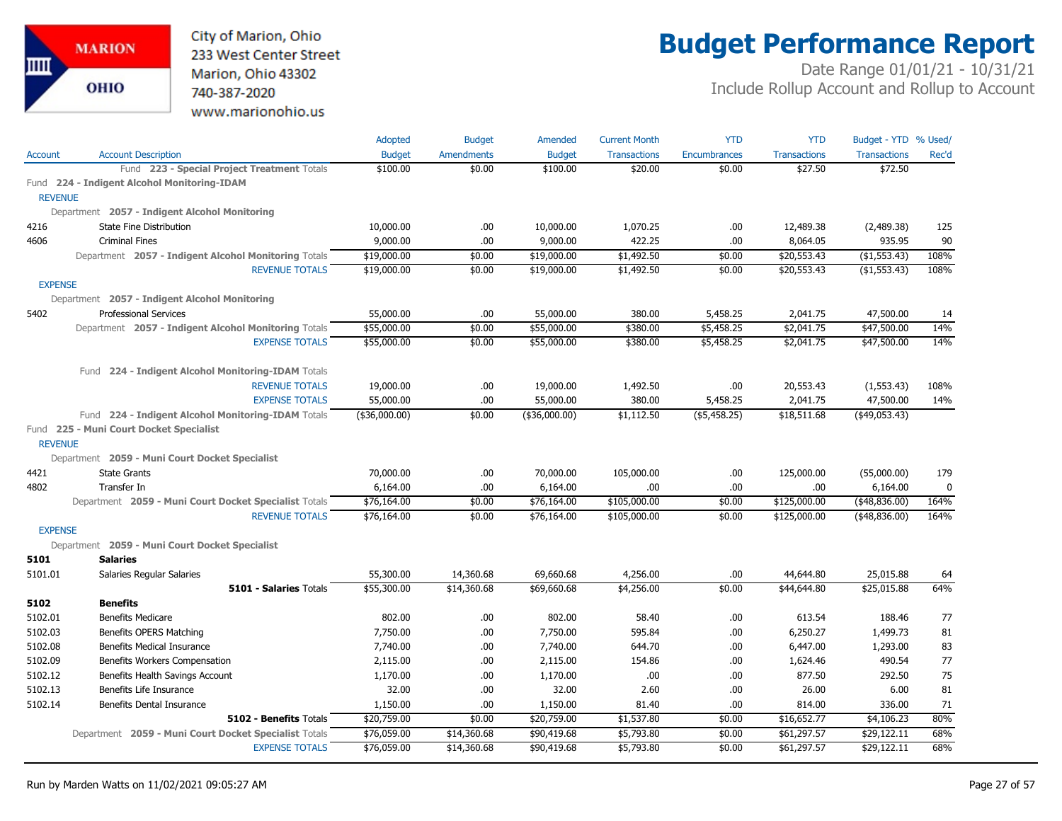City of Marion, Ohio
233 West Center Street
Marion, Ohio 43302
740-387-2020
www.marionohio.us

# Budget Performance Report

Date Range 01/01/21 - 10/31/21
Include Rollup Account and Rollup to Account

| Account | Account Description | Adopted Budget | Budget Amendments | Amended Budget | Current Month Transactions | YTD Encumbrances | YTD Transactions | Budget - YTD Transactions | % Used/ Rec'd |
|---|---|---|---|---|---|---|---|---|---|
| | Fund **223 - Special Project Treatment** Totals | $100.00 | $0.00 | $100.00 | $20.00 | $0.00 | $27.50 | $72.50 | |
| Fund **224 - Indigent Alcohol Monitoring-IDAM** | | | | | | | | | |
| REVENUE | | | | | | | | | |
| | Department **2057 - Indigent Alcohol Monitoring** | | | | | | | | |
| 4216 | State Fine Distribution | 10,000.00 | .00 | 10,000.00 | 1,070.25 | .00 | 12,489.38 | (2,489.38) | 125 |
| 4606 | Criminal Fines | 9,000.00 | .00 | 9,000.00 | 422.25 | .00 | 8,064.05 | 935.95 | 90 |
| | Department **2057 - Indigent Alcohol Monitoring** Totals | $19,000.00 | $0.00 | $19,000.00 | $1,492.50 | $0.00 | $20,553.43 | ($1,553.43) | 108% |
| | REVENUE TOTALS | $19,000.00 | $0.00 | $19,000.00 | $1,492.50 | $0.00 | $20,553.43 | ($1,553.43) | 108% |
| EXPENSE | | | | | | | | | |
| | Department **2057 - Indigent Alcohol Monitoring** | | | | | | | | |
| 5402 | Professional Services | 55,000.00 | .00 | 55,000.00 | 380.00 | 5,458.25 | 2,041.75 | 47,500.00 | 14 |
| | Department **2057 - Indigent Alcohol Monitoring** Totals | $55,000.00 | $0.00 | $55,000.00 | $380.00 | $5,458.25 | $2,041.75 | $47,500.00 | 14% |
| | EXPENSE TOTALS | $55,000.00 | $0.00 | $55,000.00 | $380.00 | $5,458.25 | $2,041.75 | $47,500.00 | 14% |
| | Fund **224 - Indigent Alcohol Monitoring-IDAM** Totals | | | | | | | | |
| | REVENUE TOTALS | 19,000.00 | .00 | 19,000.00 | 1,492.50 | .00 | 20,553.43 | (1,553.43) | 108% |
| | EXPENSE TOTALS | 55,000.00 | .00 | 55,000.00 | 380.00 | 5,458.25 | 2,041.75 | 47,500.00 | 14% |
| | Fund **224 - Indigent Alcohol Monitoring-IDAM** Totals | ($36,000.00) | $0.00 | ($36,000.00) | $1,112.50 | ($5,458.25) | $18,511.68 | ($49,053.43) | |
| Fund **225 - Muni Court Docket Specialist** | | | | | | | | | |
| REVENUE | | | | | | | | | |
| | Department **2059 - Muni Court Docket Specialist** | | | | | | | | |
| 4421 | State Grants | 70,000.00 | .00 | 70,000.00 | 105,000.00 | .00 | 125,000.00 | (55,000.00) | 179 |
| 4802 | Transfer In | 6,164.00 | .00 | 6,164.00 | .00 | .00 | .00 | 6,164.00 | 0 |
| | Department **2059 - Muni Court Docket Specialist** Totals | $76,164.00 | $0.00 | $76,164.00 | $105,000.00 | $0.00 | $125,000.00 | ($48,836.00) | 164% |
| | REVENUE TOTALS | $76,164.00 | $0.00 | $76,164.00 | $105,000.00 | $0.00 | $125,000.00 | ($48,836.00) | 164% |
| EXPENSE | | | | | | | | | |
| | Department **2059 - Muni Court Docket Specialist** | | | | | | | | |
| **5101** | **Salaries** | | | | | | | | |
| 5101.01 | Salaries Regular Salaries | 55,300.00 | 14,360.68 | 69,660.68 | 4,256.00 | .00 | 44,644.80 | 25,015.88 | 64 |
| | **5101 - Salaries** Totals | $55,300.00 | $14,360.68 | $69,660.68 | $4,256.00 | $0.00 | $44,644.80 | $25,015.88 | 64% |
| **5102** | **Benefits** | | | | | | | | |
| 5102.01 | Benefits Medicare | 802.00 | .00 | 802.00 | 58.40 | .00 | 613.54 | 188.46 | 77 |
| 5102.03 | Benefits OPERS Matching | 7,750.00 | .00 | 7,750.00 | 595.84 | .00 | 6,250.27 | 1,499.73 | 81 |
| 5102.08 | Benefits Medical Insurance | 7,740.00 | .00 | 7,740.00 | 644.70 | .00 | 6,447.00 | 1,293.00 | 83 |
| 5102.09 | Benefits Workers Compensation | 2,115.00 | .00 | 2,115.00 | 154.86 | .00 | 1,624.46 | 490.54 | 77 |
| 5102.12 | Benefits Health Savings Account | 1,170.00 | .00 | 1,170.00 | .00 | .00 | 877.50 | 292.50 | 75 |
| 5102.13 | Benefits Life Insurance | 32.00 | .00 | 32.00 | 2.60 | .00 | 26.00 | 6.00 | 81 |
| 5102.14 | Benefits Dental Insurance | 1,150.00 | .00 | 1,150.00 | 81.40 | .00 | 814.00 | 336.00 | 71 |
| | **5102 - Benefits** Totals | $20,759.00 | $0.00 | $20,759.00 | $1,537.80 | $0.00 | $16,652.77 | $4,106.23 | 80% |
| | Department **2059 - Muni Court Docket Specialist** Totals | $76,059.00 | $14,360.68 | $90,419.68 | $5,793.80 | $0.00 | $61,297.57 | $29,122.11 | 68% |
| | EXPENSE TOTALS | $76,059.00 | $14,360.68 | $90,419.68 | $5,793.80 | $0.00 | $61,297.57 | $29,122.11 | 68% |

Run by Marden Watts on 11/02/2021 09:05:27 AM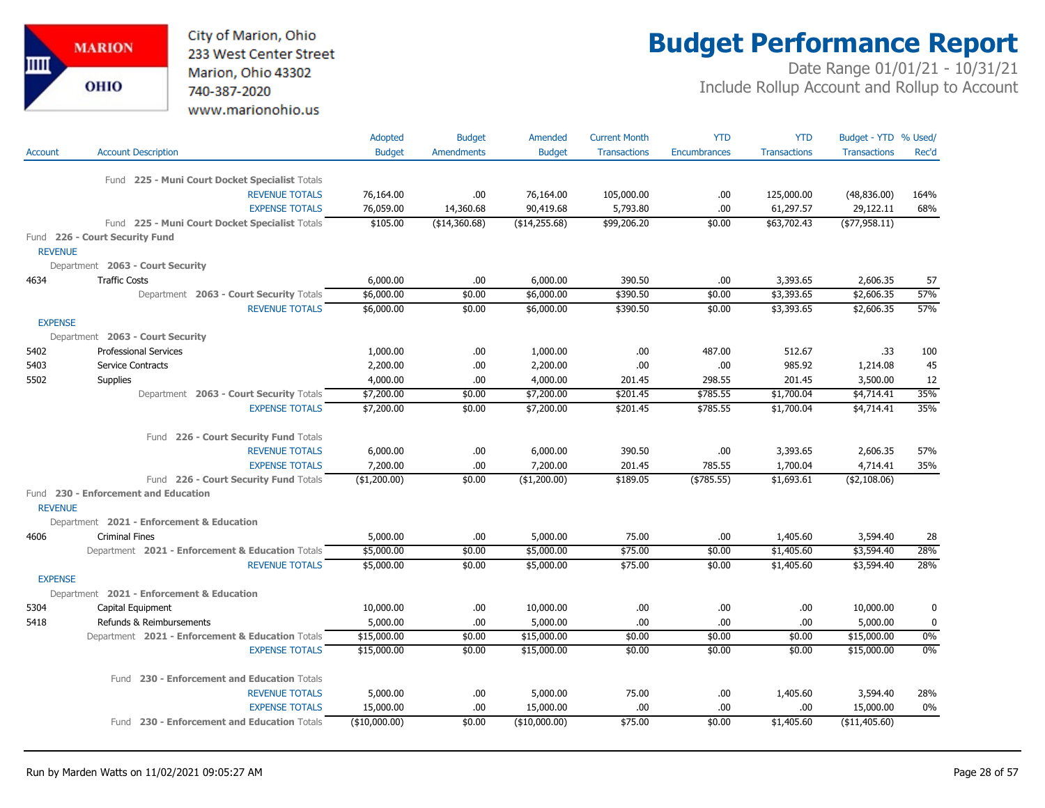# Budget Performance Report

City of Marion, Ohio
233 West Center Street
Marion, Ohio 43302
740-387-2020
www.marionohio.us

Date Range 01/01/21 - 10/31/21
Include Rollup Account and Rollup to Account

| Account | Account Description | Adopted Budget | Budget Amendments | Amended Budget | Current Month Transactions | YTD Encumbrances | YTD Transactions | Budget - YTD Transactions | % Used/ Rec'd |
|---|---|---|---|---|---|---|---|---|---|
| | Fund **225 - Muni Court Docket Specialist** Totals | | | | | | | | |
| | REVENUE TOTALS | 76,164.00 | .00 | 76,164.00 | 105,000.00 | .00 | 125,000.00 | (48,836.00) | 164% |
| | EXPENSE TOTALS | 76,059.00 | 14,360.68 | 90,419.68 | 5,793.80 | .00 | 61,297.57 | 29,122.11 | 68% |
| | Fund **225 - Muni Court Docket Specialist** Totals | $105.00 | ($14,360.68) | ($14,255.68) | $99,206.20 | $0.00 | $63,702.43 | ($77,958.11) | |
| Fund **226 - Court Security Fund** | | | | | | | | | |
| REVENUE | | | | | | | | | |
| Department **2063 - Court Security** | | | | | | | | | |
| 4634 | Traffic Costs | 6,000.00 | .00 | 6,000.00 | 390.50 | .00 | 3,393.65 | 2,606.35 | 57 |
| | Department **2063 - Court Security** Totals | $6,000.00 | $0.00 | $6,000.00 | $390.50 | $0.00 | $3,393.65 | $2,606.35 | 57% |
| | REVENUE TOTALS | $6,000.00 | $0.00 | $6,000.00 | $390.50 | $0.00 | $3,393.65 | $2,606.35 | 57% |
| EXPENSE | | | | | | | | | |
| Department **2063 - Court Security** | | | | | | | | | |
| 5402 | Professional Services | 1,000.00 | .00 | 1,000.00 | .00 | 487.00 | 512.67 | .33 | 100 |
| 5403 | Service Contracts | 2,200.00 | .00 | 2,200.00 | .00 | .00 | 985.92 | 1,214.08 | 45 |
| 5502 | Supplies | 4,000.00 | .00 | 4,000.00 | 201.45 | 298.55 | 201.45 | 3,500.00 | 12 |
| | Department **2063 - Court Security** Totals | $7,200.00 | $0.00 | $7,200.00 | $201.45 | $785.55 | $1,700.04 | $4,714.41 | 35% |
| | EXPENSE TOTALS | $7,200.00 | $0.00 | $7,200.00 | $201.45 | $785.55 | $1,700.04 | $4,714.41 | 35% |
| | Fund **226 - Court Security Fund** Totals | | | | | | | | |
| | REVENUE TOTALS | 6,000.00 | .00 | 6,000.00 | 390.50 | .00 | 3,393.65 | 2,606.35 | 57% |
| | EXPENSE TOTALS | 7,200.00 | .00 | 7,200.00 | 201.45 | 785.55 | 1,700.04 | 4,714.41 | 35% |
| | Fund **226 - Court Security Fund** Totals | ($1,200.00) | $0.00 | ($1,200.00) | $189.05 | ($785.55) | $1,693.61 | ($2,108.06) | |
| Fund **230 - Enforcement and Education** | | | | | | | | | |
| REVENUE | | | | | | | | | |
| Department **2021 - Enforcement & Education** | | | | | | | | | |
| 4606 | Criminal Fines | 5,000.00 | .00 | 5,000.00 | 75.00 | .00 | 1,405.60 | 3,594.40 | 28 |
| | Department **2021 - Enforcement & Education** Totals | $5,000.00 | $0.00 | $5,000.00 | $75.00 | $0.00 | $1,405.60 | $3,594.40 | 28% |
| | REVENUE TOTALS | $5,000.00 | $0.00 | $5,000.00 | $75.00 | $0.00 | $1,405.60 | $3,594.40 | 28% |
| EXPENSE | | | | | | | | | |
| Department **2021 - Enforcement & Education** | | | | | | | | | |
| 5304 | Capital Equipment | 10,000.00 | .00 | 10,000.00 | .00 | .00 | .00 | 10,000.00 | 0 |
| 5418 | Refunds & Reimbursements | 5,000.00 | .00 | 5,000.00 | .00 | .00 | .00 | 5,000.00 | 0 |
| | Department **2021 - Enforcement & Education** Totals | $15,000.00 | $0.00 | $15,000.00 | $0.00 | $0.00 | $0.00 | $15,000.00 | 0% |
| | EXPENSE TOTALS | $15,000.00 | $0.00 | $15,000.00 | $0.00 | $0.00 | $0.00 | $15,000.00 | 0% |
| | Fund **230 - Enforcement and Education** Totals | | | | | | | | |
| | REVENUE TOTALS | 5,000.00 | .00 | 5,000.00 | 75.00 | .00 | 1,405.60 | 3,594.40 | 28% |
| | EXPENSE TOTALS | 15,000.00 | .00 | 15,000.00 | .00 | .00 | .00 | 15,000.00 | 0% |
| | Fund **230 - Enforcement and Education** Totals | ($10,000.00) | $0.00 | ($10,000.00) | $75.00 | $0.00 | $1,405.60 | ($11,405.60) | |

Run by Marden Watts on 11/02/2021 09:05:27 AM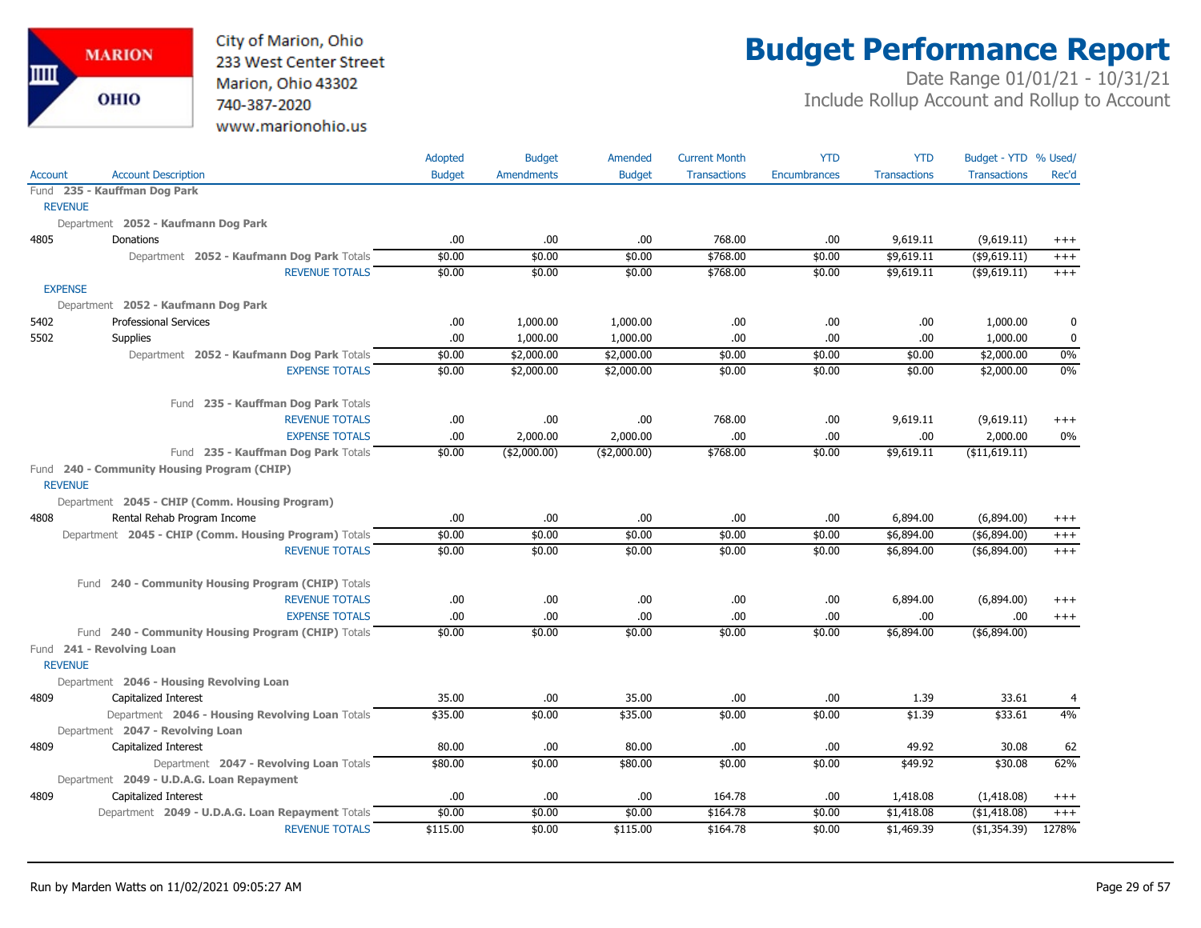City of Marion, Ohio
233 West Center Street
Marion, Ohio 43302
740-387-2020
www.marionohio.us

# Budget Performance Report

Date Range 01/01/21 - 10/31/21
Include Rollup Account and Rollup to Account

| Account | Account Description | Adopted Budget | Budget Amendments | Amended Budget | Current Month Transactions | YTD Encumbrances | YTD Transactions | Budget - YTD Transactions | % Used/ Rec'd |
|---|---|---|---|---|---|---|---|---|---|
| **Fund 235 - Kauffman Dog Park** | | | | | | | | | |
| REVENUE | | | | | | | | | |
| Department 2052 - Kaufmann Dog Park | | | | | | | | | |
| 4805 | Donations | .00 | .00 | .00 | 768.00 | .00 | 9,619.11 | (9,619.11) | +++ |
| | Department 2052 - Kaufmann Dog Park Totals | $0.00 | $0.00 | $0.00 | $768.00 | $0.00 | $9,619.11 | ($9,619.11) | +++ |
| | REVENUE TOTALS | $0.00 | $0.00 | $0.00 | $768.00 | $0.00 | $9,619.11 | ($9,619.11) | +++ |
| EXPENSE | | | | | | | | | |
| Department 2052 - Kaufmann Dog Park | | | | | | | | | |
| 5402 | Professional Services | .00 | 1,000.00 | 1,000.00 | .00 | .00 | .00 | 1,000.00 | 0 |
| 5502 | Supplies | .00 | 1,000.00 | 1,000.00 | .00 | .00 | .00 | 1,000.00 | 0 |
| | Department 2052 - Kaufmann Dog Park Totals | $0.00 | $2,000.00 | $2,000.00 | $0.00 | $0.00 | $0.00 | $2,000.00 | 0% |
| | EXPENSE TOTALS | $0.00 | $2,000.00 | $2,000.00 | $0.00 | $0.00 | $0.00 | $2,000.00 | 0% |
| | Fund 235 - Kauffman Dog Park Totals | | | | | | | | |
| | REVENUE TOTALS | .00 | .00 | .00 | 768.00 | .00 | 9,619.11 | (9,619.11) | +++ |
| | EXPENSE TOTALS | .00 | 2,000.00 | 2,000.00 | .00 | .00 | .00 | 2,000.00 | 0% |
| | Fund 235 - Kauffman Dog Park Totals | $0.00 | ($2,000.00) | ($2,000.00) | $768.00 | $0.00 | $9,619.11 | ($11,619.11) | |
| **Fund 240 - Community Housing Program (CHIP)** | | | | | | | | | |
| REVENUE | | | | | | | | | |
| Department 2045 - CHIP (Comm. Housing Program) | | | | | | | | | |
| 4808 | Rental Rehab Program Income | .00 | .00 | .00 | .00 | .00 | 6,894.00 | (6,894.00) | +++ |
| | Department 2045 - CHIP (Comm. Housing Program) Totals | $0.00 | $0.00 | $0.00 | $0.00 | $0.00 | $6,894.00 | ($6,894.00) | +++ |
| | REVENUE TOTALS | $0.00 | $0.00 | $0.00 | $0.00 | $0.00 | $6,894.00 | ($6,894.00) | +++ |
| | Fund 240 - Community Housing Program (CHIP) Totals | | | | | | | | |
| | REVENUE TOTALS | .00 | .00 | .00 | .00 | .00 | 6,894.00 | (6,894.00) | +++ |
| | EXPENSE TOTALS | .00 | .00 | .00 | .00 | .00 | .00 | .00 | +++ |
| | Fund 240 - Community Housing Program (CHIP) Totals | $0.00 | $0.00 | $0.00 | $0.00 | $0.00 | $6,894.00 | ($6,894.00) | |
| **Fund 241 - Revolving Loan** | | | | | | | | | |
| REVENUE | | | | | | | | | |
| Department 2046 - Housing Revolving Loan | | | | | | | | | |
| 4809 | Capitalized Interest | 35.00 | .00 | 35.00 | .00 | .00 | 1.39 | 33.61 | 4 |
| | Department 2046 - Housing Revolving Loan Totals | $35.00 | $0.00 | $35.00 | $0.00 | $0.00 | $1.39 | $33.61 | 4% |
| Department 2047 - Revolving Loan | | | | | | | | | |
| 4809 | Capitalized Interest | 80.00 | .00 | 80.00 | .00 | .00 | 49.92 | 30.08 | 62 |
| | Department 2047 - Revolving Loan Totals | $80.00 | $0.00 | $80.00 | $0.00 | $0.00 | $49.92 | $30.08 | 62% |
| Department 2049 - U.D.A.G. Loan Repayment | | | | | | | | | |
| 4809 | Capitalized Interest | .00 | .00 | .00 | 164.78 | .00 | 1,418.08 | (1,418.08) | +++ |
| | Department 2049 - U.D.A.G. Loan Repayment Totals | $0.00 | $0.00 | $0.00 | $164.78 | $0.00 | $1,418.08 | ($1,418.08) | +++ |
| | REVENUE TOTALS | $115.00 | $0.00 | $115.00 | $164.78 | $0.00 | $1,469.39 | ($1,354.39) | 1278% |

Run by Marden Watts on 11/02/2021 09:05:27 AM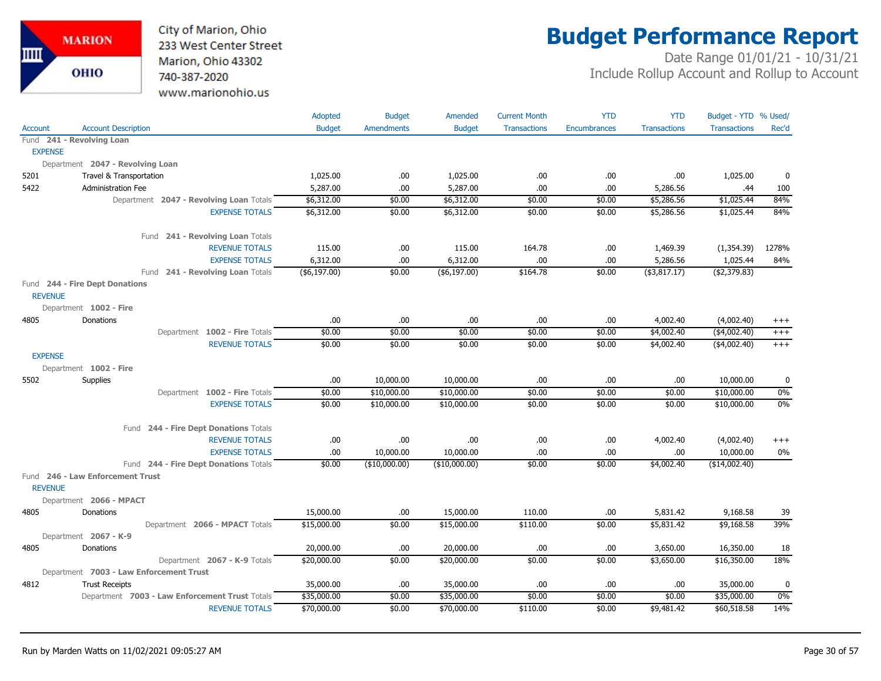City of Marion, Ohio
233 West Center Street
Marion, Ohio 43302
740-387-2020
www.marionohio.us

# Budget Performance Report

Date Range 01/01/21 - 10/31/21
Include Rollup Account and Rollup to Account

| Account | Account Description | Adopted Budget | Budget Amendments | Amended Budget | Current Month Transactions | YTD Encumbrances | YTD Transactions | Budget - YTD Transactions | % Used/ Rec'd |
|---|---|---|---|---|---|---|---|---|---|
| Fund **241 - Revolving Loan** | | | | | | | | | |
| EXPENSE | | | | | | | | | |
| Department **2047 - Revolving Loan** | | | | | | | | | |
| 5201 | Travel & Transportation | 1,025.00 | .00 | 1,025.00 | .00 | .00 | .00 | 1,025.00 | 0 |
| 5422 | Administration Fee | 5,287.00 | .00 | 5,287.00 | .00 | .00 | 5,286.56 | .44 | 100 |
| | Department **2047 - Revolving Loan** Totals | $6,312.00 | $0.00 | $6,312.00 | $0.00 | $0.00 | $5,286.56 | $1,025.44 | 84% |
| | EXPENSE TOTALS | $6,312.00 | $0.00 | $6,312.00 | $0.00 | $0.00 | $5,286.56 | $1,025.44 | 84% |
| | Fund **241 - Revolving Loan** Totals | | | | | | | | |
| | REVENUE TOTALS | 115.00 | .00 | 115.00 | 164.78 | .00 | 1,469.39 | (1,354.39) | 1278% |
| | EXPENSE TOTALS | 6,312.00 | .00 | 6,312.00 | .00 | .00 | 5,286.56 | 1,025.44 | 84% |
| | Fund **241 - Revolving Loan** Totals | ($6,197.00) | $0.00 | ($6,197.00) | $164.78 | $0.00 | ($3,817.17) | ($2,379.83) | |
| Fund **244 - Fire Dept Donations** | | | | | | | | | |
| REVENUE | | | | | | | | | |
| Department **1002 - Fire** | | | | | | | | | |
| 4805 | Donations | .00 | .00 | .00 | .00 | .00 | 4,002.40 | (4,002.40) | +++ |
| | Department **1002 - Fire** Totals | $0.00 | $0.00 | $0.00 | $0.00 | $0.00 | $4,002.40 | ($4,002.40) | +++ |
| | REVENUE TOTALS | $0.00 | $0.00 | $0.00 | $0.00 | $0.00 | $4,002.40 | ($4,002.40) | +++ |
| EXPENSE | | | | | | | | | |
| Department **1002 - Fire** | | | | | | | | | |
| 5502 | Supplies | .00 | 10,000.00 | 10,000.00 | .00 | .00 | .00 | 10,000.00 | 0 |
| | Department **1002 - Fire** Totals | $0.00 | $10,000.00 | $10,000.00 | $0.00 | $0.00 | $0.00 | $10,000.00 | 0% |
| | EXPENSE TOTALS | $0.00 | $10,000.00 | $10,000.00 | $0.00 | $0.00 | $0.00 | $10,000.00 | 0% |
| | Fund **244 - Fire Dept Donations** Totals | | | | | | | | |
| | REVENUE TOTALS | .00 | .00 | .00 | .00 | .00 | 4,002.40 | (4,002.40) | +++ |
| | EXPENSE TOTALS | .00 | 10,000.00 | 10,000.00 | .00 | .00 | .00 | 10,000.00 | 0% |
| | Fund **244 - Fire Dept Donations** Totals | $0.00 | ($10,000.00) | ($10,000.00) | $0.00 | $0.00 | $4,002.40 | ($14,002.40) | |
| Fund **246 - Law Enforcement Trust** | | | | | | | | | |
| REVENUE | | | | | | | | | |
| Department **2066 - MPACT** | | | | | | | | | |
| 4805 | Donations | 15,000.00 | .00 | 15,000.00 | 110.00 | .00 | 5,831.42 | 9,168.58 | 39 |
| | Department **2066 - MPACT** Totals | $15,000.00 | $0.00 | $15,000.00 | $110.00 | $0.00 | $5,831.42 | $9,168.58 | 39% |
| Department **2067 - K-9** | | | | | | | | | |
| 4805 | Donations | 20,000.00 | .00 | 20,000.00 | .00 | .00 | 3,650.00 | 16,350.00 | 18 |
| | Department **2067 - K-9** Totals | $20,000.00 | $0.00 | $20,000.00 | $0.00 | $0.00 | $3,650.00 | $16,350.00 | 18% |
| Department **7003 - Law Enforcement Trust** | | | | | | | | | |
| 4812 | Trust Receipts | 35,000.00 | .00 | 35,000.00 | .00 | .00 | .00 | 35,000.00 | 0 |
| | Department **7003 - Law Enforcement Trust** Totals | $35,000.00 | $0.00 | $35,000.00 | $0.00 | $0.00 | $0.00 | $35,000.00 | 0% |
| | REVENUE TOTALS | $70,000.00 | $0.00 | $70,000.00 | $110.00 | $0.00 | $9,481.42 | $60,518.58 | 14% |

Run by Marden Watts on 11/02/2021 09:05:27 AM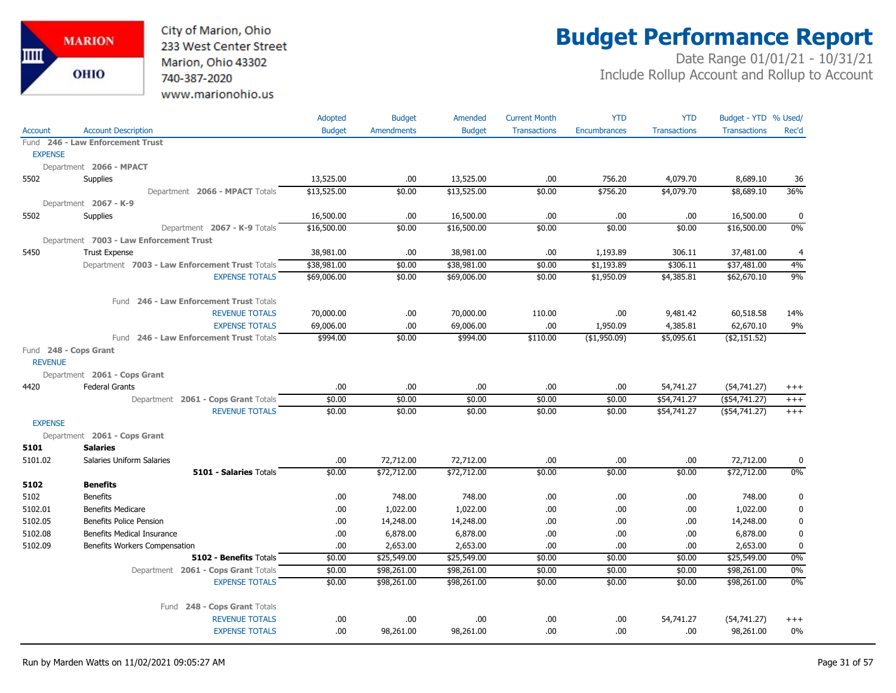City of Marion, Ohio
233 West Center Street
Marion, Ohio 43302
740-387-2020
www.marionohio.us

# Budget Performance Report

Date Range 01/01/21 - 10/31/21
Include Rollup Account and Rollup to Account

| Account | Account Description | Adopted Budget | Budget Amendments | Amended Budget | Current Month Transactions | YTD Encumbrances | YTD Transactions | Budget - YTD Transactions | % Used/ Rec'd |
|---|---|---|---|---|---|---|---|---|---|
| Fund 246 - Law Enforcement Trust | | | | | | | | | |
| EXPENSE | | | | | | | | | |
| Department 2066 - MPACT | | | | | | | | | |
| 5502 | Supplies | 13,525.00 | .00 | 13,525.00 | .00 | 756.20 | 4,079.70 | 8,689.10 | 36 |
| | Department 2066 - MPACT Totals | $13,525.00 | $0.00 | $13,525.00 | $0.00 | $756.20 | $4,079.70 | $8,689.10 | 36% |
| Department 2067 - K-9 | | | | | | | | | |
| 5502 | Supplies | 16,500.00 | .00 | 16,500.00 | .00 | .00 | .00 | 16,500.00 | 0 |
| | Department 2067 - K-9 Totals | $16,500.00 | $0.00 | $16,500.00 | $0.00 | $0.00 | $0.00 | $16,500.00 | 0% |
| Department 7003 - Law Enforcement Trust | | | | | | | | | |
| 5450 | Trust Expense | 38,981.00 | .00 | 38,981.00 | .00 | 1,193.89 | 306.11 | 37,481.00 | 4 |
| | Department 7003 - Law Enforcement Trust Totals | $38,981.00 | $0.00 | $38,981.00 | $0.00 | $1,193.89 | $306.11 | $37,481.00 | 4% |
| | EXPENSE TOTALS | $69,006.00 | $0.00 | $69,006.00 | $0.00 | $1,950.09 | $4,385.81 | $62,670.10 | 9% |
| | Fund 246 - Law Enforcement Trust Totals | | | | | | | | |
| | REVENUE TOTALS | 70,000.00 | .00 | 70,000.00 | 110.00 | .00 | 9,481.42 | 60,518.58 | 14% |
| | EXPENSE TOTALS | 69,006.00 | .00 | 69,006.00 | .00 | 1,950.09 | 4,385.81 | 62,670.10 | 9% |
| | Fund 246 - Law Enforcement Trust Totals | $994.00 | $0.00 | $994.00 | $110.00 | ($1,950.09) | $5,095.61 | ($2,151.52) | |
| Fund 248 - Cops Grant | | | | | | | | | |
| REVENUE | | | | | | | | | |
| Department 2061 - Cops Grant | | | | | | | | | |
| 4420 | Federal Grants | .00 | .00 | .00 | .00 | .00 | 54,741.27 | (54,741.27) | +++ |
| | Department 2061 - Cops Grant Totals | $0.00 | $0.00 | $0.00 | $0.00 | $0.00 | $54,741.27 | ($54,741.27) | +++ |
| | REVENUE TOTALS | $0.00 | $0.00 | $0.00 | $0.00 | $0.00 | $54,741.27 | ($54,741.27) | +++ |
| EXPENSE | | | | | | | | | |
| Department 2061 - Cops Grant | | | | | | | | | |
| **5101** | **Salaries** | | | | | | | | |
| 5101.02 | Salaries Uniform Salaries | .00 | 72,712.00 | 72,712.00 | .00 | .00 | .00 | 72,712.00 | 0 |
| | **5101 - Salaries** Totals | $0.00 | $72,712.00 | $72,712.00 | $0.00 | $0.00 | $0.00 | $72,712.00 | 0% |
| **5102** | **Benefits** | | | | | | | | |
| 5102 | Benefits | .00 | 748.00 | 748.00 | .00 | .00 | .00 | 748.00 | 0 |
| 5102.01 | Benefits Medicare | .00 | 1,022.00 | 1,022.00 | .00 | .00 | .00 | 1,022.00 | 0 |
| 5102.05 | Benefits Police Pension | .00 | 14,248.00 | 14,248.00 | .00 | .00 | .00 | 14,248.00 | 0 |
| 5102.08 | Benefits Medical Insurance | .00 | 6,878.00 | 6,878.00 | .00 | .00 | .00 | 6,878.00 | 0 |
| 5102.09 | Benefits Workers Compensation | .00 | 2,653.00 | 2,653.00 | .00 | .00 | .00 | 2,653.00 | 0 |
| | **5102 - Benefits** Totals | $0.00 | $25,549.00 | $25,549.00 | $0.00 | $0.00 | $0.00 | $25,549.00 | 0% |
| | Department 2061 - Cops Grant Totals | $0.00 | $98,261.00 | $98,261.00 | $0.00 | $0.00 | $0.00 | $98,261.00 | 0% |
| | EXPENSE TOTALS | $0.00 | $98,261.00 | $98,261.00 | $0.00 | $0.00 | $0.00 | $98,261.00 | 0% |
| | Fund 248 - Cops Grant Totals | | | | | | | | |
| | REVENUE TOTALS | .00 | .00 | .00 | .00 | .00 | 54,741.27 | (54,741.27) | +++ |
| | EXPENSE TOTALS | .00 | 98,261.00 | 98,261.00 | .00 | .00 | .00 | 98,261.00 | 0% |

Run by Marden Watts on 11/02/2021 09:05:27 AM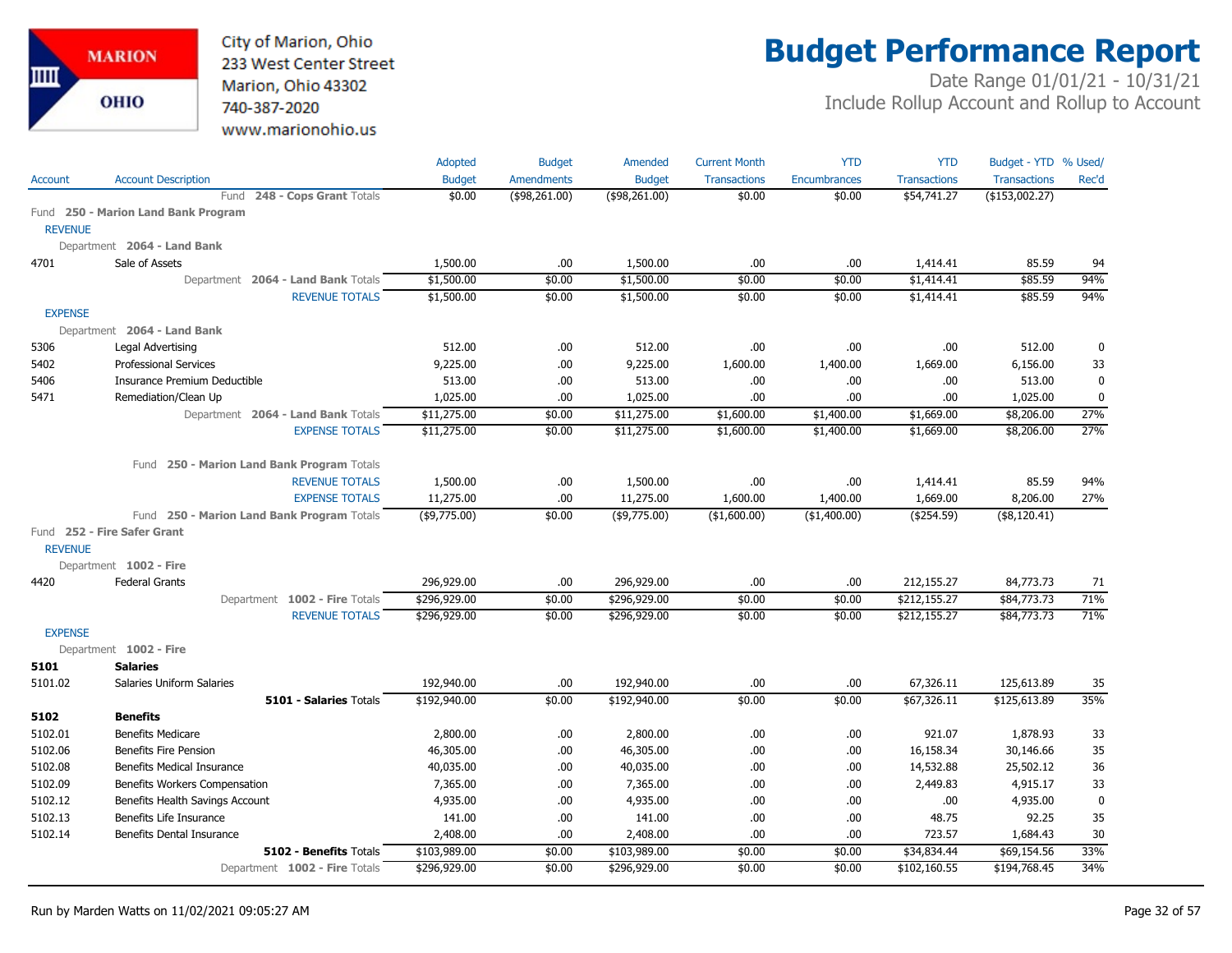City of Marion, Ohio
233 West Center Street
Marion, Ohio 43302
740-387-2020
www.marionohio.us

# Budget Performance Report

Date Range 01/01/21 - 10/31/21
Include Rollup Account and Rollup to Account

| Account | Account Description | Adopted Budget | Budget Amendments | Amended Budget | Current Month Transactions | YTD Encumbrances | YTD Transactions | Budget - YTD Transactions | % Used/ Rec'd |
|---|---|---|---|---|---|---|---|---|---|
| | Fund **248 - Cops Grant** Totals | $0.00 | ($98,261.00) | ($98,261.00) | $0.00 | $0.00 | $54,741.27 | ($153,002.27) | |
| Fund **250 - Marion Land Bank Program** | | | | | | | | | |
| REVENUE | | | | | | | | | |
| Department **2064 - Land Bank** | | | | | | | | | |
| 4701 | Sale of Assets | 1,500.00 | .00 | 1,500.00 | .00 | .00 | 1,414.41 | 85.59 | 94 |
| | Department **2064 - Land Bank** Totals | $1,500.00 | $0.00 | $1,500.00 | $0.00 | $0.00 | $1,414.41 | $85.59 | 94% |
| | REVENUE TOTALS | $1,500.00 | $0.00 | $1,500.00 | $0.00 | $0.00 | $1,414.41 | $85.59 | 94% |
| EXPENSE | | | | | | | | | |
| Department **2064 - Land Bank** | | | | | | | | | |
| 5306 | Legal Advertising | 512.00 | .00 | 512.00 | .00 | .00 | .00 | 512.00 | 0 |
| 5402 | Professional Services | 9,225.00 | .00 | 9,225.00 | 1,600.00 | 1,400.00 | 1,669.00 | 6,156.00 | 33 |
| 5406 | Insurance Premium Deductible | 513.00 | .00 | 513.00 | .00 | .00 | .00 | 513.00 | 0 |
| 5471 | Remediation/Clean Up | 1,025.00 | .00 | 1,025.00 | .00 | .00 | .00 | 1,025.00 | 0 |
| | Department **2064 - Land Bank** Totals | $11,275.00 | $0.00 | $11,275.00 | $1,600.00 | $1,400.00 | $1,669.00 | $8,206.00 | 27% |
| | EXPENSE TOTALS | $11,275.00 | $0.00 | $11,275.00 | $1,600.00 | $1,400.00 | $1,669.00 | $8,206.00 | 27% |
| | Fund **250 - Marion Land Bank Program** Totals | | | | | | | | |
| | REVENUE TOTALS | 1,500.00 | .00 | 1,500.00 | .00 | .00 | 1,414.41 | 85.59 | 94% |
| | EXPENSE TOTALS | 11,275.00 | .00 | 11,275.00 | 1,600.00 | 1,400.00 | 1,669.00 | 8,206.00 | 27% |
| | Fund **250 - Marion Land Bank Program** Totals | ($9,775.00) | $0.00 | ($9,775.00) | ($1,600.00) | ($1,400.00) | ($254.59) | ($8,120.41) | |
| Fund **252 - Fire Safer Grant** | | | | | | | | | |
| REVENUE | | | | | | | | | |
| Department **1002 - Fire** | | | | | | | | | |
| 4420 | Federal Grants | 296,929.00 | .00 | 296,929.00 | .00 | .00 | 212,155.27 | 84,773.73 | 71 |
| | Department **1002 - Fire** Totals | $296,929.00 | $0.00 | $296,929.00 | $0.00 | $0.00 | $212,155.27 | $84,773.73 | 71% |
| | REVENUE TOTALS | $296,929.00 | $0.00 | $296,929.00 | $0.00 | $0.00 | $212,155.27 | $84,773.73 | 71% |
| EXPENSE | | | | | | | | | |
| Department **1002 - Fire** | | | | | | | | | |
| **5101** | **Salaries** | | | | | | | | |
| 5101.02 | Salaries Uniform Salaries | 192,940.00 | .00 | 192,940.00 | .00 | .00 | 67,326.11 | 125,613.89 | 35 |
| | **5101 - Salaries** Totals | $192,940.00 | $0.00 | $192,940.00 | $0.00 | $0.00 | $67,326.11 | $125,613.89 | 35% |
| **5102** | **Benefits** | | | | | | | | |
| 5102.01 | Benefits Medicare | 2,800.00 | .00 | 2,800.00 | .00 | .00 | 921.07 | 1,878.93 | 33 |
| 5102.06 | Benefits Fire Pension | 46,305.00 | .00 | 46,305.00 | .00 | .00 | 16,158.34 | 30,146.66 | 35 |
| 5102.08 | Benefits Medical Insurance | 40,035.00 | .00 | 40,035.00 | .00 | .00 | 14,532.88 | 25,502.12 | 36 |
| 5102.09 | Benefits Workers Compensation | 7,365.00 | .00 | 7,365.00 | .00 | .00 | 2,449.83 | 4,915.17 | 33 |
| 5102.12 | Benefits Health Savings Account | 4,935.00 | .00 | 4,935.00 | .00 | .00 | .00 | 4,935.00 | 0 |
| 5102.13 | Benefits Life Insurance | 141.00 | .00 | 141.00 | .00 | .00 | 48.75 | 92.25 | 35 |
| 5102.14 | Benefits Dental Insurance | 2,408.00 | .00 | 2,408.00 | .00 | .00 | 723.57 | 1,684.43 | 30 |
| | **5102 - Benefits** Totals | $103,989.00 | $0.00 | $103,989.00 | $0.00 | $0.00 | $34,834.44 | $69,154.56 | 33% |
| | Department **1002 - Fire** Totals | $296,929.00 | $0.00 | $296,929.00 | $0.00 | $0.00 | $102,160.55 | $194,768.45 | 34% |

Run by Marden Watts on 11/02/2021 09:05:27 AM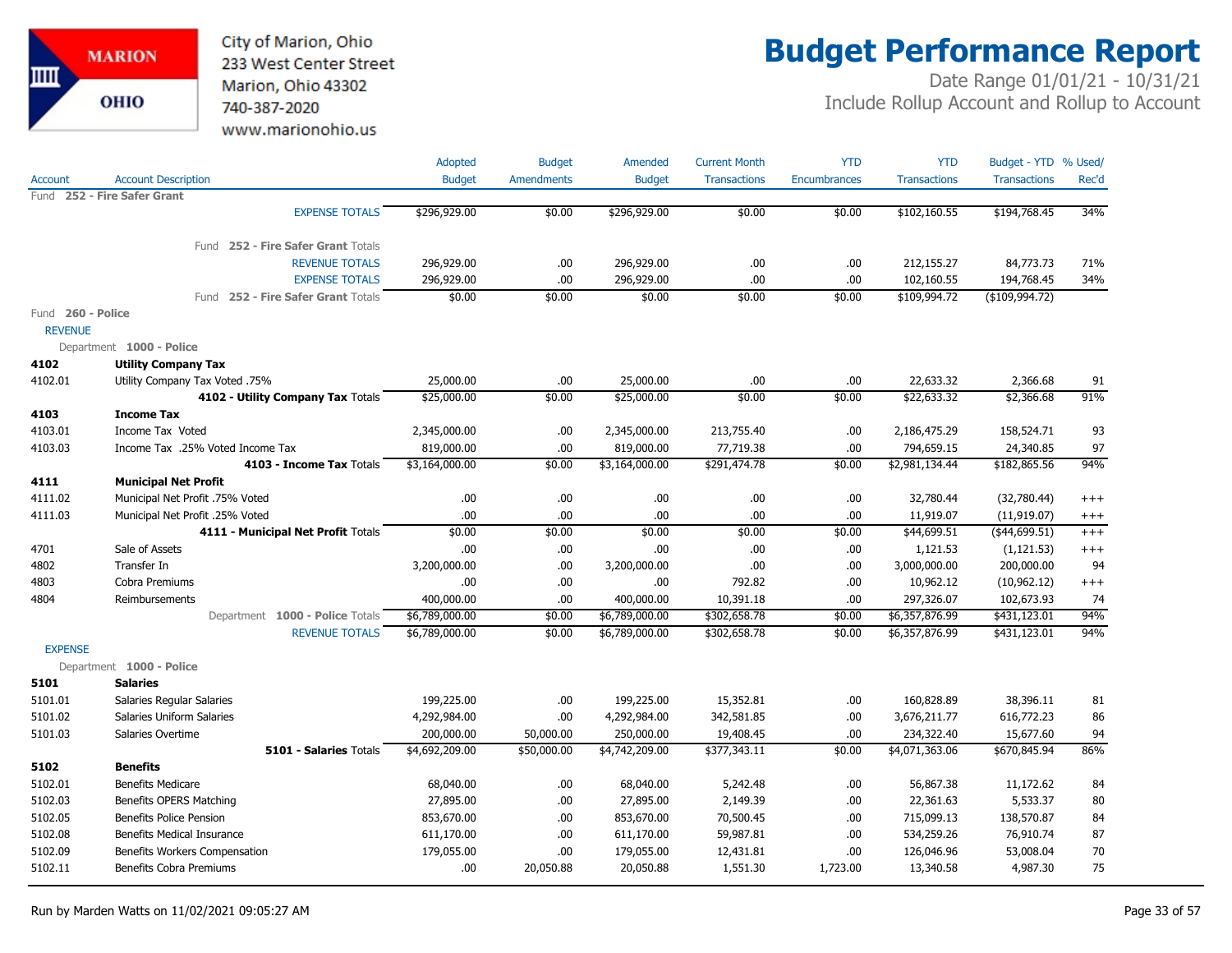City of Marion, Ohio
233 West Center Street
Marion, Ohio 43302
740-387-2020
www.marionohio.us

# Budget Performance Report

Date Range 01/01/21 - 10/31/21
Include Rollup Account and Rollup to Account

| Account | Account Description | Adopted Budget | Budget Amendments | Amended Budget | Current Month Transactions | YTD Encumbrances | YTD Transactions | Budget - YTD Transactions | % Used/ Rec'd |
|---|---|---|---|---|---|---|---|---|---|
| Fund 252 - Fire Safer Grant | | | | | | | | | |
| | EXPENSE TOTALS | $296,929.00 | $0.00 | $296,929.00 | $0.00 | $0.00 | $102,160.55 | $194,768.45 | 34% |
| | Fund 252 - Fire Safer Grant Totals | | | | | | | | |
| | REVENUE TOTALS | 296,929.00 | .00 | 296,929.00 | .00 | .00 | 212,155.27 | 84,773.73 | 71% |
| | EXPENSE TOTALS | 296,929.00 | .00 | 296,929.00 | .00 | .00 | 102,160.55 | 194,768.45 | 34% |
| | Fund 252 - Fire Safer Grant Totals | $0.00 | $0.00 | $0.00 | $0.00 | $0.00 | $109,994.72 | ($109,994.72) | |
| Fund 260 - Police | | | | | | | | | |
| REVENUE | | | | | | | | | |
| Department 1000 - Police | | | | | | | | | |
| **4102** | **Utility Company Tax** | | | | | | | | |
| 4102.01 | Utility Company Tax Voted .75% | 25,000.00 | .00 | 25,000.00 | .00 | .00 | 22,633.32 | 2,366.68 | 91 |
| | **4102 - Utility Company Tax** Totals | $25,000.00 | $0.00 | $25,000.00 | $0.00 | $0.00 | $22,633.32 | $2,366.68 | 91% |
| **4103** | **Income Tax** | | | | | | | | |
| 4103.01 | Income Tax Voted | 2,345,000.00 | .00 | 2,345,000.00 | 213,755.40 | .00 | 2,186,475.29 | 158,524.71 | 93 |
| 4103.03 | Income Tax .25% Voted Income Tax | 819,000.00 | .00 | 819,000.00 | 77,719.38 | .00 | 794,659.15 | 24,340.85 | 97 |
| | **4103 - Income Tax** Totals | $3,164,000.00 | $0.00 | $3,164,000.00 | $291,474.78 | $0.00 | $2,981,134.44 | $182,865.56 | 94% |
| **4111** | **Municipal Net Profit** | | | | | | | | |
| 4111.02 | Municipal Net Profit .75% Voted | .00 | .00 | .00 | .00 | .00 | 32,780.44 | (32,780.44) | +++ |
| 4111.03 | Municipal Net Profit .25% Voted | .00 | .00 | .00 | .00 | .00 | 11,919.07 | (11,919.07) | +++ |
| | **4111 - Municipal Net Profit** Totals | $0.00 | $0.00 | $0.00 | $0.00 | $0.00 | $44,699.51 | ($44,699.51) | +++ |
| 4701 | Sale of Assets | .00 | .00 | .00 | .00 | .00 | 1,121.53 | (1,121.53) | +++ |
| 4802 | Transfer In | 3,200,000.00 | .00 | 3,200,000.00 | .00 | .00 | 3,000,000.00 | 200,000.00 | 94 |
| 4803 | Cobra Premiums | .00 | .00 | .00 | 792.82 | .00 | 10,962.12 | (10,962.12) | +++ |
| 4804 | Reimbursements | 400,000.00 | .00 | 400,000.00 | 10,391.18 | .00 | 297,326.07 | 102,673.93 | 74 |
| | Department 1000 - Police Totals | $6,789,000.00 | $0.00 | $6,789,000.00 | $302,658.78 | $0.00 | $6,357,876.99 | $431,123.01 | 94% |
| | REVENUE TOTALS | $6,789,000.00 | $0.00 | $6,789,000.00 | $302,658.78 | $0.00 | $6,357,876.99 | $431,123.01 | 94% |
| EXPENSE | | | | | | | | | |
| Department 1000 - Police | | | | | | | | | |
| **5101** | **Salaries** | | | | | | | | |
| 5101.01 | Salaries Regular Salaries | 199,225.00 | .00 | 199,225.00 | 15,352.81 | .00 | 160,828.89 | 38,396.11 | 81 |
| 5101.02 | Salaries Uniform Salaries | 4,292,984.00 | .00 | 4,292,984.00 | 342,581.85 | .00 | 3,676,211.77 | 616,772.23 | 86 |
| 5101.03 | Salaries Overtime | 200,000.00 | 50,000.00 | 250,000.00 | 19,408.45 | .00 | 234,322.40 | 15,677.60 | 94 |
| | **5101 - Salaries** Totals | $4,692,209.00 | $50,000.00 | $4,742,209.00 | $377,343.11 | $0.00 | $4,071,363.06 | $670,845.94 | 86% |
| **5102** | **Benefits** | | | | | | | | |
| 5102.01 | Benefits Medicare | 68,040.00 | .00 | 68,040.00 | 5,242.48 | .00 | 56,867.38 | 11,172.62 | 84 |
| 5102.03 | Benefits OPERS Matching | 27,895.00 | .00 | 27,895.00 | 2,149.39 | .00 | 22,361.63 | 5,533.37 | 80 |
| 5102.05 | Benefits Police Pension | 853,670.00 | .00 | 853,670.00 | 70,500.45 | .00 | 715,099.13 | 138,570.87 | 84 |
| 5102.08 | Benefits Medical Insurance | 611,170.00 | .00 | 611,170.00 | 59,987.81 | .00 | 534,259.26 | 76,910.74 | 87 |
| 5102.09 | Benefits Workers Compensation | 179,055.00 | .00 | 179,055.00 | 12,431.81 | .00 | 126,046.96 | 53,008.04 | 70 |
| 5102.11 | Benefits Cobra Premiums | .00 | 20,050.88 | 20,050.88 | 1,551.30 | 1,723.00 | 13,340.58 | 4,987.30 | 75 |

Run by Marden Watts on 11/02/2021 09:05:27 AM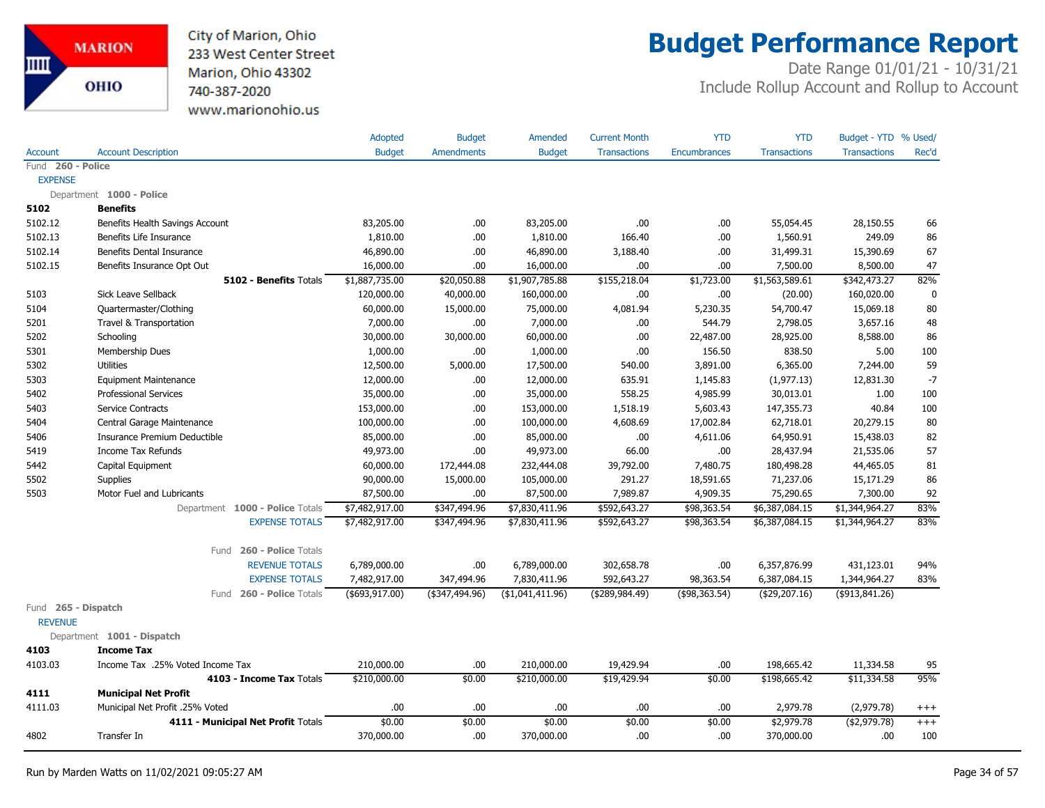# Budget Performance Report

City of Marion, Ohio
233 West Center Street
Marion, Ohio 43302
740-387-2020
www.marionohio.us

Date Range 01/01/21 - 10/31/21
Include Rollup Account and Rollup to Account

| Account | Account Description | Adopted Budget | Budget Amendments | Amended Budget | Current Month Transactions | YTD Encumbrances | YTD Transactions | Budget - YTD Transactions | % Used/ Rec'd |
|---|---|---|---|---|---|---|---|---|---|
| Fund 260 - Police | | | | | | | | | |
| EXPENSE | | | | | | | | | |
| Department 1000 - Police | | | | | | | | | |
| **5102** | **Benefits** | | | | | | | | |
| 5102.12 | Benefits Health Savings Account | 83,205.00 | .00 | 83,205.00 | .00 | .00 | 55,054.45 | 28,150.55 | 66 |
| 5102.13 | Benefits Life Insurance | 1,810.00 | .00 | 1,810.00 | 166.40 | .00 | 1,560.91 | 249.09 | 86 |
| 5102.14 | Benefits Dental Insurance | 46,890.00 | .00 | 46,890.00 | 3,188.40 | .00 | 31,499.31 | 15,390.69 | 67 |
| 5102.15 | Benefits Insurance Opt Out | 16,000.00 | .00 | 16,000.00 | .00 | .00 | 7,500.00 | 8,500.00 | 47 |
| | **5102 - Benefits** Totals | $1,887,735.00 | $20,050.88 | $1,907,785.88 | $155,218.04 | $1,723.00 | $1,563,589.61 | $342,473.27 | 82% |
| 5103 | Sick Leave Sellback | 120,000.00 | 40,000.00 | 160,000.00 | .00 | .00 | (20.00) | 160,020.00 | 0 |
| 5104 | Quartermaster/Clothing | 60,000.00 | 15,000.00 | 75,000.00 | 4,081.94 | 5,230.35 | 54,700.47 | 15,069.18 | 80 |
| 5201 | Travel & Transportation | 7,000.00 | .00 | 7,000.00 | .00 | 544.79 | 2,798.05 | 3,657.16 | 48 |
| 5202 | Schooling | 30,000.00 | 30,000.00 | 60,000.00 | .00 | 22,487.00 | 28,925.00 | 8,588.00 | 86 |
| 5301 | Membership Dues | 1,000.00 | .00 | 1,000.00 | .00 | 156.50 | 838.50 | 5.00 | 100 |
| 5302 | Utilities | 12,500.00 | 5,000.00 | 17,500.00 | 540.00 | 3,891.00 | 6,365.00 | 7,244.00 | 59 |
| 5303 | Equipment Maintenance | 12,000.00 | .00 | 12,000.00 | 635.91 | 1,145.83 | (1,977.13) | 12,831.30 | -7 |
| 5402 | Professional Services | 35,000.00 | .00 | 35,000.00 | 558.25 | 4,985.99 | 30,013.01 | 1.00 | 100 |
| 5403 | Service Contracts | 153,000.00 | .00 | 153,000.00 | 1,518.19 | 5,603.43 | 147,355.73 | 40.84 | 100 |
| 5404 | Central Garage Maintenance | 100,000.00 | .00 | 100,000.00 | 4,608.69 | 17,002.84 | 62,718.01 | 20,279.15 | 80 |
| 5406 | Insurance Premium Deductible | 85,000.00 | .00 | 85,000.00 | .00 | 4,611.06 | 64,950.91 | 15,438.03 | 82 |
| 5419 | Income Tax Refunds | 49,973.00 | .00 | 49,973.00 | 66.00 | .00 | 28,437.94 | 21,535.06 | 57 |
| 5442 | Capital Equipment | 60,000.00 | 172,444.08 | 232,444.08 | 39,792.00 | 7,480.75 | 180,498.28 | 44,465.05 | 81 |
| 5502 | Supplies | 90,000.00 | 15,000.00 | 105,000.00 | 291.27 | 18,591.65 | 71,237.06 | 15,171.29 | 86 |
| 5503 | Motor Fuel and Lubricants | 87,500.00 | .00 | 87,500.00 | 7,989.87 | 4,909.35 | 75,290.65 | 7,300.00 | 92 |
| | Department **1000 - Police** Totals | $7,482,917.00 | $347,494.96 | $7,830,411.96 | $592,643.27 | $98,363.54 | $6,387,084.15 | $1,344,964.27 | 83% |
| | EXPENSE TOTALS | $7,482,917.00 | $347,494.96 | $7,830,411.96 | $592,643.27 | $98,363.54 | $6,387,084.15 | $1,344,964.27 | 83% |
| | Fund **260 - Police** Totals | | | | | | | | |
| | REVENUE TOTALS | 6,789,000.00 | .00 | 6,789,000.00 | 302,658.78 | .00 | 6,357,876.99 | 431,123.01 | 94% |
| | EXPENSE TOTALS | 7,482,917.00 | 347,494.96 | 7,830,411.96 | 592,643.27 | 98,363.54 | 6,387,084.15 | 1,344,964.27 | 83% |
| | Fund **260 - Police** Totals | ($693,917.00) | ($347,494.96) | ($1,041,411.96) | ($289,984.49) | ($98,363.54) | ($29,207.16) | ($913,841.26) | |
| Fund 265 - Dispatch | | | | | | | | | |
| REVENUE | | | | | | | | | |
| Department 1001 - Dispatch | | | | | | | | | |
| **4103** | **Income Tax** | | | | | | | | |
| 4103.03 | Income Tax .25% Voted Income Tax | 210,000.00 | .00 | 210,000.00 | 19,429.94 | .00 | 198,665.42 | 11,334.58 | 95 |
| | **4103 - Income Tax** Totals | $210,000.00 | $0.00 | $210,000.00 | $19,429.94 | $0.00 | $198,665.42 | $11,334.58 | 95% |
| **4111** | **Municipal Net Profit** | | | | | | | | |
| 4111.03 | Municipal Net Profit .25% Voted | .00 | .00 | .00 | .00 | .00 | 2,979.78 | (2,979.78) | +++ |
| | **4111 - Municipal Net Profit** Totals | $0.00 | $0.00 | $0.00 | $0.00 | $0.00 | $2,979.78 | ($2,979.78) | +++ |
| 4802 | Transfer In | 370,000.00 | .00 | 370,000.00 | .00 | .00 | 370,000.00 | .00 | 100 |

Run by Marden Watts on 11/02/2021 09:05:27 AM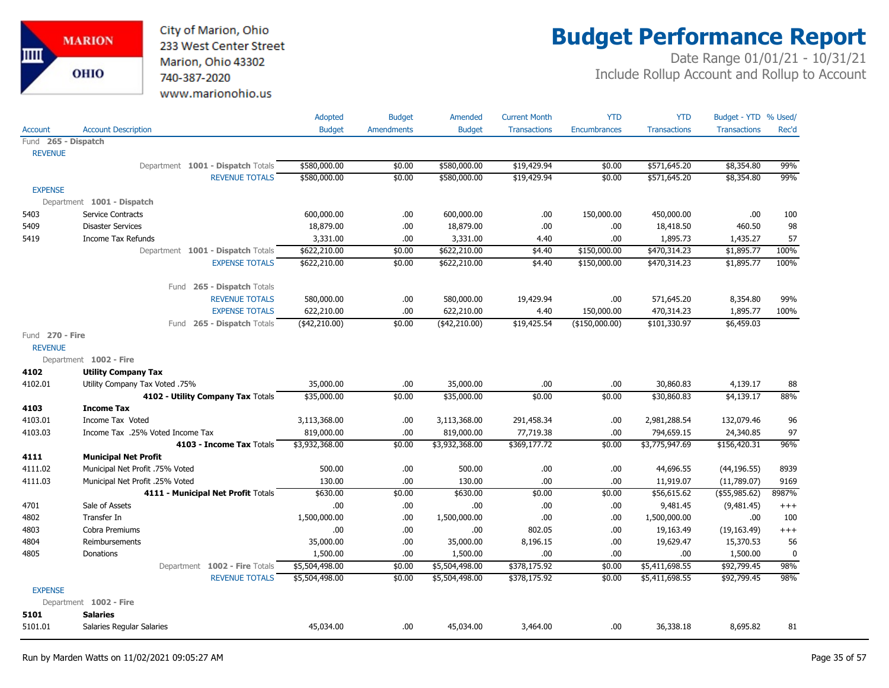City of Marion, Ohio
233 West Center Street
Marion, Ohio 43302
740-387-2020
www.marionohio.us

# Budget Performance Report

Date Range 01/01/21 - 10/31/21
Include Rollup Account and Rollup to Account

| Account | Account Description | Adopted Budget | Budget Amendments | Amended Budget | Current Month Transactions | YTD Encumbrances | YTD Transactions | Budget - YTD Transactions | % Used/ Rec'd |
|---|---|---|---|---|---|---|---|---|---|
| Fund **265 - Dispatch** | | | | | | | | | |
| REVENUE | | | | | | | | | |
| | Department **1001 - Dispatch** Totals | $580,000.00 | $0.00 | $580,000.00 | $19,429.94 | $0.00 | $571,645.20 | $8,354.80 | 99% |
| | REVENUE TOTALS | $580,000.00 | $0.00 | $580,000.00 | $19,429.94 | $0.00 | $571,645.20 | $8,354.80 | 99% |
| EXPENSE | | | | | | | | | |
| Department **1001 - Dispatch** | | | | | | | | | |
| 5403 | Service Contracts | 600,000.00 | .00 | 600,000.00 | .00 | 150,000.00 | 450,000.00 | .00 | 100 |
| 5409 | Disaster Services | 18,879.00 | .00 | 18,879.00 | .00 | .00 | 18,418.50 | 460.50 | 98 |
| 5419 | Income Tax Refunds | 3,331.00 | .00 | 3,331.00 | 4.40 | .00 | 1,895.73 | 1,435.27 | 57 |
| | Department **1001 - Dispatch** Totals | $622,210.00 | $0.00 | $622,210.00 | $4.40 | $150,000.00 | $470,314.23 | $1,895.77 | 100% |
| | EXPENSE TOTALS | $622,210.00 | $0.00 | $622,210.00 | $4.40 | $150,000.00 | $470,314.23 | $1,895.77 | 100% |
| | Fund **265 - Dispatch** Totals | | | | | | | | |
| | REVENUE TOTALS | 580,000.00 | .00 | 580,000.00 | 19,429.94 | .00 | 571,645.20 | 8,354.80 | 99% |
| | EXPENSE TOTALS | 622,210.00 | .00 | 622,210.00 | 4.40 | 150,000.00 | 470,314.23 | 1,895.77 | 100% |
| | Fund **265 - Dispatch** Totals | ($42,210.00) | $0.00 | ($42,210.00) | $19,425.54 | ($150,000.00) | $101,330.97 | $6,459.03 | |
| Fund **270 - Fire** | | | | | | | | | |
| REVENUE | | | | | | | | | |
| Department **1002 - Fire** | | | | | | | | | |
| **4102** | **Utility Company Tax** | | | | | | | | |
| 4102.01 | Utility Company Tax Voted .75% | 35,000.00 | .00 | 35,000.00 | .00 | .00 | 30,860.83 | 4,139.17 | 88 |
| | **4102 - Utility Company Tax** Totals | $35,000.00 | $0.00 | $35,000.00 | $0.00 | $0.00 | $30,860.83 | $4,139.17 | 88% |
| **4103** | **Income Tax** | | | | | | | | |
| 4103.01 | Income Tax Voted | 3,113,368.00 | .00 | 3,113,368.00 | 291,458.34 | .00 | 2,981,288.54 | 132,079.46 | 96 |
| 4103.03 | Income Tax .25% Voted Income Tax | 819,000.00 | .00 | 819,000.00 | 77,719.38 | .00 | 794,659.15 | 24,340.85 | 97 |
| | **4103 - Income Tax** Totals | $3,932,368.00 | $0.00 | $3,932,368.00 | $369,177.72 | $0.00 | $3,775,947.69 | $156,420.31 | 96% |
| **4111** | **Municipal Net Profit** | | | | | | | | |
| 4111.02 | Municipal Net Profit .75% Voted | 500.00 | .00 | 500.00 | .00 | .00 | 44,696.55 | (44,196.55) | 8939 |
| 4111.03 | Municipal Net Profit .25% Voted | 130.00 | .00 | 130.00 | .00 | .00 | 11,919.07 | (11,789.07) | 9169 |
| | **4111 - Municipal Net Profit** Totals | $630.00 | $0.00 | $630.00 | $0.00 | $0.00 | $56,615.62 | ($55,985.62) | 8987% |
| 4701 | Sale of Assets | .00 | .00 | .00 | .00 | .00 | 9,481.45 | (9,481.45) | +++ |
| 4802 | Transfer In | 1,500,000.00 | .00 | 1,500,000.00 | .00 | .00 | 1,500,000.00 | .00 | 100 |
| 4803 | Cobra Premiums | .00 | .00 | .00 | 802.05 | .00 | 19,163.49 | (19,163.49) | +++ |
| 4804 | Reimbursements | 35,000.00 | .00 | 35,000.00 | 8,196.15 | .00 | 19,629.47 | 15,370.53 | 56 |
| 4805 | Donations | 1,500.00 | .00 | 1,500.00 | .00 | .00 | .00 | 1,500.00 | 0 |
| | Department **1002 - Fire** Totals | $5,504,498.00 | $0.00 | $5,504,498.00 | $378,175.92 | $0.00 | $5,411,698.55 | $92,799.45 | 98% |
| | REVENUE TOTALS | $5,504,498.00 | $0.00 | $5,504,498.00 | $378,175.92 | $0.00 | $5,411,698.55 | $92,799.45 | 98% |
| EXPENSE | | | | | | | | | |
| Department **1002 - Fire** | | | | | | | | | |
| **5101** | **Salaries** | | | | | | | | |
| 5101.01 | Salaries Regular Salaries | 45,034.00 | .00 | 45,034.00 | 3,464.00 | .00 | 36,338.18 | 8,695.82 | 81 |

Run by Marden Watts on 11/02/2021 09:05:27 AM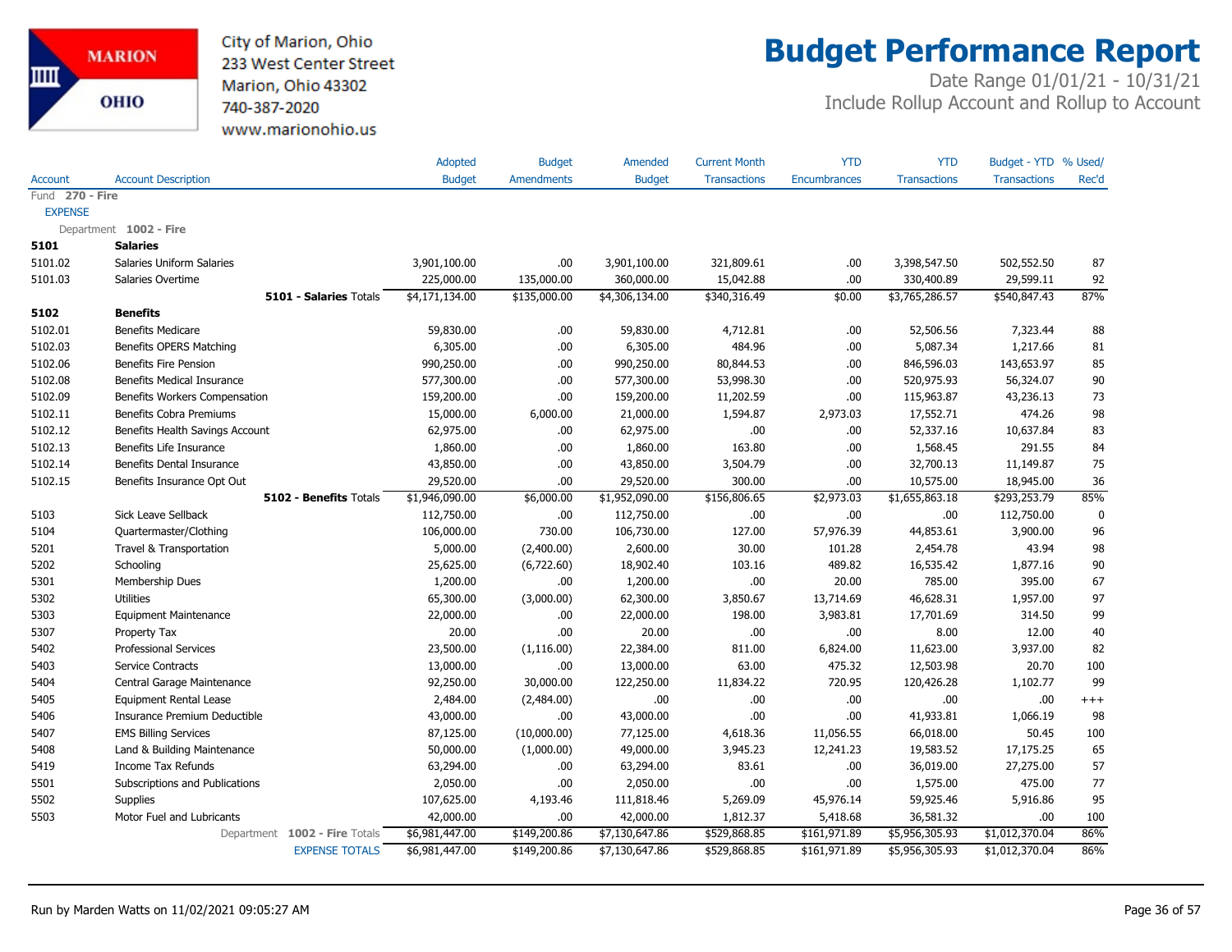City of Marion, Ohio
233 West Center Street
Marion, Ohio 43302
740-387-2020
www.marionohio.us

# Budget Performance Report

Date Range 01/01/21 - 10/31/21
Include Rollup Account and Rollup to Account

| Account | Account Description | Adopted Budget | Budget Amendments | Amended Budget | Current Month Transactions | YTD Encumbrances | YTD Transactions | Budget - YTD Transactions | % Used/ Rec'd |
|---|---|---|---|---|---|---|---|---|---|
| Fund **270 - Fire** | | | | | | | | | |
| EXPENSE | | | | | | | | | |
| Department **1002 - Fire** | | | | | | | | | |
| **5101** | **Salaries** | | | | | | | | |
| 5101.02 | Salaries Uniform Salaries | 3,901,100.00 | .00 | 3,901,100.00 | 321,809.61 | .00 | 3,398,547.50 | 502,552.50 | 87 |
| 5101.03 | Salaries Overtime | 225,000.00 | 135,000.00 | 360,000.00 | 15,042.88 | .00 | 330,400.89 | 29,599.11 | 92 |
| | **5101 - Salaries** Totals | $4,171,134.00 | $135,000.00 | $4,306,134.00 | $340,316.49 | $0.00 | $3,765,286.57 | $540,847.43 | 87% |
| **5102** | **Benefits** | | | | | | | | |
| 5102.01 | Benefits Medicare | 59,830.00 | .00 | 59,830.00 | 4,712.81 | .00 | 52,506.56 | 7,323.44 | 88 |
| 5102.03 | Benefits OPERS Matching | 6,305.00 | .00 | 6,305.00 | 484.96 | .00 | 5,087.34 | 1,217.66 | 81 |
| 5102.06 | Benefits Fire Pension | 990,250.00 | .00 | 990,250.00 | 80,844.53 | .00 | 846,596.03 | 143,653.97 | 85 |
| 5102.08 | Benefits Medical Insurance | 577,300.00 | .00 | 577,300.00 | 53,998.30 | .00 | 520,975.93 | 56,324.07 | 90 |
| 5102.09 | Benefits Workers Compensation | 159,200.00 | .00 | 159,200.00 | 11,202.59 | .00 | 115,963.87 | 43,236.13 | 73 |
| 5102.11 | Benefits Cobra Premiums | 15,000.00 | 6,000.00 | 21,000.00 | 1,594.87 | 2,973.03 | 17,552.71 | 474.26 | 98 |
| 5102.12 | Benefits Health Savings Account | 62,975.00 | .00 | 62,975.00 | .00 | .00 | 52,337.16 | 10,637.84 | 83 |
| 5102.13 | Benefits Life Insurance | 1,860.00 | .00 | 1,860.00 | 163.80 | .00 | 1,568.45 | 291.55 | 84 |
| 5102.14 | Benefits Dental Insurance | 43,850.00 | .00 | 43,850.00 | 3,504.79 | .00 | 32,700.13 | 11,149.87 | 75 |
| 5102.15 | Benefits Insurance Opt Out | 29,520.00 | .00 | 29,520.00 | 300.00 | .00 | 10,575.00 | 18,945.00 | 36 |
| | **5102 - Benefits** Totals | $1,946,090.00 | $6,000.00 | $1,952,090.00 | $156,806.65 | $2,973.03 | $1,655,863.18 | $293,253.79 | 85% |
| 5103 | Sick Leave Sellback | 112,750.00 | .00 | 112,750.00 | .00 | .00 | .00 | 112,750.00 | 0 |
| 5104 | Quartermaster/Clothing | 106,000.00 | 730.00 | 106,730.00 | 127.00 | 57,976.39 | 44,853.61 | 3,900.00 | 96 |
| 5201 | Travel & Transportation | 5,000.00 | (2,400.00) | 2,600.00 | 30.00 | 101.28 | 2,454.78 | 43.94 | 98 |
| 5202 | Schooling | 25,625.00 | (6,722.60) | 18,902.40 | 103.16 | 489.82 | 16,535.42 | 1,877.16 | 90 |
| 5301 | Membership Dues | 1,200.00 | .00 | 1,200.00 | .00 | 20.00 | 785.00 | 395.00 | 67 |
| 5302 | Utilities | 65,300.00 | (3,000.00) | 62,300.00 | 3,850.67 | 13,714.69 | 46,628.31 | 1,957.00 | 97 |
| 5303 | Equipment Maintenance | 22,000.00 | .00 | 22,000.00 | 198.00 | 3,983.81 | 17,701.69 | 314.50 | 99 |
| 5307 | Property Tax | 20.00 | .00 | 20.00 | .00 | .00 | 8.00 | 12.00 | 40 |
| 5402 | Professional Services | 23,500.00 | (1,116.00) | 22,384.00 | 811.00 | 6,824.00 | 11,623.00 | 3,937.00 | 82 |
| 5403 | Service Contracts | 13,000.00 | .00 | 13,000.00 | 63.00 | 475.32 | 12,503.98 | 20.70 | 100 |
| 5404 | Central Garage Maintenance | 92,250.00 | 30,000.00 | 122,250.00 | 11,834.22 | 720.95 | 120,426.28 | 1,102.77 | 99 |
| 5405 | Equipment Rental Lease | 2,484.00 | (2,484.00) | .00 | .00 | .00 | .00 | .00 | +++ |
| 5406 | Insurance Premium Deductible | 43,000.00 | .00 | 43,000.00 | .00 | .00 | 41,933.81 | 1,066.19 | 98 |
| 5407 | EMS Billing Services | 87,125.00 | (10,000.00) | 77,125.00 | 4,618.36 | 11,056.55 | 66,018.00 | 50.45 | 100 |
| 5408 | Land & Building Maintenance | 50,000.00 | (1,000.00) | 49,000.00 | 3,945.23 | 12,241.23 | 19,583.52 | 17,175.25 | 65 |
| 5419 | Income Tax Refunds | 63,294.00 | .00 | 63,294.00 | 83.61 | .00 | 36,019.00 | 27,275.00 | 57 |
| 5501 | Subscriptions and Publications | 2,050.00 | .00 | 2,050.00 | .00 | .00 | 1,575.00 | 475.00 | 77 |
| 5502 | Supplies | 107,625.00 | 4,193.46 | 111,818.46 | 5,269.09 | 45,976.14 | 59,925.46 | 5,916.86 | 95 |
| 5503 | Motor Fuel and Lubricants | 42,000.00 | .00 | 42,000.00 | 1,812.37 | 5,418.68 | 36,581.32 | .00 | 100 |
| | Department **1002 - Fire** Totals | $6,981,447.00 | $149,200.86 | $7,130,647.86 | $529,868.85 | $161,971.89 | $5,956,305.93 | $1,012,370.04 | 86% |
| | EXPENSE TOTALS | $6,981,447.00 | $149,200.86 | $7,130,647.86 | $529,868.85 | $161,971.89 | $5,956,305.93 | $1,012,370.04 | 86% |

Run by Marden Watts on 11/02/2021 09:05:27 AM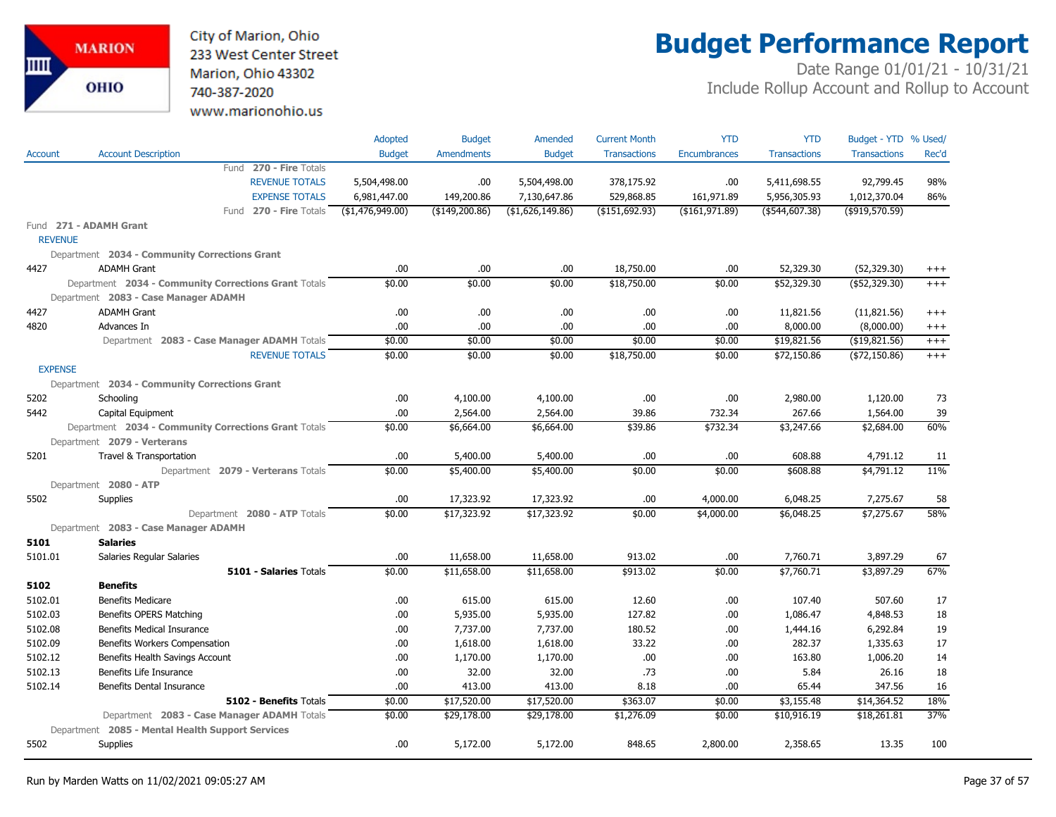# Budget Performance Report

City of Marion, Ohio
233 West Center Street
Marion, Ohio 43302
740-387-2020
www.marionohio.us

Date Range 01/01/21 - 10/31/21
Include Rollup Account and Rollup to Account

| Account | Account Description | Adopted Budget | Budget Amendments | Amended Budget | Current Month Transactions | YTD Encumbrances | YTD Transactions | Budget - YTD Transactions | % Used/ Rec'd |
|---|---|---|---|---|---|---|---|---|---|
| | Fund 270 - Fire Totals | | | | | | | | |
| | REVENUE TOTALS | 5,504,498.00 | .00 | 5,504,498.00 | 378,175.92 | .00 | 5,411,698.55 | 92,799.45 | 98% |
| | EXPENSE TOTALS | 6,981,447.00 | 149,200.86 | 7,130,647.86 | 529,868.85 | 161,971.89 | 5,956,305.93 | 1,012,370.04 | 86% |
| | Fund 270 - Fire Totals | ($1,476,949.00) | ($149,200.86) | ($1,626,149.86) | ($151,692.93) | ($161,971.89) | ($544,607.38) | ($919,570.59) | |
| Fund 271 - ADAMH Grant | | | | | | | | | |
| REVENUE | | | | | | | | | |
| Department 2034 - Community Corrections Grant | | | | | | | | | |
| 4427 | ADAMH Grant | .00 | .00 | .00 | 18,750.00 | .00 | 52,329.30 | (52,329.30) | +++ |
| | Department 2034 - Community Corrections Grant Totals | $0.00 | $0.00 | $0.00 | $18,750.00 | $0.00 | $52,329.30 | ($52,329.30) | +++ |
| Department 2083 - Case Manager ADAMH | | | | | | | | | |
| 4427 | ADAMH Grant | .00 | .00 | .00 | .00 | .00 | 11,821.56 | (11,821.56) | +++ |
| 4820 | Advances In | .00 | .00 | .00 | .00 | .00 | 8,000.00 | (8,000.00) | +++ |
| | Department 2083 - Case Manager ADAMH Totals | $0.00 | $0.00 | $0.00 | $0.00 | $0.00 | $19,821.56 | ($19,821.56) | +++ |
| | REVENUE TOTALS | $0.00 | $0.00 | $0.00 | $18,750.00 | $0.00 | $72,150.86 | ($72,150.86) | +++ |
| EXPENSE | | | | | | | | | |
| Department 2034 - Community Corrections Grant | | | | | | | | | |
| 5202 | Schooling | .00 | 4,100.00 | 4,100.00 | .00 | .00 | 2,980.00 | 1,120.00 | 73 |
| 5442 | Capital Equipment | .00 | 2,564.00 | 2,564.00 | 39.86 | 732.34 | 267.66 | 1,564.00 | 39 |
| | Department 2034 - Community Corrections Grant Totals | $0.00 | $6,664.00 | $6,664.00 | $39.86 | $732.34 | $3,247.66 | $2,684.00 | 60% |
| Department 2079 - Verterans | | | | | | | | | |
| 5201 | Travel & Transportation | .00 | 5,400.00 | 5,400.00 | .00 | .00 | 608.88 | 4,791.12 | 11 |
| | Department 2079 - Verterans Totals | $0.00 | $5,400.00 | $5,400.00 | $0.00 | $0.00 | $608.88 | $4,791.12 | 11% |
| Department 2080 - ATP | | | | | | | | | |
| 5502 | Supplies | .00 | 17,323.92 | 17,323.92 | .00 | 4,000.00 | 6,048.25 | 7,275.67 | 58 |
| | Department 2080 - ATP Totals | $0.00 | $17,323.92 | $17,323.92 | $0.00 | $4,000.00 | $6,048.25 | $7,275.67 | 58% |
| Department 2083 - Case Manager ADAMH | | | | | | | | | |
| **5101** | **Salaries** | | | | | | | | |
| 5101.01 | Salaries Regular Salaries | .00 | 11,658.00 | 11,658.00 | 913.02 | .00 | 7,760.71 | 3,897.29 | 67 |
| | **5101 - Salaries** Totals | $0.00 | $11,658.00 | $11,658.00 | $913.02 | $0.00 | $7,760.71 | $3,897.29 | 67% |
| **5102** | **Benefits** | | | | | | | | |
| 5102.01 | Benefits Medicare | .00 | 615.00 | 615.00 | 12.60 | .00 | 107.40 | 507.60 | 17 |
| 5102.03 | Benefits OPERS Matching | .00 | 5,935.00 | 5,935.00 | 127.82 | .00 | 1,086.47 | 4,848.53 | 18 |
| 5102.08 | Benefits Medical Insurance | .00 | 7,737.00 | 7,737.00 | 180.52 | .00 | 1,444.16 | 6,292.84 | 19 |
| 5102.09 | Benefits Workers Compensation | .00 | 1,618.00 | 1,618.00 | 33.22 | .00 | 282.37 | 1,335.63 | 17 |
| 5102.12 | Benefits Health Savings Account | .00 | 1,170.00 | 1,170.00 | .00 | .00 | 163.80 | 1,006.20 | 14 |
| 5102.13 | Benefits Life Insurance | .00 | 32.00 | 32.00 | .73 | .00 | 5.84 | 26.16 | 18 |
| 5102.14 | Benefits Dental Insurance | .00 | 413.00 | 413.00 | 8.18 | .00 | 65.44 | 347.56 | 16 |
| | **5102 - Benefits** Totals | $0.00 | $17,520.00 | $17,520.00 | $363.07 | $0.00 | $3,155.48 | $14,364.52 | 18% |
| | Department 2083 - Case Manager ADAMH Totals | $0.00 | $29,178.00 | $29,178.00 | $1,276.09 | $0.00 | $10,916.19 | $18,261.81 | 37% |
| Department 2085 - Mental Health Support Services | | | | | | | | | |
| 5502 | Supplies | .00 | 5,172.00 | 5,172.00 | 848.65 | 2,800.00 | 2,358.65 | 13.35 | 100 |

Run by Marden Watts on 11/02/2021 09:05:27 AM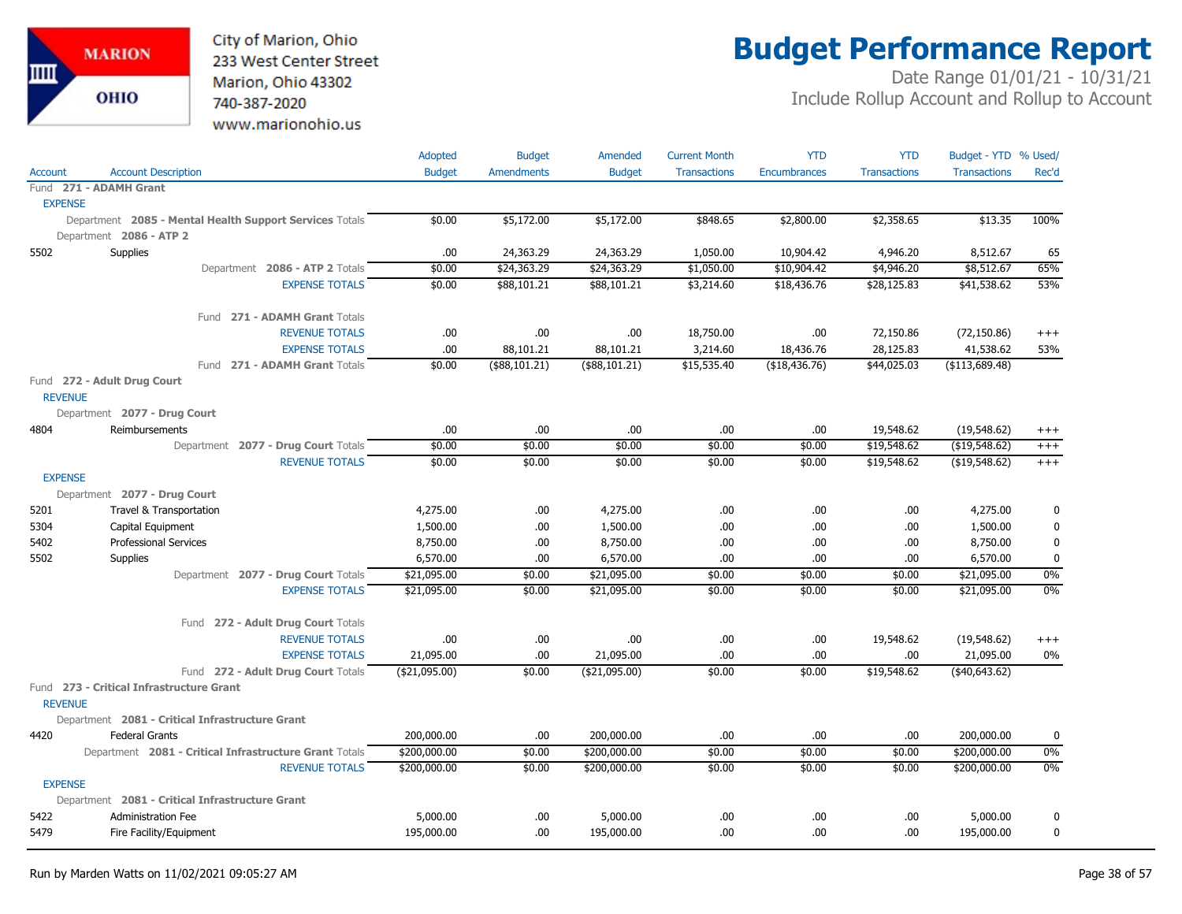City of Marion, Ohio
233 West Center Street
Marion, Ohio 43302
740-387-2020
www.marionohio.us

# Budget Performance Report

Date Range 01/01/21 - 10/31/21
Include Rollup Account and Rollup to Account

| Account | Account Description | Adopted Budget | Budget Amendments | Amended Budget | Current Month Transactions | YTD Encumbrances | YTD Transactions | Budget - YTD Transactions | % Used/ Rec'd |
|---|---|---|---|---|---|---|---|---|---|
| Fund **271 - ADAMH Grant** | | | | | | | | | |
| EXPENSE | | | | | | | | | |
| | Department **2085 - Mental Health Support Services** Totals | $0.00 | $5,172.00 | $5,172.00 | $848.65 | $2,800.00 | $2,358.65 | $13.35 | 100% |
| Department **2086 - ATP 2** | | | | | | | | | |
| 5502 | Supplies | .00 | 24,363.29 | 24,363.29 | 1,050.00 | 10,904.42 | 4,946.20 | 8,512.67 | 65 |
| | Department **2086 - ATP 2** Totals | $0.00 | $24,363.29 | $24,363.29 | $1,050.00 | $10,904.42 | $4,946.20 | $8,512.67 | 65% |
| | EXPENSE TOTALS | $0.00 | $88,101.21 | $88,101.21 | $3,214.60 | $18,436.76 | $28,125.83 | $41,538.62 | 53% |
| | Fund **271 - ADAMH Grant** Totals | | | | | | | | |
| | REVENUE TOTALS | .00 | .00 | .00 | 18,750.00 | .00 | 72,150.86 | (72,150.86) | +++ |
| | EXPENSE TOTALS | .00 | 88,101.21 | 88,101.21 | 3,214.60 | 18,436.76 | 28,125.83 | 41,538.62 | 53% |
| | Fund **271 - ADAMH Grant** Totals | $0.00 | ($88,101.21) | ($88,101.21) | $15,535.40 | ($18,436.76) | $44,025.03 | ($113,689.48) | |
| Fund **272 - Adult Drug Court** | | | | | | | | | |
| REVENUE | | | | | | | | | |
| Department **2077 - Drug Court** | | | | | | | | | |
| 4804 | Reimbursements | .00 | .00 | .00 | .00 | .00 | 19,548.62 | (19,548.62) | +++ |
| | Department **2077 - Drug Court** Totals | $0.00 | $0.00 | $0.00 | $0.00 | $0.00 | $19,548.62 | ($19,548.62) | +++ |
| | REVENUE TOTALS | $0.00 | $0.00 | $0.00 | $0.00 | $0.00 | $19,548.62 | ($19,548.62) | +++ |
| EXPENSE | | | | | | | | | |
| Department **2077 - Drug Court** | | | | | | | | | |
| 5201 | Travel & Transportation | 4,275.00 | .00 | 4,275.00 | .00 | .00 | .00 | 4,275.00 | 0 |
| 5304 | Capital Equipment | 1,500.00 | .00 | 1,500.00 | .00 | .00 | .00 | 1,500.00 | 0 |
| 5402 | Professional Services | 8,750.00 | .00 | 8,750.00 | .00 | .00 | .00 | 8,750.00 | 0 |
| 5502 | Supplies | 6,570.00 | .00 | 6,570.00 | .00 | .00 | .00 | 6,570.00 | 0 |
| | Department **2077 - Drug Court** Totals | $21,095.00 | $0.00 | $21,095.00 | $0.00 | $0.00 | $0.00 | $21,095.00 | 0% |
| | EXPENSE TOTALS | $21,095.00 | $0.00 | $21,095.00 | $0.00 | $0.00 | $0.00 | $21,095.00 | 0% |
| | Fund **272 - Adult Drug Court** Totals | | | | | | | | |
| | REVENUE TOTALS | .00 | .00 | .00 | .00 | .00 | 19,548.62 | (19,548.62) | +++ |
| | EXPENSE TOTALS | 21,095.00 | .00 | 21,095.00 | .00 | .00 | .00 | 21,095.00 | 0% |
| | Fund **272 - Adult Drug Court** Totals | ($21,095.00) | $0.00 | ($21,095.00) | $0.00 | $0.00 | $19,548.62 | ($40,643.62) | |
| Fund **273 - Critical Infrastructure Grant** | | | | | | | | | |
| REVENUE | | | | | | | | | |
| Department **2081 - Critical Infrastructure Grant** | | | | | | | | | |
| 4420 | Federal Grants | 200,000.00 | .00 | 200,000.00 | .00 | .00 | .00 | 200,000.00 | 0 |
| | Department **2081 - Critical Infrastructure Grant** Totals | $200,000.00 | $0.00 | $200,000.00 | $0.00 | $0.00 | $0.00 | $200,000.00 | 0% |
| | REVENUE TOTALS | $200,000.00 | $0.00 | $200,000.00 | $0.00 | $0.00 | $0.00 | $200,000.00 | 0% |
| EXPENSE | | | | | | | | | |
| Department **2081 - Critical Infrastructure Grant** | | | | | | | | | |
| 5422 | Administration Fee | 5,000.00 | .00 | 5,000.00 | .00 | .00 | .00 | 5,000.00 | 0 |
| 5479 | Fire Facility/Equipment | 195,000.00 | .00 | 195,000.00 | .00 | .00 | .00 | 195,000.00 | 0 |

Run by Marden Watts on 11/02/2021 09:05:27 AM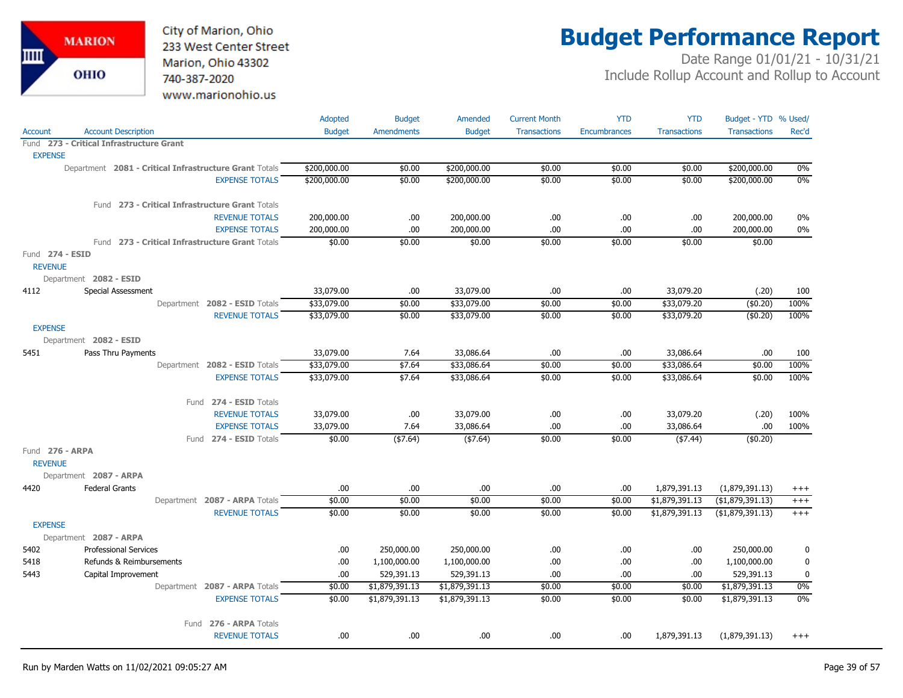# Budget Performance Report

City of Marion, Ohio
233 West Center Street
Marion, Ohio 43302
740-387-2020
www.marionohio.us

Date Range 01/01/21 - 10/31/21
Include Rollup Account and Rollup to Account

| Account | Account Description | Adopted Budget | Budget Amendments | Amended Budget | Current Month Transactions | YTD Encumbrances | YTD Transactions | Budget - YTD Transactions | % Used/ Rec'd |
|---|---|---|---|---|---|---|---|---|---|
| **Fund 273 - Critical Infrastructure Grant** | | | | | | | | | |
| EXPENSE | | | | | | | | | |
| | Department **2081 - Critical Infrastructure Grant** Totals | $200,000.00 | $0.00 | $200,000.00 | $0.00 | $0.00 | $0.00 | $200,000.00 | 0% |
| | EXPENSE TOTALS | $200,000.00 | $0.00 | $200,000.00 | $0.00 | $0.00 | $0.00 | $200,000.00 | 0% |
| | Fund **273 - Critical Infrastructure Grant** Totals | | | | | | | | |
| | REVENUE TOTALS | 200,000.00 | .00 | 200,000.00 | .00 | .00 | .00 | 200,000.00 | 0% |
| | EXPENSE TOTALS | 200,000.00 | .00 | 200,000.00 | .00 | .00 | .00 | 200,000.00 | 0% |
| | Fund **273 - Critical Infrastructure Grant** Totals | $0.00 | $0.00 | $0.00 | $0.00 | $0.00 | $0.00 | $0.00 | |
| **Fund 274 - ESID** | | | | | | | | | |
| REVENUE | | | | | | | | | |
| Department **2082 - ESID** | | | | | | | | | |
| 4112 | Special Assessment | 33,079.00 | .00 | 33,079.00 | .00 | .00 | 33,079.20 | (.20) | 100 |
| | Department **2082 - ESID** Totals | $33,079.00 | $0.00 | $33,079.00 | $0.00 | $0.00 | $33,079.20 | ($0.20) | 100% |
| | REVENUE TOTALS | $33,079.00 | $0.00 | $33,079.00 | $0.00 | $0.00 | $33,079.20 | ($0.20) | 100% |
| EXPENSE | | | | | | | | | |
| Department **2082 - ESID** | | | | | | | | | |
| 5451 | Pass Thru Payments | 33,079.00 | 7.64 | 33,086.64 | .00 | .00 | 33,086.64 | .00 | 100 |
| | Department **2082 - ESID** Totals | $33,079.00 | $7.64 | $33,086.64 | $0.00 | $0.00 | $33,086.64 | $0.00 | 100% |
| | EXPENSE TOTALS | $33,079.00 | $7.64 | $33,086.64 | $0.00 | $0.00 | $33,086.64 | $0.00 | 100% |
| | Fund **274 - ESID** Totals | | | | | | | | |
| | REVENUE TOTALS | 33,079.00 | .00 | 33,079.00 | .00 | .00 | 33,079.20 | (.20) | 100% |
| | EXPENSE TOTALS | 33,079.00 | 7.64 | 33,086.64 | .00 | .00 | 33,086.64 | .00 | 100% |
| | Fund **274 - ESID** Totals | $0.00 | ($7.64) | ($7.64) | $0.00 | $0.00 | ($7.44) | ($0.20) | |
| **Fund 276 - ARPA** | | | | | | | | | |
| REVENUE | | | | | | | | | |
| Department **2087 - ARPA** | | | | | | | | | |
| 4420 | Federal Grants | .00 | .00 | .00 | .00 | .00 | 1,879,391.13 | (1,879,391.13) | +++ |
| | Department **2087 - ARPA** Totals | $0.00 | $0.00 | $0.00 | $0.00 | $0.00 | $1,879,391.13 | ($1,879,391.13) | +++ |
| | REVENUE TOTALS | $0.00 | $0.00 | $0.00 | $0.00 | $0.00 | $1,879,391.13 | ($1,879,391.13) | +++ |
| EXPENSE | | | | | | | | | |
| Department **2087 - ARPA** | | | | | | | | | |
| 5402 | Professional Services | .00 | 250,000.00 | 250,000.00 | .00 | .00 | .00 | 250,000.00 | 0 |
| 5418 | Refunds & Reimbursements | .00 | 1,100,000.00 | 1,100,000.00 | .00 | .00 | .00 | 1,100,000.00 | 0 |
| 5443 | Capital Improvement | .00 | 529,391.13 | 529,391.13 | .00 | .00 | .00 | 529,391.13 | 0 |
| | Department **2087 - ARPA** Totals | $0.00 | $1,879,391.13 | $1,879,391.13 | $0.00 | $0.00 | $0.00 | $1,879,391.13 | 0% |
| | EXPENSE TOTALS | $0.00 | $1,879,391.13 | $1,879,391.13 | $0.00 | $0.00 | $0.00 | $1,879,391.13 | 0% |
| | Fund **276 - ARPA** Totals | | | | | | | | |
| | REVENUE TOTALS | .00 | .00 | .00 | .00 | .00 | 1,879,391.13 | (1,879,391.13) | +++ |

Run by Marden Watts on 11/02/2021 09:05:27 AM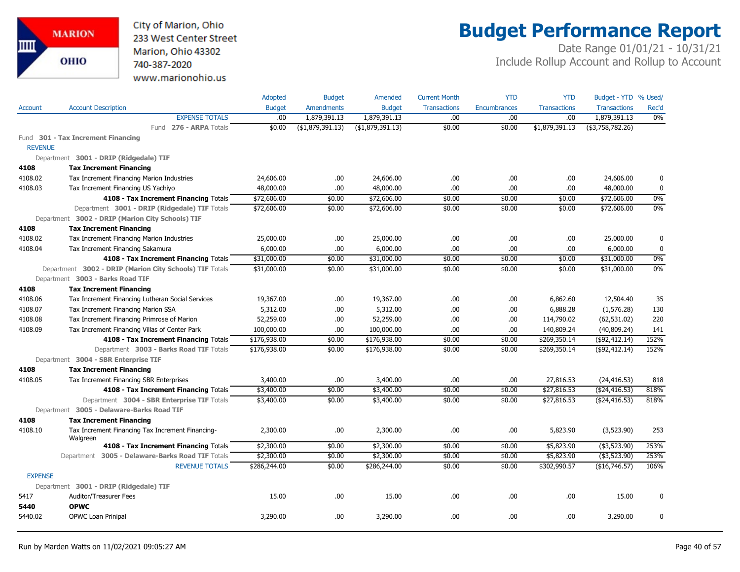City of Marion, Ohio
233 West Center Street
Marion, Ohio 43302
740-387-2020
www.marionohio.us

# Budget Performance Report

Date Range 01/01/21 - 10/31/21
Include Rollup Account and Rollup to Account

| Account | Account Description | Adopted Budget | Budget Amendments | Amended Budget | Current Month Transactions | YTD Encumbrances | YTD Transactions | Budget - YTD Transactions | % Used/ Rec'd |
|---|---|---|---|---|---|---|---|---|---|
| | EXPENSE TOTALS | .00 | 1,879,391.13 | 1,879,391.13 | .00 | .00 | .00 | 1,879,391.13 | 0% |
| | Fund **276 - ARPA** Totals | $0.00 | ($1,879,391.13) | ($1,879,391.13) | $0.00 | $0.00 | $1,879,391.13 | ($3,758,782.26) | |
| Fund **301 - Tax Increment Financing** | | | | | | | | | |
| REVENUE | | | | | | | | | |
| Department **3001 - DRIP (Ridgedale) TIF** | | | | | | | | | |
| **4108** | **Tax Increment Financing** | | | | | | | | |
| 4108.02 | Tax Increment Financing Marion Industries | 24,606.00 | .00 | 24,606.00 | .00 | .00 | .00 | 24,606.00 | 0 |
| 4108.03 | Tax Increment Financing US Yachiyo | 48,000.00 | .00 | 48,000.00 | .00 | .00 | .00 | 48,000.00 | 0 |
| | **4108 - Tax Increment Financing** Totals | $72,606.00 | $0.00 | $72,606.00 | $0.00 | $0.00 | $0.00 | $72,606.00 | 0% |
| | Department **3001 - DRIP (Ridgedale) TIF** Totals | $72,606.00 | $0.00 | $72,606.00 | $0.00 | $0.00 | $0.00 | $72,606.00 | 0% |
| Department **3002 - DRIP (Marion City Schools) TIF** | | | | | | | | | |
| **4108** | **Tax Increment Financing** | | | | | | | | |
| 4108.02 | Tax Increment Financing Marion Industries | 25,000.00 | .00 | 25,000.00 | .00 | .00 | .00 | 25,000.00 | 0 |
| 4108.04 | Tax Increment Financing Sakamura | 6,000.00 | .00 | 6,000.00 | .00 | .00 | .00 | 6,000.00 | 0 |
| | **4108 - Tax Increment Financing** Totals | $31,000.00 | $0.00 | $31,000.00 | $0.00 | $0.00 | $0.00 | $31,000.00 | 0% |
| | Department **3002 - DRIP (Marion City Schools) TIF** Totals | $31,000.00 | $0.00 | $31,000.00 | $0.00 | $0.00 | $0.00 | $31,000.00 | 0% |
| Department **3003 - Barks Road TIF** | | | | | | | | | |
| **4108** | **Tax Increment Financing** | | | | | | | | |
| 4108.06 | Tax Increment Financing Lutheran Social Services | 19,367.00 | .00 | 19,367.00 | .00 | .00 | 6,862.60 | 12,504.40 | 35 |
| 4108.07 | Tax Increment Financing Marion SSA | 5,312.00 | .00 | 5,312.00 | .00 | .00 | 6,888.28 | (1,576.28) | 130 |
| 4108.08 | Tax Increment Financing Primrose of Marion | 52,259.00 | .00 | 52,259.00 | .00 | .00 | 114,790.02 | (62,531.02) | 220 |
| 4108.09 | Tax Increment Financing Villas of Center Park | 100,000.00 | .00 | 100,000.00 | .00 | .00 | 140,809.24 | (40,809.24) | 141 |
| | **4108 - Tax Increment Financing** Totals | $176,938.00 | $0.00 | $176,938.00 | $0.00 | $0.00 | $269,350.14 | ($92,412.14) | 152% |
| | Department **3003 - Barks Road TIF** Totals | $176,938.00 | $0.00 | $176,938.00 | $0.00 | $0.00 | $269,350.14 | ($92,412.14) | 152% |
| Department **3004 - SBR Enterprise TIF** | | | | | | | | | |
| **4108** | **Tax Increment Financing** | | | | | | | | |
| 4108.05 | Tax Increment Financing SBR Enterprises | 3,400.00 | .00 | 3,400.00 | .00 | .00 | 27,816.53 | (24,416.53) | 818 |
| | **4108 - Tax Increment Financing** Totals | $3,400.00 | $0.00 | $3,400.00 | $0.00 | $0.00 | $27,816.53 | ($24,416.53) | 818% |
| | Department **3004 - SBR Enterprise TIF** Totals | $3,400.00 | $0.00 | $3,400.00 | $0.00 | $0.00 | $27,816.53 | ($24,416.53) | 818% |
| Department **3005 - Delaware-Barks Road TIF** | | | | | | | | | |
| **4108** | **Tax Increment Financing** | | | | | | | | |
| 4108.10 | Tax Increment Financing Tax Increment Financing-Walgreen | 2,300.00 | .00 | 2,300.00 | .00 | .00 | 5,823.90 | (3,523.90) | 253 |
| | **4108 - Tax Increment Financing** Totals | $2,300.00 | $0.00 | $2,300.00 | $0.00 | $0.00 | $5,823.90 | ($3,523.90) | 253% |
| | Department **3005 - Delaware-Barks Road TIF** Totals | $2,300.00 | $0.00 | $2,300.00 | $0.00 | $0.00 | $5,823.90 | ($3,523.90) | 253% |
| | REVENUE TOTALS | $286,244.00 | $0.00 | $286,244.00 | $0.00 | $0.00 | $302,990.57 | ($16,746.57) | 106% |
| EXPENSE | | | | | | | | | |
| Department **3001 - DRIP (Ridgedale) TIF** | | | | | | | | | |
| 5417 | Auditor/Treasurer Fees | 15.00 | .00 | 15.00 | .00 | .00 | .00 | 15.00 | 0 |
| **5440** | **OPWC** | | | | | | | | |
| 5440.02 | OPWC Loan Prinipal | 3,290.00 | .00 | 3,290.00 | .00 | .00 | .00 | 3,290.00 | 0 |

Run by Marden Watts on 11/02/2021 09:05:27 AM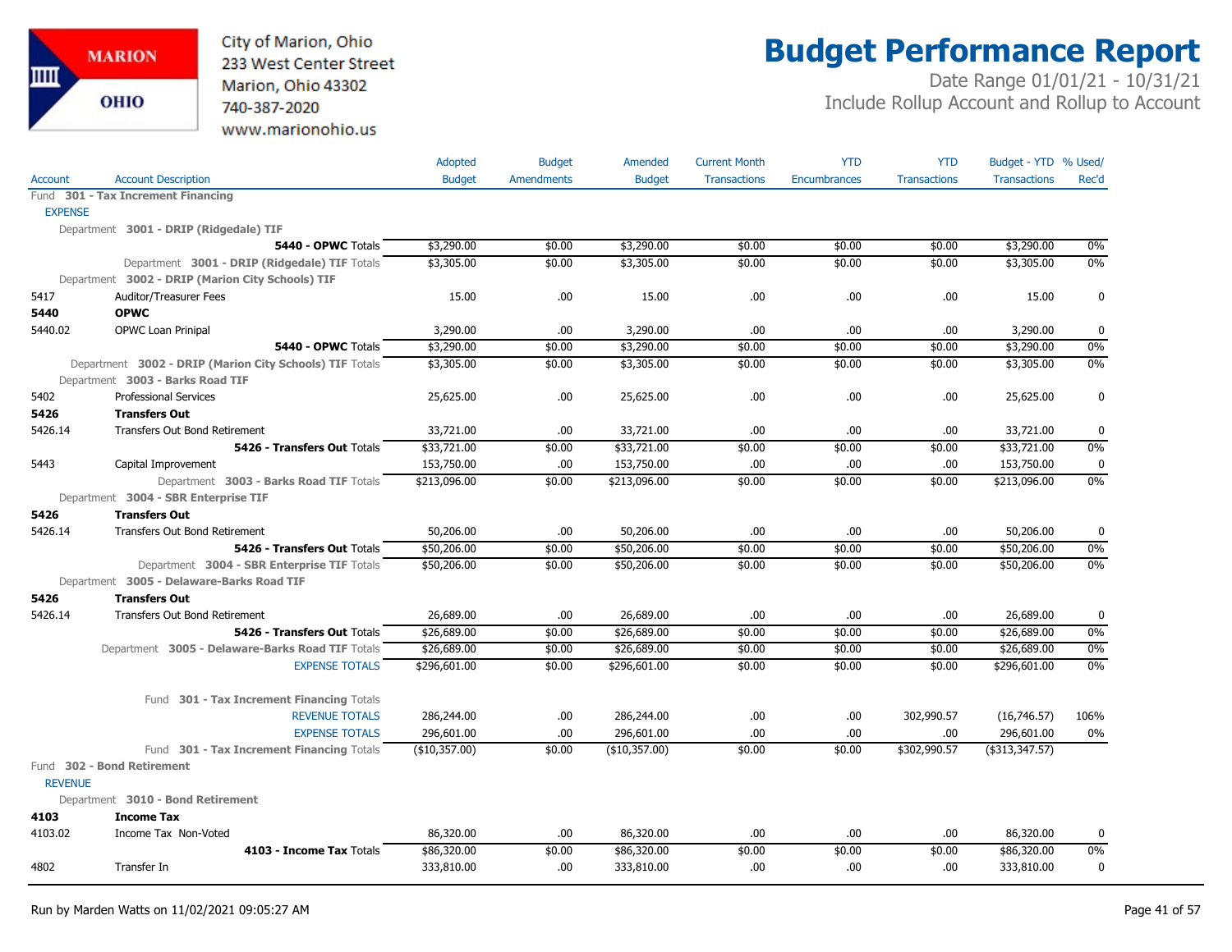City of Marion, Ohio
233 West Center Street
Marion, Ohio 43302
740-387-2020
www.marionohio.us

# Budget Performance Report

Date Range 01/01/21 - 10/31/21
Include Rollup Account and Rollup to Account

| Account | Account Description | Adopted Budget | Budget Amendments | Amended Budget | Current Month Transactions | YTD Encumbrances | YTD Transactions | Budget - YTD Transactions | % Used/ Rec'd |
|---|---|---|---|---|---|---|---|---|---|
| Fund **301 - Tax Increment Financing** | | | | | | | | | |
| EXPENSE | | | | | | | | | |
| Department **3001 - DRIP (Ridgedale) TIF** | | | | | | | | | |
| | **5440 - OPWC** Totals | $3,290.00 | $0.00 | $3,290.00 | $0.00 | $0.00 | $0.00 | $3,290.00 | 0% |
| | Department **3001 - DRIP (Ridgedale) TIF** Totals | $3,305.00 | $0.00 | $3,305.00 | $0.00 | $0.00 | $0.00 | $3,305.00 | 0% |
| Department **3002 - DRIP (Marion City Schools) TIF** | | | | | | | | | |
| 5417 | Auditor/Treasurer Fees | 15.00 | .00 | 15.00 | .00 | .00 | .00 | 15.00 | 0 |
| **5440** | **OPWC** | | | | | | | | |
| 5440.02 | OPWC Loan Prinipal | 3,290.00 | .00 | 3,290.00 | .00 | .00 | .00 | 3,290.00 | 0 |
| | **5440 - OPWC** Totals | $3,290.00 | $0.00 | $3,290.00 | $0.00 | $0.00 | $0.00 | $3,290.00 | 0% |
| | Department **3002 - DRIP (Marion City Schools) TIF** Totals | $3,305.00 | $0.00 | $3,305.00 | $0.00 | $0.00 | $0.00 | $3,305.00 | 0% |
| Department **3003 - Barks Road TIF** | | | | | | | | | |
| 5402 | Professional Services | 25,625.00 | .00 | 25,625.00 | .00 | .00 | .00 | 25,625.00 | 0 |
| **5426** | **Transfers Out** | | | | | | | | |
| 5426.14 | Transfers Out Bond Retirement | 33,721.00 | .00 | 33,721.00 | .00 | .00 | .00 | 33,721.00 | 0 |
| | **5426 - Transfers Out** Totals | $33,721.00 | $0.00 | $33,721.00 | $0.00 | $0.00 | $0.00 | $33,721.00 | 0% |
| 5443 | Capital Improvement | 153,750.00 | .00 | 153,750.00 | .00 | .00 | .00 | 153,750.00 | 0 |
| | Department **3003 - Barks Road TIF** Totals | $213,096.00 | $0.00 | $213,096.00 | $0.00 | $0.00 | $0.00 | $213,096.00 | 0% |
| Department **3004 - SBR Enterprise TIF** | | | | | | | | | |
| **5426** | **Transfers Out** | | | | | | | | |
| 5426.14 | Transfers Out Bond Retirement | 50,206.00 | .00 | 50,206.00 | .00 | .00 | .00 | 50,206.00 | 0 |
| | **5426 - Transfers Out** Totals | $50,206.00 | $0.00 | $50,206.00 | $0.00 | $0.00 | $0.00 | $50,206.00 | 0% |
| | Department **3004 - SBR Enterprise TIF** Totals | $50,206.00 | $0.00 | $50,206.00 | $0.00 | $0.00 | $0.00 | $50,206.00 | 0% |
| Department **3005 - Delaware-Barks Road TIF** | | | | | | | | | |
| **5426** | **Transfers Out** | | | | | | | | |
| 5426.14 | Transfers Out Bond Retirement | 26,689.00 | .00 | 26,689.00 | .00 | .00 | .00 | 26,689.00 | 0 |
| | **5426 - Transfers Out** Totals | $26,689.00 | $0.00 | $26,689.00 | $0.00 | $0.00 | $0.00 | $26,689.00 | 0% |
| | Department **3005 - Delaware-Barks Road TIF** Totals | $26,689.00 | $0.00 | $26,689.00 | $0.00 | $0.00 | $0.00 | $26,689.00 | 0% |
| | EXPENSE TOTALS | $296,601.00 | $0.00 | $296,601.00 | $0.00 | $0.00 | $0.00 | $296,601.00 | 0% |
| | Fund **301 - Tax Increment Financing** Totals | | | | | | | | |
| | REVENUE TOTALS | 286,244.00 | .00 | 286,244.00 | .00 | .00 | 302,990.57 | (16,746.57) | 106% |
| | EXPENSE TOTALS | 296,601.00 | .00 | 296,601.00 | .00 | .00 | .00 | 296,601.00 | 0% |
| | Fund **301 - Tax Increment Financing** Totals | ($10,357.00) | $0.00 | ($10,357.00) | $0.00 | $0.00 | $302,990.57 | ($313,347.57) | |
| Fund **302 - Bond Retirement** | | | | | | | | | |
| REVENUE | | | | | | | | | |
| Department **3010 - Bond Retirement** | | | | | | | | | |
| **4103** | **Income Tax** | | | | | | | | |
| 4103.02 | Income Tax Non-Voted | 86,320.00 | .00 | 86,320.00 | .00 | .00 | .00 | 86,320.00 | 0 |
| | **4103 - Income Tax** Totals | $86,320.00 | $0.00 | $86,320.00 | $0.00 | $0.00 | $0.00 | $86,320.00 | 0% |
| 4802 | Transfer In | 333,810.00 | .00 | 333,810.00 | .00 | .00 | .00 | 333,810.00 | 0 |

Run by Marden Watts on 11/02/2021 09:05:27 AM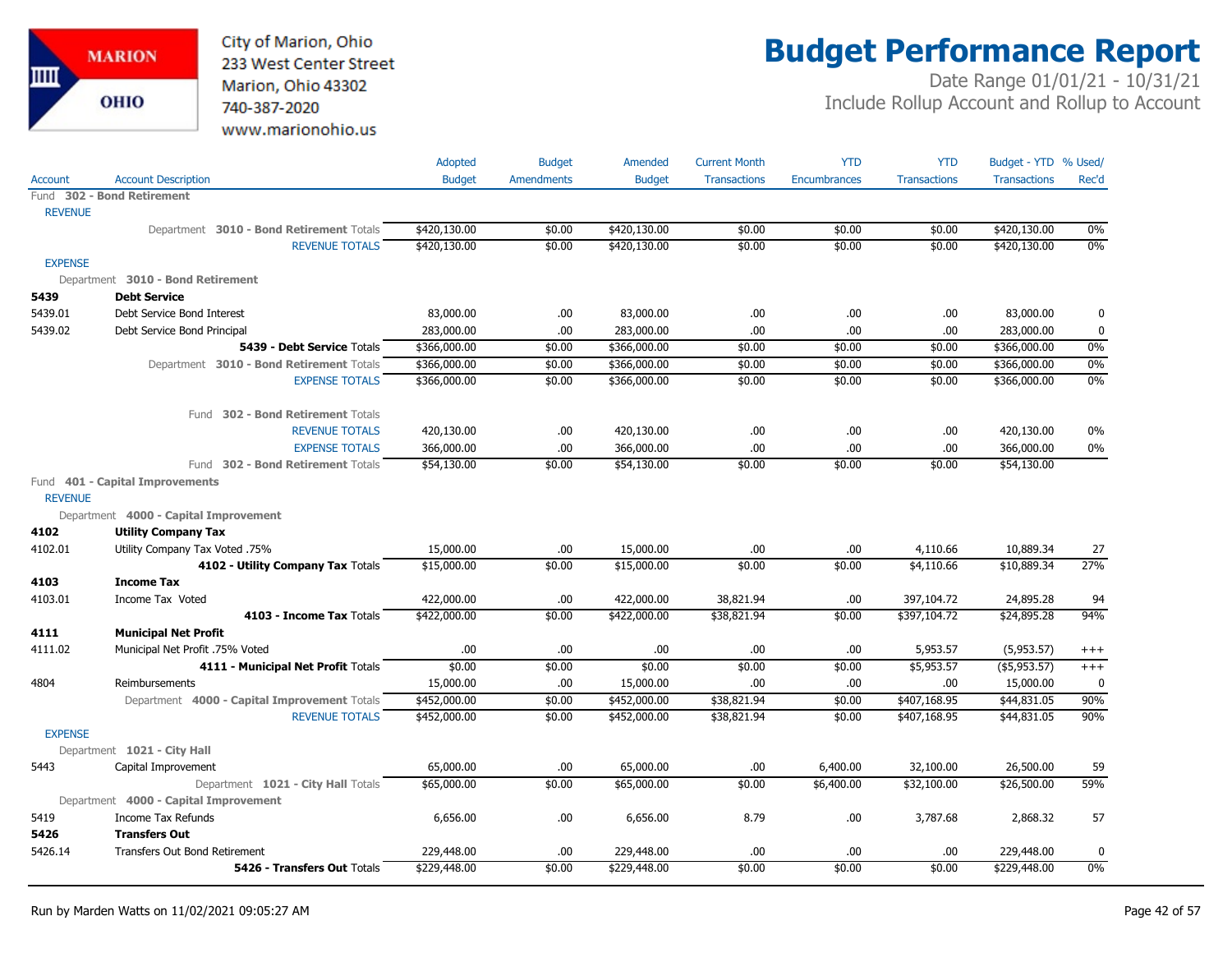City of Marion, Ohio
233 West Center Street
Marion, Ohio 43302
740-387-2020
www.marionohio.us

# Budget Performance Report

Date Range 01/01/21 - 10/31/21
Include Rollup Account and Rollup to Account

| Account | Account Description | Adopted Budget | Budget Amendments | Amended Budget | Current Month Transactions | YTD Encumbrances | YTD Transactions | Budget - YTD Transactions | % Used/ Rec'd |
|---|---|---|---|---|---|---|---|---|---|
| Fund 302 - Bond Retirement | | | | | | | | | |
| REVENUE | | | | | | | | | |
| | Department 3010 - Bond Retirement Totals | $420,130.00 | $0.00 | $420,130.00 | $0.00 | $0.00 | $0.00 | $420,130.00 | 0% |
| | REVENUE TOTALS | $420,130.00 | $0.00 | $420,130.00 | $0.00 | $0.00 | $0.00 | $420,130.00 | 0% |
| EXPENSE | | | | | | | | | |
| Department 3010 - Bond Retirement | | | | | | | | | |
| **5439** | **Debt Service** | | | | | | | | |
| 5439.01 | Debt Service Bond Interest | 83,000.00 | .00 | 83,000.00 | .00 | .00 | .00 | 83,000.00 | 0 |
| 5439.02 | Debt Service Bond Principal | 283,000.00 | .00 | 283,000.00 | .00 | .00 | .00 | 283,000.00 | 0 |
| | **5439 - Debt Service** Totals | $366,000.00 | $0.00 | $366,000.00 | $0.00 | $0.00 | $0.00 | $366,000.00 | 0% |
| | Department 3010 - Bond Retirement Totals | $366,000.00 | $0.00 | $366,000.00 | $0.00 | $0.00 | $0.00 | $366,000.00 | 0% |
| | EXPENSE TOTALS | $366,000.00 | $0.00 | $366,000.00 | $0.00 | $0.00 | $0.00 | $366,000.00 | 0% |
| | Fund 302 - Bond Retirement Totals | | | | | | | | |
| | REVENUE TOTALS | 420,130.00 | .00 | 420,130.00 | .00 | .00 | .00 | 420,130.00 | 0% |
| | EXPENSE TOTALS | 366,000.00 | .00 | 366,000.00 | .00 | .00 | .00 | 366,000.00 | 0% |
| | Fund 302 - Bond Retirement Totals | $54,130.00 | $0.00 | $54,130.00 | $0.00 | $0.00 | $0.00 | $54,130.00 | |
| Fund 401 - Capital Improvements | | | | | | | | | |
| REVENUE | | | | | | | | | |
| Department 4000 - Capital Improvement | | | | | | | | | |
| **4102** | **Utility Company Tax** | | | | | | | | |
| 4102.01 | Utility Company Tax Voted .75% | 15,000.00 | .00 | 15,000.00 | .00 | .00 | 4,110.66 | 10,889.34 | 27 |
| | **4102 - Utility Company Tax** Totals | $15,000.00 | $0.00 | $15,000.00 | $0.00 | $0.00 | $4,110.66 | $10,889.34 | 27% |
| **4103** | **Income Tax** | | | | | | | | |
| 4103.01 | Income Tax Voted | 422,000.00 | .00 | 422,000.00 | 38,821.94 | .00 | 397,104.72 | 24,895.28 | 94 |
| | **4103 - Income Tax** Totals | $422,000.00 | $0.00 | $422,000.00 | $38,821.94 | $0.00 | $397,104.72 | $24,895.28 | 94% |
| **4111** | **Municipal Net Profit** | | | | | | | | |
| 4111.02 | Municipal Net Profit .75% Voted | .00 | .00 | .00 | .00 | .00 | 5,953.57 | (5,953.57) | +++ |
| | **4111 - Municipal Net Profit** Totals | $0.00 | $0.00 | $0.00 | $0.00 | $0.00 | $5,953.57 | ($5,953.57) | +++ |
| 4804 | Reimbursements | 15,000.00 | .00 | 15,000.00 | .00 | .00 | .00 | 15,000.00 | 0 |
| | Department 4000 - Capital Improvement Totals | $452,000.00 | $0.00 | $452,000.00 | $38,821.94 | $0.00 | $407,168.95 | $44,831.05 | 90% |
| | REVENUE TOTALS | $452,000.00 | $0.00 | $452,000.00 | $38,821.94 | $0.00 | $407,168.95 | $44,831.05 | 90% |
| EXPENSE | | | | | | | | | |
| Department 1021 - City Hall | | | | | | | | | |
| 5443 | Capital Improvement | 65,000.00 | .00 | 65,000.00 | .00 | 6,400.00 | 32,100.00 | 26,500.00 | 59 |
| | Department 1021 - City Hall Totals | $65,000.00 | $0.00 | $65,000.00 | $0.00 | $6,400.00 | $32,100.00 | $26,500.00 | 59% |
| Department 4000 - Capital Improvement | | | | | | | | | |
| 5419 | Income Tax Refunds | 6,656.00 | .00 | 6,656.00 | 8.79 | .00 | 3,787.68 | 2,868.32 | 57 |
| **5426** | **Transfers Out** | | | | | | | | |
| 5426.14 | Transfers Out Bond Retirement | 229,448.00 | .00 | 229,448.00 | .00 | .00 | .00 | 229,448.00 | 0 |
| | **5426 - Transfers Out** Totals | $229,448.00 | $0.00 | $229,448.00 | $0.00 | $0.00 | $0.00 | $229,448.00 | 0% |

Run by Marden Watts on 11/02/2021 09:05:27 AM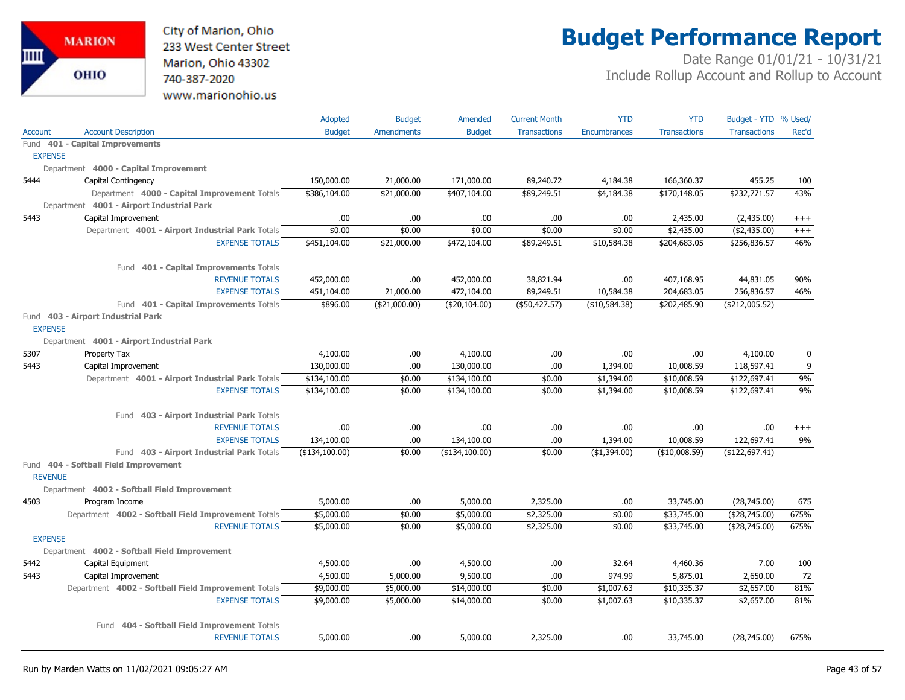City of Marion, Ohio
233 West Center Street
Marion, Ohio 43302
740-387-2020
www.marionohio.us

# Budget Performance Report

Date Range 01/01/21 - 10/31/21
Include Rollup Account and Rollup to Account

| Account | Account Description | Adopted Budget | Budget Amendments | Amended Budget | Current Month Transactions | YTD Encumbrances | YTD Transactions | Budget - YTD Transactions | % Used/ Rec'd |
|---|---|---|---|---|---|---|---|---|---|
| **Fund 401 - Capital Improvements** | | | | | | | | | |
| EXPENSE | | | | | | | | | |
| Department **4000 - Capital Improvement** | | | | | | | | | |
| 5444 | Capital Contingency | 150,000.00 | 21,000.00 | 171,000.00 | 89,240.72 | 4,184.38 | 166,360.37 | 455.25 | 100 |
| | Department **4000 - Capital Improvement** Totals | $386,104.00 | $21,000.00 | $407,104.00 | $89,249.51 | $4,184.38 | $170,148.05 | $232,771.57 | 43% |
| Department **4001 - Airport Industrial Park** | | | | | | | | | |
| 5443 | Capital Improvement | .00 | .00 | .00 | .00 | .00 | 2,435.00 | (2,435.00) | +++ |
| | Department **4001 - Airport Industrial Park** Totals | $0.00 | $0.00 | $0.00 | $0.00 | $0.00 | $2,435.00 | ($2,435.00) | +++ |
| | EXPENSE TOTALS | $451,104.00 | $21,000.00 | $472,104.00 | $89,249.51 | $10,584.38 | $204,683.05 | $256,836.57 | 46% |
| | Fund **401 - Capital Improvements** Totals | | | | | | | | |
| | REVENUE TOTALS | 452,000.00 | .00 | 452,000.00 | 38,821.94 | .00 | 407,168.95 | 44,831.05 | 90% |
| | EXPENSE TOTALS | 451,104.00 | 21,000.00 | 472,104.00 | 89,249.51 | 10,584.38 | 204,683.05 | 256,836.57 | 46% |
| | Fund **401 - Capital Improvements** Totals | $896.00 | ($21,000.00) | ($20,104.00) | ($50,427.57) | ($10,584.38) | $202,485.90 | ($212,005.52) | |
| **Fund 403 - Airport Industrial Park** | | | | | | | | | |
| EXPENSE | | | | | | | | | |
| Department **4001 - Airport Industrial Park** | | | | | | | | | |
| 5307 | Property Tax | 4,100.00 | .00 | 4,100.00 | .00 | .00 | .00 | 4,100.00 | 0 |
| 5443 | Capital Improvement | 130,000.00 | .00 | 130,000.00 | .00 | 1,394.00 | 10,008.59 | 118,597.41 | 9 |
| | Department **4001 - Airport Industrial Park** Totals | $134,100.00 | $0.00 | $134,100.00 | $0.00 | $1,394.00 | $10,008.59 | $122,697.41 | 9% |
| | EXPENSE TOTALS | $134,100.00 | $0.00 | $134,100.00 | $0.00 | $1,394.00 | $10,008.59 | $122,697.41 | 9% |
| | Fund **403 - Airport Industrial Park** Totals | | | | | | | | |
| | REVENUE TOTALS | .00 | .00 | .00 | .00 | .00 | .00 | .00 | +++ |
| | EXPENSE TOTALS | 134,100.00 | .00 | 134,100.00 | .00 | 1,394.00 | 10,008.59 | 122,697.41 | 9% |
| | Fund **403 - Airport Industrial Park** Totals | ($134,100.00) | $0.00 | ($134,100.00) | $0.00 | ($1,394.00) | ($10,008.59) | ($122,697.41) | |
| **Fund 404 - Softball Field Improvement** | | | | | | | | | |
| REVENUE | | | | | | | | | |
| Department **4002 - Softball Field Improvement** | | | | | | | | | |
| 4503 | Program Income | 5,000.00 | .00 | 5,000.00 | 2,325.00 | .00 | 33,745.00 | (28,745.00) | 675 |
| | Department **4002 - Softball Field Improvement** Totals | $5,000.00 | $0.00 | $5,000.00 | $2,325.00 | $0.00 | $33,745.00 | ($28,745.00) | 675% |
| | REVENUE TOTALS | $5,000.00 | $0.00 | $5,000.00 | $2,325.00 | $0.00 | $33,745.00 | ($28,745.00) | 675% |
| EXPENSE | | | | | | | | | |
| Department **4002 - Softball Field Improvement** | | | | | | | | | |
| 5442 | Capital Equipment | 4,500.00 | .00 | 4,500.00 | .00 | 32.64 | 4,460.36 | 7.00 | 100 |
| 5443 | Capital Improvement | 4,500.00 | 5,000.00 | 9,500.00 | .00 | 974.99 | 5,875.01 | 2,650.00 | 72 |
| | Department **4002 - Softball Field Improvement** Totals | $9,000.00 | $5,000.00 | $14,000.00 | $0.00 | $1,007.63 | $10,335.37 | $2,657.00 | 81% |
| | EXPENSE TOTALS | $9,000.00 | $5,000.00 | $14,000.00 | $0.00 | $1,007.63 | $10,335.37 | $2,657.00 | 81% |
| | Fund **404 - Softball Field Improvement** Totals | | | | | | | | |
| | REVENUE TOTALS | 5,000.00 | .00 | 5,000.00 | 2,325.00 | .00 | 33,745.00 | (28,745.00) | 675% |

Run by Marden Watts on 11/02/2021 09:05:27 AM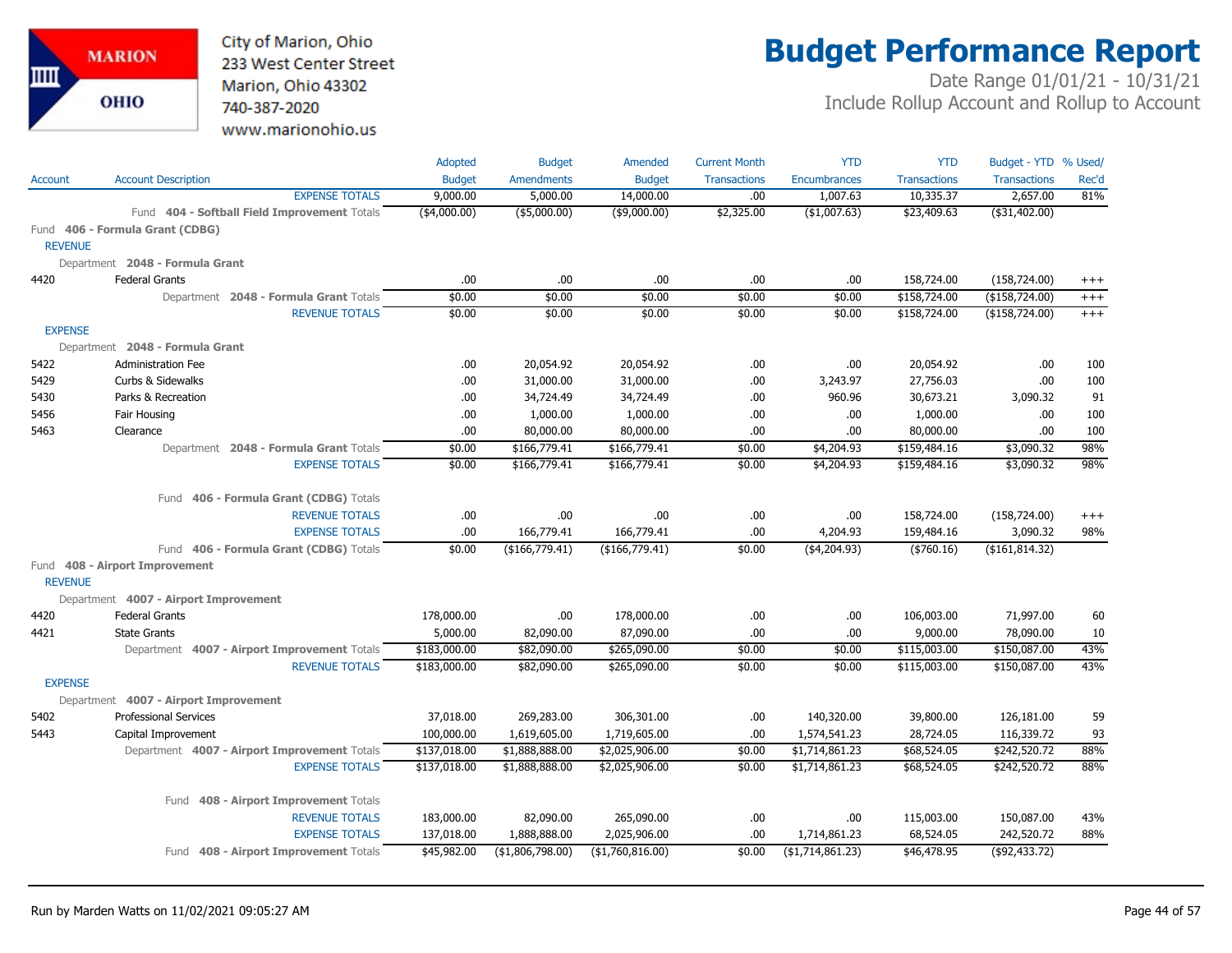# Budget Performance Report

City of Marion, Ohio
233 West Center Street
Marion, Ohio 43302
740-387-2020
www.marionohio.us

Date Range 01/01/21 - 10/31/21
Include Rollup Account and Rollup to Account

| Account | Account Description | Adopted Budget | Budget Amendments | Amended Budget | Current Month Transactions | YTD Encumbrances | YTD Transactions | Budget - YTD Transactions | % Used/ Rec'd |
|---|---|---|---|---|---|---|---|---|---|
| | EXPENSE TOTALS | 9,000.00 | 5,000.00 | 14,000.00 | .00 | 1,007.63 | 10,335.37 | 2,657.00 | 81% |
| | Fund **404 - Softball Field Improvement** Totals | ($4,000.00) | ($5,000.00) | ($9,000.00) | $2,325.00 | ($1,007.63) | $23,409.63 | ($31,402.00) | |
| Fund **406 - Formula Grant (CDBG)** | | | | | | | | | |
| REVENUE | | | | | | | | | |
| Department **2048 - Formula Grant** | | | | | | | | | |
| 4420 | Federal Grants | .00 | .00 | .00 | .00 | .00 | 158,724.00 | (158,724.00) | +++ |
| | Department **2048 - Formula Grant** Totals | $0.00 | $0.00 | $0.00 | $0.00 | $0.00 | $158,724.00 | ($158,724.00) | +++ |
| | REVENUE TOTALS | $0.00 | $0.00 | $0.00 | $0.00 | $0.00 | $158,724.00 | ($158,724.00) | +++ |
| EXPENSE | | | | | | | | | |
| Department **2048 - Formula Grant** | | | | | | | | | |
| 5422 | Administration Fee | .00 | 20,054.92 | 20,054.92 | .00 | .00 | 20,054.92 | .00 | 100 |
| 5429 | Curbs & Sidewalks | .00 | 31,000.00 | 31,000.00 | .00 | 3,243.97 | 27,756.03 | .00 | 100 |
| 5430 | Parks & Recreation | .00 | 34,724.49 | 34,724.49 | .00 | 960.96 | 30,673.21 | 3,090.32 | 91 |
| 5456 | Fair Housing | .00 | 1,000.00 | 1,000.00 | .00 | .00 | 1,000.00 | .00 | 100 |
| 5463 | Clearance | .00 | 80,000.00 | 80,000.00 | .00 | .00 | 80,000.00 | .00 | 100 |
| | Department **2048 - Formula Grant** Totals | $0.00 | $166,779.41 | $166,779.41 | $0.00 | $4,204.93 | $159,484.16 | $3,090.32 | 98% |
| | EXPENSE TOTALS | $0.00 | $166,779.41 | $166,779.41 | $0.00 | $4,204.93 | $159,484.16 | $3,090.32 | 98% |
| | Fund **406 - Formula Grant (CDBG)** Totals | | | | | | | | |
| | REVENUE TOTALS | .00 | .00 | .00 | .00 | .00 | 158,724.00 | (158,724.00) | +++ |
| | EXPENSE TOTALS | .00 | 166,779.41 | 166,779.41 | .00 | 4,204.93 | 159,484.16 | 3,090.32 | 98% |
| | Fund **406 - Formula Grant (CDBG)** Totals | $0.00 | ($166,779.41) | ($166,779.41) | $0.00 | ($4,204.93) | ($760.16) | ($161,814.32) | |
| Fund **408 - Airport Improvement** | | | | | | | | | |
| REVENUE | | | | | | | | | |
| Department **4007 - Airport Improvement** | | | | | | | | | |
| 4420 | Federal Grants | 178,000.00 | .00 | 178,000.00 | .00 | .00 | 106,003.00 | 71,997.00 | 60 |
| 4421 | State Grants | 5,000.00 | 82,090.00 | 87,090.00 | .00 | .00 | 9,000.00 | 78,090.00 | 10 |
| | Department **4007 - Airport Improvement** Totals | $183,000.00 | $82,090.00 | $265,090.00 | $0.00 | $0.00 | $115,003.00 | $150,087.00 | 43% |
| | REVENUE TOTALS | $183,000.00 | $82,090.00 | $265,090.00 | $0.00 | $0.00 | $115,003.00 | $150,087.00 | 43% |
| EXPENSE | | | | | | | | | |
| Department **4007 - Airport Improvement** | | | | | | | | | |
| 5402 | Professional Services | 37,018.00 | 269,283.00 | 306,301.00 | .00 | 140,320.00 | 39,800.00 | 126,181.00 | 59 |
| 5443 | Capital Improvement | 100,000.00 | 1,619,605.00 | 1,719,605.00 | .00 | 1,574,541.23 | 28,724.05 | 116,339.72 | 93 |
| | Department **4007 - Airport Improvement** Totals | $137,018.00 | $1,888,888.00 | $2,025,906.00 | $0.00 | $1,714,861.23 | $68,524.05 | $242,520.72 | 88% |
| | EXPENSE TOTALS | $137,018.00 | $1,888,888.00 | $2,025,906.00 | $0.00 | $1,714,861.23 | $68,524.05 | $242,520.72 | 88% |
| | Fund **408 - Airport Improvement** Totals | | | | | | | | |
| | REVENUE TOTALS | 183,000.00 | 82,090.00 | 265,090.00 | .00 | .00 | 115,003.00 | 150,087.00 | 43% |
| | EXPENSE TOTALS | 137,018.00 | 1,888,888.00 | 2,025,906.00 | .00 | 1,714,861.23 | 68,524.05 | 242,520.72 | 88% |
| | Fund **408 - Airport Improvement** Totals | $45,982.00 | ($1,806,798.00) | ($1,760,816.00) | $0.00 | ($1,714,861.23) | $46,478.95 | ($92,433.72) | |

Run by Marden Watts on 11/02/2021 09:05:27 AM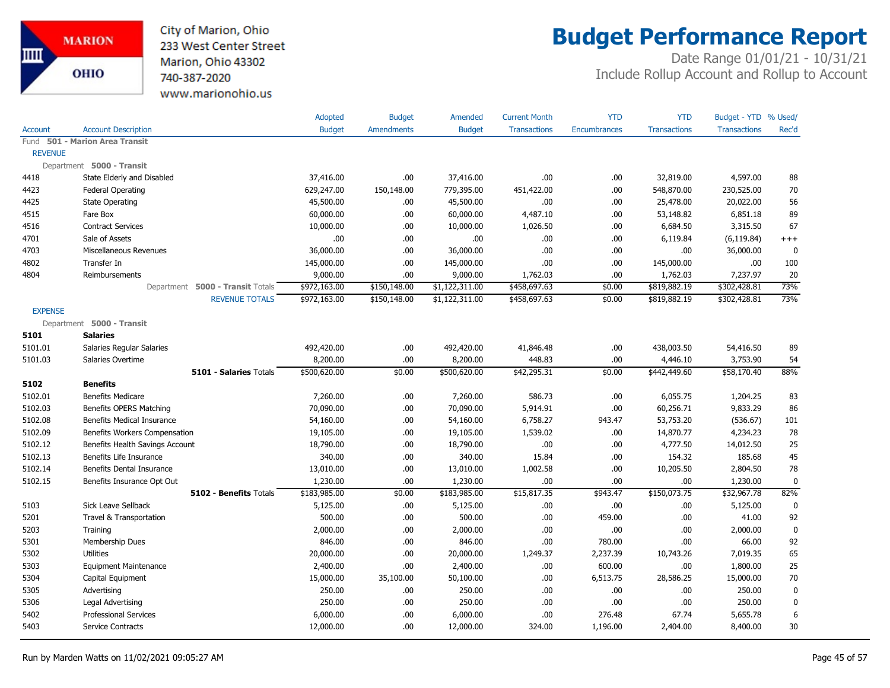City of Marion, Ohio
233 West Center Street
Marion, Ohio 43302
740-387-2020
www.marionohio.us

# Budget Performance Report

Date Range 01/01/21 - 10/31/21
Include Rollup Account and Rollup to Account

| Account | Account Description | Adopted Budget | Budget Amendments | Amended Budget | Current Month Transactions | YTD Encumbrances | YTD Transactions | Budget - YTD Transactions | % Used/ Rec'd |
|---|---|---|---|---|---|---|---|---|---|
| Fund **501 - Marion Area Transit** | | | | | | | | | |
| REVENUE | | | | | | | | | |
| Department **5000 - Transit** | | | | | | | | | |
| 4418 | State Elderly and Disabled | 37,416.00 | .00 | 37,416.00 | .00 | .00 | 32,819.00 | 4,597.00 | 88 |
| 4423 | Federal Operating | 629,247.00 | 150,148.00 | 779,395.00 | 451,422.00 | .00 | 548,870.00 | 230,525.00 | 70 |
| 4425 | State Operating | 45,500.00 | .00 | 45,500.00 | .00 | .00 | 25,478.00 | 20,022.00 | 56 |
| 4515 | Fare Box | 60,000.00 | .00 | 60,000.00 | 4,487.10 | .00 | 53,148.82 | 6,851.18 | 89 |
| 4516 | Contract Services | 10,000.00 | .00 | 10,000.00 | 1,026.50 | .00 | 6,684.50 | 3,315.50 | 67 |
| 4701 | Sale of Assets | .00 | .00 | .00 | .00 | .00 | 6,119.84 | (6,119.84) | +++ |
| 4703 | Miscellaneous Revenues | 36,000.00 | .00 | 36,000.00 | .00 | .00 | .00 | 36,000.00 | 0 |
| 4802 | Transfer In | 145,000.00 | .00 | 145,000.00 | .00 | .00 | 145,000.00 | .00 | 100 |
| 4804 | Reimbursements | 9,000.00 | .00 | 9,000.00 | 1,762.03 | .00 | 1,762.03 | 7,237.97 | 20 |
| | Department **5000 - Transit** Totals | $972,163.00 | $150,148.00 | $1,122,311.00 | $458,697.63 | $0.00 | $819,882.19 | $302,428.81 | 73% |
| | REVENUE TOTALS | $972,163.00 | $150,148.00 | $1,122,311.00 | $458,697.63 | $0.00 | $819,882.19 | $302,428.81 | 73% |
| EXPENSE | | | | | | | | | |
| Department **5000 - Transit** | | | | | | | | | |
| **5101** | **Salaries** | | | | | | | | |
| 5101.01 | Salaries Regular Salaries | 492,420.00 | .00 | 492,420.00 | 41,846.48 | .00 | 438,003.50 | 54,416.50 | 89 |
| 5101.03 | Salaries Overtime | 8,200.00 | .00 | 8,200.00 | 448.83 | .00 | 4,446.10 | 3,753.90 | 54 |
| | **5101 - Salaries** Totals | $500,620.00 | $0.00 | $500,620.00 | $42,295.31 | $0.00 | $442,449.60 | $58,170.40 | 88% |
| **5102** | **Benefits** | | | | | | | | |
| 5102.01 | Benefits Medicare | 7,260.00 | .00 | 7,260.00 | 586.73 | .00 | 6,055.75 | 1,204.25 | 83 |
| 5102.03 | Benefits OPERS Matching | 70,090.00 | .00 | 70,090.00 | 5,914.91 | .00 | 60,256.71 | 9,833.29 | 86 |
| 5102.08 | Benefits Medical Insurance | 54,160.00 | .00 | 54,160.00 | 6,758.27 | 943.47 | 53,753.20 | (536.67) | 101 |
| 5102.09 | Benefits Workers Compensation | 19,105.00 | .00 | 19,105.00 | 1,539.02 | .00 | 14,870.77 | 4,234.23 | 78 |
| 5102.12 | Benefits Health Savings Account | 18,790.00 | .00 | 18,790.00 | .00 | .00 | 4,777.50 | 14,012.50 | 25 |
| 5102.13 | Benefits Life Insurance | 340.00 | .00 | 340.00 | 15.84 | .00 | 154.32 | 185.68 | 45 |
| 5102.14 | Benefits Dental Insurance | 13,010.00 | .00 | 13,010.00 | 1,002.58 | .00 | 10,205.50 | 2,804.50 | 78 |
| 5102.15 | Benefits Insurance Opt Out | 1,230.00 | .00 | 1,230.00 | .00 | .00 | .00 | 1,230.00 | 0 |
| | **5102 - Benefits** Totals | $183,985.00 | $0.00 | $183,985.00 | $15,817.35 | $943.47 | $150,073.75 | $32,967.78 | 82% |
| 5103 | Sick Leave Sellback | 5,125.00 | .00 | 5,125.00 | .00 | .00 | .00 | 5,125.00 | 0 |
| 5201 | Travel & Transportation | 500.00 | .00 | 500.00 | .00 | 459.00 | .00 | 41.00 | 92 |
| 5203 | Training | 2,000.00 | .00 | 2,000.00 | .00 | .00 | .00 | 2,000.00 | 0 |
| 5301 | Membership Dues | 846.00 | .00 | 846.00 | .00 | 780.00 | .00 | 66.00 | 92 |
| 5302 | Utilities | 20,000.00 | .00 | 20,000.00 | 1,249.37 | 2,237.39 | 10,743.26 | 7,019.35 | 65 |
| 5303 | Equipment Maintenance | 2,400.00 | .00 | 2,400.00 | .00 | 600.00 | .00 | 1,800.00 | 25 |
| 5304 | Capital Equipment | 15,000.00 | 35,100.00 | 50,100.00 | .00 | 6,513.75 | 28,586.25 | 15,000.00 | 70 |
| 5305 | Advertising | 250.00 | .00 | 250.00 | .00 | .00 | .00 | 250.00 | 0 |
| 5306 | Legal Advertising | 250.00 | .00 | 250.00 | .00 | .00 | .00 | 250.00 | 0 |
| 5402 | Professional Services | 6,000.00 | .00 | 6,000.00 | .00 | 276.48 | 67.74 | 5,655.78 | 6 |
| 5403 | Service Contracts | 12,000.00 | .00 | 12,000.00 | 324.00 | 1,196.00 | 2,404.00 | 8,400.00 | 30 |

Run by Marden Watts on 11/02/2021 09:05:27 AM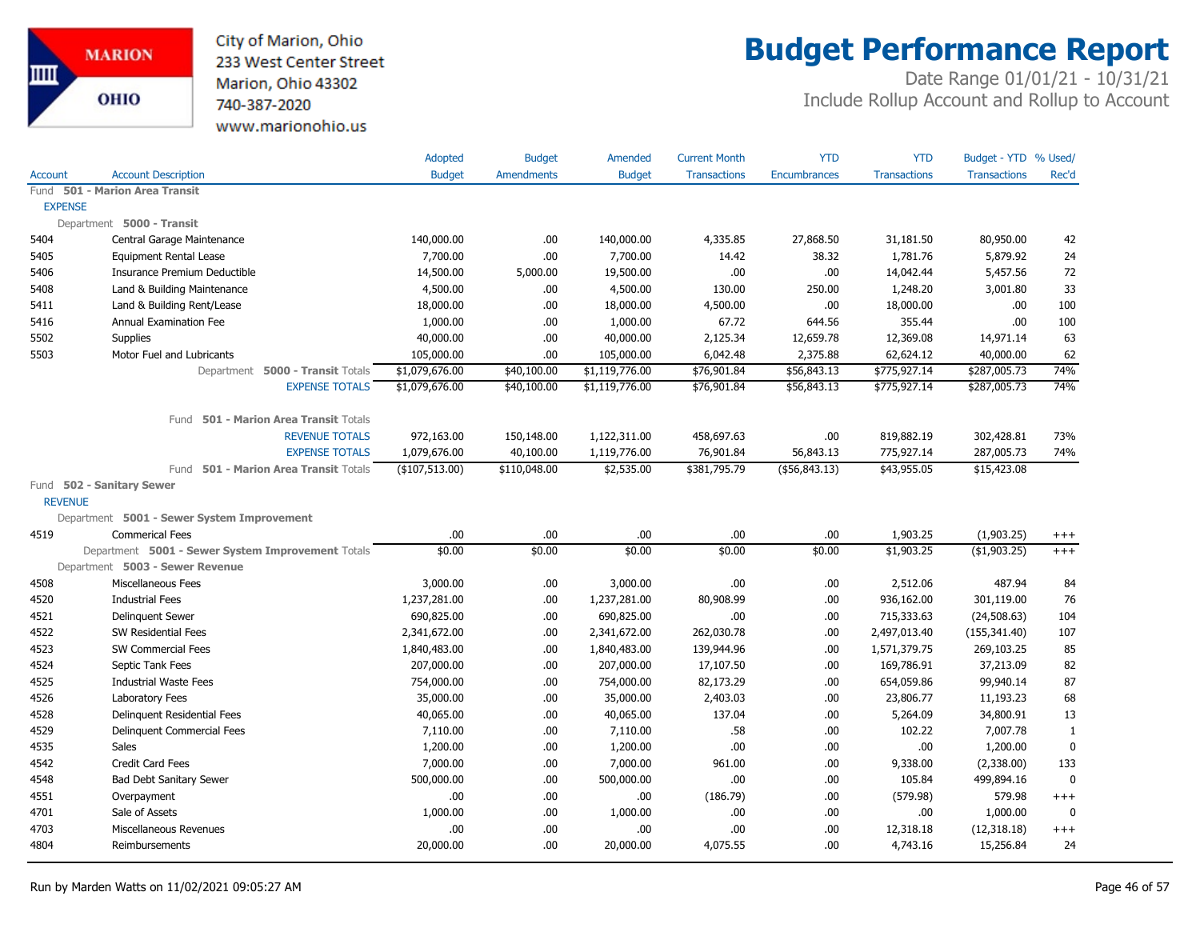City of Marion, Ohio
233 West Center Street
Marion, Ohio 43302
740-387-2020
www.marionohio.us

# Budget Performance Report

Date Range 01/01/21 - 10/31/21
Include Rollup Account and Rollup to Account

| Account | Account Description | Adopted Budget | Budget Amendments | Amended Budget | Current Month Transactions | YTD Encumbrances | YTD Transactions | Budget - YTD Transactions | % Used/ Rec'd |
|---|---|---|---|---|---|---|---|---|---|
| Fund **501 - Marion Area Transit** | | | | | | | | | |
| EXPENSE | | | | | | | | | |
| Department **5000 - Transit** | | | | | | | | | |
| 5404 | Central Garage Maintenance | 140,000.00 | .00 | 140,000.00 | 4,335.85 | 27,868.50 | 31,181.50 | 80,950.00 | 42 |
| 5405 | Equipment Rental Lease | 7,700.00 | .00 | 7,700.00 | 14.42 | 38.32 | 1,781.76 | 5,879.92 | 24 |
| 5406 | Insurance Premium Deductible | 14,500.00 | 5,000.00 | 19,500.00 | .00 | .00 | 14,042.44 | 5,457.56 | 72 |
| 5408 | Land & Building Maintenance | 4,500.00 | .00 | 4,500.00 | 130.00 | 250.00 | 1,248.20 | 3,001.80 | 33 |
| 5411 | Land & Building Rent/Lease | 18,000.00 | .00 | 18,000.00 | 4,500.00 | .00 | 18,000.00 | .00 | 100 |
| 5416 | Annual Examination Fee | 1,000.00 | .00 | 1,000.00 | 67.72 | 644.56 | 355.44 | .00 | 100 |
| 5502 | Supplies | 40,000.00 | .00 | 40,000.00 | 2,125.34 | 12,659.78 | 12,369.08 | 14,971.14 | 63 |
| 5503 | Motor Fuel and Lubricants | 105,000.00 | .00 | 105,000.00 | 6,042.48 | 2,375.88 | 62,624.12 | 40,000.00 | 62 |
| | Department **5000 - Transit** Totals | $1,079,676.00 | $40,100.00 | $1,119,776.00 | $76,901.84 | $56,843.13 | $775,927.14 | $287,005.73 | 74% |
| | EXPENSE TOTALS | $1,079,676.00 | $40,100.00 | $1,119,776.00 | $76,901.84 | $56,843.13 | $775,927.14 | $287,005.73 | 74% |
| | Fund **501 - Marion Area Transit** Totals | | | | | | | | |
| | REVENUE TOTALS | 972,163.00 | 150,148.00 | 1,122,311.00 | 458,697.63 | .00 | 819,882.19 | 302,428.81 | 73% |
| | EXPENSE TOTALS | 1,079,676.00 | 40,100.00 | 1,119,776.00 | 76,901.84 | 56,843.13 | 775,927.14 | 287,005.73 | 74% |
| | Fund **501 - Marion Area Transit** Totals | ($107,513.00) | $110,048.00 | $2,535.00 | $381,795.79 | ($56,843.13) | $43,955.05 | $15,423.08 | |
| Fund **502 - Sanitary Sewer** | | | | | | | | | |
| REVENUE | | | | | | | | | |
| Department **5001 - Sewer System Improvement** | | | | | | | | | |
| 4519 | Commerical Fees | .00 | .00 | .00 | .00 | .00 | 1,903.25 | (1,903.25) | +++ |
| | Department **5001 - Sewer System Improvement** Totals | $0.00 | $0.00 | $0.00 | $0.00 | $0.00 | $1,903.25 | ($1,903.25) | +++ |
| Department **5003 - Sewer Revenue** | | | | | | | | | |
| 4508 | Miscellaneous Fees | 3,000.00 | .00 | 3,000.00 | .00 | .00 | 2,512.06 | 487.94 | 84 |
| 4520 | Industrial Fees | 1,237,281.00 | .00 | 1,237,281.00 | 80,908.99 | .00 | 936,162.00 | 301,119.00 | 76 |
| 4521 | Delinquent Sewer | 690,825.00 | .00 | 690,825.00 | .00 | .00 | 715,333.63 | (24,508.63) | 104 |
| 4522 | SW Residential Fees | 2,341,672.00 | .00 | 2,341,672.00 | 262,030.78 | .00 | 2,497,013.40 | (155,341.40) | 107 |
| 4523 | SW Commercial Fees | 1,840,483.00 | .00 | 1,840,483.00 | 139,944.96 | .00 | 1,571,379.75 | 269,103.25 | 85 |
| 4524 | Septic Tank Fees | 207,000.00 | .00 | 207,000.00 | 17,107.50 | .00 | 169,786.91 | 37,213.09 | 82 |
| 4525 | Industrial Waste Fees | 754,000.00 | .00 | 754,000.00 | 82,173.29 | .00 | 654,059.86 | 99,940.14 | 87 |
| 4526 | Laboratory Fees | 35,000.00 | .00 | 35,000.00 | 2,403.03 | .00 | 23,806.77 | 11,193.23 | 68 |
| 4528 | Delinquent Residential Fees | 40,065.00 | .00 | 40,065.00 | 137.04 | .00 | 5,264.09 | 34,800.91 | 13 |
| 4529 | Delinquent Commercial Fees | 7,110.00 | .00 | 7,110.00 | .58 | .00 | 102.22 | 7,007.78 | 1 |
| 4535 | Sales | 1,200.00 | .00 | 1,200.00 | .00 | .00 | .00 | 1,200.00 | 0 |
| 4542 | Credit Card Fees | 7,000.00 | .00 | 7,000.00 | 961.00 | .00 | 9,338.00 | (2,338.00) | 133 |
| 4548 | Bad Debt Sanitary Sewer | 500,000.00 | .00 | 500,000.00 | .00 | .00 | 105.84 | 499,894.16 | 0 |
| 4551 | Overpayment | .00 | .00 | .00 | (186.79) | .00 | (579.98) | 579.98 | +++ |
| 4701 | Sale of Assets | 1,000.00 | .00 | 1,000.00 | .00 | .00 | .00 | 1,000.00 | 0 |
| 4703 | Miscellaneous Revenues | .00 | .00 | .00 | .00 | .00 | 12,318.18 | (12,318.18) | +++ |
| 4804 | Reimbursements | 20,000.00 | .00 | 20,000.00 | 4,075.55 | .00 | 4,743.16 | 15,256.84 | 24 |

Run by Marden Watts on 11/02/2021 09:05:27 AM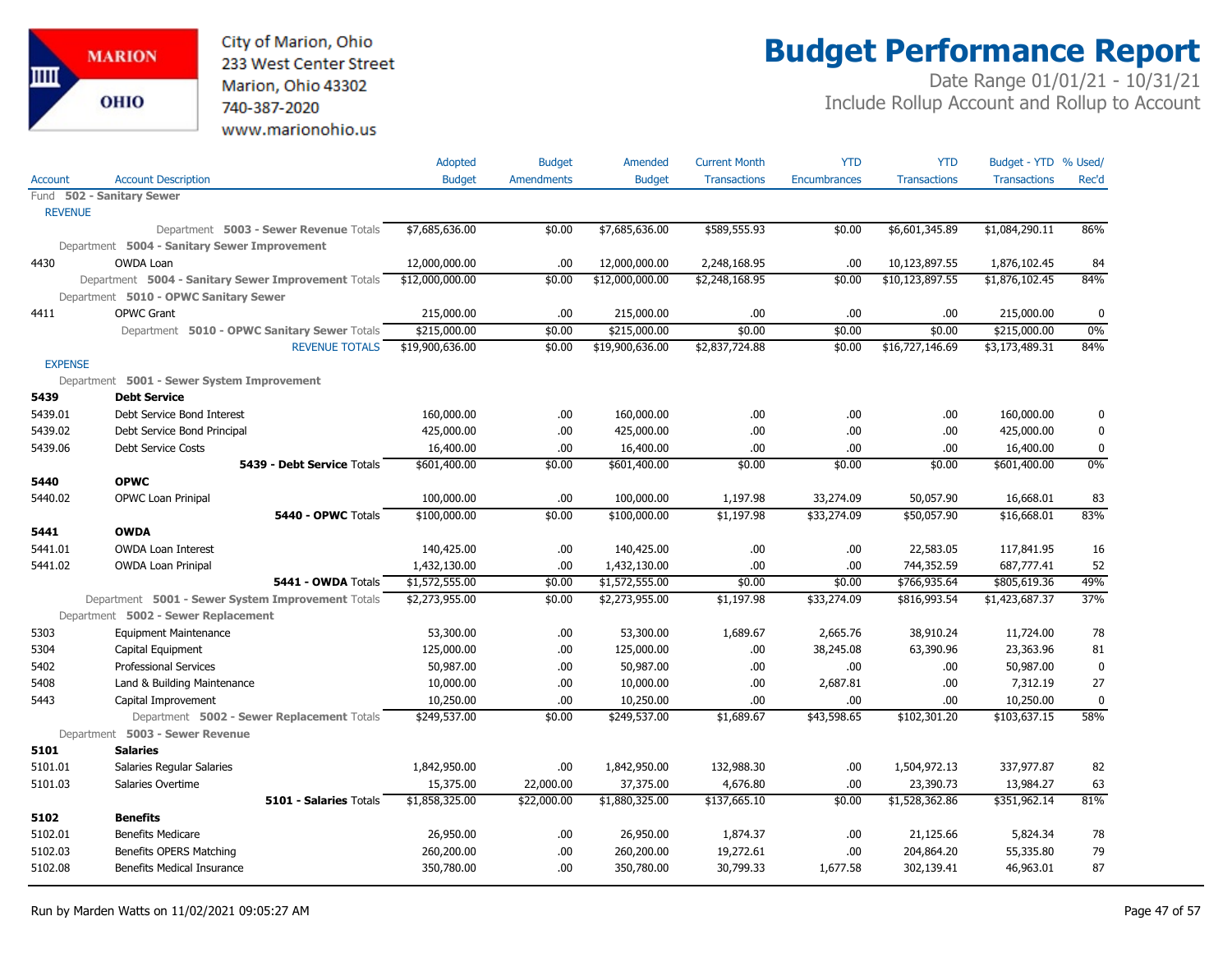City of Marion, Ohio
233 West Center Street
Marion, Ohio 43302
740-387-2020
www.marionohio.us

# Budget Performance Report

Date Range 01/01/21 - 10/31/21
Include Rollup Account and Rollup to Account

| Account | Account Description | Adopted Budget | Budget Amendments | Amended Budget | Current Month Transactions | YTD Encumbrances | YTD Transactions | Budget - YTD Transactions | % Used/ Rec'd |
|---|---|---|---|---|---|---|---|---|---|
| Fund **502 - Sanitary Sewer** | | | | | | | | | |
| REVENUE | | | | | | | | | |
| | Department **5003 - Sewer Revenue** Totals | $7,685,636.00 | $0.00 | $7,685,636.00 | $589,555.93 | $0.00 | $6,601,345.89 | $1,084,290.11 | 86% |
| Department **5004 - Sanitary Sewer Improvement** | | | | | | | | | |
| 4430 | OWDA Loan | 12,000,000.00 | .00 | 12,000,000.00 | 2,248,168.95 | .00 | 10,123,897.55 | 1,876,102.45 | 84 |
| | Department **5004 - Sanitary Sewer Improvement** Totals | $12,000,000.00 | $0.00 | $12,000,000.00 | $2,248,168.95 | $0.00 | $10,123,897.55 | $1,876,102.45 | 84% |
| Department **5010 - OPWC Sanitary Sewer** | | | | | | | | | |
| 4411 | OPWC Grant | 215,000.00 | .00 | 215,000.00 | .00 | .00 | .00 | 215,000.00 | 0 |
| | Department **5010 - OPWC Sanitary Sewer** Totals | $215,000.00 | $0.00 | $215,000.00 | $0.00 | $0.00 | $0.00 | $215,000.00 | 0% |
| | REVENUE TOTALS | $19,900,636.00 | $0.00 | $19,900,636.00 | $2,837,724.88 | $0.00 | $16,727,146.69 | $3,173,489.31 | 84% |
| EXPENSE | | | | | | | | | |
| Department **5001 - Sewer System Improvement** | | | | | | | | | |
| **5439** | **Debt Service** | | | | | | | | |
| 5439.01 | Debt Service Bond Interest | 160,000.00 | .00 | 160,000.00 | .00 | .00 | .00 | 160,000.00 | 0 |
| 5439.02 | Debt Service Bond Principal | 425,000.00 | .00 | 425,000.00 | .00 | .00 | .00 | 425,000.00 | 0 |
| 5439.06 | Debt Service Costs | 16,400.00 | .00 | 16,400.00 | .00 | .00 | .00 | 16,400.00 | 0 |
| | **5439 - Debt Service** Totals | $601,400.00 | $0.00 | $601,400.00 | $0.00 | $0.00 | $0.00 | $601,400.00 | 0% |
| **5440** | **OPWC** | | | | | | | | |
| 5440.02 | OPWC Loan Prinipal | 100,000.00 | .00 | 100,000.00 | 1,197.98 | 33,274.09 | 50,057.90 | 16,668.01 | 83 |
| | **5440 - OPWC** Totals | $100,000.00 | $0.00 | $100,000.00 | $1,197.98 | $33,274.09 | $50,057.90 | $16,668.01 | 83% |
| **5441** | **OWDA** | | | | | | | | |
| 5441.01 | OWDA Loan Interest | 140,425.00 | .00 | 140,425.00 | .00 | .00 | 22,583.05 | 117,841.95 | 16 |
| 5441.02 | OWDA Loan Prinipal | 1,432,130.00 | .00 | 1,432,130.00 | .00 | .00 | 744,352.59 | 687,777.41 | 52 |
| | **5441 - OWDA** Totals | $1,572,555.00 | $0.00 | $1,572,555.00 | $0.00 | $0.00 | $766,935.64 | $805,619.36 | 49% |
| | Department **5001 - Sewer System Improvement** Totals | $2,273,955.00 | $0.00 | $2,273,955.00 | $1,197.98 | $33,274.09 | $816,993.54 | $1,423,687.37 | 37% |
| Department **5002 - Sewer Replacement** | | | | | | | | | |
| 5303 | Equipment Maintenance | 53,300.00 | .00 | 53,300.00 | 1,689.67 | 2,665.76 | 38,910.24 | 11,724.00 | 78 |
| 5304 | Capital Equipment | 125,000.00 | .00 | 125,000.00 | .00 | 38,245.08 | 63,390.96 | 23,363.96 | 81 |
| 5402 | Professional Services | 50,987.00 | .00 | 50,987.00 | .00 | .00 | .00 | 50,987.00 | 0 |
| 5408 | Land & Building Maintenance | 10,000.00 | .00 | 10,000.00 | .00 | 2,687.81 | .00 | 7,312.19 | 27 |
| 5443 | Capital Improvement | 10,250.00 | .00 | 10,250.00 | .00 | .00 | .00 | 10,250.00 | 0 |
| | Department **5002 - Sewer Replacement** Totals | $249,537.00 | $0.00 | $249,537.00 | $1,689.67 | $43,598.65 | $102,301.20 | $103,637.15 | 58% |
| Department **5003 - Sewer Revenue** | | | | | | | | | |
| **5101** | **Salaries** | | | | | | | | |
| 5101.01 | Salaries Regular Salaries | 1,842,950.00 | .00 | 1,842,950.00 | 132,988.30 | .00 | 1,504,972.13 | 337,977.87 | 82 |
| 5101.03 | Salaries Overtime | 15,375.00 | 22,000.00 | 37,375.00 | 4,676.80 | .00 | 23,390.73 | 13,984.27 | 63 |
| | **5101 - Salaries** Totals | $1,858,325.00 | $22,000.00 | $1,880,325.00 | $137,665.10 | $0.00 | $1,528,362.86 | $351,962.14 | 81% |
| **5102** | **Benefits** | | | | | | | | |
| 5102.01 | Benefits Medicare | 26,950.00 | .00 | 26,950.00 | 1,874.37 | .00 | 21,125.66 | 5,824.34 | 78 |
| 5102.03 | Benefits OPERS Matching | 260,200.00 | .00 | 260,200.00 | 19,272.61 | .00 | 204,864.20 | 55,335.80 | 79 |
| 5102.08 | Benefits Medical Insurance | 350,780.00 | .00 | 350,780.00 | 30,799.33 | 1,677.58 | 302,139.41 | 46,963.01 | 87 |

Run by Marden Watts on 11/02/2021 09:05:27 AM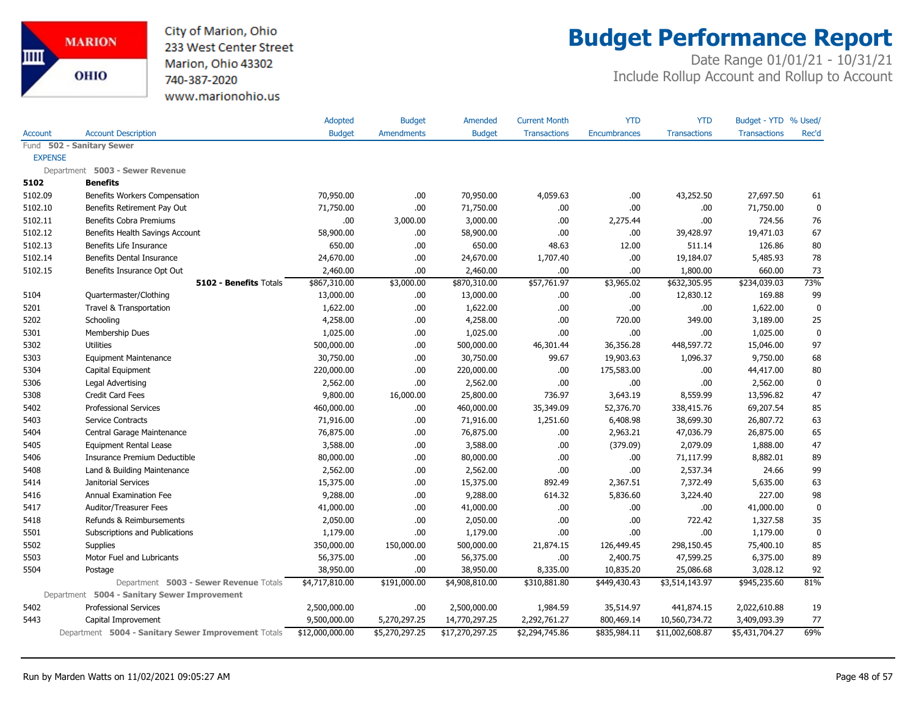City of Marion, Ohio
233 West Center Street
Marion, Ohio 43302
740-387-2020
www.marionohio.us

# Budget Performance Report

Date Range 01/01/21 - 10/31/21
Include Rollup Account and Rollup to Account

| Account | Account Description | Adopted Budget | Budget Amendments | Amended Budget | Current Month Transactions | YTD Encumbrances | YTD Transactions | Budget - YTD Transactions | % Used/ Rec'd |
|---|---|---|---|---|---|---|---|---|---|
| Fund **502 - Sanitary Sewer** | | | | | | | | | |
| EXPENSE | | | | | | | | | |
| Department **5003 - Sewer Revenue** | | | | | | | | | |
| **5102** | **Benefits** | | | | | | | | |
| 5102.09 | Benefits Workers Compensation | 70,950.00 | .00 | 70,950.00 | 4,059.63 | .00 | 43,252.50 | 27,697.50 | 61 |
| 5102.10 | Benefits Retirement Pay Out | 71,750.00 | .00 | 71,750.00 | .00 | .00 | .00 | 71,750.00 | 0 |
| 5102.11 | Benefits Cobra Premiums | .00 | 3,000.00 | 3,000.00 | .00 | 2,275.44 | .00 | 724.56 | 76 |
| 5102.12 | Benefits Health Savings Account | 58,900.00 | .00 | 58,900.00 | .00 | .00 | 39,428.97 | 19,471.03 | 67 |
| 5102.13 | Benefits Life Insurance | 650.00 | .00 | 650.00 | 48.63 | 12.00 | 511.14 | 126.86 | 80 |
| 5102.14 | Benefits Dental Insurance | 24,670.00 | .00 | 24,670.00 | 1,707.40 | .00 | 19,184.07 | 5,485.93 | 78 |
| 5102.15 | Benefits Insurance Opt Out | 2,460.00 | .00 | 2,460.00 | .00 | .00 | 1,800.00 | 660.00 | 73 |
| | **5102 - Benefits** Totals | $867,310.00 | $3,000.00 | $870,310.00 | $57,761.97 | $3,965.02 | $632,305.95 | $234,039.03 | 73% |
| 5104 | Quartermaster/Clothing | 13,000.00 | .00 | 13,000.00 | .00 | .00 | 12,830.12 | 169.88 | 99 |
| 5201 | Travel & Transportation | 1,622.00 | .00 | 1,622.00 | .00 | .00 | .00 | 1,622.00 | 0 |
| 5202 | Schooling | 4,258.00 | .00 | 4,258.00 | .00 | 720.00 | 349.00 | 3,189.00 | 25 |
| 5301 | Membership Dues | 1,025.00 | .00 | 1,025.00 | .00 | .00 | .00 | 1,025.00 | 0 |
| 5302 | Utilities | 500,000.00 | .00 | 500,000.00 | 46,301.44 | 36,356.28 | 448,597.72 | 15,046.00 | 97 |
| 5303 | Equipment Maintenance | 30,750.00 | .00 | 30,750.00 | 99.67 | 19,903.63 | 1,096.37 | 9,750.00 | 68 |
| 5304 | Capital Equipment | 220,000.00 | .00 | 220,000.00 | .00 | 175,583.00 | .00 | 44,417.00 | 80 |
| 5306 | Legal Advertising | 2,562.00 | .00 | 2,562.00 | .00 | .00 | .00 | 2,562.00 | 0 |
| 5308 | Credit Card Fees | 9,800.00 | 16,000.00 | 25,800.00 | 736.97 | 3,643.19 | 8,559.99 | 13,596.82 | 47 |
| 5402 | Professional Services | 460,000.00 | .00 | 460,000.00 | 35,349.09 | 52,376.70 | 338,415.76 | 69,207.54 | 85 |
| 5403 | Service Contracts | 71,916.00 | .00 | 71,916.00 | 1,251.60 | 6,408.98 | 38,699.30 | 26,807.72 | 63 |
| 5404 | Central Garage Maintenance | 76,875.00 | .00 | 76,875.00 | .00 | 2,963.21 | 47,036.79 | 26,875.00 | 65 |
| 5405 | Equipment Rental Lease | 3,588.00 | .00 | 3,588.00 | .00 | (379.09) | 2,079.09 | 1,888.00 | 47 |
| 5406 | Insurance Premium Deductible | 80,000.00 | .00 | 80,000.00 | .00 | .00 | 71,117.99 | 8,882.01 | 89 |
| 5408 | Land & Building Maintenance | 2,562.00 | .00 | 2,562.00 | .00 | .00 | 2,537.34 | 24.66 | 99 |
| 5414 | Janitorial Services | 15,375.00 | .00 | 15,375.00 | 892.49 | 2,367.51 | 7,372.49 | 5,635.00 | 63 |
| 5416 | Annual Examination Fee | 9,288.00 | .00 | 9,288.00 | 614.32 | 5,836.60 | 3,224.40 | 227.00 | 98 |
| 5417 | Auditor/Treasurer Fees | 41,000.00 | .00 | 41,000.00 | .00 | .00 | .00 | 41,000.00 | 0 |
| 5418 | Refunds & Reimbursements | 2,050.00 | .00 | 2,050.00 | .00 | .00 | 722.42 | 1,327.58 | 35 |
| 5501 | Subscriptions and Publications | 1,179.00 | .00 | 1,179.00 | .00 | .00 | .00 | 1,179.00 | 0 |
| 5502 | Supplies | 350,000.00 | 150,000.00 | 500,000.00 | 21,874.15 | 126,449.45 | 298,150.45 | 75,400.10 | 85 |
| 5503 | Motor Fuel and Lubricants | 56,375.00 | .00 | 56,375.00 | .00 | 2,400.75 | 47,599.25 | 6,375.00 | 89 |
| 5504 | Postage | 38,950.00 | .00 | 38,950.00 | 8,335.00 | 10,835.20 | 25,086.68 | 3,028.12 | 92 |
| | Department **5003 - Sewer Revenue** Totals | $4,717,810.00 | $191,000.00 | $4,908,810.00 | $310,881.80 | $449,430.43 | $3,514,143.97 | $945,235.60 | 81% |
| Department **5004 - Sanitary Sewer Improvement** | | | | | | | | | |
| 5402 | Professional Services | 2,500,000.00 | .00 | 2,500,000.00 | 1,984.59 | 35,514.97 | 441,874.15 | 2,022,610.88 | 19 |
| 5443 | Capital Improvement | 9,500,000.00 | 5,270,297.25 | 14,770,297.25 | 2,292,761.27 | 800,469.14 | 10,560,734.72 | 3,409,093.39 | 77 |
| | Department **5004 - Sanitary Sewer Improvement** Totals | $12,000,000.00 | $5,270,297.25 | $17,270,297.25 | $2,294,745.86 | $835,984.11 | $11,002,608.87 | $5,431,704.27 | 69% |

Run by Marden Watts on 11/02/2021 09:05:27 AM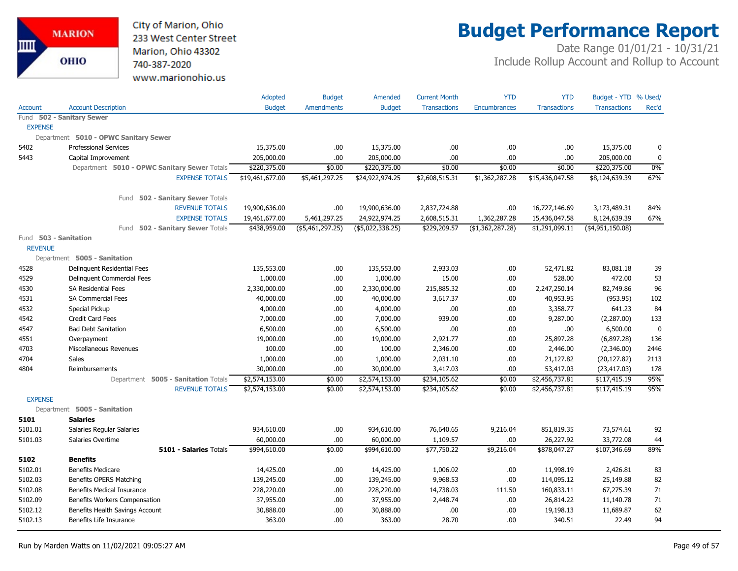City of Marion, Ohio
233 West Center Street
Marion, Ohio 43302
740-387-2020
www.marionohio.us

# Budget Performance Report

Date Range 01/01/21 - 10/31/21
Include Rollup Account and Rollup to Account

| Account | Account Description | Adopted Budget | Budget Amendments | Amended Budget | Current Month Transactions | YTD Encumbrances | YTD Transactions | Budget - YTD Transactions | % Used/ Rec'd |
|---|---|---|---|---|---|---|---|---|---|
| Fund **502 - Sanitary Sewer** | | | | | | | | | |
| EXPENSE | | | | | | | | | |
| Department **5010 - OPWC Sanitary Sewer** | | | | | | | | | |
| 5402 | Professional Services | 15,375.00 | .00 | 15,375.00 | .00 | .00 | .00 | 15,375.00 | 0 |
| 5443 | Capital Improvement | 205,000.00 | .00 | 205,000.00 | .00 | .00 | .00 | 205,000.00 | 0 |
| | Department **5010 - OPWC Sanitary Sewer** Totals | $220,375.00 | $0.00 | $220,375.00 | $0.00 | $0.00 | $0.00 | $220,375.00 | 0% |
| | EXPENSE TOTALS | $19,461,677.00 | $5,461,297.25 | $24,922,974.25 | $2,608,515.31 | $1,362,287.28 | $15,436,047.58 | $8,124,639.39 | 67% |
| | Fund **502 - Sanitary Sewer** Totals | | | | | | | | |
| | REVENUE TOTALS | 19,900,636.00 | .00 | 19,900,636.00 | 2,837,724.88 | .00 | 16,727,146.69 | 3,173,489.31 | 84% |
| | EXPENSE TOTALS | 19,461,677.00 | 5,461,297.25 | 24,922,974.25 | 2,608,515.31 | 1,362,287.28 | 15,436,047.58 | 8,124,639.39 | 67% |
| | Fund **502 - Sanitary Sewer** Totals | $438,959.00 | ($5,461,297.25) | ($5,022,338.25) | $229,209.57 | ($1,362,287.28) | $1,291,099.11 | ($4,951,150.08) | |
| Fund **503 - Sanitation** | | | | | | | | | |
| REVENUE | | | | | | | | | |
| Department **5005 - Sanitation** | | | | | | | | | |
| 4528 | Delinquent Residential Fees | 135,553.00 | .00 | 135,553.00 | 2,933.03 | .00 | 52,471.82 | 83,081.18 | 39 |
| 4529 | Delinquent Commercial Fees | 1,000.00 | .00 | 1,000.00 | 15.00 | .00 | 528.00 | 472.00 | 53 |
| 4530 | SA Residential Fees | 2,330,000.00 | .00 | 2,330,000.00 | 215,885.32 | .00 | 2,247,250.14 | 82,749.86 | 96 |
| 4531 | SA Commercial Fees | 40,000.00 | .00 | 40,000.00 | 3,617.37 | .00 | 40,953.95 | (953.95) | 102 |
| 4532 | Special Pickup | 4,000.00 | .00 | 4,000.00 | .00 | .00 | 3,358.77 | 641.23 | 84 |
| 4542 | Credit Card Fees | 7,000.00 | .00 | 7,000.00 | 939.00 | .00 | 9,287.00 | (2,287.00) | 133 |
| 4547 | Bad Debt Sanitation | 6,500.00 | .00 | 6,500.00 | .00 | .00 | .00 | 6,500.00 | 0 |
| 4551 | Overpayment | 19,000.00 | .00 | 19,000.00 | 2,921.77 | .00 | 25,897.28 | (6,897.28) | 136 |
| 4703 | Miscellaneous Revenues | 100.00 | .00 | 100.00 | 2,346.00 | .00 | 2,446.00 | (2,346.00) | 2446 |
| 4704 | Sales | 1,000.00 | .00 | 1,000.00 | 2,031.10 | .00 | 21,127.82 | (20,127.82) | 2113 |
| 4804 | Reimbursements | 30,000.00 | .00 | 30,000.00 | 3,417.03 | .00 | 53,417.03 | (23,417.03) | 178 |
| | Department **5005 - Sanitation** Totals | $2,574,153.00 | $0.00 | $2,574,153.00 | $234,105.62 | $0.00 | $2,456,737.81 | $117,415.19 | 95% |
| | REVENUE TOTALS | $2,574,153.00 | $0.00 | $2,574,153.00 | $234,105.62 | $0.00 | $2,456,737.81 | $117,415.19 | 95% |
| EXPENSE | | | | | | | | | |
| Department **5005 - Sanitation** | | | | | | | | | |
| **5101** | **Salaries** | | | | | | | | |
| 5101.01 | Salaries Regular Salaries | 934,610.00 | .00 | 934,610.00 | 76,640.65 | 9,216.04 | 851,819.35 | 73,574.61 | 92 |
| 5101.03 | Salaries Overtime | 60,000.00 | .00 | 60,000.00 | 1,109.57 | .00 | 26,227.92 | 33,772.08 | 44 |
| | **5101 - Salaries** Totals | $994,610.00 | $0.00 | $994,610.00 | $77,750.22 | $9,216.04 | $878,047.27 | $107,346.69 | 89% |
| **5102** | **Benefits** | | | | | | | | |
| 5102.01 | Benefits Medicare | 14,425.00 | .00 | 14,425.00 | 1,006.02 | .00 | 11,998.19 | 2,426.81 | 83 |
| 5102.03 | Benefits OPERS Matching | 139,245.00 | .00 | 139,245.00 | 9,968.53 | .00 | 114,095.12 | 25,149.88 | 82 |
| 5102.08 | Benefits Medical Insurance | 228,220.00 | .00 | 228,220.00 | 14,738.03 | 111.50 | 160,833.11 | 67,275.39 | 71 |
| 5102.09 | Benefits Workers Compensation | 37,955.00 | .00 | 37,955.00 | 2,448.74 | .00 | 26,814.22 | 11,140.78 | 71 |
| 5102.12 | Benefits Health Savings Account | 30,888.00 | .00 | 30,888.00 | .00 | .00 | 19,198.13 | 11,689.87 | 62 |
| 5102.13 | Benefits Life Insurance | 363.00 | .00 | 363.00 | 28.70 | .00 | 340.51 | 22.49 | 94 |

Run by Marden Watts on 11/02/2021 09:05:27 AM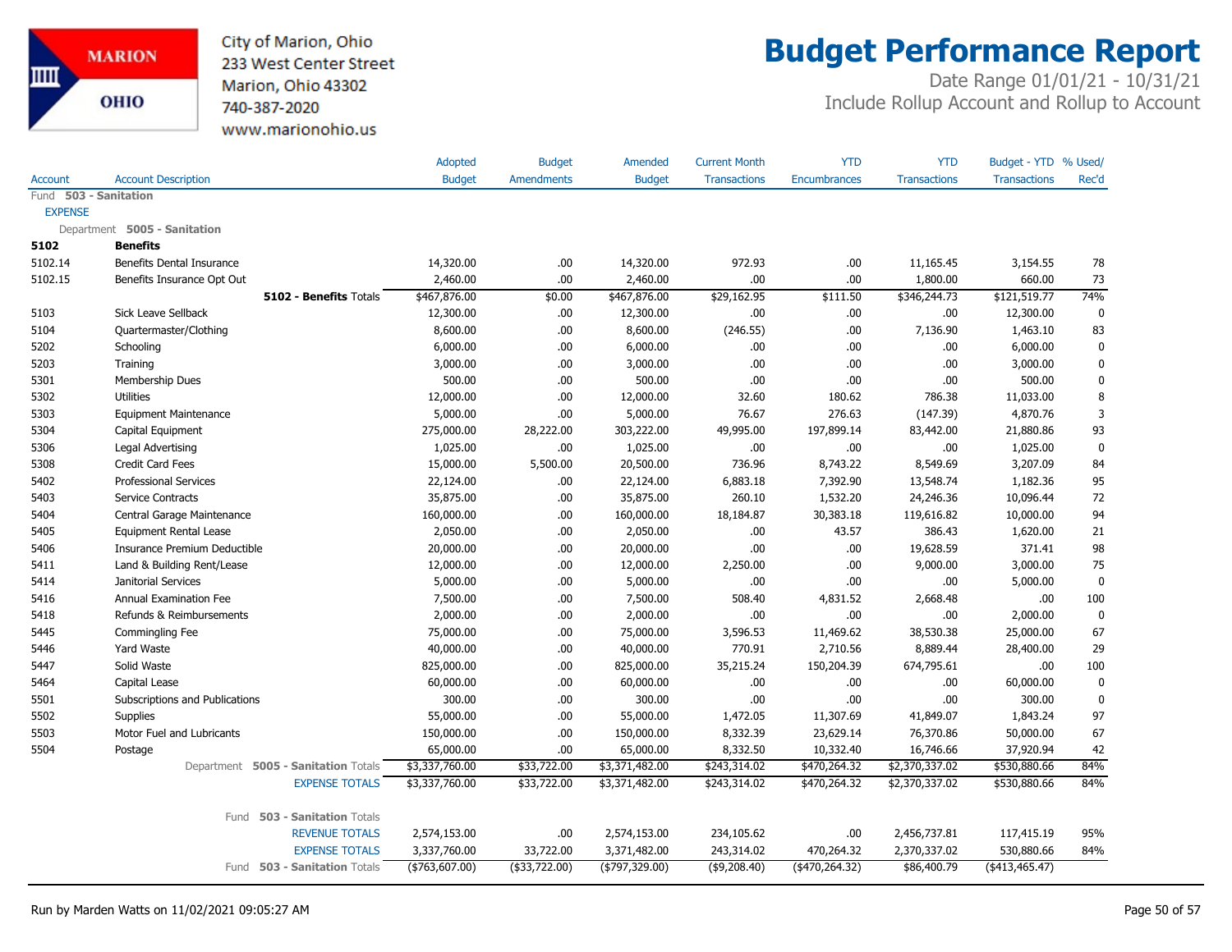City of Marion, Ohio
233 West Center Street
Marion, Ohio 43302
740-387-2020
www.marionohio.us

# Budget Performance Report

Date Range 01/01/21 - 10/31/21
Include Rollup Account and Rollup to Account

| Account | Account Description | Adopted Budget | Budget Amendments | Amended Budget | Current Month Transactions | YTD Encumbrances | YTD Transactions | Budget - YTD Transactions | % Used/ Rec'd |
|---|---|---|---|---|---|---|---|---|---|
| Fund **503 - Sanitation** | | | | | | | | | |
| EXPENSE | | | | | | | | | |
| Department **5005 - Sanitation** | | | | | | | | | |
| **5102** | **Benefits** | | | | | | | | |
| 5102.14 | Benefits Dental Insurance | 14,320.00 | .00 | 14,320.00 | 972.93 | .00 | 11,165.45 | 3,154.55 | 78 |
| 5102.15 | Benefits Insurance Opt Out | 2,460.00 | .00 | 2,460.00 | .00 | .00 | 1,800.00 | 660.00 | 73 |
| | **5102 - Benefits** Totals | $467,876.00 | $0.00 | $467,876.00 | $29,162.95 | $111.50 | $346,244.73 | $121,519.77 | 74% |
| 5103 | Sick Leave Sellback | 12,300.00 | .00 | 12,300.00 | .00 | .00 | .00 | 12,300.00 | 0 |
| 5104 | Quartermaster/Clothing | 8,600.00 | .00 | 8,600.00 | (246.55) | .00 | 7,136.90 | 1,463.10 | 83 |
| 5202 | Schooling | 6,000.00 | .00 | 6,000.00 | .00 | .00 | .00 | 6,000.00 | 0 |
| 5203 | Training | 3,000.00 | .00 | 3,000.00 | .00 | .00 | .00 | 3,000.00 | 0 |
| 5301 | Membership Dues | 500.00 | .00 | 500.00 | .00 | .00 | .00 | 500.00 | 0 |
| 5302 | Utilities | 12,000.00 | .00 | 12,000.00 | 32.60 | 180.62 | 786.38 | 11,033.00 | 8 |
| 5303 | Equipment Maintenance | 5,000.00 | .00 | 5,000.00 | 76.67 | 276.63 | (147.39) | 4,870.76 | 3 |
| 5304 | Capital Equipment | 275,000.00 | 28,222.00 | 303,222.00 | 49,995.00 | 197,899.14 | 83,442.00 | 21,880.86 | 93 |
| 5306 | Legal Advertising | 1,025.00 | .00 | 1,025.00 | .00 | .00 | .00 | 1,025.00 | 0 |
| 5308 | Credit Card Fees | 15,000.00 | 5,500.00 | 20,500.00 | 736.96 | 8,743.22 | 8,549.69 | 3,207.09 | 84 |
| 5402 | Professional Services | 22,124.00 | .00 | 22,124.00 | 6,883.18 | 7,392.90 | 13,548.74 | 1,182.36 | 95 |
| 5403 | Service Contracts | 35,875.00 | .00 | 35,875.00 | 260.10 | 1,532.20 | 24,246.36 | 10,096.44 | 72 |
| 5404 | Central Garage Maintenance | 160,000.00 | .00 | 160,000.00 | 18,184.87 | 30,383.18 | 119,616.82 | 10,000.00 | 94 |
| 5405 | Equipment Rental Lease | 2,050.00 | .00 | 2,050.00 | .00 | 43.57 | 386.43 | 1,620.00 | 21 |
| 5406 | Insurance Premium Deductible | 20,000.00 | .00 | 20,000.00 | .00 | .00 | 19,628.59 | 371.41 | 98 |
| 5411 | Land & Building Rent/Lease | 12,000.00 | .00 | 12,000.00 | 2,250.00 | .00 | 9,000.00 | 3,000.00 | 75 |
| 5414 | Janitorial Services | 5,000.00 | .00 | 5,000.00 | .00 | .00 | .00 | 5,000.00 | 0 |
| 5416 | Annual Examination Fee | 7,500.00 | .00 | 7,500.00 | 508.40 | 4,831.52 | 2,668.48 | .00 | 100 |
| 5418 | Refunds & Reimbursements | 2,000.00 | .00 | 2,000.00 | .00 | .00 | .00 | 2,000.00 | 0 |
| 5445 | Commingling Fee | 75,000.00 | .00 | 75,000.00 | 3,596.53 | 11,469.62 | 38,530.38 | 25,000.00 | 67 |
| 5446 | Yard Waste | 40,000.00 | .00 | 40,000.00 | 770.91 | 2,710.56 | 8,889.44 | 28,400.00 | 29 |
| 5447 | Solid Waste | 825,000.00 | .00 | 825,000.00 | 35,215.24 | 150,204.39 | 674,795.61 | .00 | 100 |
| 5464 | Capital Lease | 60,000.00 | .00 | 60,000.00 | .00 | .00 | .00 | 60,000.00 | 0 |
| 5501 | Subscriptions and Publications | 300.00 | .00 | 300.00 | .00 | .00 | .00 | 300.00 | 0 |
| 5502 | Supplies | 55,000.00 | .00 | 55,000.00 | 1,472.05 | 11,307.69 | 41,849.07 | 1,843.24 | 97 |
| 5503 | Motor Fuel and Lubricants | 150,000.00 | .00 | 150,000.00 | 8,332.39 | 23,629.14 | 76,370.86 | 50,000.00 | 67 |
| 5504 | Postage | 65,000.00 | .00 | 65,000.00 | 8,332.50 | 10,332.40 | 16,746.66 | 37,920.94 | 42 |
| | Department **5005 - Sanitation** Totals | $3,337,760.00 | $33,722.00 | $3,371,482.00 | $243,314.02 | $470,264.32 | $2,370,337.02 | $530,880.66 | 84% |
| | EXPENSE TOTALS | $3,337,760.00 | $33,722.00 | $3,371,482.00 | $243,314.02 | $470,264.32 | $2,370,337.02 | $530,880.66 | 84% |
| | Fund **503 - Sanitation** Totals | | | | | | | | |
| | REVENUE TOTALS | 2,574,153.00 | .00 | 2,574,153.00 | 234,105.62 | .00 | 2,456,737.81 | 117,415.19 | 95% |
| | EXPENSE TOTALS | 3,337,760.00 | 33,722.00 | 3,371,482.00 | 243,314.02 | 470,264.32 | 2,370,337.02 | 530,880.66 | 84% |
| | Fund **503 - Sanitation** Totals | ($763,607.00) | ($33,722.00) | ($797,329.00) | ($9,208.40) | ($470,264.32) | $86,400.79 | ($413,465.47) | |

Run by Marden Watts on 11/02/2021 09:05:27 AM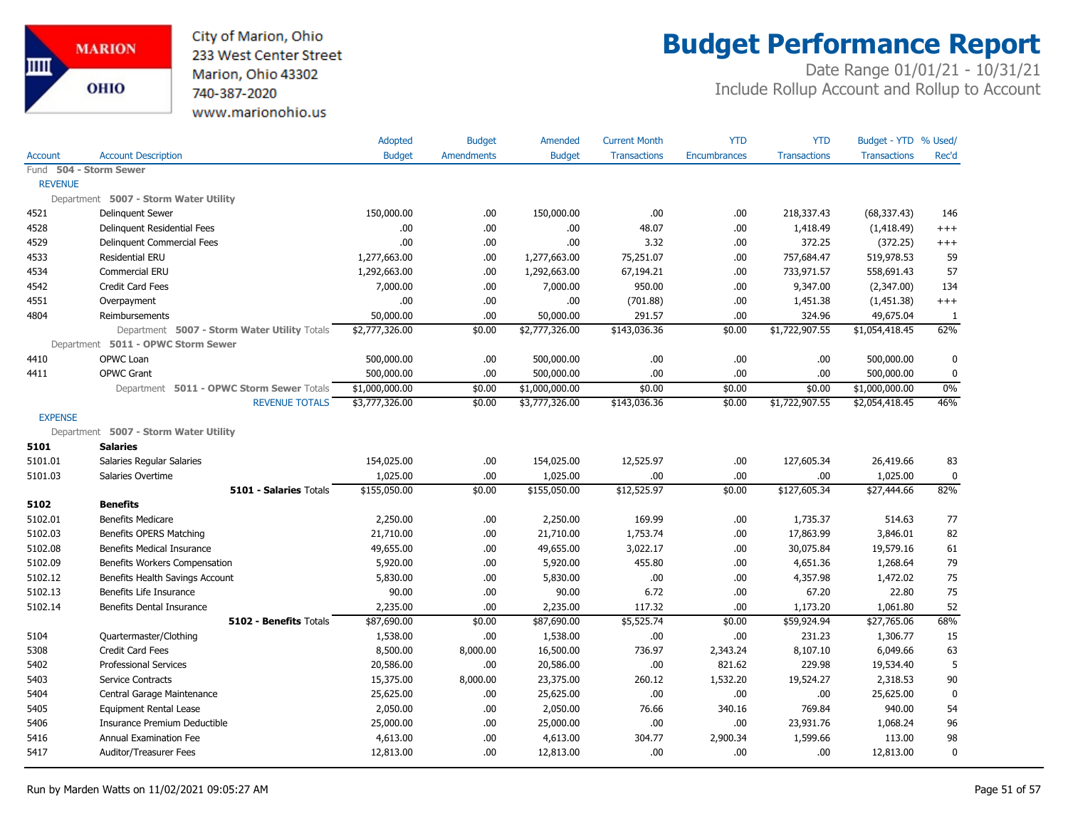City of Marion, Ohio
233 West Center Street
Marion, Ohio 43302
740-387-2020
www.marionohio.us

# Budget Performance Report

Date Range 01/01/21 - 10/31/21
Include Rollup Account and Rollup to Account

| Account | Account Description | Adopted Budget | Budget Amendments | Amended Budget | Current Month Transactions | YTD Encumbrances | YTD Transactions | Budget - YTD Transactions | % Used/ Rec'd |
|---|---|---|---|---|---|---|---|---|---|
| Fund **504 - Storm Sewer** | | | | | | | | | |
| REVENUE | | | | | | | | | |
| Department **5007 - Storm Water Utility** | | | | | | | | | |
| 4521 | Delinquent Sewer | 150,000.00 | .00 | 150,000.00 | .00 | .00 | 218,337.43 | (68,337.43) | 146 |
| 4528 | Delinquent Residential Fees | .00 | .00 | .00 | 48.07 | .00 | 1,418.49 | (1,418.49) | +++ |
| 4529 | Delinquent Commercial Fees | .00 | .00 | .00 | 3.32 | .00 | 372.25 | (372.25) | +++ |
| 4533 | Residential ERU | 1,277,663.00 | .00 | 1,277,663.00 | 75,251.07 | .00 | 757,684.47 | 519,978.53 | 59 |
| 4534 | Commercial ERU | 1,292,663.00 | .00 | 1,292,663.00 | 67,194.21 | .00 | 733,971.57 | 558,691.43 | 57 |
| 4542 | Credit Card Fees | 7,000.00 | .00 | 7,000.00 | 950.00 | .00 | 9,347.00 | (2,347.00) | 134 |
| 4551 | Overpayment | .00 | .00 | .00 | (701.88) | .00 | 1,451.38 | (1,451.38) | +++ |
| 4804 | Reimbursements | 50,000.00 | .00 | 50,000.00 | 291.57 | .00 | 324.96 | 49,675.04 | 1 |
| | Department **5007 - Storm Water Utility** Totals | $2,777,326.00 | $0.00 | $2,777,326.00 | $143,036.36 | $0.00 | $1,722,907.55 | $1,054,418.45 | 62% |
| Department **5011 - OPWC Storm Sewer** | | | | | | | | | |
| 4410 | OPWC Loan | 500,000.00 | .00 | 500,000.00 | .00 | .00 | .00 | 500,000.00 | 0 |
| 4411 | OPWC Grant | 500,000.00 | .00 | 500,000.00 | .00 | .00 | .00 | 500,000.00 | 0 |
| | Department **5011 - OPWC Storm Sewer** Totals | $1,000,000.00 | $0.00 | $1,000,000.00 | $0.00 | $0.00 | $0.00 | $1,000,000.00 | 0% |
| | REVENUE TOTALS | $3,777,326.00 | $0.00 | $3,777,326.00 | $143,036.36 | $0.00 | $1,722,907.55 | $2,054,418.45 | 46% |
| EXPENSE | | | | | | | | | |
| Department **5007 - Storm Water Utility** | | | | | | | | | |
| **5101** | **Salaries** | | | | | | | | |
| 5101.01 | Salaries Regular Salaries | 154,025.00 | .00 | 154,025.00 | 12,525.97 | .00 | 127,605.34 | 26,419.66 | 83 |
| 5101.03 | Salaries Overtime | 1,025.00 | .00 | 1,025.00 | .00 | .00 | .00 | 1,025.00 | 0 |
| | **5101 - Salaries** Totals | $155,050.00 | $0.00 | $155,050.00 | $12,525.97 | $0.00 | $127,605.34 | $27,444.66 | 82% |
| **5102** | **Benefits** | | | | | | | | |
| 5102.01 | Benefits Medicare | 2,250.00 | .00 | 2,250.00 | 169.99 | .00 | 1,735.37 | 514.63 | 77 |
| 5102.03 | Benefits OPERS Matching | 21,710.00 | .00 | 21,710.00 | 1,753.74 | .00 | 17,863.99 | 3,846.01 | 82 |
| 5102.08 | Benefits Medical Insurance | 49,655.00 | .00 | 49,655.00 | 3,022.17 | .00 | 30,075.84 | 19,579.16 | 61 |
| 5102.09 | Benefits Workers Compensation | 5,920.00 | .00 | 5,920.00 | 455.80 | .00 | 4,651.36 | 1,268.64 | 79 |
| 5102.12 | Benefits Health Savings Account | 5,830.00 | .00 | 5,830.00 | .00 | .00 | 4,357.98 | 1,472.02 | 75 |
| 5102.13 | Benefits Life Insurance | 90.00 | .00 | 90.00 | 6.72 | .00 | 67.20 | 22.80 | 75 |
| 5102.14 | Benefits Dental Insurance | 2,235.00 | .00 | 2,235.00 | 117.32 | .00 | 1,173.20 | 1,061.80 | 52 |
| | **5102 - Benefits** Totals | $87,690.00 | $0.00 | $87,690.00 | $5,525.74 | $0.00 | $59,924.94 | $27,765.06 | 68% |
| 5104 | Quartermaster/Clothing | 1,538.00 | .00 | 1,538.00 | .00 | .00 | 231.23 | 1,306.77 | 15 |
| 5308 | Credit Card Fees | 8,500.00 | 8,000.00 | 16,500.00 | 736.97 | 2,343.24 | 8,107.10 | 6,049.66 | 63 |
| 5402 | Professional Services | 20,586.00 | .00 | 20,586.00 | .00 | 821.62 | 229.98 | 19,534.40 | 5 |
| 5403 | Service Contracts | 15,375.00 | 8,000.00 | 23,375.00 | 260.12 | 1,532.20 | 19,524.27 | 2,318.53 | 90 |
| 5404 | Central Garage Maintenance | 25,625.00 | .00 | 25,625.00 | .00 | .00 | .00 | 25,625.00 | 0 |
| 5405 | Equipment Rental Lease | 2,050.00 | .00 | 2,050.00 | 76.66 | 340.16 | 769.84 | 940.00 | 54 |
| 5406 | Insurance Premium Deductible | 25,000.00 | .00 | 25,000.00 | .00 | .00 | 23,931.76 | 1,068.24 | 96 |
| 5416 | Annual Examination Fee | 4,613.00 | .00 | 4,613.00 | 304.77 | 2,900.34 | 1,599.66 | 113.00 | 98 |
| 5417 | Auditor/Treasurer Fees | 12,813.00 | .00 | 12,813.00 | .00 | .00 | .00 | 12,813.00 | 0 |

Run by Marden Watts on 11/02/2021 09:05:27 AM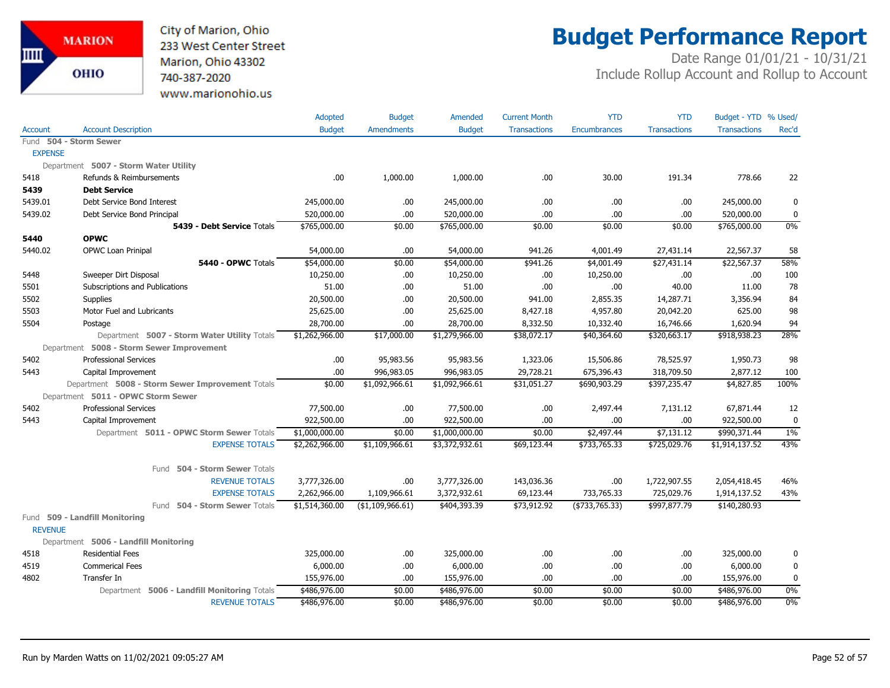City of Marion, Ohio
233 West Center Street
Marion, Ohio 43302
740-387-2020
www.marionohio.us

# Budget Performance Report

Date Range 01/01/21 - 10/31/21
Include Rollup Account and Rollup to Account

| Account | Account Description | Adopted Budget | Budget Amendments | Amended Budget | Current Month Transactions | YTD Encumbrances | YTD Transactions | Budget - YTD Transactions | % Used/ Rec'd |
|---|---|---|---|---|---|---|---|---|---|
| Fund **504 - Storm Sewer** | | | | | | | | | |
| EXPENSE | | | | | | | | | |
| Department **5007 - Storm Water Utility** | | | | | | | | | |
| 5418 | Refunds & Reimbursements | .00 | 1,000.00 | 1,000.00 | .00 | 30.00 | 191.34 | 778.66 | 22 |
| **5439** | **Debt Service** | | | | | | | | |
| 5439.01 | Debt Service Bond Interest | 245,000.00 | .00 | 245,000.00 | .00 | .00 | .00 | 245,000.00 | 0 |
| 5439.02 | Debt Service Bond Principal | 520,000.00 | .00 | 520,000.00 | .00 | .00 | .00 | 520,000.00 | 0 |
| | **5439 - Debt Service** Totals | $765,000.00 | $0.00 | $765,000.00 | $0.00 | $0.00 | $0.00 | $765,000.00 | 0% |
| **5440** | **OPWC** | | | | | | | | |
| 5440.02 | OPWC Loan Prinipal | 54,000.00 | .00 | 54,000.00 | 941.26 | 4,001.49 | 27,431.14 | 22,567.37 | 58 |
| | **5440 - OPWC** Totals | $54,000.00 | $0.00 | $54,000.00 | $941.26 | $4,001.49 | $27,431.14 | $22,567.37 | 58% |
| 5448 | Sweeper Dirt Disposal | 10,250.00 | .00 | 10,250.00 | .00 | 10,250.00 | .00 | .00 | 100 |
| 5501 | Subscriptions and Publications | 51.00 | .00 | 51.00 | .00 | .00 | 40.00 | 11.00 | 78 |
| 5502 | Supplies | 20,500.00 | .00 | 20,500.00 | 941.00 | 2,855.35 | 14,287.71 | 3,356.94 | 84 |
| 5503 | Motor Fuel and Lubricants | 25,625.00 | .00 | 25,625.00 | 8,427.18 | 4,957.80 | 20,042.20 | 625.00 | 98 |
| 5504 | Postage | 28,700.00 | .00 | 28,700.00 | 8,332.50 | 10,332.40 | 16,746.66 | 1,620.94 | 94 |
| | Department **5007 - Storm Water Utility** Totals | $1,262,966.00 | $17,000.00 | $1,279,966.00 | $38,072.17 | $40,364.60 | $320,663.17 | $918,938.23 | 28% |
| Department **5008 - Storm Sewer Improvement** | | | | | | | | | |
| 5402 | Professional Services | .00 | 95,983.56 | 95,983.56 | 1,323.06 | 15,506.86 | 78,525.97 | 1,950.73 | 98 |
| 5443 | Capital Improvement | .00 | 996,983.05 | 996,983.05 | 29,728.21 | 675,396.43 | 318,709.50 | 2,877.12 | 100 |
| | Department **5008 - Storm Sewer Improvement** Totals | $0.00 | $1,092,966.61 | $1,092,966.61 | $31,051.27 | $690,903.29 | $397,235.47 | $4,827.85 | 100% |
| Department **5011 - OPWC Storm Sewer** | | | | | | | | | |
| 5402 | Professional Services | 77,500.00 | .00 | 77,500.00 | .00 | 2,497.44 | 7,131.12 | 67,871.44 | 12 |
| 5443 | Capital Improvement | 922,500.00 | .00 | 922,500.00 | .00 | .00 | .00 | 922,500.00 | 0 |
| | Department **5011 - OPWC Storm Sewer** Totals | $1,000,000.00 | $0.00 | $1,000,000.00 | $0.00 | $2,497.44 | $7,131.12 | $990,371.44 | 1% |
| | EXPENSE TOTALS | $2,262,966.00 | $1,109,966.61 | $3,372,932.61 | $69,123.44 | $733,765.33 | $725,029.76 | $1,914,137.52 | 43% |
| | Fund **504 - Storm Sewer** Totals | | | | | | | | |
| | REVENUE TOTALS | 3,777,326.00 | .00 | 3,777,326.00 | 143,036.36 | .00 | 1,722,907.55 | 2,054,418.45 | 46% |
| | EXPENSE TOTALS | 2,262,966.00 | 1,109,966.61 | 3,372,932.61 | 69,123.44 | 733,765.33 | 725,029.76 | 1,914,137.52 | 43% |
| | Fund **504 - Storm Sewer** Totals | $1,514,360.00 | ($1,109,966.61) | $404,393.39 | $73,912.92 | ($733,765.33) | $997,877.79 | $140,280.93 | |
| Fund **509 - Landfill Monitoring** | | | | | | | | | |
| REVENUE | | | | | | | | | |
| Department **5006 - Landfill Monitoring** | | | | | | | | | |
| 4518 | Residential Fees | 325,000.00 | .00 | 325,000.00 | .00 | .00 | .00 | 325,000.00 | 0 |
| 4519 | Commerical Fees | 6,000.00 | .00 | 6,000.00 | .00 | .00 | .00 | 6,000.00 | 0 |
| 4802 | Transfer In | 155,976.00 | .00 | 155,976.00 | .00 | .00 | .00 | 155,976.00 | 0 |
| | Department **5006 - Landfill Monitoring** Totals | $486,976.00 | $0.00 | $486,976.00 | $0.00 | $0.00 | $0.00 | $486,976.00 | 0% |
| | REVENUE TOTALS | $486,976.00 | $0.00 | $486,976.00 | $0.00 | $0.00 | $0.00 | $486,976.00 | 0% |

Run by Marden Watts on 11/02/2021 09:05:27 AM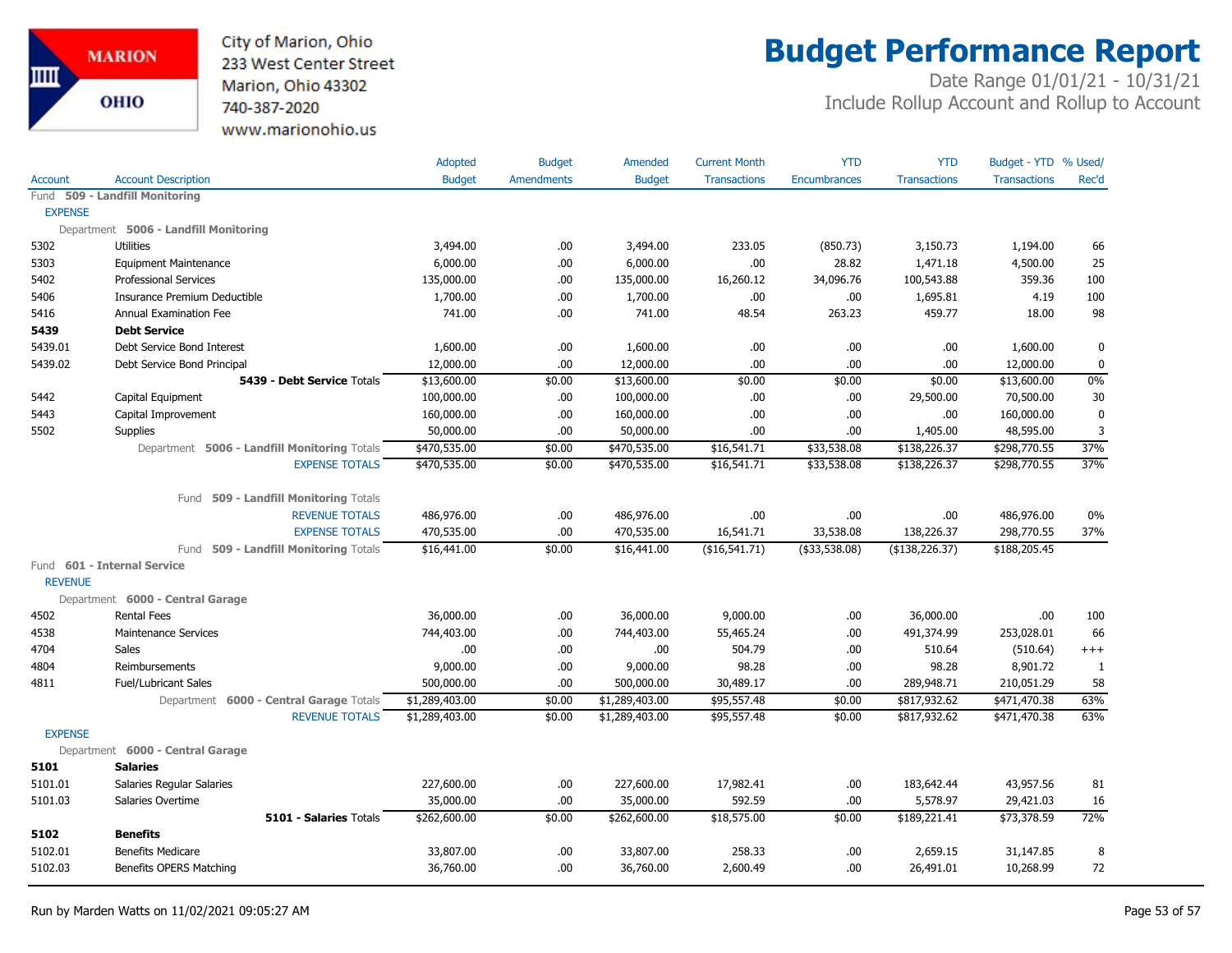City of Marion, Ohio
233 West Center Street
Marion, Ohio 43302
740-387-2020
www.marionohio.us

# Budget Performance Report

Date Range 01/01/21 - 10/31/21
Include Rollup Account and Rollup to Account

| Account | Account Description | Adopted Budget | Budget Amendments | Amended Budget | Current Month Transactions | YTD Encumbrances | YTD Transactions | Budget - YTD Transactions | % Used/ Rec'd |
|---|---|---|---|---|---|---|---|---|---|
| Fund 509 - Landfill Monitoring | | | | | | | | | |
| EXPENSE | | | | | | | | | |
| Department 5006 - Landfill Monitoring | | | | | | | | | |
| 5302 | Utilities | 3,494.00 | .00 | 3,494.00 | 233.05 | (850.73) | 3,150.73 | 1,194.00 | 66 |
| 5303 | Equipment Maintenance | 6,000.00 | .00 | 6,000.00 | .00 | 28.82 | 1,471.18 | 4,500.00 | 25 |
| 5402 | Professional Services | 135,000.00 | .00 | 135,000.00 | 16,260.12 | 34,096.76 | 100,543.88 | 359.36 | 100 |
| 5406 | Insurance Premium Deductible | 1,700.00 | .00 | 1,700.00 | .00 | .00 | 1,695.81 | 4.19 | 100 |
| 5416 | Annual Examination Fee | 741.00 | .00 | 741.00 | 48.54 | 263.23 | 459.77 | 18.00 | 98 |
| **5439** | **Debt Service** | | | | | | | | |
| 5439.01 | Debt Service Bond Interest | 1,600.00 | .00 | 1,600.00 | .00 | .00 | .00 | 1,600.00 | 0 |
| 5439.02 | Debt Service Bond Principal | 12,000.00 | .00 | 12,000.00 | .00 | .00 | .00 | 12,000.00 | 0 |
| | **5439 - Debt Service** Totals | $13,600.00 | $0.00 | $13,600.00 | $0.00 | $0.00 | $0.00 | $13,600.00 | 0% |
| 5442 | Capital Equipment | 100,000.00 | .00 | 100,000.00 | .00 | .00 | 29,500.00 | 70,500.00 | 30 |
| 5443 | Capital Improvement | 160,000.00 | .00 | 160,000.00 | .00 | .00 | .00 | 160,000.00 | 0 |
| 5502 | Supplies | 50,000.00 | .00 | 50,000.00 | .00 | .00 | 1,405.00 | 48,595.00 | 3 |
| | Department **5006 - Landfill Monitoring** Totals | $470,535.00 | $0.00 | $470,535.00 | $16,541.71 | $33,538.08 | $138,226.37 | $298,770.55 | 37% |
| | EXPENSE TOTALS | $470,535.00 | $0.00 | $470,535.00 | $16,541.71 | $33,538.08 | $138,226.37 | $298,770.55 | 37% |
| | Fund **509 - Landfill Monitoring** Totals | | | | | | | | |
| | REVENUE TOTALS | 486,976.00 | .00 | 486,976.00 | .00 | .00 | .00 | 486,976.00 | 0% |
| | EXPENSE TOTALS | 470,535.00 | .00 | 470,535.00 | 16,541.71 | 33,538.08 | 138,226.37 | 298,770.55 | 37% |
| | Fund **509 - Landfill Monitoring** Totals | $16,441.00 | $0.00 | $16,441.00 | ($16,541.71) | ($33,538.08) | ($138,226.37) | $188,205.45 | |
| Fund 601 - Internal Service | | | | | | | | | |
| REVENUE | | | | | | | | | |
| Department 6000 - Central Garage | | | | | | | | | |
| 4502 | Rental Fees | 36,000.00 | .00 | 36,000.00 | 9,000.00 | .00 | 36,000.00 | .00 | 100 |
| 4538 | Maintenance Services | 744,403.00 | .00 | 744,403.00 | 55,465.24 | .00 | 491,374.99 | 253,028.01 | 66 |
| 4704 | Sales | .00 | .00 | .00 | 504.79 | .00 | 510.64 | (510.64) | +++ |
| 4804 | Reimbursements | 9,000.00 | .00 | 9,000.00 | 98.28 | .00 | 98.28 | 8,901.72 | 1 |
| 4811 | Fuel/Lubricant Sales | 500,000.00 | .00 | 500,000.00 | 30,489.17 | .00 | 289,948.71 | 210,051.29 | 58 |
| | Department **6000 - Central Garage** Totals | $1,289,403.00 | $0.00 | $1,289,403.00 | $95,557.48 | $0.00 | $817,932.62 | $471,470.38 | 63% |
| | REVENUE TOTALS | $1,289,403.00 | $0.00 | $1,289,403.00 | $95,557.48 | $0.00 | $817,932.62 | $471,470.38 | 63% |
| EXPENSE | | | | | | | | | |
| Department 6000 - Central Garage | | | | | | | | | |
| **5101** | **Salaries** | | | | | | | | |
| 5101.01 | Salaries Regular Salaries | 227,600.00 | .00 | 227,600.00 | 17,982.41 | .00 | 183,642.44 | 43,957.56 | 81 |
| 5101.03 | Salaries Overtime | 35,000.00 | .00 | 35,000.00 | 592.59 | .00 | 5,578.97 | 29,421.03 | 16 |
| | **5101 - Salaries** Totals | $262,600.00 | $0.00 | $262,600.00 | $18,575.00 | $0.00 | $189,221.41 | $73,378.59 | 72% |
| **5102** | **Benefits** | | | | | | | | |
| 5102.01 | Benefits Medicare | 33,807.00 | .00 | 33,807.00 | 258.33 | .00 | 2,659.15 | 31,147.85 | 8 |
| 5102.03 | Benefits OPERS Matching | 36,760.00 | .00 | 36,760.00 | 2,600.49 | .00 | 26,491.01 | 10,268.99 | 72 |

Run by Marden Watts on 11/02/2021 09:05:27 AM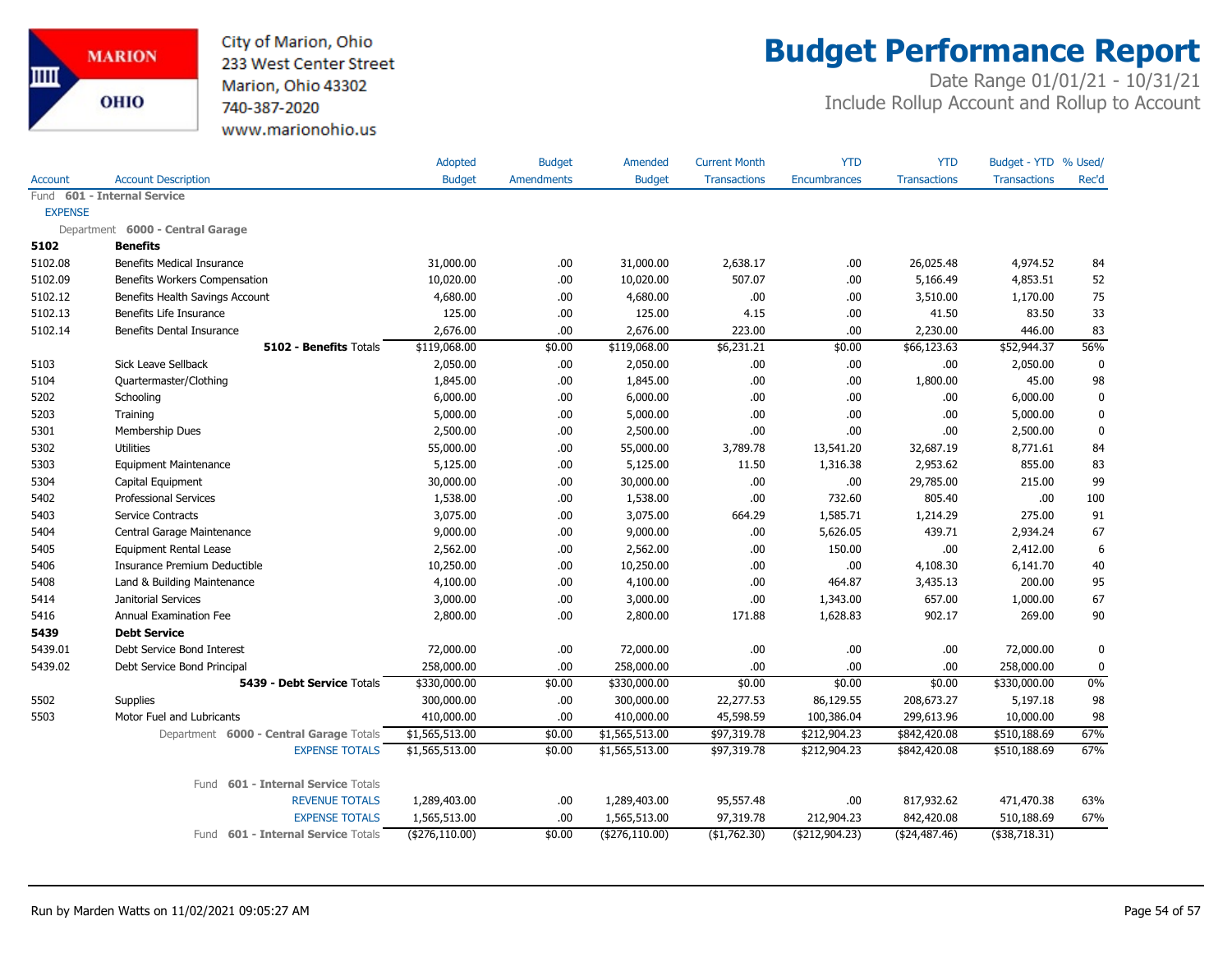City of Marion, Ohio
233 West Center Street
Marion, Ohio 43302
740-387-2020
www.marionohio.us

# Budget Performance Report

Date Range 01/01/21 - 10/31/21
Include Rollup Account and Rollup to Account

| Account | Account Description | Adopted Budget | Budget Amendments | Amended Budget | Current Month Transactions | YTD Encumbrances | YTD Transactions | Budget - YTD Transactions | % Used/ Rec'd |
|---|---|---|---|---|---|---|---|---|---|
| Fund **601 - Internal Service** | | | | | | | | | |
| EXPENSE | | | | | | | | | |
| Department **6000 - Central Garage** | | | | | | | | | |
| **5102** | **Benefits** | | | | | | | | |
| 5102.08 | Benefits Medical Insurance | 31,000.00 | .00 | 31,000.00 | 2,638.17 | .00 | 26,025.48 | 4,974.52 | 84 |
| 5102.09 | Benefits Workers Compensation | 10,020.00 | .00 | 10,020.00 | 507.07 | .00 | 5,166.49 | 4,853.51 | 52 |
| 5102.12 | Benefits Health Savings Account | 4,680.00 | .00 | 4,680.00 | .00 | .00 | 3,510.00 | 1,170.00 | 75 |
| 5102.13 | Benefits Life Insurance | 125.00 | .00 | 125.00 | 4.15 | .00 | 41.50 | 83.50 | 33 |
| 5102.14 | Benefits Dental Insurance | 2,676.00 | .00 | 2,676.00 | 223.00 | .00 | 2,230.00 | 446.00 | 83 |
| | **5102 - Benefits** Totals | $119,068.00 | $0.00 | $119,068.00 | $6,231.21 | $0.00 | $66,123.63 | $52,944.37 | 56% |
| 5103 | Sick Leave Sellback | 2,050.00 | .00 | 2,050.00 | .00 | .00 | .00 | 2,050.00 | 0 |
| 5104 | Quartermaster/Clothing | 1,845.00 | .00 | 1,845.00 | .00 | .00 | 1,800.00 | 45.00 | 98 |
| 5202 | Schooling | 6,000.00 | .00 | 6,000.00 | .00 | .00 | .00 | 6,000.00 | 0 |
| 5203 | Training | 5,000.00 | .00 | 5,000.00 | .00 | .00 | .00 | 5,000.00 | 0 |
| 5301 | Membership Dues | 2,500.00 | .00 | 2,500.00 | .00 | .00 | .00 | 2,500.00 | 0 |
| 5302 | Utilities | 55,000.00 | .00 | 55,000.00 | 3,789.78 | 13,541.20 | 32,687.19 | 8,771.61 | 84 |
| 5303 | Equipment Maintenance | 5,125.00 | .00 | 5,125.00 | 11.50 | 1,316.38 | 2,953.62 | 855.00 | 83 |
| 5304 | Capital Equipment | 30,000.00 | .00 | 30,000.00 | .00 | .00 | 29,785.00 | 215.00 | 99 |
| 5402 | Professional Services | 1,538.00 | .00 | 1,538.00 | .00 | 732.60 | 805.40 | .00 | 100 |
| 5403 | Service Contracts | 3,075.00 | .00 | 3,075.00 | 664.29 | 1,585.71 | 1,214.29 | 275.00 | 91 |
| 5404 | Central Garage Maintenance | 9,000.00 | .00 | 9,000.00 | .00 | 5,626.05 | 439.71 | 2,934.24 | 67 |
| 5405 | Equipment Rental Lease | 2,562.00 | .00 | 2,562.00 | .00 | 150.00 | .00 | 2,412.00 | 6 |
| 5406 | Insurance Premium Deductible | 10,250.00 | .00 | 10,250.00 | .00 | .00 | 4,108.30 | 6,141.70 | 40 |
| 5408 | Land & Building Maintenance | 4,100.00 | .00 | 4,100.00 | .00 | 464.87 | 3,435.13 | 200.00 | 95 |
| 5414 | Janitorial Services | 3,000.00 | .00 | 3,000.00 | .00 | 1,343.00 | 657.00 | 1,000.00 | 67 |
| 5416 | Annual Examination Fee | 2,800.00 | .00 | 2,800.00 | 171.88 | 1,628.83 | 902.17 | 269.00 | 90 |
| **5439** | **Debt Service** | | | | | | | | |
| 5439.01 | Debt Service Bond Interest | 72,000.00 | .00 | 72,000.00 | .00 | .00 | .00 | 72,000.00 | 0 |
| 5439.02 | Debt Service Bond Principal | 258,000.00 | .00 | 258,000.00 | .00 | .00 | .00 | 258,000.00 | 0 |
| | **5439 - Debt Service** Totals | $330,000.00 | $0.00 | $330,000.00 | $0.00 | $0.00 | $0.00 | $330,000.00 | 0% |
| 5502 | Supplies | 300,000.00 | .00 | 300,000.00 | 22,277.53 | 86,129.55 | 208,673.27 | 5,197.18 | 98 |
| 5503 | Motor Fuel and Lubricants | 410,000.00 | .00 | 410,000.00 | 45,598.59 | 100,386.04 | 299,613.96 | 10,000.00 | 98 |
| | Department **6000 - Central Garage** Totals | $1,565,513.00 | $0.00 | $1,565,513.00 | $97,319.78 | $212,904.23 | $842,420.08 | $510,188.69 | 67% |
| | EXPENSE TOTALS | $1,565,513.00 | $0.00 | $1,565,513.00 | $97,319.78 | $212,904.23 | $842,420.08 | $510,188.69 | 67% |
| | Fund **601 - Internal Service** Totals | | | | | | | | |
| | REVENUE TOTALS | 1,289,403.00 | .00 | 1,289,403.00 | 95,557.48 | .00 | 817,932.62 | 471,470.38 | 63% |
| | EXPENSE TOTALS | 1,565,513.00 | .00 | 1,565,513.00 | 97,319.78 | 212,904.23 | 842,420.08 | 510,188.69 | 67% |
| | Fund **601 - Internal Service** Totals | ($276,110.00) | $0.00 | ($276,110.00) | ($1,762.30) | ($212,904.23) | ($24,487.46) | ($38,718.31) | |

Run by Marden Watts on 11/02/2021 09:05:27 AM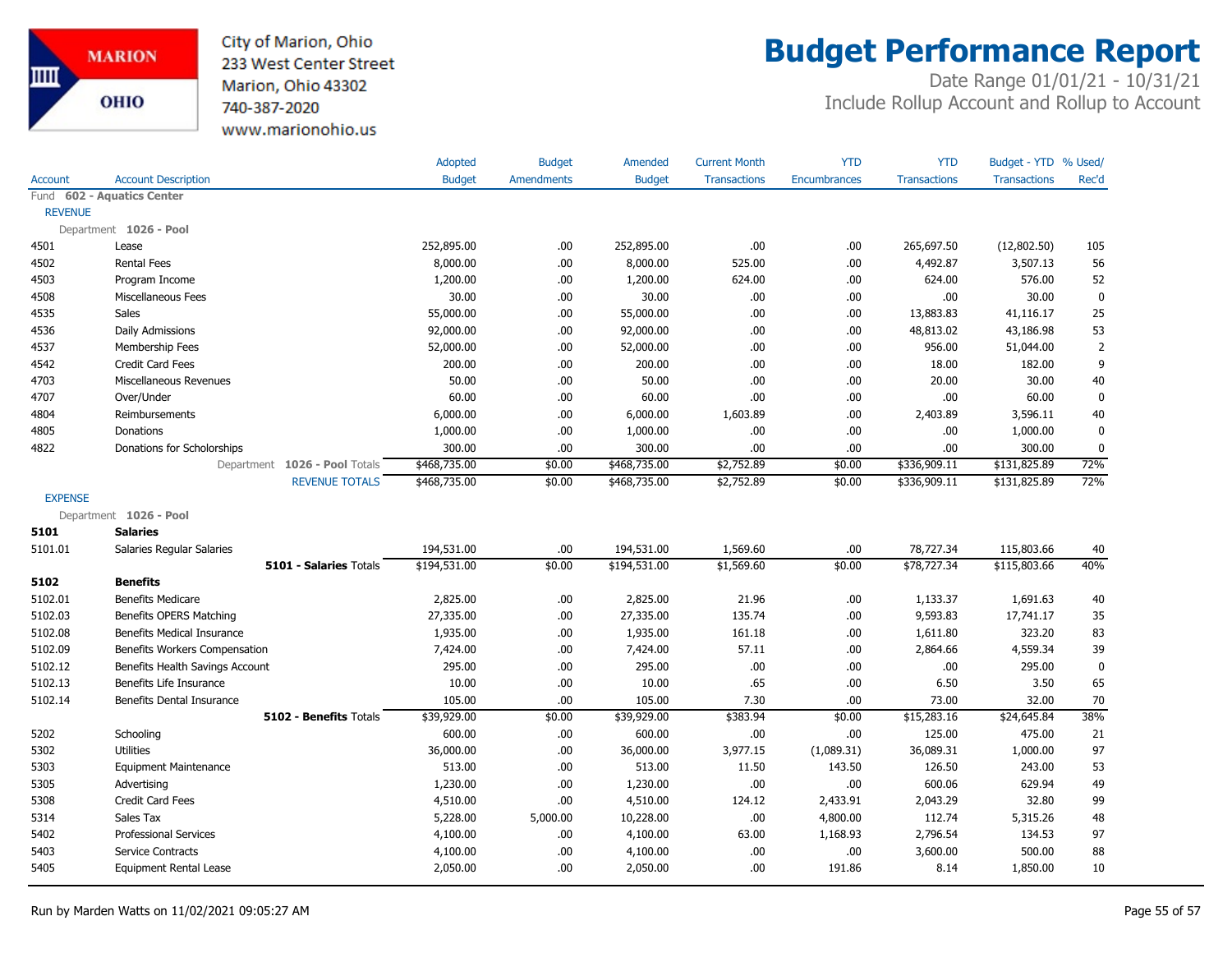City of Marion, Ohio
233 West Center Street
Marion, Ohio 43302
740-387-2020
www.marionohio.us

# Budget Performance Report

Date Range 01/01/21 - 10/31/21
Include Rollup Account and Rollup to Account

| Account | Account Description | Adopted Budget | Budget Amendments | Amended Budget | Current Month Transactions | YTD Encumbrances | YTD Transactions | Budget - YTD Transactions | % Used/ Rec'd |
|---|---|---|---|---|---|---|---|---|---|
| Fund 602 - Aquatics Center | | | | | | | | | |
| REVENUE | | | | | | | | | |
| Department 1026 - Pool | | | | | | | | | |
| 4501 | Lease | 252,895.00 | .00 | 252,895.00 | .00 | .00 | 265,697.50 | (12,802.50) | 105 |
| 4502 | Rental Fees | 8,000.00 | .00 | 8,000.00 | 525.00 | .00 | 4,492.87 | 3,507.13 | 56 |
| 4503 | Program Income | 1,200.00 | .00 | 1,200.00 | 624.00 | .00 | 624.00 | 576.00 | 52 |
| 4508 | Miscellaneous Fees | 30.00 | .00 | 30.00 | .00 | .00 | .00 | 30.00 | 0 |
| 4535 | Sales | 55,000.00 | .00 | 55,000.00 | .00 | .00 | 13,883.83 | 41,116.17 | 25 |
| 4536 | Daily Admissions | 92,000.00 | .00 | 92,000.00 | .00 | .00 | 48,813.02 | 43,186.98 | 53 |
| 4537 | Membership Fees | 52,000.00 | .00 | 52,000.00 | .00 | .00 | 956.00 | 51,044.00 | 2 |
| 4542 | Credit Card Fees | 200.00 | .00 | 200.00 | .00 | .00 | 18.00 | 182.00 | 9 |
| 4703 | Miscellaneous Revenues | 50.00 | .00 | 50.00 | .00 | .00 | 20.00 | 30.00 | 40 |
| 4707 | Over/Under | 60.00 | .00 | 60.00 | .00 | .00 | .00 | 60.00 | 0 |
| 4804 | Reimbursements | 6,000.00 | .00 | 6,000.00 | 1,603.89 | .00 | 2,403.89 | 3,596.11 | 40 |
| 4805 | Donations | 1,000.00 | .00 | 1,000.00 | .00 | .00 | .00 | 1,000.00 | 0 |
| 4822 | Donations for Scholorships | 300.00 | .00 | 300.00 | .00 | .00 | .00 | 300.00 | 0 |
| | Department 1026 - Pool Totals | $468,735.00 | $0.00 | $468,735.00 | $2,752.89 | $0.00 | $336,909.11 | $131,825.89 | 72% |
| | REVENUE TOTALS | $468,735.00 | $0.00 | $468,735.00 | $2,752.89 | $0.00 | $336,909.11 | $131,825.89 | 72% |
| EXPENSE | | | | | | | | | |
| Department 1026 - Pool | | | | | | | | | |
| **5101** | **Salaries** | | | | | | | | |
| 5101.01 | Salaries Regular Salaries | 194,531.00 | .00 | 194,531.00 | 1,569.60 | .00 | 78,727.34 | 115,803.66 | 40 |
| | **5101 - Salaries** Totals | $194,531.00 | $0.00 | $194,531.00 | $1,569.60 | $0.00 | $78,727.34 | $115,803.66 | 40% |
| **5102** | **Benefits** | | | | | | | | |
| 5102.01 | Benefits Medicare | 2,825.00 | .00 | 2,825.00 | 21.96 | .00 | 1,133.37 | 1,691.63 | 40 |
| 5102.03 | Benefits OPERS Matching | 27,335.00 | .00 | 27,335.00 | 135.74 | .00 | 9,593.83 | 17,741.17 | 35 |
| 5102.08 | Benefits Medical Insurance | 1,935.00 | .00 | 1,935.00 | 161.18 | .00 | 1,611.80 | 323.20 | 83 |
| 5102.09 | Benefits Workers Compensation | 7,424.00 | .00 | 7,424.00 | 57.11 | .00 | 2,864.66 | 4,559.34 | 39 |
| 5102.12 | Benefits Health Savings Account | 295.00 | .00 | 295.00 | .00 | .00 | .00 | 295.00 | 0 |
| 5102.13 | Benefits Life Insurance | 10.00 | .00 | 10.00 | .65 | .00 | 6.50 | 3.50 | 65 |
| 5102.14 | Benefits Dental Insurance | 105.00 | .00 | 105.00 | 7.30 | .00 | 73.00 | 32.00 | 70 |
| | **5102 - Benefits** Totals | $39,929.00 | $0.00 | $39,929.00 | $383.94 | $0.00 | $15,283.16 | $24,645.84 | 38% |
| 5202 | Schooling | 600.00 | .00 | 600.00 | .00 | .00 | 125.00 | 475.00 | 21 |
| 5302 | Utilities | 36,000.00 | .00 | 36,000.00 | 3,977.15 | (1,089.31) | 36,089.31 | 1,000.00 | 97 |
| 5303 | Equipment Maintenance | 513.00 | .00 | 513.00 | 11.50 | 143.50 | 126.50 | 243.00 | 53 |
| 5305 | Advertising | 1,230.00 | .00 | 1,230.00 | .00 | .00 | 600.06 | 629.94 | 49 |
| 5308 | Credit Card Fees | 4,510.00 | .00 | 4,510.00 | 124.12 | 2,433.91 | 2,043.29 | 32.80 | 99 |
| 5314 | Sales Tax | 5,228.00 | 5,000.00 | 10,228.00 | .00 | 4,800.00 | 112.74 | 5,315.26 | 48 |
| 5402 | Professional Services | 4,100.00 | .00 | 4,100.00 | 63.00 | 1,168.93 | 2,796.54 | 134.53 | 97 |
| 5403 | Service Contracts | 4,100.00 | .00 | 4,100.00 | .00 | .00 | 3,600.00 | 500.00 | 88 |
| 5405 | Equipment Rental Lease | 2,050.00 | .00 | 2,050.00 | .00 | 191.86 | 8.14 | 1,850.00 | 10 |

Run by Marden Watts on 11/02/2021 09:05:27 AM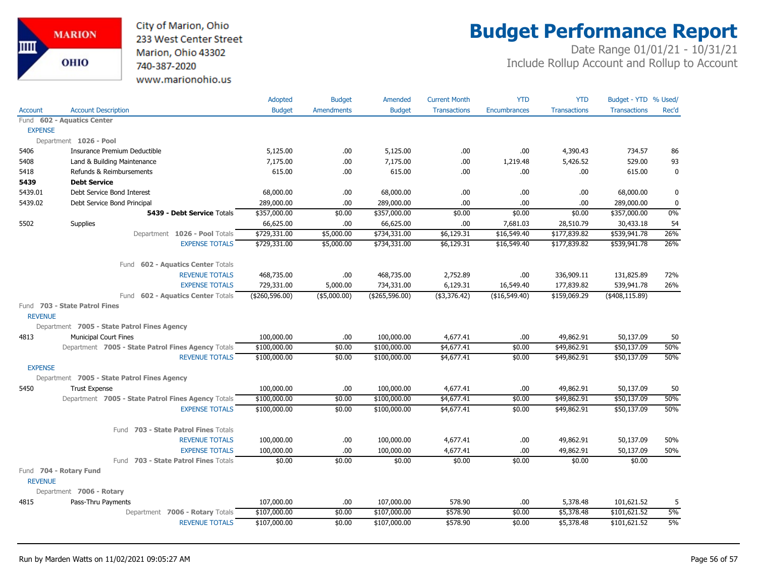City of Marion, Ohio
233 West Center Street
Marion, Ohio 43302
740-387-2020
www.marionohio.us

# Budget Performance Report

Date Range 01/01/21 - 10/31/21
Include Rollup Account and Rollup to Account

| Account | Account Description | Adopted Budget | Budget Amendments | Amended Budget | Current Month Transactions | YTD Encumbrances | YTD Transactions | Budget - YTD Transactions | % Used/ Rec'd |
|---|---|---|---|---|---|---|---|---|---|
| Fund 602 - Aquatics Center | | | | | | | | | |
| EXPENSE | | | | | | | | | |
| Department 1026 - Pool | | | | | | | | | |
| 5406 | Insurance Premium Deductible | 5,125.00 | .00 | 5,125.00 | .00 | .00 | 4,390.43 | 734.57 | 86 |
| 5408 | Land & Building Maintenance | 7,175.00 | .00 | 7,175.00 | .00 | 1,219.48 | 5,426.52 | 529.00 | 93 |
| 5418 | Refunds & Reimbursements | 615.00 | .00 | 615.00 | .00 | .00 | .00 | 615.00 | 0 |
| **5439** | **Debt Service** | | | | | | | | |
| 5439.01 | Debt Service Bond Interest | 68,000.00 | .00 | 68,000.00 | .00 | .00 | .00 | 68,000.00 | 0 |
| 5439.02 | Debt Service Bond Principal | 289,000.00 | .00 | 289,000.00 | .00 | .00 | .00 | 289,000.00 | 0 |
| | **5439 - Debt Service** Totals | $357,000.00 | $0.00 | $357,000.00 | $0.00 | $0.00 | $0.00 | $357,000.00 | 0% |
| 5502 | Supplies | 66,625.00 | .00 | 66,625.00 | .00 | 7,681.03 | 28,510.79 | 30,433.18 | 54 |
| | Department **1026 - Pool** Totals | $729,331.00 | $5,000.00 | $734,331.00 | $6,129.31 | $16,549.40 | $177,839.82 | $539,941.78 | 26% |
| | EXPENSE TOTALS | $729,331.00 | $5,000.00 | $734,331.00 | $6,129.31 | $16,549.40 | $177,839.82 | $539,941.78 | 26% |
| | Fund **602 - Aquatics Center** Totals | | | | | | | | |
| | REVENUE TOTALS | 468,735.00 | .00 | 468,735.00 | 2,752.89 | .00 | 336,909.11 | 131,825.89 | 72% |
| | EXPENSE TOTALS | 729,331.00 | 5,000.00 | 734,331.00 | 6,129.31 | 16,549.40 | 177,839.82 | 539,941.78 | 26% |
| | Fund **602 - Aquatics Center** Totals | ($260,596.00) | ($5,000.00) | ($265,596.00) | ($3,376.42) | ($16,549.40) | $159,069.29 | ($408,115.89) | |
| Fund 703 - State Patrol Fines | | | | | | | | | |
| REVENUE | | | | | | | | | |
| Department 7005 - State Patrol Fines Agency | | | | | | | | | |
| 4813 | Municipal Court Fines | 100,000.00 | .00 | 100,000.00 | 4,677.41 | .00 | 49,862.91 | 50,137.09 | 50 |
| | Department **7005 - State Patrol Fines Agency** Totals | $100,000.00 | $0.00 | $100,000.00 | $4,677.41 | $0.00 | $49,862.91 | $50,137.09 | 50% |
| | REVENUE TOTALS | $100,000.00 | $0.00 | $100,000.00 | $4,677.41 | $0.00 | $49,862.91 | $50,137.09 | 50% |
| EXPENSE | | | | | | | | | |
| Department 7005 - State Patrol Fines Agency | | | | | | | | | |
| 5450 | Trust Expense | 100,000.00 | .00 | 100,000.00 | 4,677.41 | .00 | 49,862.91 | 50,137.09 | 50 |
| | Department **7005 - State Patrol Fines Agency** Totals | $100,000.00 | $0.00 | $100,000.00 | $4,677.41 | $0.00 | $49,862.91 | $50,137.09 | 50% |
| | EXPENSE TOTALS | $100,000.00 | $0.00 | $100,000.00 | $4,677.41 | $0.00 | $49,862.91 | $50,137.09 | 50% |
| | Fund **703 - State Patrol Fines** Totals | | | | | | | | |
| | REVENUE TOTALS | 100,000.00 | .00 | 100,000.00 | 4,677.41 | .00 | 49,862.91 | 50,137.09 | 50% |
| | EXPENSE TOTALS | 100,000.00 | .00 | 100,000.00 | 4,677.41 | .00 | 49,862.91 | 50,137.09 | 50% |
| | Fund **703 - State Patrol Fines** Totals | $0.00 | $0.00 | $0.00 | $0.00 | $0.00 | $0.00 | $0.00 | |
| Fund 704 - Rotary Fund | | | | | | | | | |
| REVENUE | | | | | | | | | |
| Department 7006 - Rotary | | | | | | | | | |
| 4815 | Pass-Thru Payments | 107,000.00 | .00 | 107,000.00 | 578.90 | .00 | 5,378.48 | 101,621.52 | 5 |
| | Department **7006 - Rotary** Totals | $107,000.00 | $0.00 | $107,000.00 | $578.90 | $0.00 | $5,378.48 | $101,621.52 | 5% |
| | REVENUE TOTALS | $107,000.00 | $0.00 | $107,000.00 | $578.90 | $0.00 | $5,378.48 | $101,621.52 | 5% |

Run by Marden Watts on 11/02/2021 09:05:27 AM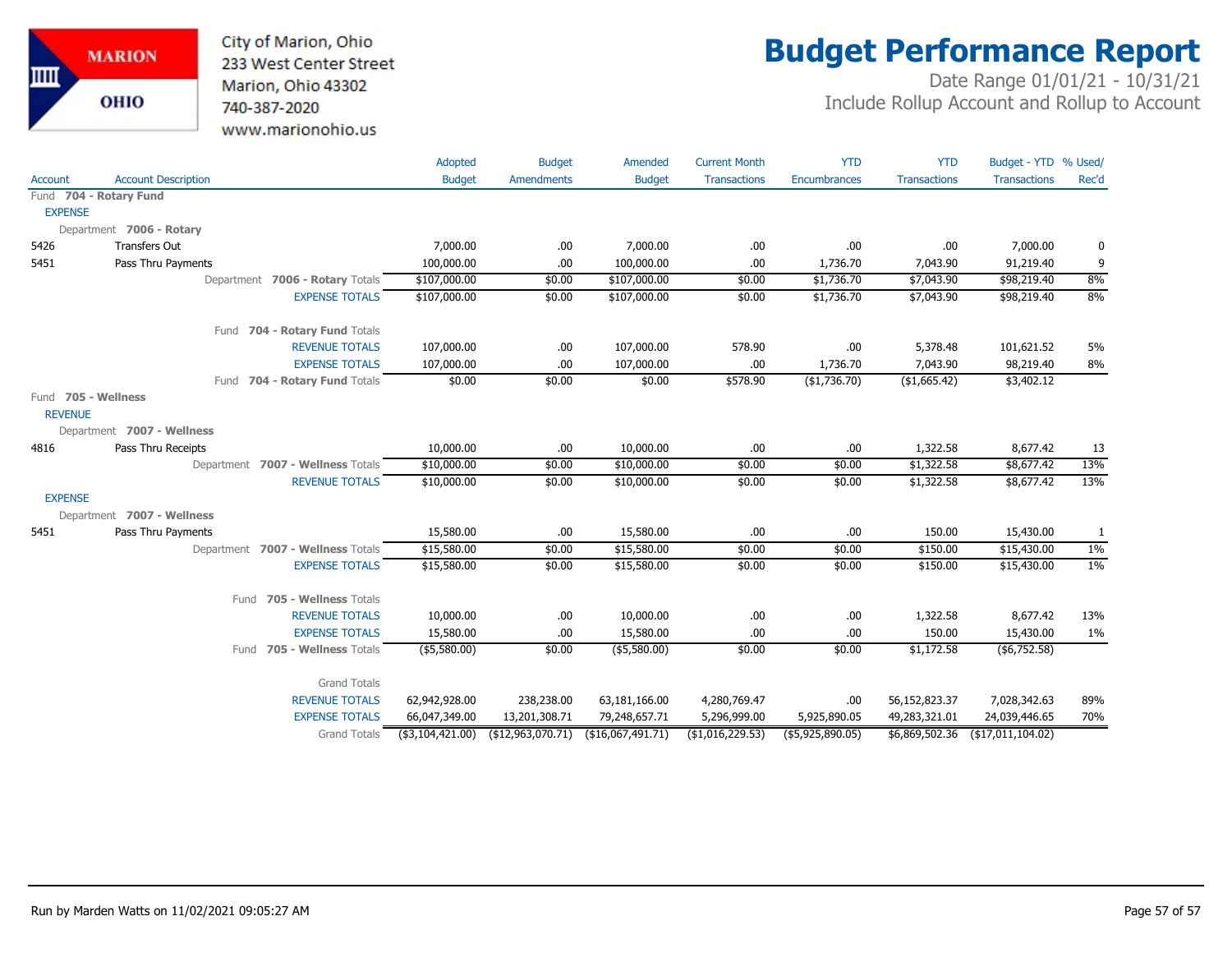City of Marion, Ohio
233 West Center Street
Marion, Ohio 43302
740-387-2020
www.marionohio.us

# Budget Performance Report

Date Range 01/01/21 - 10/31/21
Include Rollup Account and Rollup to Account

| Account | Account Description | Adopted Budget | Budget Amendments | Amended Budget | Current Month Transactions | YTD Encumbrances | YTD Transactions | Budget - YTD Transactions | % Used/ Rec'd |
|---|---|---|---|---|---|---|---|---|---|
| Fund 704 - Rotary Fund | | | | | | | | | |
| EXPENSE | | | | | | | | | |
| Department 7006 - Rotary | | | | | | | | | |
| 5426 | Transfers Out | 7,000.00 | .00 | 7,000.00 | .00 | .00 | .00 | 7,000.00 | 0 |
| 5451 | Pass Thru Payments | 100,000.00 | .00 | 100,000.00 | .00 | 1,736.70 | 7,043.90 | 91,219.40 | 9 |
| | Department 7006 - Rotary Totals | $107,000.00 | $0.00 | $107,000.00 | $0.00 | $1,736.70 | $7,043.90 | $98,219.40 | 8% |
| | EXPENSE TOTALS | $107,000.00 | $0.00 | $107,000.00 | $0.00 | $1,736.70 | $7,043.90 | $98,219.40 | 8% |
| | Fund 704 - Rotary Fund Totals | | | | | | | | |
| | REVENUE TOTALS | 107,000.00 | .00 | 107,000.00 | 578.90 | .00 | 5,378.48 | 101,621.52 | 5% |
| | EXPENSE TOTALS | 107,000.00 | .00 | 107,000.00 | .00 | 1,736.70 | 7,043.90 | 98,219.40 | 8% |
| | Fund 704 - Rotary Fund Totals | $0.00 | $0.00 | $0.00 | $578.90 | ($1,736.70) | ($1,665.42) | $3,402.12 | |
| Fund 705 - Wellness | | | | | | | | | |
| REVENUE | | | | | | | | | |
| Department 7007 - Wellness | | | | | | | | | |
| 4816 | Pass Thru Receipts | 10,000.00 | .00 | 10,000.00 | .00 | .00 | 1,322.58 | 8,677.42 | 13 |
| | Department 7007 - Wellness Totals | $10,000.00 | $0.00 | $10,000.00 | $0.00 | $0.00 | $1,322.58 | $8,677.42 | 13% |
| | REVENUE TOTALS | $10,000.00 | $0.00 | $10,000.00 | $0.00 | $0.00 | $1,322.58 | $8,677.42 | 13% |
| EXPENSE | | | | | | | | | |
| Department 7007 - Wellness | | | | | | | | | |
| 5451 | Pass Thru Payments | 15,580.00 | .00 | 15,580.00 | .00 | .00 | 150.00 | 15,430.00 | 1 |
| | Department 7007 - Wellness Totals | $15,580.00 | $0.00 | $15,580.00 | $0.00 | $0.00 | $150.00 | $15,430.00 | 1% |
| | EXPENSE TOTALS | $15,580.00 | $0.00 | $15,580.00 | $0.00 | $0.00 | $150.00 | $15,430.00 | 1% |
| | Fund 705 - Wellness Totals | | | | | | | | |
| | REVENUE TOTALS | 10,000.00 | .00 | 10,000.00 | .00 | .00 | 1,322.58 | 8,677.42 | 13% |
| | EXPENSE TOTALS | 15,580.00 | .00 | 15,580.00 | .00 | .00 | 150.00 | 15,430.00 | 1% |
| | Fund 705 - Wellness Totals | ($5,580.00) | $0.00 | ($5,580.00) | $0.00 | $0.00 | $1,172.58 | ($6,752.58) | |
| | Grand Totals | | | | | | | | |
| | REVENUE TOTALS | 62,942,928.00 | 238,238.00 | 63,181,166.00 | 4,280,769.47 | .00 | 56,152,823.37 | 7,028,342.63 | 89% |
| | EXPENSE TOTALS | 66,047,349.00 | 13,201,308.71 | 79,248,657.71 | 5,296,999.00 | 5,925,890.05 | 49,283,321.01 | 24,039,446.65 | 70% |
| | Grand Totals | ($3,104,421.00) | ($12,963,070.71) | ($16,067,491.71) | ($1,016,229.53) | ($5,925,890.05) | $6,869,502.36 | ($17,011,104.02) | |

Run by Marden Watts on 11/02/2021 09:05:27 AM